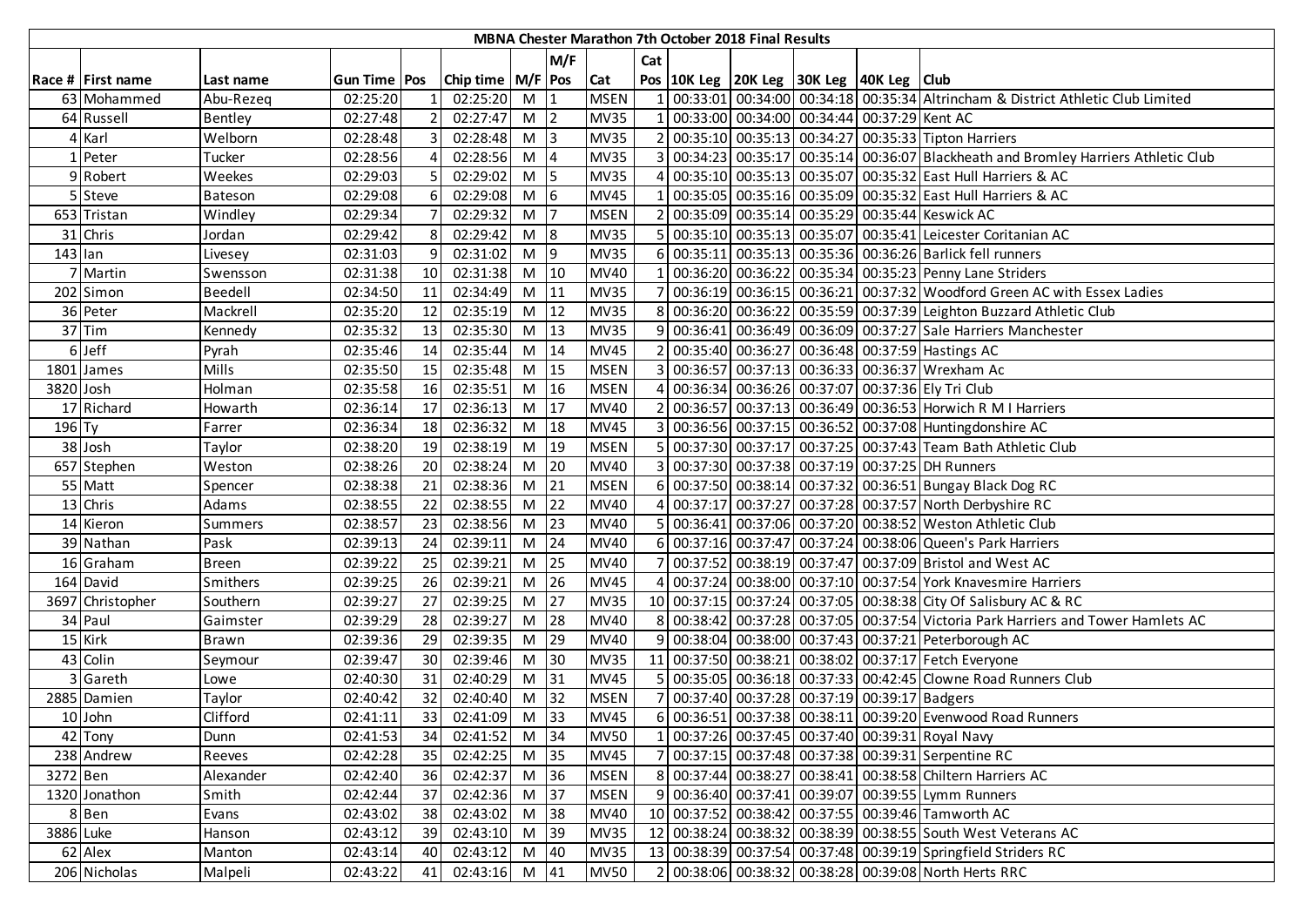# MBNA Chester Marathon 7th October 2018 Final Results

| Race # | First name | Last name | Gun Time | Pos | Chip time | M/F | M/F Pos | Cat | Cat Pos | 10K Leg | 20K Leg | 30K Leg | 40K Leg | Club |
|---|---|---|---|---|---|---|---|---|---|---|---|---|---|---|
| 63 | Mohammed | Abu-Rezeq | 02:25:20 | 1 | 02:25:20 | M | 1 | MSEN | 1 | 00:33:01 | 00:34:00 | 00:34:18 | 00:35:34 | Altrincham & District Athletic Club Limited |
| 64 | Russell | Bentley | 02:27:48 | 2 | 02:27:47 | M | 2 | MV35 | 1 | 00:33:00 | 00:34:00 | 00:34:44 | 00:37:29 | Kent AC |
| 4 | Karl | Welborn | 02:28:48 | 3 | 02:28:48 | M | 3 | MV35 | 2 | 00:35:10 | 00:35:13 | 00:34:27 | 00:35:33 | Tipton Harriers |
| 1 | Peter | Tucker | 02:28:56 | 4 | 02:28:56 | M | 4 | MV35 | 3 | 00:34:23 | 00:35:17 | 00:35:14 | 00:36:07 | Blackheath and Bromley Harriers Athletic Club |
| 9 | Robert | Weekes | 02:29:03 | 5 | 02:29:02 | M | 5 | MV35 | 4 | 00:35:10 | 00:35:13 | 00:35:07 | 00:35:32 | East Hull Harriers & AC |
| 5 | Steve | Bateson | 02:29:08 | 6 | 02:29:08 | M | 6 | MV45 | 1 | 00:35:05 | 00:35:16 | 00:35:09 | 00:35:32 | East Hull Harriers & AC |
| 653 | Tristan | Windley | 02:29:34 | 7 | 02:29:32 | M | 7 | MSEN | 2 | 00:35:09 | 00:35:14 | 00:35:29 | 00:35:44 | Keswick AC |
| 31 | Chris | Jordan | 02:29:42 | 8 | 02:29:42 | M | 8 | MV35 | 5 | 00:35:10 | 00:35:13 | 00:35:07 | 00:35:41 | Leicester Coritanian AC |
| 143 | Ian | Livesey | 02:31:03 | 9 | 02:31:02 | M | 9 | MV35 | 6 | 00:35:11 | 00:35:13 | 00:35:36 | 00:36:26 | Barlick fell runners |
| 7 | Martin | Swensson | 02:31:38 | 10 | 02:31:38 | M | 10 | MV40 | 1 | 00:36:20 | 00:36:22 | 00:35:34 | 00:35:23 | Penny Lane Striders |
| 202 | Simon | Beedell | 02:34:50 | 11 | 02:34:49 | M | 11 | MV35 | 7 | 00:36:19 | 00:36:15 | 00:36:21 | 00:37:32 | Woodford Green AC with Essex Ladies |
| 36 | Peter | Mackrell | 02:35:20 | 12 | 02:35:19 | M | 12 | MV35 | 8 | 00:36:20 | 00:36:22 | 00:35:59 | 00:37:39 | Leighton Buzzard Athletic Club |
| 37 | Tim | Kennedy | 02:35:32 | 13 | 02:35:30 | M | 13 | MV35 | 9 | 00:36:41 | 00:36:49 | 00:36:09 | 00:37:27 | Sale Harriers Manchester |
| 6 | Jeff | Pyrah | 02:35:46 | 14 | 02:35:44 | M | 14 | MV45 | 2 | 00:35:40 | 00:36:27 | 00:36:48 | 00:37:59 | Hastings AC |
| 1801 | James | Mills | 02:35:50 | 15 | 02:35:48 | M | 15 | MSEN | 3 | 00:36:57 | 00:37:13 | 00:36:33 | 00:36:37 | Wrexham Ac |
| 3820 | Josh | Holman | 02:35:58 | 16 | 02:35:51 | M | 16 | MSEN | 4 | 00:36:34 | 00:36:26 | 00:37:07 | 00:37:36 | Ely Tri Club |
| 17 | Richard | Howarth | 02:36:14 | 17 | 02:36:13 | M | 17 | MV40 | 2 | 00:36:57 | 00:37:13 | 00:36:49 | 00:36:53 | Horwich R M I Harriers |
| 196 | Ty | Farrer | 02:36:34 | 18 | 02:36:32 | M | 18 | MV45 | 3 | 00:36:56 | 00:37:15 | 00:36:52 | 00:37:08 | Huntingdonshire AC |
| 38 | Josh | Taylor | 02:38:20 | 19 | 02:38:19 | M | 19 | MSEN | 5 | 00:37:30 | 00:37:17 | 00:37:25 | 00:37:43 | Team Bath Athletic Club |
| 657 | Stephen | Weston | 02:38:26 | 20 | 02:38:24 | M | 20 | MV40 | 3 | 00:37:30 | 00:37:38 | 00:37:19 | 00:37:25 | DH Runners |
| 55 | Matt | Spencer | 02:38:38 | 21 | 02:38:36 | M | 21 | MSEN | 6 | 00:37:50 | 00:38:14 | 00:37:32 | 00:36:51 | Bungay Black Dog RC |
| 13 | Chris | Adams | 02:38:55 | 22 | 02:38:55 | M | 22 | MV40 | 4 | 00:37:17 | 00:37:27 | 00:37:28 | 00:37:57 | North Derbyshire RC |
| 14 | Kieron | Summers | 02:38:57 | 23 | 02:38:56 | M | 23 | MV40 | 5 | 00:36:41 | 00:37:06 | 00:37:20 | 00:38:52 | Weston Athletic Club |
| 39 | Nathan | Pask | 02:39:13 | 24 | 02:39:11 | M | 24 | MV40 | 6 | 00:37:16 | 00:37:47 | 00:37:24 | 00:38:06 | Queen's Park Harriers |
| 16 | Graham | Breen | 02:39:22 | 25 | 02:39:21 | M | 25 | MV40 | 7 | 00:37:52 | 00:38:19 | 00:37:47 | 00:37:09 | Bristol and West AC |
| 164 | David | Smithers | 02:39:25 | 26 | 02:39:21 | M | 26 | MV45 | 4 | 00:37:24 | 00:38:00 | 00:37:10 | 00:37:54 | York Knavesmire Harriers |
| 3697 | Christopher | Southern | 02:39:27 | 27 | 02:39:25 | M | 27 | MV35 | 10 | 00:37:15 | 00:37:24 | 00:37:05 | 00:38:38 | City Of Salisbury AC & RC |
| 34 | Paul | Gaimster | 02:39:29 | 28 | 02:39:27 | M | 28 | MV40 | 8 | 00:38:42 | 00:37:28 | 00:37:05 | 00:37:54 | Victoria Park Harriers and Tower Hamlets AC |
| 15 | Kirk | Brawn | 02:39:36 | 29 | 02:39:35 | M | 29 | MV40 | 9 | 00:38:04 | 00:38:00 | 00:37:43 | 00:37:21 | Peterborough AC |
| 43 | Colin | Seymour | 02:39:47 | 30 | 02:39:46 | M | 30 | MV35 | 11 | 00:37:50 | 00:38:21 | 00:38:02 | 00:37:17 | Fetch Everyone |
| 3 | Gareth | Lowe | 02:40:30 | 31 | 02:40:29 | M | 31 | MV45 | 5 | 00:35:05 | 00:36:18 | 00:37:33 | 00:42:45 | Clowne Road Runners Club |
| 2885 | Damien | Taylor | 02:40:42 | 32 | 02:40:40 | M | 32 | MSEN | 7 | 00:37:40 | 00:37:28 | 00:37:19 | 00:39:17 | Badgers |
| 10 | John | Clifford | 02:41:11 | 33 | 02:41:09 | M | 33 | MV45 | 6 | 00:36:51 | 00:37:38 | 00:38:11 | 00:39:20 | Evenwood Road Runners |
| 42 | Tony | Dunn | 02:41:53 | 34 | 02:41:52 | M | 34 | MV50 | 1 | 00:37:26 | 00:37:45 | 00:37:40 | 00:39:31 | Royal Navy |
| 238 | Andrew | Reeves | 02:42:28 | 35 | 02:42:25 | M | 35 | MV45 | 7 | 00:37:15 | 00:37:48 | 00:37:38 | 00:39:31 | Serpentine RC |
| 3272 | Ben | Alexander | 02:42:40 | 36 | 02:42:37 | M | 36 | MSEN | 8 | 00:37:44 | 00:38:27 | 00:38:41 | 00:38:58 | Chiltern Harriers AC |
| 1320 | Jonathon | Smith | 02:42:44 | 37 | 02:42:36 | M | 37 | MSEN | 9 | 00:36:40 | 00:37:41 | 00:39:07 | 00:39:55 | Lymm Runners |
| 8 | Ben | Evans | 02:43:02 | 38 | 02:43:02 | M | 38 | MV40 | 10 | 00:37:52 | 00:38:42 | 00:37:55 | 00:39:46 | Tamworth AC |
| 3886 | Luke | Hanson | 02:43:12 | 39 | 02:43:10 | M | 39 | MV35 | 12 | 00:38:24 | 00:38:32 | 00:38:39 | 00:38:55 | South West Veterans AC |
| 62 | Alex | Manton | 02:43:14 | 40 | 02:43:12 | M | 40 | MV35 | 13 | 00:38:39 | 00:37:54 | 00:37:48 | 00:39:19 | Springfield Striders RC |
| 206 | Nicholas | Malpeli | 02:43:22 | 41 | 02:43:16 | M | 41 | MV50 | 2 | 00:38:06 | 00:38:32 | 00:38:28 | 00:39:08 | North Herts RRC |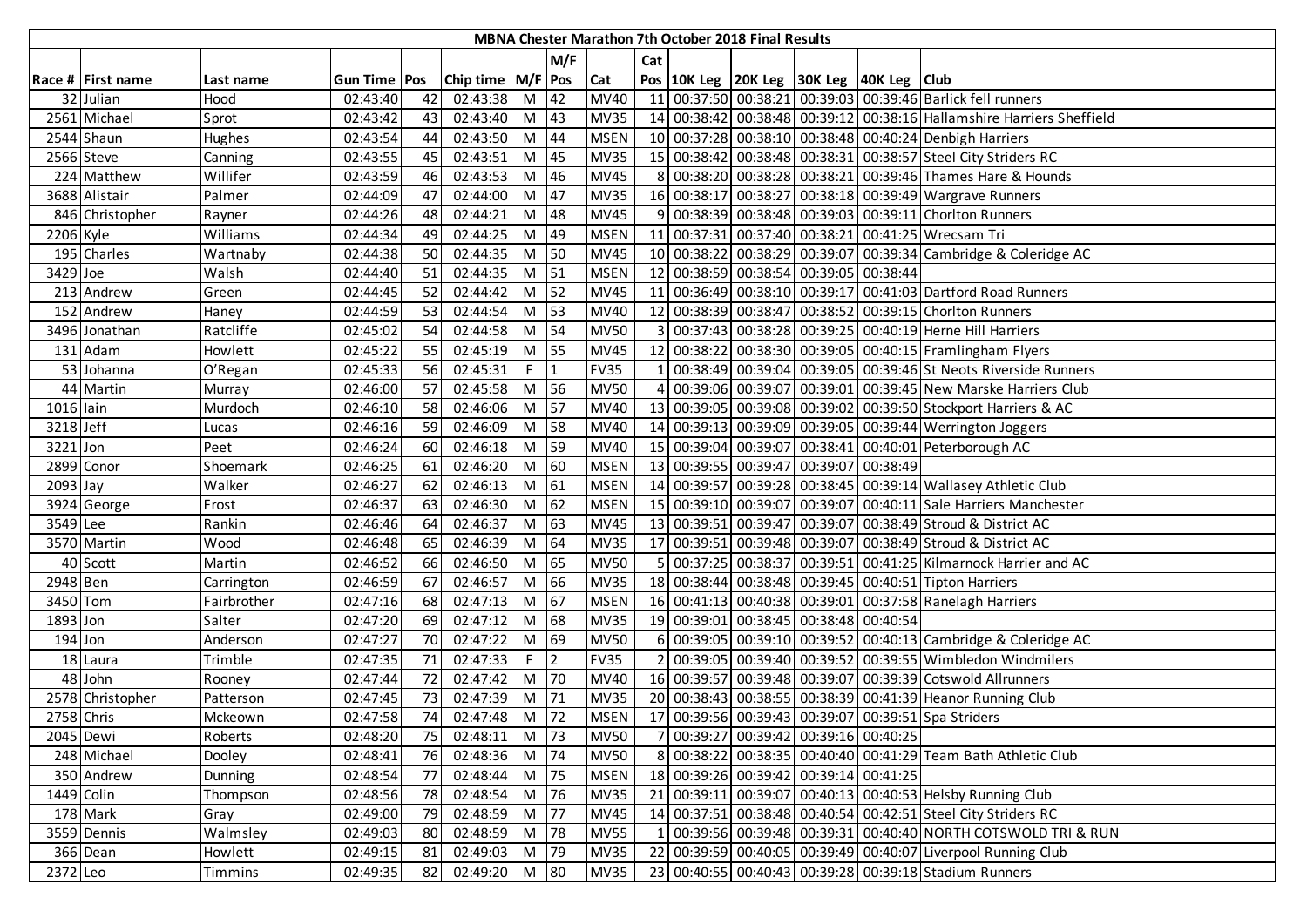| MBNA Chester Marathon 7th October 2018 Final Results | | | | | | | | | | | | | | | |
|---|---|---|---|---|---|---|---|---|---|---|---|---|---|---|---|
| | | | | | | | M/F | | Cat | | | | | | |
| Race # | First name | Last name | Gun Time | Pos | Chip time | M/F | Pos | Cat | Pos | 10K Leg | 20K Leg | 30K Leg | 40K Leg | Club |
| 32 | Julian | Hood | 02:43:40 | 42 | 02:43:38 | M | 42 | MV40 | 11 | 00:37:50 | 00:38:21 | 00:39:03 | 00:39:46 | Barlick fell runners |
| 2561 | Michael | Sprot | 02:43:42 | 43 | 02:43:40 | M | 43 | MV35 | 14 | 00:38:42 | 00:38:48 | 00:39:12 | 00:38:16 | Hallamshire Harriers Sheffield |
| 2544 | Shaun | Hughes | 02:43:54 | 44 | 02:43:50 | M | 44 | MSEN | 10 | 00:37:28 | 00:38:10 | 00:38:48 | 00:40:24 | Denbigh Harriers |
| 2566 | Steve | Canning | 02:43:55 | 45 | 02:43:51 | M | 45 | MV35 | 15 | 00:38:42 | 00:38:48 | 00:38:31 | 00:38:57 | Steel City Striders RC |
| 224 | Matthew | Willifer | 02:43:59 | 46 | 02:43:53 | M | 46 | MV45 | 8 | 00:38:20 | 00:38:28 | 00:38:21 | 00:39:46 | Thames Hare & Hounds |
| 3688 | Alistair | Palmer | 02:44:09 | 47 | 02:44:00 | M | 47 | MV35 | 16 | 00:38:17 | 00:38:27 | 00:38:18 | 00:39:49 | Wargrave Runners |
| 846 | Christopher | Rayner | 02:44:26 | 48 | 02:44:21 | M | 48 | MV45 | 9 | 00:38:39 | 00:38:48 | 00:39:03 | 00:39:11 | Chorlton Runners |
| 2206 | Kyle | Williams | 02:44:34 | 49 | 02:44:25 | M | 49 | MSEN | 11 | 00:37:31 | 00:37:40 | 00:38:21 | 00:41:25 | Wrecsam Tri |
| 195 | Charles | Wartnaby | 02:44:38 | 50 | 02:44:35 | M | 50 | MV45 | 10 | 00:38:22 | 00:38:29 | 00:39:07 | 00:39:34 | Cambridge & Coleridge AC |
| 3429 | Joe | Walsh | 02:44:40 | 51 | 02:44:35 | M | 51 | MSEN | 12 | 00:38:59 | 00:38:54 | 00:39:05 | 00:38:44 | |
| 213 | Andrew | Green | 02:44:45 | 52 | 02:44:42 | M | 52 | MV45 | 11 | 00:36:49 | 00:38:10 | 00:39:17 | 00:41:03 | Dartford Road Runners |
| 152 | Andrew | Haney | 02:44:59 | 53 | 02:44:54 | M | 53 | MV40 | 12 | 00:38:39 | 00:38:47 | 00:38:52 | 00:39:15 | Chorlton Runners |
| 3496 | Jonathan | Ratcliffe | 02:45:02 | 54 | 02:44:58 | M | 54 | MV50 | 3 | 00:37:43 | 00:38:28 | 00:39:25 | 00:40:19 | Herne Hill Harriers |
| 131 | Adam | Howlett | 02:45:22 | 55 | 02:45:19 | M | 55 | MV45 | 12 | 00:38:22 | 00:38:30 | 00:39:05 | 00:40:15 | Framlingham Flyers |
| 53 | Johanna | O'Regan | 02:45:33 | 56 | 02:45:31 | F | 1 | FV35 | 1 | 00:38:49 | 00:39:04 | 00:39:05 | 00:39:46 | St Neots Riverside Runners |
| 44 | Martin | Murray | 02:46:00 | 57 | 02:45:58 | M | 56 | MV50 | 4 | 00:39:06 | 00:39:07 | 00:39:01 | 00:39:45 | New Marske Harriers Club |
| 1016 | Iain | Murdoch | 02:46:10 | 58 | 02:46:06 | M | 57 | MV40 | 13 | 00:39:05 | 00:39:08 | 00:39:02 | 00:39:50 | Stockport Harriers & AC |
| 3218 | Jeff | Lucas | 02:46:16 | 59 | 02:46:09 | M | 58 | MV40 | 14 | 00:39:13 | 00:39:09 | 00:39:05 | 00:39:44 | Werrington Joggers |
| 3221 | Jon | Peet | 02:46:24 | 60 | 02:46:18 | M | 59 | MV40 | 15 | 00:39:04 | 00:39:07 | 00:38:41 | 00:40:01 | Peterborough AC |
| 2899 | Conor | Shoemark | 02:46:25 | 61 | 02:46:20 | M | 60 | MSEN | 13 | 00:39:55 | 00:39:47 | 00:39:07 | 00:38:49 | |
| 2093 | Jay | Walker | 02:46:27 | 62 | 02:46:13 | M | 61 | MSEN | 14 | 00:39:57 | 00:39:28 | 00:38:45 | 00:39:14 | Wallasey Athletic Club |
| 3924 | George | Frost | 02:46:37 | 63 | 02:46:30 | M | 62 | MSEN | 15 | 00:39:10 | 00:39:07 | 00:39:07 | 00:40:11 | Sale Harriers Manchester |
| 3549 | Lee | Rankin | 02:46:46 | 64 | 02:46:37 | M | 63 | MV45 | 13 | 00:39:51 | 00:39:47 | 00:39:07 | 00:38:49 | Stroud & District AC |
| 3570 | Martin | Wood | 02:46:48 | 65 | 02:46:39 | M | 64 | MV35 | 17 | 00:39:51 | 00:39:48 | 00:39:07 | 00:38:49 | Stroud & District AC |
| 40 | Scott | Martin | 02:46:52 | 66 | 02:46:50 | M | 65 | MV50 | 5 | 00:37:25 | 00:38:37 | 00:39:51 | 00:41:25 | Kilmarnock Harrier and AC |
| 2948 | Ben | Carrington | 02:46:59 | 67 | 02:46:57 | M | 66 | MV35 | 18 | 00:38:44 | 00:38:48 | 00:39:45 | 00:40:51 | Tipton Harriers |
| 3450 | Tom | Fairbrother | 02:47:16 | 68 | 02:47:13 | M | 67 | MSEN | 16 | 00:41:13 | 00:40:38 | 00:39:01 | 00:37:58 | Ranelagh Harriers |
| 1893 | Jon | Salter | 02:47:20 | 69 | 02:47:12 | M | 68 | MV35 | 19 | 00:39:01 | 00:38:45 | 00:38:48 | 00:40:54 | |
| 194 | Jon | Anderson | 02:47:27 | 70 | 02:47:22 | M | 69 | MV50 | 6 | 00:39:05 | 00:39:10 | 00:39:52 | 00:40:13 | Cambridge & Coleridge AC |
| 18 | Laura | Trimble | 02:47:35 | 71 | 02:47:33 | F | 2 | FV35 | 2 | 00:39:05 | 00:39:40 | 00:39:52 | 00:39:55 | Wimbledon Windmilers |
| 48 | John | Rooney | 02:47:44 | 72 | 02:47:42 | M | 70 | MV40 | 16 | 00:39:57 | 00:39:48 | 00:39:07 | 00:39:39 | Cotswold Allrunners |
| 2578 | Christopher | Patterson | 02:47:45 | 73 | 02:47:39 | M | 71 | MV35 | 20 | 00:38:43 | 00:38:55 | 00:38:39 | 00:41:39 | Heanor Running Club |
| 2758 | Chris | Mckeown | 02:47:58 | 74 | 02:47:48 | M | 72 | MSEN | 17 | 00:39:56 | 00:39:43 | 00:39:07 | 00:39:51 | Spa Striders |
| 2045 | Dewi | Roberts | 02:48:20 | 75 | 02:48:11 | M | 73 | MV50 | 7 | 00:39:27 | 00:39:42 | 00:39:16 | 00:40:25 | |
| 248 | Michael | Dooley | 02:48:41 | 76 | 02:48:36 | M | 74 | MV50 | 8 | 00:38:22 | 00:38:35 | 00:40:40 | 00:41:29 | Team Bath Athletic Club |
| 350 | Andrew | Dunning | 02:48:54 | 77 | 02:48:44 | M | 75 | MSEN | 18 | 00:39:26 | 00:39:42 | 00:39:14 | 00:41:25 | |
| 1449 | Colin | Thompson | 02:48:56 | 78 | 02:48:54 | M | 76 | MV35 | 21 | 00:39:11 | 00:39:07 | 00:40:13 | 00:40:53 | Helsby Running Club |
| 178 | Mark | Gray | 02:49:00 | 79 | 02:48:59 | M | 77 | MV45 | 14 | 00:37:51 | 00:38:48 | 00:40:54 | 00:42:51 | Steel City Striders RC |
| 3559 | Dennis | Walmsley | 02:49:03 | 80 | 02:48:59 | M | 78 | MV55 | 1 | 00:39:56 | 00:39:48 | 00:39:49 | 00:40:40 | NORTH COTSWOLD TRI & RUN |
| 366 | Dean | Howlett | 02:49:15 | 81 | 02:49:03 | M | 79 | MV35 | 22 | 00:39:59 | 00:40:05 | 00:39:49 | 00:40:07 | Liverpool Running Club |
| 2372 | Leo | Timmins | 02:49:35 | 82 | 02:49:20 | M | 80 | MV35 | 23 | 00:40:55 | 00:40:43 | 00:39:28 | 00:39:18 | Stadium Runners |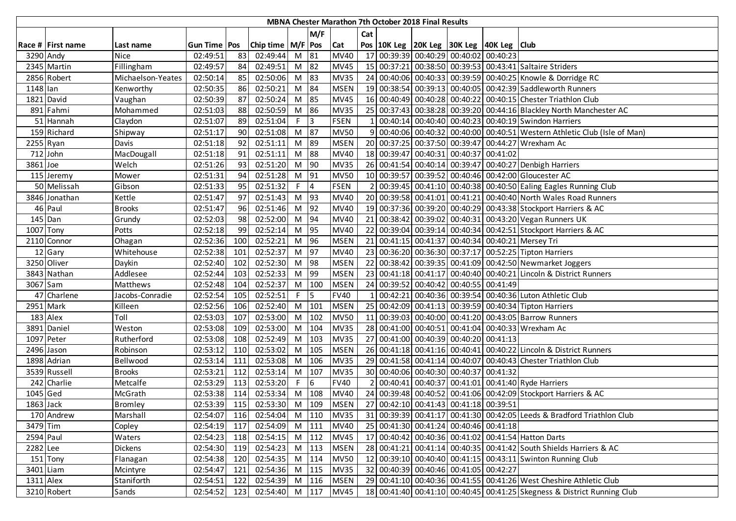# MBNA Chester Marathon 7th October 2018 Final Results

| Race # | First name | Last name | Gun Time | Pos | Chip time | M/F | M/F Pos | Cat | Cat Pos | 10K Leg | 20K Leg | 30K Leg | 40K Leg | Club |
|---|---|---|---|---|---|---|---|---|---|---|---|---|---|---|
| 3290 | Andy | Nice | 02:49:51 | 83 | 02:49:44 | M | 81 | MV40 | 17 | 00:39:39 | 00:40:29 | 00:40:02 | 00:40:23 | |
| 2345 | Martin | Fillingham | 02:49:57 | 84 | 02:49:51 | M | 82 | MV45 | 15 | 00:37:21 | 00:38:50 | 00:39:53 | 00:43:41 | Saltaire Striders |
| 2856 | Robert | Michaelson-Yeates | 02:50:14 | 85 | 02:50:06 | M | 83 | MV35 | 24 | 00:40:06 | 00:40:33 | 00:39:59 | 00:40:25 | Knowle & Dorridge RC |
| 1148 | Ian | Kenworthy | 02:50:35 | 86 | 02:50:21 | M | 84 | MSEN | 19 | 00:38:54 | 00:39:13 | 00:40:05 | 00:42:39 | Saddleworth Runners |
| 1821 | David | Vaughan | 02:50:39 | 87 | 02:50:24 | M | 85 | MV45 | 16 | 00:40:49 | 00:40:28 | 00:40:22 | 00:40:15 | Chester Triathlon Club |
| 891 | Fahmi | Mohammed | 02:51:03 | 88 | 02:50:59 | M | 86 | MV35 | 25 | 00:37:43 | 00:38:28 | 00:39:20 | 00:44:16 | Blackley North Manchester AC |
| 51 | Hannah | Claydon | 02:51:07 | 89 | 02:51:04 | F | 3 | FSEN | 1 | 00:40:14 | 00:40:40 | 00:40:23 | 00:40:19 | Swindon Harriers |
| 159 | Richard | Shipway | 02:51:17 | 90 | 02:51:08 | M | 87 | MV50 | 9 | 00:40:06 | 00:40:32 | 00:40:00 | 00:40:51 | Western Athletic Club (Isle of Man) |
| 2255 | Ryan | Davis | 02:51:18 | 92 | 02:51:11 | M | 89 | MSEN | 20 | 00:37:25 | 00:37:50 | 00:39:47 | 00:44:27 | Wrexham Ac |
| 712 | John | MacDougall | 02:51:18 | 91 | 02:51:11 | M | 88 | MV40 | 18 | 00:39:47 | 00:40:31 | 00:40:37 | 00:41:02 | |
| 3861 | Joe | Welch | 02:51:26 | 93 | 02:51:20 | M | 90 | MV35 | 26 | 00:41:54 | 00:40:14 | 00:39:47 | 00:40:27 | Denbigh Harriers |
| 115 | Jeremy | Mower | 02:51:31 | 94 | 02:51:28 | M | 91 | MV50 | 10 | 00:39:57 | 00:39:52 | 00:40:46 | 00:42:00 | Gloucester AC |
| 50 | Melissah | Gibson | 02:51:33 | 95 | 02:51:32 | F | 4 | FSEN | 2 | 00:39:45 | 00:41:10 | 00:40:38 | 00:40:50 | Ealing Eagles Running Club |
| 3846 | Jonathan | Kettle | 02:51:47 | 97 | 02:51:43 | M | 93 | MV40 | 20 | 00:39:58 | 00:41:01 | 00:41:21 | 00:40:40 | North Wales Road Runners |
| 46 | Paul | Brooks | 02:51:47 | 96 | 02:51:46 | M | 92 | MV40 | 19 | 00:37:36 | 00:39:20 | 00:40:29 | 00:43:38 | Stockport Harriers & AC |
| 145 | Dan | Grundy | 02:52:03 | 98 | 02:52:00 | M | 94 | MV40 | 21 | 00:38:42 | 00:39:02 | 00:40:31 | 00:43:20 | Vegan Runners UK |
| 1007 | Tony | Potts | 02:52:18 | 99 | 02:52:14 | M | 95 | MV40 | 22 | 00:39:04 | 00:39:14 | 00:40:34 | 00:42:51 | Stockport Harriers & AC |
| 2110 | Connor | Ohagan | 02:52:36 | 100 | 02:52:21 | M | 96 | MSEN | 21 | 00:41:15 | 00:41:37 | 00:40:34 | 00:40:21 | Mersey Tri |
| 12 | Gary | Whitehouse | 02:52:38 | 101 | 02:52:37 | M | 97 | MV40 | 23 | 00:36:20 | 00:36:30 | 00:37:17 | 00:52:25 | Tipton Harriers |
| 3250 | Oliver | Daykin | 02:52:40 | 102 | 02:52:30 | M | 98 | MSEN | 22 | 00:38:42 | 00:39:35 | 00:41:09 | 00:42:50 | Newmarket Joggers |
| 3843 | Nathan | Addlesee | 02:52:44 | 103 | 02:52:33 | M | 99 | MSEN | 23 | 00:41:18 | 00:41:17 | 00:40:40 | 00:40:21 | Lincoln & District Runners |
| 3067 | Sam | Matthews | 02:52:48 | 104 | 02:52:37 | M | 100 | MSEN | 24 | 00:39:52 | 00:40:42 | 00:40:55 | 00:41:49 | |
| 47 | Charlene | Jacobs-Conradie | 02:52:54 | 105 | 02:52:51 | F | 5 | FV40 | 1 | 00:42:21 | 00:40:36 | 00:39:54 | 00:40:36 | Luton Athletic Club |
| 2951 | Mark | Killeen | 02:52:56 | 106 | 02:52:40 | M | 101 | MSEN | 25 | 00:42:09 | 00:41:13 | 00:39:59 | 00:40:34 | Tipton Harriers |
| 183 | Alex | Toll | 02:53:03 | 107 | 02:53:00 | M | 102 | MV50 | 11 | 00:39:03 | 00:40:00 | 00:41:20 | 00:43:05 | Barrow Runners |
| 3891 | Daniel | Weston | 02:53:08 | 109 | 02:53:00 | M | 104 | MV35 | 28 | 00:41:00 | 00:40:51 | 00:41:04 | 00:40:33 | Wrexham Ac |
| 1097 | Peter | Rutherford | 02:53:08 | 108 | 02:52:49 | M | 103 | MV35 | 27 | 00:41:00 | 00:40:39 | 00:40:20 | 00:41:13 | |
| 2496 | Jason | Robinson | 02:53:12 | 110 | 02:53:02 | M | 105 | MSEN | 26 | 00:41:18 | 00:41:16 | 00:40:41 | 00:40:22 | Lincoln & District Runners |
| 1898 | Adrian | Bellwood | 02:53:14 | 111 | 02:53:08 | M | 106 | MV35 | 29 | 00:41:58 | 00:41:14 | 00:40:07 | 00:40:43 | Chester Triathlon Club |
| 3539 | Russell | Brooks | 02:53:21 | 112 | 02:53:14 | M | 107 | MV35 | 30 | 00:40:06 | 00:40:30 | 00:40:37 | 00:41:32 | |
| 242 | Charlie | Metcalfe | 02:53:29 | 113 | 02:53:20 | F | 6 | FV40 | 2 | 00:40:41 | 00:40:37 | 00:41:01 | 00:41:40 | Ryde Harriers |
| 1045 | Ged | McGrath | 02:53:38 | 114 | 02:53:34 | M | 108 | MV40 | 24 | 00:39:48 | 00:40:52 | 00:41:06 | 00:42:09 | Stockport Harriers & AC |
| 1863 | Jack | Bromley | 02:53:39 | 115 | 02:53:30 | M | 109 | MSEN | 27 | 00:42:10 | 00:41:43 | 00:41:18 | 00:39:51 | |
| 170 | Andrew | Marshall | 02:54:07 | 116 | 02:54:04 | M | 110 | MV35 | 31 | 00:39:39 | 00:41:17 | 00:41:30 | 00:42:05 | Leeds & Bradford Triathlon Club |
| 3479 | Tim | Copley | 02:54:19 | 117 | 02:54:09 | M | 111 | MV40 | 25 | 00:41:30 | 00:41:24 | 00:40:46 | 00:41:18 | |
| 2594 | Paul | Waters | 02:54:23 | 118 | 02:54:15 | M | 112 | MV45 | 17 | 00:40:42 | 00:40:36 | 00:41:02 | 00:41:54 | Hatton Darts |
| 2282 | Lee | Dickens | 02:54:30 | 119 | 02:54:23 | M | 113 | MSEN | 28 | 00:41:21 | 00:41:14 | 00:40:35 | 00:41:42 | South Shields Harriers & AC |
| 151 | Tony | Flanagan | 02:54:38 | 120 | 02:54:35 | M | 114 | MV50 | 12 | 00:39:10 | 00:40:40 | 00:41:15 | 00:43:11 | Swinton Running Club |
| 3401 | Liam | Mcintyre | 02:54:47 | 121 | 02:54:36 | M | 115 | MV35 | 32 | 00:40:39 | 00:40:46 | 00:41:05 | 00:42:27 | |
| 1311 | Alex | Staniforth | 02:54:51 | 122 | 02:54:39 | M | 116 | MSEN | 29 | 00:41:10 | 00:40:36 | 00:41:55 | 00:41:26 | West Cheshire Athletic Club |
| 3210 | Robert | Sands | 02:54:52 | 123 | 02:54:40 | M | 117 | MV45 | 18 | 00:41:40 | 00:41:10 | 00:40:45 | 00:41:25 | Skegness & District Running Club |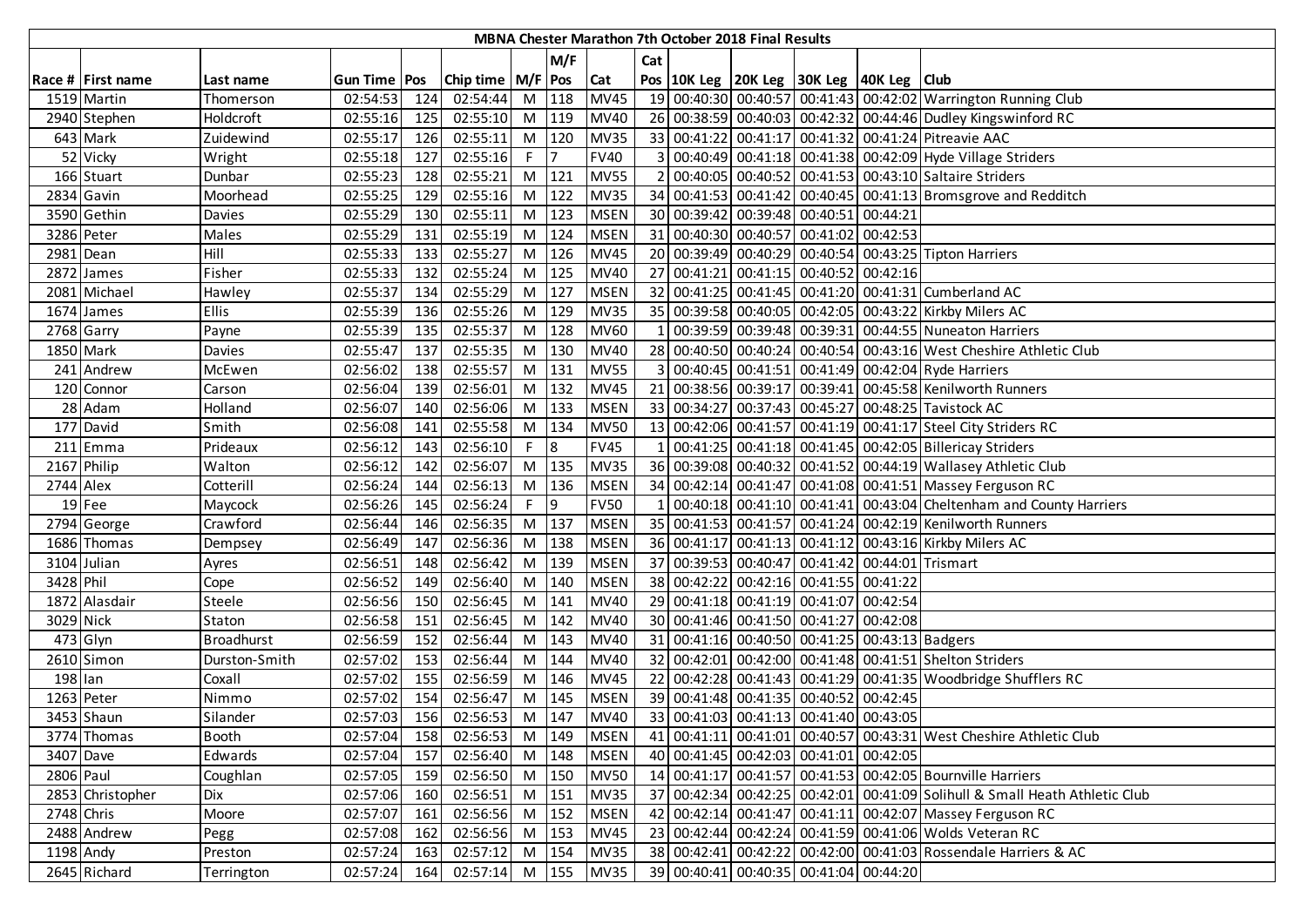| MBNA Chester Marathon 7th October 2018 Final Results | | | | | | | | | | | | | | | |
|---|---|---|---|---|---|---|---|---|---|---|---|---|---|---|---|
| | | | | | | | M/F | | Cat | | | | | | |
| Race # | First name | Last name | Gun Time | Pos | Chip time | M/F | Pos | Cat | Pos | 10K Leg | 20K Leg | 30K Leg | 40K Leg | Club |
| 1519 | Martin | Thomerson | 02:54:53 | 124 | 02:54:44 | M | 118 | MV45 | 19 | 00:40:30 | 00:40:57 | 00:41:43 | 00:42:02 | Warrington Running Club |
| 2940 | Stephen | Holdcroft | 02:55:16 | 125 | 02:55:10 | M | 119 | MV40 | 26 | 00:38:59 | 00:40:03 | 00:42:32 | 00:44:46 | Dudley Kingswinford RC |
| 643 | Mark | Zuidewind | 02:55:17 | 126 | 02:55:11 | M | 120 | MV35 | 33 | 00:41:22 | 00:41:17 | 00:41:32 | 00:41:24 | Pitreavie AAC |
| 52 | Vicky | Wright | 02:55:18 | 127 | 02:55:16 | F | 7 | FV40 | 3 | 00:40:49 | 00:41:18 | 00:41:38 | 00:42:09 | Hyde Village Striders |
| 166 | Stuart | Dunbar | 02:55:23 | 128 | 02:55:21 | M | 121 | MV55 | 2 | 00:40:05 | 00:40:52 | 00:41:53 | 00:43:10 | Saltaire Striders |
| 2834 | Gavin | Moorhead | 02:55:25 | 129 | 02:55:16 | M | 122 | MV35 | 34 | 00:41:53 | 00:41:42 | 00:40:45 | 00:41:13 | Bromsgrove and Redditch |
| 3590 | Gethin | Davies | 02:55:29 | 130 | 02:55:11 | M | 123 | MSEN | 30 | 00:39:42 | 00:39:48 | 00:40:51 | 00:44:21 | |
| 3286 | Peter | Males | 02:55:29 | 131 | 02:55:19 | M | 124 | MSEN | 31 | 00:40:30 | 00:40:57 | 00:41:02 | 00:42:53 | |
| 2981 | Dean | Hill | 02:55:33 | 133 | 02:55:27 | M | 126 | MV45 | 20 | 00:39:49 | 00:40:29 | 00:40:54 | 00:43:25 | Tipton Harriers |
| 2872 | James | Fisher | 02:55:33 | 132 | 02:55:24 | M | 125 | MV40 | 27 | 00:41:21 | 00:41:15 | 00:40:52 | 00:42:16 | |
| 2081 | Michael | Hawley | 02:55:37 | 134 | 02:55:29 | M | 127 | MSEN | 32 | 00:41:25 | 00:41:45 | 00:41:20 | 00:41:31 | Cumberland AC |
| 1674 | James | Ellis | 02:55:39 | 136 | 02:55:26 | M | 129 | MV35 | 35 | 00:39:58 | 00:40:05 | 00:42:05 | 00:43:22 | Kirkby Milers AC |
| 2768 | Garry | Payne | 02:55:39 | 135 | 02:55:37 | M | 128 | MV60 | 1 | 00:39:59 | 00:39:48 | 00:39:31 | 00:44:55 | Nuneaton Harriers |
| 1850 | Mark | Davies | 02:55:47 | 137 | 02:55:35 | M | 130 | MV40 | 28 | 00:40:50 | 00:40:24 | 00:40:54 | 00:43:16 | West Cheshire Athletic Club |
| 241 | Andrew | McEwen | 02:56:02 | 138 | 02:55:57 | M | 131 | MV55 | 3 | 00:40:45 | 00:41:51 | 00:41:49 | 00:42:04 | Ryde Harriers |
| 120 | Connor | Carson | 02:56:04 | 139 | 02:56:01 | M | 132 | MV45 | 21 | 00:38:56 | 00:39:17 | 00:39:41 | 00:45:58 | Kenilworth Runners |
| 28 | Adam | Holland | 02:56:07 | 140 | 02:56:06 | M | 133 | MSEN | 33 | 00:34:27 | 00:37:43 | 00:45:27 | 00:48:25 | Tavistock AC |
| 177 | David | Smith | 02:56:08 | 141 | 02:55:58 | M | 134 | MV50 | 13 | 00:42:06 | 00:41:57 | 00:41:19 | 00:41:17 | Steel City Striders RC |
| 211 | Emma | Prideaux | 02:56:12 | 143 | 02:56:10 | F | 8 | FV45 | 1 | 00:41:25 | 00:41:18 | 00:41:45 | 00:42:05 | Billericay Striders |
| 2167 | Philip | Walton | 02:56:12 | 142 | 02:56:07 | M | 135 | MV35 | 36 | 00:39:08 | 00:40:32 | 00:41:52 | 00:44:19 | Wallasey Athletic Club |
| 2744 | Alex | Cotterill | 02:56:24 | 144 | 02:56:13 | M | 136 | MSEN | 34 | 00:42:14 | 00:41:47 | 00:41:08 | 00:41:51 | Massey Ferguson RC |
| 19 | Fee | Maycock | 02:56:26 | 145 | 02:56:24 | F | 9 | FV50 | 1 | 00:40:18 | 00:41:10 | 00:41:41 | 00:43:04 | Cheltenham and County Harriers |
| 2794 | George | Crawford | 02:56:44 | 146 | 02:56:35 | M | 137 | MSEN | 35 | 00:41:53 | 00:41:57 | 00:41:24 | 00:42:19 | Kenilworth Runners |
| 1686 | Thomas | Dempsey | 02:56:49 | 147 | 02:56:36 | M | 138 | MSEN | 36 | 00:41:17 | 00:41:13 | 00:41:12 | 00:43:16 | Kirkby Milers AC |
| 3104 | Julian | Ayres | 02:56:51 | 148 | 02:56:42 | M | 139 | MSEN | 37 | 00:39:53 | 00:40:47 | 00:41:42 | 00:44:01 | Trismart |
| 3428 | Phil | Cope | 02:56:52 | 149 | 02:56:40 | M | 140 | MSEN | 38 | 00:42:22 | 00:42:16 | 00:41:55 | 00:41:22 | |
| 1872 | Alasdair | Steele | 02:56:56 | 150 | 02:56:45 | M | 141 | MV40 | 29 | 00:41:18 | 00:41:19 | 00:41:07 | 00:42:54 | |
| 3029 | Nick | Staton | 02:56:58 | 151 | 02:56:45 | M | 142 | MV40 | 30 | 00:41:46 | 00:41:50 | 00:41:27 | 00:42:08 | |
| 473 | Glyn | Broadhurst | 02:56:59 | 152 | 02:56:44 | M | 143 | MV40 | 31 | 00:41:16 | 00:40:50 | 00:41:25 | 00:43:13 | Badgers |
| 2610 | Simon | Durston-Smith | 02:57:02 | 153 | 02:56:44 | M | 144 | MV40 | 32 | 00:42:01 | 00:42:00 | 00:41:48 | 00:41:51 | Shelton Striders |
| 198 | Ian | Coxall | 02:57:02 | 155 | 02:56:59 | M | 146 | MV45 | 22 | 00:42:28 | 00:41:43 | 00:41:29 | 00:41:35 | Woodbridge Shufflers RC |
| 1263 | Peter | Nimmo | 02:57:02 | 154 | 02:56:47 | M | 145 | MSEN | 39 | 00:41:48 | 00:41:35 | 00:40:52 | 00:42:45 | |
| 3453 | Shaun | Silander | 02:57:03 | 156 | 02:56:53 | M | 147 | MV40 | 33 | 00:41:03 | 00:41:13 | 00:41:40 | 00:43:05 | |
| 3774 | Thomas | Booth | 02:57:04 | 158 | 02:56:53 | M | 149 | MSEN | 41 | 00:41:11 | 00:41:01 | 00:40:57 | 00:43:31 | West Cheshire Athletic Club |
| 3407 | Dave | Edwards | 02:57:04 | 157 | 02:56:40 | M | 148 | MSEN | 40 | 00:41:45 | 00:42:03 | 00:41:01 | 00:42:05 | |
| 2806 | Paul | Coughlan | 02:57:05 | 159 | 02:56:50 | M | 150 | MV50 | 14 | 00:41:17 | 00:41:57 | 00:41:53 | 00:42:05 | Bournville Harriers |
| 2853 | Christopher | Dix | 02:57:06 | 160 | 02:56:51 | M | 151 | MV35 | 37 | 00:42:34 | 00:42:25 | 00:42:01 | 00:41:09 | Solihull & Small Heath Athletic Club |
| 2748 | Chris | Moore | 02:57:07 | 161 | 02:56:56 | M | 152 | MSEN | 42 | 00:42:14 | 00:41:47 | 00:41:11 | 00:42:07 | Massey Ferguson RC |
| 2488 | Andrew | Pegg | 02:57:08 | 162 | 02:56:56 | M | 153 | MV45 | 23 | 00:42:44 | 00:42:24 | 00:41:59 | 00:41:06 | Wolds Veteran RC |
| 1198 | Andy | Preston | 02:57:24 | 163 | 02:57:12 | M | 154 | MV35 | 38 | 00:42:41 | 00:42:22 | 00:42:00 | 00:41:03 | Rossendale Harriers & AC |
| 2645 | Richard | Terrington | 02:57:24 | 164 | 02:57:14 | M | 155 | MV35 | 39 | 00:40:41 | 00:40:35 | 00:41:04 | 00:44:20 | |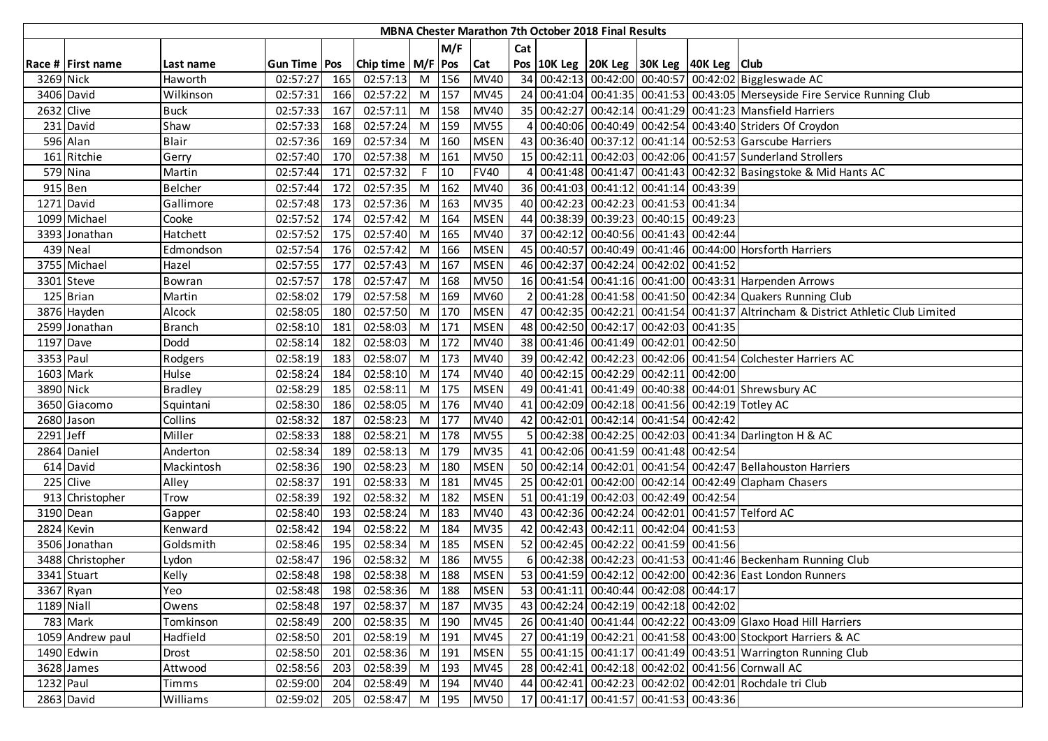| MBNA Chester Marathon 7th October 2018 Final Results | | | | | | | | | | | | | | | |
|---|---|---|---|---|---|---|---|---|---|---|---|---|---|---|---|
| | | | | | | | M/F | | Cat | | | | | | |
| Race # | First name | Last name | Gun Time | Pos | Chip time | M/F | Pos | Cat | Pos | 10K Leg | 20K Leg | 30K Leg | 40K Leg | Club |
| 3269 | Nick | Haworth | 02:57:27 | 165 | 02:57:13 | M | 156 | MV40 | 34 | 00:42:13 | 00:42:00 | 00:40:57 | 00:42:02 | Biggleswade AC |
| 3406 | David | Wilkinson | 02:57:31 | 166 | 02:57:22 | M | 157 | MV45 | 24 | 00:41:04 | 00:41:35 | 00:41:53 | 00:43:05 | Merseyside Fire Service Running Club |
| 2632 | Clive | Buck | 02:57:33 | 167 | 02:57:11 | M | 158 | MV40 | 35 | 00:42:27 | 00:42:14 | 00:41:29 | 00:41:23 | Mansfield Harriers |
| 231 | David | Shaw | 02:57:33 | 168 | 02:57:24 | M | 159 | MV55 | 4 | 00:40:06 | 00:40:49 | 00:42:54 | 00:43:40 | Striders Of Croydon |
| 596 | Alan | Blair | 02:57:36 | 169 | 02:57:34 | M | 160 | MSEN | 43 | 00:36:40 | 00:37:12 | 00:41:14 | 00:52:53 | Garscube Harriers |
| 161 | Ritchie | Gerry | 02:57:40 | 170 | 02:57:38 | M | 161 | MV50 | 15 | 00:42:11 | 00:42:03 | 00:42:06 | 00:41:57 | Sunderland Strollers |
| 579 | Nina | Martin | 02:57:44 | 171 | 02:57:32 | F | 10 | FV40 | 4 | 00:41:48 | 00:41:47 | 00:41:43 | 00:42:32 | Basingstoke & Mid Hants AC |
| 915 | Ben | Belcher | 02:57:44 | 172 | 02:57:35 | M | 162 | MV40 | 36 | 00:41:03 | 00:41:12 | 00:41:14 | 00:43:39 | |
| 1271 | David | Gallimore | 02:57:48 | 173 | 02:57:36 | M | 163 | MV35 | 40 | 00:42:23 | 00:42:23 | 00:41:53 | 00:41:34 | |
| 1099 | Michael | Cooke | 02:57:52 | 174 | 02:57:42 | M | 164 | MSEN | 44 | 00:38:39 | 00:39:23 | 00:40:15 | 00:49:23 | |
| 3393 | Jonathan | Hatchett | 02:57:52 | 175 | 02:57:40 | M | 165 | MV40 | 37 | 00:42:12 | 00:40:56 | 00:41:43 | 00:42:44 | |
| 439 | Neal | Edmondson | 02:57:54 | 176 | 02:57:42 | M | 166 | MSEN | 45 | 00:40:57 | 00:40:49 | 00:41:46 | 00:44:00 | Horsforth Harriers |
| 3755 | Michael | Hazel | 02:57:55 | 177 | 02:57:43 | M | 167 | MSEN | 46 | 00:42:37 | 00:42:24 | 00:42:02 | 00:41:52 | |
| 3301 | Steve | Bowran | 02:57:57 | 178 | 02:57:47 | M | 168 | MV50 | 16 | 00:41:54 | 00:41:16 | 00:41:00 | 00:43:31 | Harpenden Arrows |
| 125 | Brian | Martin | 02:58:02 | 179 | 02:57:58 | M | 169 | MV60 | 2 | 00:41:28 | 00:41:58 | 00:41:50 | 00:42:34 | Quakers Running Club |
| 3876 | Hayden | Alcock | 02:58:05 | 180 | 02:57:50 | M | 170 | MSEN | 47 | 00:42:35 | 00:42:21 | 00:41:54 | 00:41:37 | Altrincham & District Athletic Club Limited |
| 2599 | Jonathan | Branch | 02:58:10 | 181 | 02:58:03 | M | 171 | MSEN | 48 | 00:42:50 | 00:42:17 | 00:42:03 | 00:41:35 | |
| 1197 | Dave | Dodd | 02:58:14 | 182 | 02:58:03 | M | 172 | MV40 | 38 | 00:41:46 | 00:41:49 | 00:42:01 | 00:42:50 | |
| 3353 | Paul | Rodgers | 02:58:19 | 183 | 02:58:07 | M | 173 | MV40 | 39 | 00:42:42 | 00:42:23 | 00:42:06 | 00:41:54 | Colchester Harriers AC |
| 1603 | Mark | Hulse | 02:58:24 | 184 | 02:58:10 | M | 174 | MV40 | 40 | 00:42:15 | 00:42:29 | 00:42:11 | 00:42:00 | |
| 3890 | Nick | Bradley | 02:58:29 | 185 | 02:58:11 | M | 175 | MSEN | 49 | 00:41:41 | 00:41:49 | 00:40:38 | 00:44:01 | Shrewsbury AC |
| 3650 | Giacomo | Squintani | 02:58:30 | 186 | 02:58:05 | M | 176 | MV40 | 41 | 00:42:09 | 00:42:18 | 00:41:56 | 00:42:19 | Totley AC |
| 2680 | Jason | Collins | 02:58:32 | 187 | 02:58:23 | M | 177 | MV40 | 42 | 00:42:01 | 00:42:14 | 00:41:54 | 00:42:42 | |
| 2291 | Jeff | Miller | 02:58:33 | 188 | 02:58:21 | M | 178 | MV55 | 5 | 00:42:38 | 00:42:25 | 00:42:03 | 00:41:34 | Darlington H & AC |
| 2864 | Daniel | Anderton | 02:58:34 | 189 | 02:58:13 | M | 179 | MV35 | 41 | 00:42:06 | 00:41:59 | 00:41:48 | 00:42:54 | |
| 614 | David | Mackintosh | 02:58:36 | 190 | 02:58:23 | M | 180 | MSEN | 50 | 00:42:14 | 00:42:01 | 00:41:54 | 00:42:47 | Bellahouston Harriers |
| 225 | Clive | Alley | 02:58:37 | 191 | 02:58:33 | M | 181 | MV45 | 25 | 00:42:01 | 00:42:00 | 00:42:14 | 00:42:49 | Clapham Chasers |
| 913 | Christopher | Trow | 02:58:39 | 192 | 02:58:32 | M | 182 | MSEN | 51 | 00:41:19 | 00:42:03 | 00:42:49 | 00:42:54 | |
| 3190 | Dean | Gapper | 02:58:40 | 193 | 02:58:24 | M | 183 | MV40 | 43 | 00:42:36 | 00:42:24 | 00:42:01 | 00:41:57 | Telford AC |
| 2824 | Kevin | Kenward | 02:58:42 | 194 | 02:58:22 | M | 184 | MV35 | 42 | 00:42:43 | 00:42:11 | 00:42:04 | 00:41:53 | |
| 3506 | Jonathan | Goldsmith | 02:58:46 | 195 | 02:58:34 | M | 185 | MSEN | 52 | 00:42:45 | 00:42:22 | 00:41:59 | 00:41:56 | |
| 3488 | Christopher | Lydon | 02:58:47 | 196 | 02:58:32 | M | 186 | MV55 | 6 | 00:42:38 | 00:42:23 | 00:41:53 | 00:41:46 | Beckenham Running Club |
| 3341 | Stuart | Kelly | 02:58:48 | 198 | 02:58:38 | M | 188 | MSEN | 53 | 00:41:59 | 00:42:12 | 00:42:00 | 00:42:36 | East London Runners |
| 3367 | Ryan | Yeo | 02:58:48 | 198 | 02:58:36 | M | 188 | MSEN | 53 | 00:41:11 | 00:40:44 | 00:42:08 | 00:44:17 | |
| 1189 | Niall | Owens | 02:58:48 | 197 | 02:58:37 | M | 187 | MV35 | 43 | 00:42:24 | 00:42:19 | 00:42:18 | 00:42:02 | |
| 783 | Mark | Tomkinson | 02:58:49 | 200 | 02:58:35 | M | 190 | MV45 | 26 | 00:41:40 | 00:41:44 | 00:42:22 | 00:43:09 | Glaxo Hoad Hill Harriers |
| 1059 | Andrew paul | Hadfield | 02:58:50 | 201 | 02:58:19 | M | 191 | MV45 | 27 | 00:41:19 | 00:42:21 | 00:41:58 | 00:43:00 | Stockport Harriers & AC |
| 1490 | Edwin | Drost | 02:58:50 | 201 | 02:58:36 | M | 191 | MSEN | 55 | 00:41:15 | 00:41:17 | 00:41:49 | 00:43:51 | Warrington Running Club |
| 3628 | James | Attwood | 02:58:56 | 203 | 02:58:39 | M | 193 | MV45 | 28 | 00:42:41 | 00:42:18 | 00:42:02 | 00:41:56 | Cornwall AC |
| 1232 | Paul | Timms | 02:59:00 | 204 | 02:58:49 | M | 194 | MV40 | 44 | 00:42:41 | 00:42:23 | 00:42:02 | 00:42:01 | Rochdale tri Club |
| 2863 | David | Williams | 02:59:02 | 205 | 02:58:47 | M | 195 | MV50 | 17 | 00:41:17 | 00:41:57 | 00:41:53 | 00:43:36 | |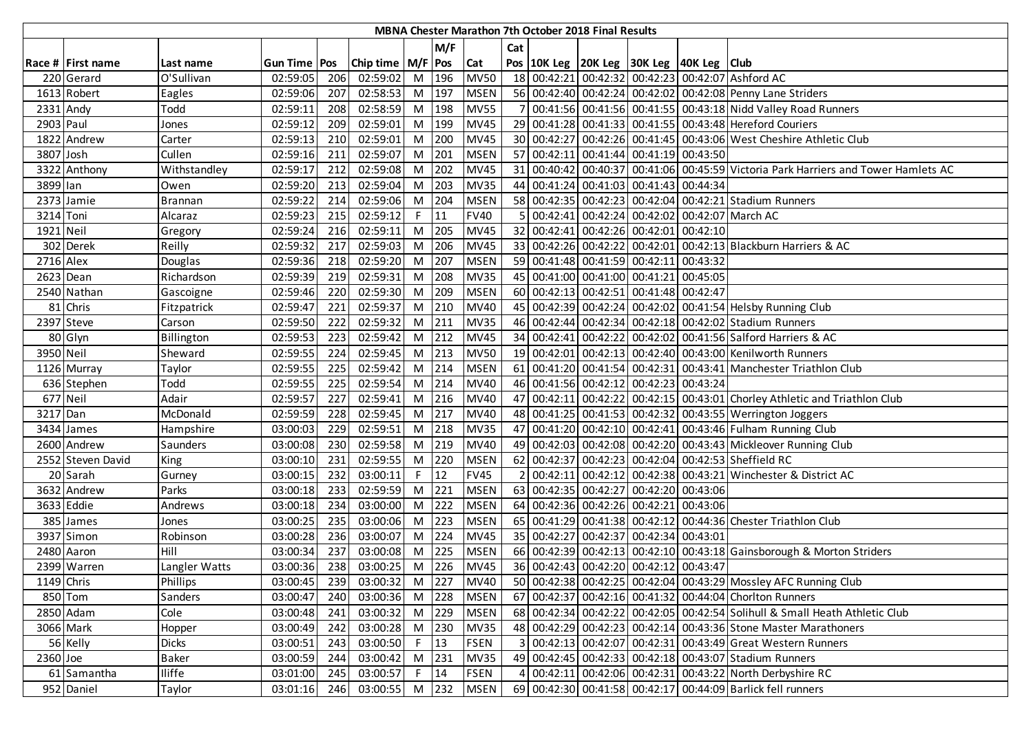# MBNA Chester Marathon 7th October 2018 Final Results

| Race # | First name | Last name | Gun Time | Pos | Chip time | M/F | M/F Pos | Cat | Cat Pos | 10K Leg | 20K Leg | 30K Leg | 40K Leg | Club |
|---|---|---|---|---|---|---|---|---|---|---|---|---|---|---|
| 220 | Gerard | O'Sullivan | 02:59:05 | 206 | 02:59:02 | M | 196 | MV50 | 18 | 00:42:21 | 00:42:32 | 00:42:23 | 00:42:07 | Ashford AC |
| 1613 | Robert | Eagles | 02:59:06 | 207 | 02:58:53 | M | 197 | MSEN | 56 | 00:42:40 | 00:42:24 | 00:42:02 | 00:42:08 | Penny Lane Striders |
| 2331 | Andy | Todd | 02:59:11 | 208 | 02:58:59 | M | 198 | MV55 | 7 | 00:41:56 | 00:41:56 | 00:41:55 | 00:43:18 | Nidd Valley Road Runners |
| 2903 | Paul | Jones | 02:59:12 | 209 | 02:59:01 | M | 199 | MV45 | 29 | 00:41:28 | 00:41:33 | 00:41:55 | 00:43:48 | Hereford Couriers |
| 1822 | Andrew | Carter | 02:59:13 | 210 | 02:59:01 | M | 200 | MV45 | 30 | 00:42:27 | 00:42:26 | 00:41:45 | 00:43:06 | West Cheshire Athletic Club |
| 3807 | Josh | Cullen | 02:59:16 | 211 | 02:59:07 | M | 201 | MSEN | 57 | 00:42:11 | 00:41:44 | 00:41:19 | 00:43:50 | |
| 3322 | Anthony | Withstandley | 02:59:17 | 212 | 02:59:08 | M | 202 | MV45 | 31 | 00:40:42 | 00:40:37 | 00:41:06 | 00:45:59 | Victoria Park Harriers and Tower Hamlets AC |
| 3899 | Ian | Owen | 02:59:20 | 213 | 02:59:04 | M | 203 | MV35 | 44 | 00:41:24 | 00:41:03 | 00:41:43 | 00:44:34 | |
| 2373 | Jamie | Brannan | 02:59:22 | 214 | 02:59:06 | M | 204 | MSEN | 58 | 00:42:35 | 00:42:23 | 00:42:04 | 00:42:21 | Stadium Runners |
| 3214 | Toni | Alcaraz | 02:59:23 | 215 | 02:59:12 | F | 11 | FV40 | 5 | 00:42:41 | 00:42:24 | 00:42:02 | 00:42:07 | March AC |
| 1921 | Neil | Gregory | 02:59:24 | 216 | 02:59:11 | M | 205 | MV45 | 32 | 00:42:41 | 00:42:26 | 00:42:01 | 00:42:10 | |
| 302 | Derek | Reilly | 02:59:32 | 217 | 02:59:03 | M | 206 | MV45 | 33 | 00:42:26 | 00:42:22 | 00:42:01 | 00:42:13 | Blackburn Harriers & AC |
| 2716 | Alex | Douglas | 02:59:36 | 218 | 02:59:20 | M | 207 | MSEN | 59 | 00:41:48 | 00:41:59 | 00:42:11 | 00:43:32 | |
| 2623 | Dean | Richardson | 02:59:39 | 219 | 02:59:31 | M | 208 | MV35 | 45 | 00:41:00 | 00:41:00 | 00:41:21 | 00:45:05 | |
| 2540 | Nathan | Gascoigne | 02:59:46 | 220 | 02:59:30 | M | 209 | MSEN | 60 | 00:42:13 | 00:42:51 | 00:41:48 | 00:42:47 | |
| 81 | Chris | Fitzpatrick | 02:59:47 | 221 | 02:59:37 | M | 210 | MV40 | 45 | 00:42:39 | 00:42:24 | 00:42:02 | 00:41:54 | Helsby Running Club |
| 2397 | Steve | Carson | 02:59:50 | 222 | 02:59:32 | M | 211 | MV35 | 46 | 00:42:44 | 00:42:34 | 00:42:18 | 00:42:02 | Stadium Runners |
| 80 | Glyn | Billington | 02:59:53 | 223 | 02:59:42 | M | 212 | MV45 | 34 | 00:42:41 | 00:42:22 | 00:42:02 | 00:41:56 | Salford Harriers & AC |
| 3950 | Neil | Sheward | 02:59:55 | 224 | 02:59:45 | M | 213 | MV50 | 19 | 00:42:01 | 00:42:13 | 00:42:40 | 00:43:00 | Kenilworth Runners |
| 1126 | Murray | Taylor | 02:59:55 | 225 | 02:59:42 | M | 214 | MSEN | 61 | 00:41:20 | 00:41:54 | 00:42:31 | 00:43:41 | Manchester Triathlon Club |
| 636 | Stephen | Todd | 02:59:55 | 225 | 02:59:54 | M | 214 | MV40 | 46 | 00:41:56 | 00:42:12 | 00:42:23 | 00:43:24 | |
| 677 | Neil | Adair | 02:59:57 | 227 | 02:59:41 | M | 216 | MV40 | 47 | 00:42:11 | 00:42:22 | 00:42:15 | 00:43:01 | Chorley Athletic and Triathlon Club |
| 3217 | Dan | McDonald | 02:59:59 | 228 | 02:59:45 | M | 217 | MV40 | 48 | 00:41:25 | 00:41:53 | 00:42:32 | 00:43:55 | Werrington Joggers |
| 3434 | James | Hampshire | 03:00:03 | 229 | 02:59:51 | M | 218 | MV35 | 47 | 00:41:20 | 00:42:10 | 00:42:41 | 00:43:46 | Fulham Running Club |
| 2600 | Andrew | Saunders | 03:00:08 | 230 | 02:59:58 | M | 219 | MV40 | 49 | 00:42:03 | 00:42:08 | 00:42:20 | 00:43:43 | Mickleover Running Club |
| 2552 | Steven David | King | 03:00:10 | 231 | 02:59:55 | M | 220 | MSEN | 62 | 00:42:37 | 00:42:23 | 00:42:04 | 00:42:53 | Sheffield RC |
| 20 | Sarah | Gurney | 03:00:15 | 232 | 03:00:11 | F | 12 | FV45 | 2 | 00:42:11 | 00:42:12 | 00:42:38 | 00:43:21 | Winchester & District AC |
| 3632 | Andrew | Parks | 03:00:18 | 233 | 02:59:59 | M | 221 | MSEN | 63 | 00:42:35 | 00:42:27 | 00:42:20 | 00:43:06 | |
| 3633 | Eddie | Andrews | 03:00:18 | 234 | 03:00:00 | M | 222 | MSEN | 64 | 00:42:36 | 00:42:26 | 00:42:21 | 00:43:06 | |
| 385 | James | Jones | 03:00:25 | 235 | 03:00:06 | M | 223 | MSEN | 65 | 00:41:29 | 00:41:38 | 00:42:12 | 00:44:36 | Chester Triathlon Club |
| 3937 | Simon | Robinson | 03:00:28 | 236 | 03:00:07 | M | 224 | MV45 | 35 | 00:42:27 | 00:42:37 | 00:42:34 | 00:43:01 | |
| 2480 | Aaron | Hill | 03:00:34 | 237 | 03:00:08 | M | 225 | MSEN | 66 | 00:42:39 | 00:42:13 | 00:42:10 | 00:43:18 | Gainsborough & Morton Striders |
| 2399 | Warren | Langler Watts | 03:00:36 | 238 | 03:00:25 | M | 226 | MV45 | 36 | 00:42:43 | 00:42:20 | 00:42:12 | 00:43:47 | |
| 1149 | Chris | Phillips | 03:00:45 | 239 | 03:00:32 | M | 227 | MV40 | 50 | 00:42:38 | 00:42:25 | 00:42:04 | 00:43:29 | Mossley AFC Running Club |
| 850 | Tom | Sanders | 03:00:47 | 240 | 03:00:36 | M | 228 | MSEN | 67 | 00:42:37 | 00:42:16 | 00:41:32 | 00:44:04 | Chorlton Runners |
| 2850 | Adam | Cole | 03:00:48 | 241 | 03:00:32 | M | 229 | MSEN | 68 | 00:42:34 | 00:42:22 | 00:42:05 | 00:42:54 | Solihull & Small Heath Athletic Club |
| 3066 | Mark | Hopper | 03:00:49 | 242 | 03:00:28 | M | 230 | MV35 | 48 | 00:42:29 | 00:42:23 | 00:42:14 | 00:43:36 | Stone Master Marathoners |
| 56 | Kelly | Dicks | 03:00:51 | 243 | 03:00:50 | F | 13 | FSEN | 3 | 00:42:13 | 00:42:07 | 00:42:31 | 00:43:49 | Great Western Runners |
| 2360 | Joe | Baker | 03:00:59 | 244 | 03:00:42 | M | 231 | MV35 | 49 | 00:42:45 | 00:42:33 | 00:42:18 | 00:43:07 | Stadium Runners |
| 61 | Samantha | Iliffe | 03:01:00 | 245 | 03:00:57 | F | 14 | FSEN | 4 | 00:42:11 | 00:42:06 | 00:42:31 | 00:43:22 | North Derbyshire RC |
| 952 | Daniel | Taylor | 03:01:16 | 246 | 03:00:55 | M | 232 | MSEN | 69 | 00:42:30 | 00:41:58 | 00:42:17 | 00:44:09 | Barlick fell runners |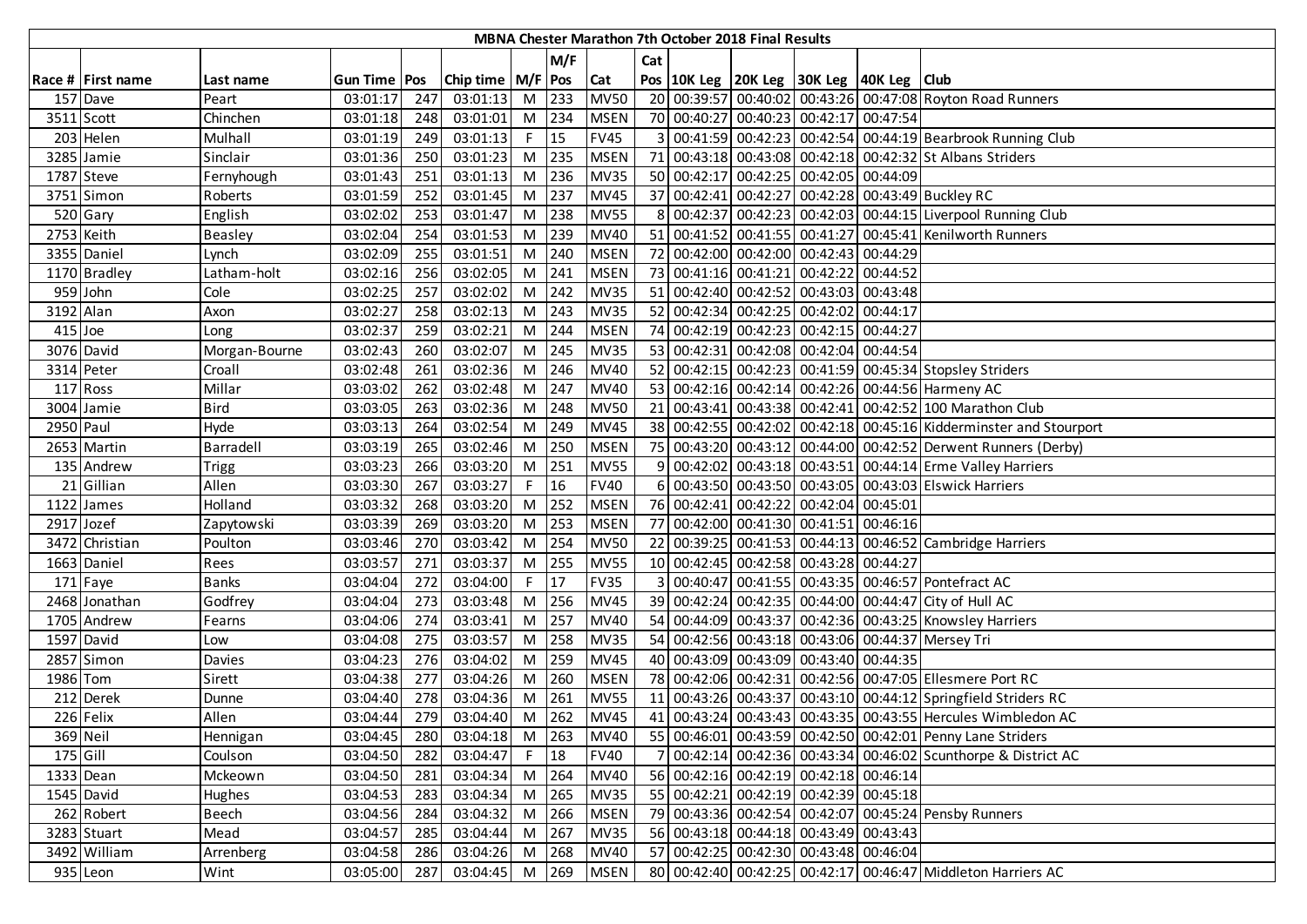# MBNA Chester Marathon 7th October 2018 Final Results

| Race # | First name | Last name | Gun Time | Pos | Chip time | M/F | M/F Pos | Cat | Cat Pos | 10K Leg | 20K Leg | 30K Leg | 40K Leg | Club |
|---|---|---|---|---|---|---|---|---|---|---|---|---|---|---|
| 157 | Dave | Peart | 03:01:17 | 247 | 03:01:13 | M | 233 | MV50 | 20 | 00:39:57 | 00:40:02 | 00:43:26 | 00:47:08 | Royton Road Runners |
| 3511 | Scott | Chinchen | 03:01:18 | 248 | 03:01:01 | M | 234 | MSEN | 70 | 00:40:27 | 00:40:23 | 00:42:17 | 00:47:54 | |
| 203 | Helen | Mulhall | 03:01:19 | 249 | 03:01:13 | F | 15 | FV45 | 3 | 00:41:59 | 00:42:23 | 00:42:54 | 00:44:19 | Bearbrook Running Club |
| 3285 | Jamie | Sinclair | 03:01:36 | 250 | 03:01:23 | M | 235 | MSEN | 71 | 00:43:18 | 00:43:08 | 00:42:18 | 00:42:32 | St Albans Striders |
| 1787 | Steve | Fernyhough | 03:01:43 | 251 | 03:01:13 | M | 236 | MV35 | 50 | 00:42:17 | 00:42:25 | 00:42:05 | 00:44:09 | |
| 3751 | Simon | Roberts | 03:01:59 | 252 | 03:01:45 | M | 237 | MV45 | 37 | 00:42:41 | 00:42:27 | 00:42:28 | 00:43:49 | Buckley RC |
| 520 | Gary | English | 03:02:02 | 253 | 03:01:47 | M | 238 | MV55 | 8 | 00:42:37 | 00:42:23 | 00:42:03 | 00:44:15 | Liverpool Running Club |
| 2753 | Keith | Beasley | 03:02:04 | 254 | 03:01:53 | M | 239 | MV40 | 51 | 00:41:52 | 00:41:55 | 00:41:27 | 00:45:41 | Kenilworth Runners |
| 3355 | Daniel | Lynch | 03:02:09 | 255 | 03:01:51 | M | 240 | MSEN | 72 | 00:42:00 | 00:42:00 | 00:42:43 | 00:44:29 | |
| 1170 | Bradley | Latham-holt | 03:02:16 | 256 | 03:02:05 | M | 241 | MSEN | 73 | 00:41:16 | 00:41:21 | 00:42:22 | 00:44:52 | |
| 959 | John | Cole | 03:02:25 | 257 | 03:02:02 | M | 242 | MV35 | 51 | 00:42:40 | 00:42:52 | 00:43:03 | 00:43:48 | |
| 3192 | Alan | Axon | 03:02:27 | 258 | 03:02:13 | M | 243 | MV35 | 52 | 00:42:34 | 00:42:25 | 00:42:02 | 00:44:17 | |
| 415 | Joe | Long | 03:02:37 | 259 | 03:02:21 | M | 244 | MSEN | 74 | 00:42:19 | 00:42:23 | 00:42:15 | 00:44:27 | |
| 3076 | David | Morgan-Bourne | 03:02:43 | 260 | 03:02:07 | M | 245 | MV35 | 53 | 00:42:31 | 00:42:08 | 00:42:04 | 00:44:54 | |
| 3314 | Peter | Croall | 03:02:48 | 261 | 03:02:36 | M | 246 | MV40 | 52 | 00:42:15 | 00:42:23 | 00:41:59 | 00:45:34 | Stopsley Striders |
| 117 | Ross | Millar | 03:03:02 | 262 | 03:02:48 | M | 247 | MV40 | 53 | 00:42:16 | 00:42:14 | 00:42:26 | 00:44:56 | Harmeny AC |
| 3004 | Jamie | Bird | 03:03:05 | 263 | 03:02:36 | M | 248 | MV50 | 21 | 00:43:41 | 00:43:38 | 00:42:41 | 00:42:52 | 100 Marathon Club |
| 2950 | Paul | Hyde | 03:03:13 | 264 | 03:02:54 | M | 249 | MV45 | 38 | 00:42:55 | 00:42:02 | 00:42:18 | 00:45:16 | Kidderminster and Stourport |
| 2653 | Martin | Barradell | 03:03:19 | 265 | 03:02:46 | M | 250 | MSEN | 75 | 00:43:20 | 00:43:12 | 00:44:00 | 00:42:52 | Derwent Runners (Derby) |
| 135 | Andrew | Trigg | 03:03:23 | 266 | 03:03:20 | M | 251 | MV55 | 9 | 00:42:02 | 00:43:18 | 00:43:51 | 00:44:14 | Erme Valley Harriers |
| 21 | Gillian | Allen | 03:03:30 | 267 | 03:03:27 | F | 16 | FV40 | 6 | 00:43:50 | 00:43:50 | 00:43:05 | 00:43:03 | Elswick Harriers |
| 1122 | James | Holland | 03:03:32 | 268 | 03:03:20 | M | 252 | MSEN | 76 | 00:42:41 | 00:42:22 | 00:42:04 | 00:45:01 | |
| 2917 | Jozef | Zapytowski | 03:03:39 | 269 | 03:03:20 | M | 253 | MSEN | 77 | 00:42:00 | 00:41:30 | 00:41:51 | 00:46:16 | |
| 3472 | Christian | Poulton | 03:03:46 | 270 | 03:03:42 | M | 254 | MV50 | 22 | 00:39:25 | 00:41:53 | 00:44:13 | 00:46:52 | Cambridge Harriers |
| 1663 | Daniel | Rees | 03:03:57 | 271 | 03:03:37 | M | 255 | MV55 | 10 | 00:42:45 | 00:42:58 | 00:43:28 | 00:44:27 | |
| 171 | Faye | Banks | 03:04:04 | 272 | 03:04:00 | F | 17 | FV35 | 3 | 00:40:47 | 00:41:55 | 00:43:35 | 00:46:57 | Pontefract AC |
| 2468 | Jonathan | Godfrey | 03:04:04 | 273 | 03:03:48 | M | 256 | MV45 | 39 | 00:42:24 | 00:42:35 | 00:44:00 | 00:44:47 | City of Hull AC |
| 1705 | Andrew | Fearns | 03:04:06 | 274 | 03:03:41 | M | 257 | MV40 | 54 | 00:44:09 | 00:43:37 | 00:42:36 | 00:43:25 | Knowsley Harriers |
| 1597 | David | Low | 03:04:08 | 275 | 03:03:57 | M | 258 | MV35 | 54 | 00:42:56 | 00:43:18 | 00:43:06 | 00:44:37 | Mersey Tri |
| 2857 | Simon | Davies | 03:04:23 | 276 | 03:04:02 | M | 259 | MV45 | 40 | 00:43:09 | 00:43:09 | 00:43:40 | 00:44:35 | |
| 1986 | Tom | Sirett | 03:04:38 | 277 | 03:04:26 | M | 260 | MSEN | 78 | 00:42:06 | 00:42:31 | 00:42:56 | 00:47:05 | Ellesmere Port RC |
| 212 | Derek | Dunne | 03:04:40 | 278 | 03:04:36 | M | 261 | MV55 | 11 | 00:43:26 | 00:43:37 | 00:43:10 | 00:44:12 | Springfield Striders RC |
| 226 | Felix | Allen | 03:04:44 | 279 | 03:04:40 | M | 262 | MV45 | 41 | 00:43:24 | 00:43:43 | 00:43:35 | 00:43:55 | Hercules Wimbledon AC |
| 369 | Neil | Hennigan | 03:04:45 | 280 | 03:04:18 | M | 263 | MV40 | 55 | 00:46:01 | 00:43:59 | 00:42:50 | 00:42:01 | Penny Lane Striders |
| 175 | Gill | Coulson | 03:04:50 | 282 | 03:04:47 | F | 18 | FV40 | 7 | 00:42:14 | 00:42:36 | 00:43:34 | 00:46:02 | Scunthorpe & District AC |
| 1333 | Dean | Mckeown | 03:04:50 | 281 | 03:04:34 | M | 264 | MV40 | 56 | 00:42:16 | 00:42:19 | 00:42:18 | 00:46:14 | |
| 1545 | David | Hughes | 03:04:53 | 283 | 03:04:34 | M | 265 | MV35 | 55 | 00:42:21 | 00:42:19 | 00:42:39 | 00:45:18 | |
| 262 | Robert | Beech | 03:04:56 | 284 | 03:04:32 | M | 266 | MSEN | 79 | 00:43:36 | 00:42:54 | 00:42:07 | 00:45:24 | Pensby Runners |
| 3283 | Stuart | Mead | 03:04:57 | 285 | 03:04:44 | M | 267 | MV35 | 56 | 00:43:18 | 00:44:18 | 00:43:49 | 00:43:43 | |
| 3492 | William | Arrenberg | 03:04:58 | 286 | 03:04:26 | M | 268 | MV40 | 57 | 00:42:25 | 00:42:30 | 00:43:48 | 00:46:04 | |
| 935 | Leon | Wint | 03:05:00 | 287 | 03:04:45 | M | 269 | MSEN | 80 | 00:42:40 | 00:42:25 | 00:42:17 | 00:46:47 | Middleton Harriers AC |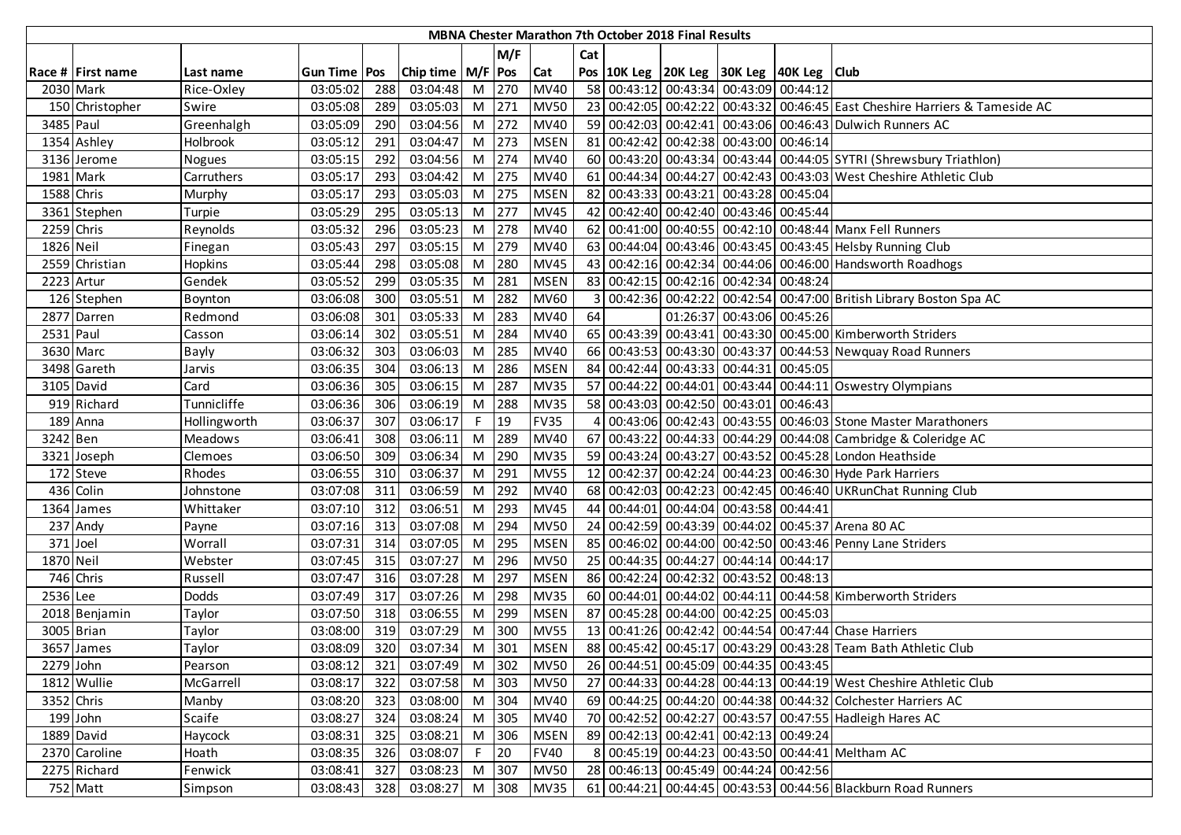| MBNA Chester Marathon 7th October 2018 Final Results | | | | | | | | | | | | | | | |
|---|---|---|---|---|---|---|---|---|---|---|---|---|---|---|---|
| | | | | | | | M/F | | Cat | | | | | | |
| Race # | First name | Last name | Gun Time | Pos | Chip time | M/F | Pos | Cat | Pos | 10K Leg | 20K Leg | 30K Leg | 40K Leg | Club |
| 2030 | Mark | Rice-Oxley | 03:05:02 | 288 | 03:04:48 | M | 270 | MV40 | 58 | 00:43:12 | 00:43:34 | 00:43:09 | 00:44:12 | |
| 150 | Christopher | Swire | 03:05:08 | 289 | 03:05:03 | M | 271 | MV50 | 23 | 00:42:05 | 00:42:22 | 00:43:32 | 00:46:45 | East Cheshire Harriers & Tameside AC |
| 3485 | Paul | Greenhalgh | 03:05:09 | 290 | 03:04:56 | M | 272 | MV40 | 59 | 00:42:03 | 00:42:41 | 00:43:06 | 00:46:43 | Dulwich Runners AC |
| 1354 | Ashley | Holbrook | 03:05:12 | 291 | 03:04:47 | M | 273 | MSEN | 81 | 00:42:42 | 00:42:38 | 00:43:00 | 00:46:14 | |
| 3136 | Jerome | Nogues | 03:05:15 | 292 | 03:04:56 | M | 274 | MV40 | 60 | 00:43:20 | 00:43:34 | 00:43:44 | 00:44:05 | SYTRI (Shrewsbury Triathlon) |
| 1981 | Mark | Carruthers | 03:05:17 | 293 | 03:04:42 | M | 275 | MV40 | 61 | 00:44:34 | 00:44:27 | 00:42:43 | 00:43:03 | West Cheshire Athletic Club |
| 1588 | Chris | Murphy | 03:05:17 | 293 | 03:05:03 | M | 275 | MSEN | 82 | 00:43:33 | 00:43:21 | 00:43:28 | 00:45:04 | |
| 3361 | Stephen | Turpie | 03:05:29 | 295 | 03:05:13 | M | 277 | MV45 | 42 | 00:42:40 | 00:42:40 | 00:43:46 | 00:45:44 | |
| 2259 | Chris | Reynolds | 03:05:32 | 296 | 03:05:23 | M | 278 | MV40 | 62 | 00:41:00 | 00:40:55 | 00:42:10 | 00:48:44 | Manx Fell Runners |
| 1826 | Neil | Finegan | 03:05:43 | 297 | 03:05:15 | M | 279 | MV40 | 63 | 00:44:04 | 00:43:46 | 00:43:45 | 00:43:45 | Helsby Running Club |
| 2559 | Christian | Hopkins | 03:05:44 | 298 | 03:05:08 | M | 280 | MV45 | 43 | 00:42:16 | 00:42:34 | 00:44:06 | 00:46:00 | Handsworth Roadhogs |
| 2223 | Artur | Gendek | 03:05:52 | 299 | 03:05:35 | M | 281 | MSEN | 83 | 00:42:15 | 00:42:16 | 00:42:34 | 00:48:24 | |
| 126 | Stephen | Boynton | 03:06:08 | 300 | 03:05:51 | M | 282 | MV60 | 3 | 00:42:36 | 00:42:22 | 00:42:54 | 00:47:00 | British Library Boston Spa AC |
| 2877 | Darren | Redmond | 03:06:08 | 301 | 03:05:33 | M | 283 | MV40 | 64 | | 01:26:37 | 00:43:06 | 00:45:26 | |
| 2531 | Paul | Casson | 03:06:14 | 302 | 03:05:51 | M | 284 | MV40 | 65 | 00:43:39 | 00:43:41 | 00:43:30 | 00:45:00 | Kimberworth Striders |
| 3630 | Marc | Bayly | 03:06:32 | 303 | 03:06:03 | M | 285 | MV40 | 66 | 00:43:53 | 00:43:30 | 00:43:37 | 00:44:53 | Newquay Road Runners |
| 3498 | Gareth | Jarvis | 03:06:35 | 304 | 03:06:13 | M | 286 | MSEN | 84 | 00:42:44 | 00:43:33 | 00:44:31 | 00:45:05 | |
| 3105 | David | Card | 03:06:36 | 305 | 03:06:15 | M | 287 | MV35 | 57 | 00:44:22 | 00:44:01 | 00:43:44 | 00:44:11 | Oswestry Olympians |
| 919 | Richard | Tunnicliffe | 03:06:36 | 306 | 03:06:19 | M | 288 | MV35 | 58 | 00:43:03 | 00:42:50 | 00:43:01 | 00:46:43 | |
| 189 | Anna | Hollingworth | 03:06:37 | 307 | 03:06:17 | F | 19 | FV35 | 4 | 00:43:06 | 00:42:43 | 00:43:55 | 00:46:03 | Stone Master Marathoners |
| 3242 | Ben | Meadows | 03:06:41 | 308 | 03:06:11 | M | 289 | MV40 | 67 | 00:43:22 | 00:44:33 | 00:44:29 | 00:44:08 | Cambridge & Coleridge AC |
| 3321 | Joseph | Clemoes | 03:06:50 | 309 | 03:06:34 | M | 290 | MV35 | 59 | 00:43:24 | 00:43:27 | 00:43:52 | 00:45:28 | London Heathside |
| 172 | Steve | Rhodes | 03:06:55 | 310 | 03:06:37 | M | 291 | MV55 | 12 | 00:42:37 | 00:42:24 | 00:44:23 | 00:46:30 | Hyde Park Harriers |
| 436 | Colin | Johnstone | 03:07:08 | 311 | 03:06:59 | M | 292 | MV40 | 68 | 00:42:03 | 00:42:23 | 00:42:45 | 00:46:40 | UKRunChat Running Club |
| 1364 | James | Whittaker | 03:07:10 | 312 | 03:06:51 | M | 293 | MV45 | 44 | 00:44:01 | 00:44:04 | 00:43:58 | 00:44:41 | |
| 237 | Andy | Payne | 03:07:16 | 313 | 03:07:08 | M | 294 | MV50 | 24 | 00:42:59 | 00:43:39 | 00:44:02 | 00:45:37 | Arena 80 AC |
| 371 | Joel | Worrall | 03:07:31 | 314 | 03:07:05 | M | 295 | MSEN | 85 | 00:46:02 | 00:44:00 | 00:42:50 | 00:43:46 | Penny Lane Striders |
| 1870 | Neil | Webster | 03:07:45 | 315 | 03:07:27 | M | 296 | MV50 | 25 | 00:44:35 | 00:44:27 | 00:44:14 | 00:44:17 | |
| 746 | Chris | Russell | 03:07:47 | 316 | 03:07:28 | M | 297 | MSEN | 86 | 00:42:24 | 00:42:32 | 00:43:52 | 00:48:13 | |
| 2536 | Lee | Dodds | 03:07:49 | 317 | 03:07:26 | M | 298 | MV35 | 60 | 00:44:01 | 00:44:02 | 00:44:11 | 00:44:58 | Kimberworth Striders |
| 2018 | Benjamin | Taylor | 03:07:50 | 318 | 03:06:55 | M | 299 | MSEN | 87 | 00:45:28 | 00:44:00 | 00:42:25 | 00:45:03 | |
| 3005 | Brian | Taylor | 03:08:00 | 319 | 03:07:29 | M | 300 | MV55 | 13 | 00:41:26 | 00:42:42 | 00:44:54 | 00:47:44 | Chase Harriers |
| 3657 | James | Taylor | 03:08:09 | 320 | 03:07:34 | M | 301 | MSEN | 88 | 00:45:42 | 00:45:17 | 00:43:29 | 00:43:28 | Team Bath Athletic Club |
| 2279 | John | Pearson | 03:08:12 | 321 | 03:07:49 | M | 302 | MV50 | 26 | 00:44:51 | 00:45:09 | 00:44:35 | 00:43:45 | |
| 1812 | Wullie | McGarrell | 03:08:17 | 322 | 03:07:58 | M | 303 | MV50 | 27 | 00:44:33 | 00:44:28 | 00:44:13 | 00:44:19 | West Cheshire Athletic Club |
| 3352 | Chris | Manby | 03:08:20 | 323 | 03:08:00 | M | 304 | MV40 | 69 | 00:44:25 | 00:44:20 | 00:44:38 | 00:44:32 | Colchester Harriers AC |
| 199 | John | Scaife | 03:08:27 | 324 | 03:08:24 | M | 305 | MV40 | 70 | 00:42:52 | 00:42:27 | 00:43:57 | 00:47:55 | Hadleigh Hares AC |
| 1889 | David | Haycock | 03:08:31 | 325 | 03:08:21 | M | 306 | MSEN | 89 | 00:42:13 | 00:42:41 | 00:42:13 | 00:49:24 | |
| 2370 | Caroline | Hoath | 03:08:35 | 326 | 03:08:07 | F | 20 | FV40 | 8 | 00:45:19 | 00:44:23 | 00:43:50 | 00:44:41 | Meltham AC |
| 2275 | Richard | Fenwick | 03:08:41 | 327 | 03:08:23 | M | 307 | MV50 | 28 | 00:46:13 | 00:45:49 | 00:44:24 | 00:42:56 | |
| 752 | Matt | Simpson | 03:08:43 | 328 | 03:08:27 | M | 308 | MV35 | 61 | 00:44:21 | 00:44:45 | 00:43:53 | 00:44:56 | Blackburn Road Runners |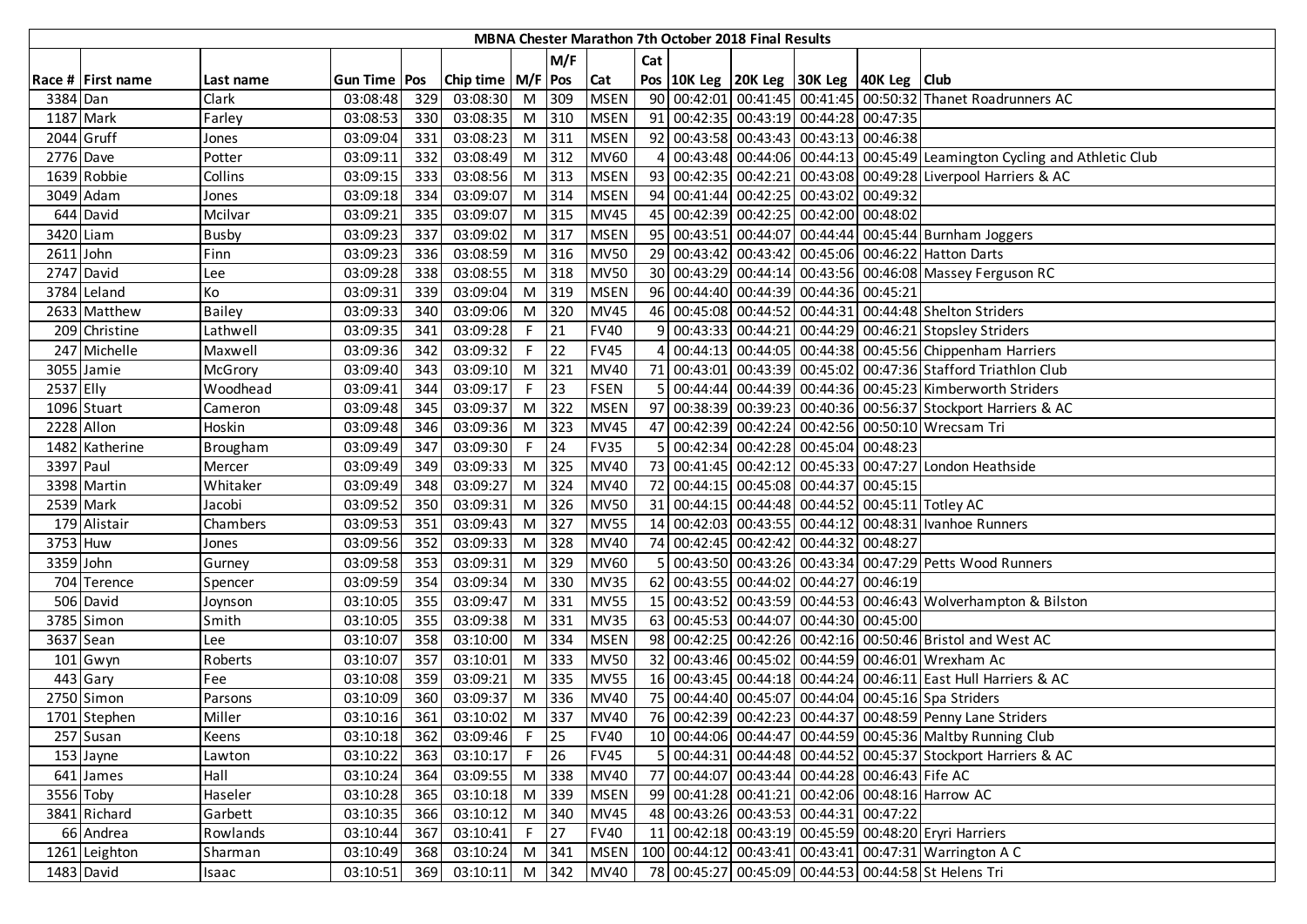# MBNA Chester Marathon 7th October 2018 Final Results

| Race # | First name | Last name | Gun Time | Pos | Chip time | M/F | M/F Pos | Cat | Cat Pos | 10K Leg | 20K Leg | 30K Leg | 40K Leg | Club |
|---|---|---|---|---|---|---|---|---|---|---|---|---|---|---|
| 3384 | Dan | Clark | 03:08:48 | 329 | 03:08:30 | M | 309 | MSEN | 90 | 00:42:01 | 00:41:45 | 00:41:45 | 00:50:32 | Thanet Roadrunners AC |
| 1187 | Mark | Farley | 03:08:53 | 330 | 03:08:35 | M | 310 | MSEN | 91 | 00:42:35 | 00:43:19 | 00:44:28 | 00:47:35 | |
| 2044 | Gruff | Jones | 03:09:04 | 331 | 03:08:23 | M | 311 | MSEN | 92 | 00:43:58 | 00:43:43 | 00:43:13 | 00:46:38 | |
| 2776 | Dave | Potter | 03:09:11 | 332 | 03:08:49 | M | 312 | MV60 | 4 | 00:43:48 | 00:44:06 | 00:44:13 | 00:45:49 | Leamington Cycling and Athletic Club |
| 1639 | Robbie | Collins | 03:09:15 | 333 | 03:08:56 | M | 313 | MSEN | 93 | 00:42:35 | 00:42:21 | 00:43:08 | 00:49:28 | Liverpool Harriers & AC |
| 3049 | Adam | Jones | 03:09:18 | 334 | 03:09:07 | M | 314 | MSEN | 94 | 00:41:44 | 00:42:25 | 00:43:02 | 00:49:32 | |
| 644 | David | Mcilvar | 03:09:21 | 335 | 03:09:07 | M | 315 | MV45 | 45 | 00:42:39 | 00:42:25 | 00:42:00 | 00:48:02 | |
| 3420 | Liam | Busby | 03:09:23 | 337 | 03:09:02 | M | 317 | MSEN | 95 | 00:43:51 | 00:44:07 | 00:44:44 | 00:45:44 | Burnham Joggers |
| 2611 | John | Finn | 03:09:23 | 336 | 03:08:59 | M | 316 | MV50 | 29 | 00:43:42 | 00:43:42 | 00:45:06 | 00:46:22 | Hatton Darts |
| 2747 | David | Lee | 03:09:28 | 338 | 03:08:55 | M | 318 | MV50 | 30 | 00:43:29 | 00:44:14 | 00:43:56 | 00:46:08 | Massey Ferguson RC |
| 3784 | Leland | Ko | 03:09:31 | 339 | 03:09:04 | M | 319 | MSEN | 96 | 00:44:40 | 00:44:39 | 00:44:36 | 00:45:21 | |
| 2633 | Matthew | Bailey | 03:09:33 | 340 | 03:09:06 | M | 320 | MV45 | 46 | 00:45:08 | 00:44:52 | 00:44:31 | 00:44:48 | Shelton Striders |
| 209 | Christine | Lathwell | 03:09:35 | 341 | 03:09:28 | F | 21 | FV40 | 9 | 00:43:33 | 00:44:21 | 00:44:29 | 00:46:21 | Stopsley Striders |
| 247 | Michelle | Maxwell | 03:09:36 | 342 | 03:09:32 | F | 22 | FV45 | 4 | 00:44:13 | 00:44:05 | 00:44:38 | 00:45:56 | Chippenham Harriers |
| 3055 | Jamie | McGrory | 03:09:40 | 343 | 03:09:10 | M | 321 | MV40 | 71 | 00:43:01 | 00:43:39 | 00:45:02 | 00:47:36 | Stafford Triathlon Club |
| 2537 | Elly | Woodhead | 03:09:41 | 344 | 03:09:17 | F | 23 | FSEN | 5 | 00:44:44 | 00:44:39 | 00:44:36 | 00:45:23 | Kimberworth Striders |
| 1096 | Stuart | Cameron | 03:09:48 | 345 | 03:09:37 | M | 322 | MSEN | 97 | 00:38:39 | 00:39:23 | 00:40:36 | 00:56:37 | Stockport Harriers & AC |
| 2228 | Allon | Hoskin | 03:09:48 | 346 | 03:09:36 | M | 323 | MV45 | 47 | 00:42:39 | 00:42:24 | 00:42:56 | 00:50:10 | Wrecsam Tri |
| 1482 | Katherine | Brougham | 03:09:49 | 347 | 03:09:30 | F | 24 | FV35 | 5 | 00:42:34 | 00:42:28 | 00:45:04 | 00:48:23 | |
| 3397 | Paul | Mercer | 03:09:49 | 349 | 03:09:33 | M | 325 | MV40 | 73 | 00:41:45 | 00:42:12 | 00:45:33 | 00:47:27 | London Heathside |
| 3398 | Martin | Whitaker | 03:09:49 | 348 | 03:09:27 | M | 324 | MV40 | 72 | 00:44:15 | 00:45:08 | 00:44:37 | 00:45:15 | |
| 2539 | Mark | Jacobi | 03:09:52 | 350 | 03:09:31 | M | 326 | MV50 | 31 | 00:44:15 | 00:44:48 | 00:44:52 | 00:45:11 | Totley AC |
| 179 | Alistair | Chambers | 03:09:53 | 351 | 03:09:43 | M | 327 | MV55 | 14 | 00:42:03 | 00:43:55 | 00:44:12 | 00:48:31 | Ivanhoe Runners |
| 3753 | Huw | Jones | 03:09:56 | 352 | 03:09:33 | M | 328 | MV40 | 74 | 00:42:45 | 00:42:42 | 00:44:32 | 00:48:27 | |
| 3359 | John | Gurney | 03:09:58 | 353 | 03:09:31 | M | 329 | MV60 | 5 | 00:43:50 | 00:43:26 | 00:43:34 | 00:47:29 | Petts Wood Runners |
| 704 | Terence | Spencer | 03:09:59 | 354 | 03:09:34 | M | 330 | MV35 | 62 | 00:43:55 | 00:44:02 | 00:44:27 | 00:46:19 | |
| 506 | David | Joynson | 03:10:05 | 355 | 03:09:47 | M | 331 | MV55 | 15 | 00:43:52 | 00:43:59 | 00:44:53 | 00:46:43 | Wolverhampton & Bilston |
| 3785 | Simon | Smith | 03:10:05 | 355 | 03:09:38 | M | 331 | MV35 | 63 | 00:45:53 | 00:44:07 | 00:44:30 | 00:45:00 | |
| 3637 | Sean | Lee | 03:10:07 | 358 | 03:10:00 | M | 334 | MSEN | 98 | 00:42:25 | 00:42:26 | 00:42:16 | 00:50:46 | Bristol and West AC |
| 101 | Gwyn | Roberts | 03:10:07 | 357 | 03:10:01 | M | 333 | MV50 | 32 | 00:43:46 | 00:45:02 | 00:44:59 | 00:46:01 | Wrexham Ac |
| 443 | Gary | Fee | 03:10:08 | 359 | 03:09:21 | M | 335 | MV55 | 16 | 00:43:45 | 00:44:18 | 00:44:24 | 00:46:11 | East Hull Harriers & AC |
| 2750 | Simon | Parsons | 03:10:09 | 360 | 03:09:37 | M | 336 | MV40 | 75 | 00:44:40 | 00:45:07 | 00:44:04 | 00:45:16 | Spa Striders |
| 1701 | Stephen | Miller | 03:10:16 | 361 | 03:10:02 | M | 337 | MV40 | 76 | 00:42:39 | 00:42:23 | 00:44:37 | 00:48:59 | Penny Lane Striders |
| 257 | Susan | Keens | 03:10:18 | 362 | 03:09:46 | F | 25 | FV40 | 10 | 00:44:06 | 00:44:47 | 00:44:59 | 00:45:36 | Maltby Running Club |
| 153 | Jayne | Lawton | 03:10:22 | 363 | 03:10:17 | F | 26 | FV45 | 5 | 00:44:31 | 00:44:48 | 00:44:52 | 00:45:37 | Stockport Harriers & AC |
| 641 | James | Hall | 03:10:24 | 364 | 03:09:55 | M | 338 | MV40 | 77 | 00:44:07 | 00:43:44 | 00:44:28 | 00:46:43 | Fife AC |
| 3556 | Toby | Haseler | 03:10:28 | 365 | 03:10:18 | M | 339 | MSEN | 99 | 00:41:28 | 00:41:21 | 00:42:06 | 00:48:16 | Harrow AC |
| 3841 | Richard | Garbett | 03:10:35 | 366 | 03:10:12 | M | 340 | MV45 | 48 | 00:43:26 | 00:43:53 | 00:44:31 | 00:47:22 | |
| 66 | Andrea | Rowlands | 03:10:44 | 367 | 03:10:41 | F | 27 | FV40 | 11 | 00:42:18 | 00:43:19 | 00:45:59 | 00:48:20 | Eryri Harriers |
| 1261 | Leighton | Sharman | 03:10:49 | 368 | 03:10:24 | M | 341 | MSEN | 100 | 00:44:12 | 00:43:41 | 00:43:41 | 00:47:31 | Warrington A C |
| 1483 | David | Isaac | 03:10:51 | 369 | 03:10:11 | M | 342 | MV40 | 78 | 00:45:27 | 00:45:09 | 00:44:53 | 00:44:58 | St Helens Tri |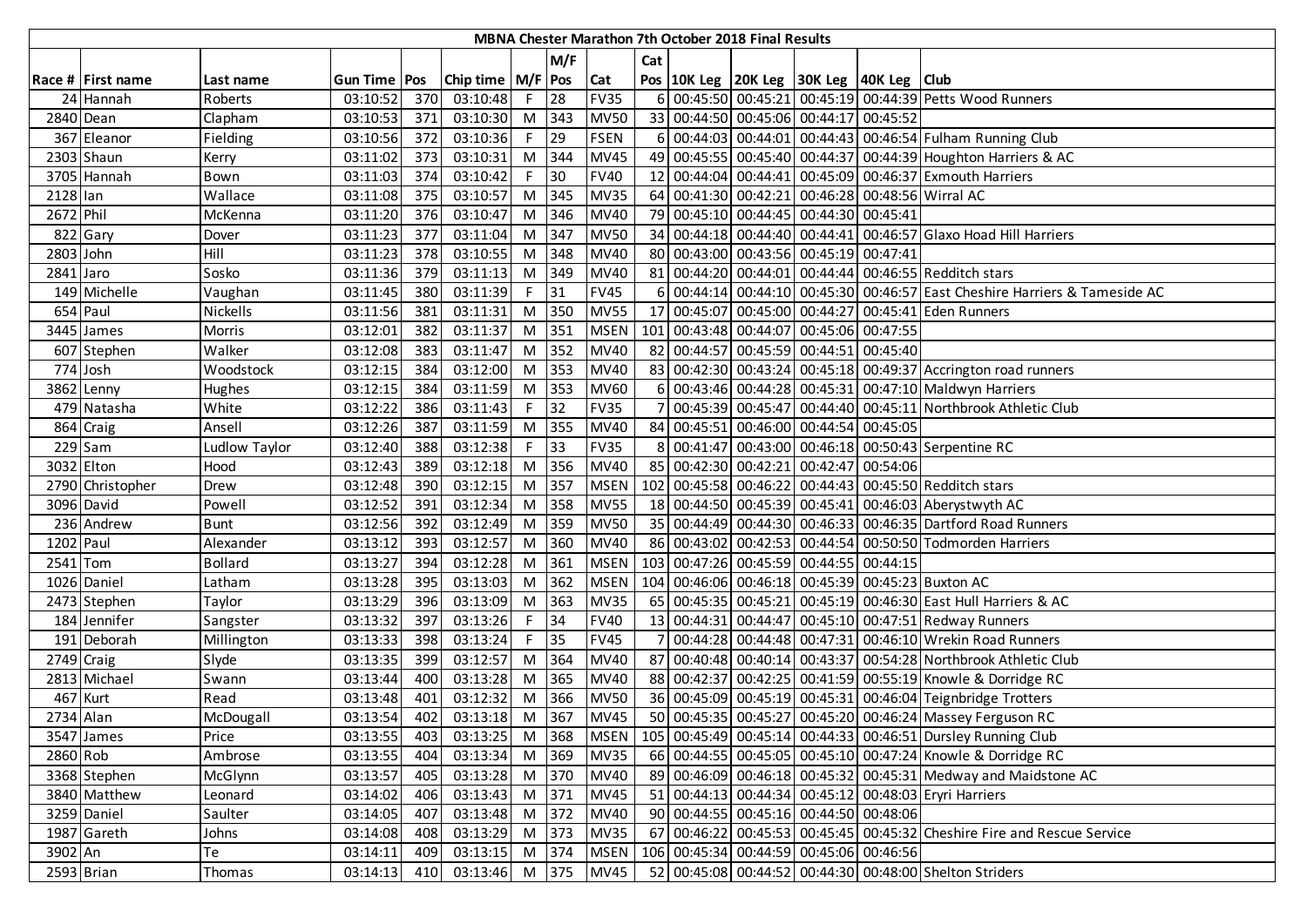# MBNA Chester Marathon 7th October 2018 Final Results

| Race # | First name | Last name | Gun Time | Pos | Chip time | M/F | M/F Pos | Cat | Cat Pos | 10K Leg | 20K Leg | 30K Leg | 40K Leg | Club |
|---|---|---|---|---|---|---|---|---|---|---|---|---|---|---|
| 24 | Hannah | Roberts | 03:10:52 | 370 | 03:10:48 | F | 28 | FV35 | 6 | 00:45:50 | 00:45:21 | 00:45:19 | 00:44:39 | Petts Wood Runners |
| 2840 | Dean | Clapham | 03:10:53 | 371 | 03:10:30 | M | 343 | MV50 | 33 | 00:44:50 | 00:45:06 | 00:44:17 | 00:45:52 | |
| 367 | Eleanor | Fielding | 03:10:56 | 372 | 03:10:36 | F | 29 | FSEN | 6 | 00:44:03 | 00:44:01 | 00:44:43 | 00:46:54 | Fulham Running Club |
| 2303 | Shaun | Kerry | 03:11:02 | 373 | 03:10:31 | M | 344 | MV45 | 49 | 00:45:55 | 00:45:40 | 00:44:37 | 00:44:39 | Houghton Harriers & AC |
| 3705 | Hannah | Bown | 03:11:03 | 374 | 03:10:42 | F | 30 | FV40 | 12 | 00:44:04 | 00:44:41 | 00:45:09 | 00:46:37 | Exmouth Harriers |
| 2128 | Ian | Wallace | 03:11:08 | 375 | 03:10:57 | M | 345 | MV35 | 64 | 00:41:30 | 00:42:21 | 00:46:28 | 00:48:56 | Wirral AC |
| 2672 | Phil | McKenna | 03:11:20 | 376 | 03:10:47 | M | 346 | MV40 | 79 | 00:45:10 | 00:44:45 | 00:44:30 | 00:45:41 | |
| 822 | Gary | Dover | 03:11:23 | 377 | 03:11:04 | M | 347 | MV50 | 34 | 00:44:18 | 00:44:40 | 00:44:41 | 00:46:57 | Glaxo Hoad Hill Harriers |
| 2803 | John | Hill | 03:11:23 | 378 | 03:10:55 | M | 348 | MV40 | 80 | 00:43:00 | 00:43:56 | 00:45:19 | 00:47:41 | |
| 2841 | Jaro | Sosko | 03:11:36 | 379 | 03:11:13 | M | 349 | MV40 | 81 | 00:44:20 | 00:44:01 | 00:44:44 | 00:46:55 | Redditch stars |
| 149 | Michelle | Vaughan | 03:11:45 | 380 | 03:11:39 | F | 31 | FV45 | 6 | 00:44:14 | 00:44:10 | 00:45:30 | 00:46:57 | East Cheshire Harriers & Tameside AC |
| 654 | Paul | Nickells | 03:11:56 | 381 | 03:11:31 | M | 350 | MV55 | 17 | 00:45:07 | 00:45:00 | 00:44:27 | 00:45:41 | Eden Runners |
| 3445 | James | Morris | 03:12:01 | 382 | 03:11:37 | M | 351 | MSEN | 101 | 00:43:48 | 00:44:07 | 00:45:06 | 00:47:55 | |
| 607 | Stephen | Walker | 03:12:08 | 383 | 03:11:47 | M | 352 | MV40 | 82 | 00:44:57 | 00:45:59 | 00:44:51 | 00:45:40 | |
| 774 | Josh | Woodstock | 03:12:15 | 384 | 03:12:00 | M | 353 | MV40 | 83 | 00:42:30 | 00:43:24 | 00:45:18 | 00:49:37 | Accrington road runners |
| 3862 | Lenny | Hughes | 03:12:15 | 384 | 03:11:59 | M | 353 | MV60 | 6 | 00:43:46 | 00:44:28 | 00:45:31 | 00:47:10 | Maldwyn Harriers |
| 479 | Natasha | White | 03:12:22 | 386 | 03:11:43 | F | 32 | FV35 | 7 | 00:45:39 | 00:45:47 | 00:44:40 | 00:45:11 | Northbrook Athletic Club |
| 864 | Craig | Ansell | 03:12:26 | 387 | 03:11:59 | M | 355 | MV40 | 84 | 00:45:51 | 00:46:00 | 00:44:54 | 00:45:05 | |
| 229 | Sam | Ludlow Taylor | 03:12:40 | 388 | 03:12:38 | F | 33 | FV35 | 8 | 00:41:47 | 00:43:00 | 00:46:18 | 00:50:43 | Serpentine RC |
| 3032 | Elton | Hood | 03:12:43 | 389 | 03:12:18 | M | 356 | MV40 | 85 | 00:42:30 | 00:42:21 | 00:42:47 | 00:54:06 | |
| 2790 | Christopher | Drew | 03:12:48 | 390 | 03:12:15 | M | 357 | MSEN | 102 | 00:45:58 | 00:46:22 | 00:44:43 | 00:45:50 | Redditch stars |
| 3096 | David | Powell | 03:12:52 | 391 | 03:12:34 | M | 358 | MV55 | 18 | 00:44:50 | 00:45:39 | 00:45:41 | 00:46:03 | Aberystwyth AC |
| 236 | Andrew | Bunt | 03:12:56 | 392 | 03:12:49 | M | 359 | MV50 | 35 | 00:44:49 | 00:44:30 | 00:46:33 | 00:46:35 | Dartford Road Runners |
| 1202 | Paul | Alexander | 03:13:12 | 393 | 03:12:57 | M | 360 | MV40 | 86 | 00:43:02 | 00:42:53 | 00:44:54 | 00:50:50 | Todmorden Harriers |
| 2541 | Tom | Bollard | 03:13:27 | 394 | 03:12:28 | M | 361 | MSEN | 103 | 00:47:26 | 00:45:59 | 00:44:55 | 00:44:15 | |
| 1026 | Daniel | Latham | 03:13:28 | 395 | 03:13:03 | M | 362 | MSEN | 104 | 00:46:06 | 00:46:18 | 00:45:39 | 00:45:23 | Buxton AC |
| 2473 | Stephen | Taylor | 03:13:29 | 396 | 03:13:09 | M | 363 | MV35 | 65 | 00:45:35 | 00:45:21 | 00:45:19 | 00:46:30 | East Hull Harriers & AC |
| 184 | Jennifer | Sangster | 03:13:32 | 397 | 03:13:26 | F | 34 | FV40 | 13 | 00:44:31 | 00:44:47 | 00:45:10 | 00:47:51 | Redway Runners |
| 191 | Deborah | Millington | 03:13:33 | 398 | 03:13:24 | F | 35 | FV45 | 7 | 00:44:28 | 00:44:48 | 00:47:31 | 00:46:10 | Wrekin Road Runners |
| 2749 | Craig | Slyde | 03:13:35 | 399 | 03:12:57 | M | 364 | MV40 | 87 | 00:40:48 | 00:40:14 | 00:43:37 | 00:54:28 | Northbrook Athletic Club |
| 2813 | Michael | Swann | 03:13:44 | 400 | 03:13:28 | M | 365 | MV40 | 88 | 00:42:37 | 00:42:25 | 00:41:59 | 00:55:19 | Knowle & Dorridge RC |
| 467 | Kurt | Read | 03:13:48 | 401 | 03:12:32 | M | 366 | MV50 | 36 | 00:45:09 | 00:45:19 | 00:45:31 | 00:46:04 | Teignbridge Trotters |
| 2734 | Alan | McDougall | 03:13:54 | 402 | 03:13:18 | M | 367 | MV45 | 50 | 00:45:35 | 00:45:27 | 00:45:20 | 00:46:24 | Massey Ferguson RC |
| 3547 | James | Price | 03:13:55 | 403 | 03:13:25 | M | 368 | MSEN | 105 | 00:45:49 | 00:45:14 | 00:44:33 | 00:46:51 | Dursley Running Club |
| 2860 | Rob | Ambrose | 03:13:55 | 404 | 03:13:34 | M | 369 | MV35 | 66 | 00:44:55 | 00:45:05 | 00:45:10 | 00:47:24 | Knowle & Dorridge RC |
| 3368 | Stephen | McGlynn | 03:13:57 | 405 | 03:13:28 | M | 370 | MV40 | 89 | 00:46:09 | 00:46:18 | 00:45:32 | 00:45:31 | Medway and Maidstone AC |
| 3840 | Matthew | Leonard | 03:14:02 | 406 | 03:13:43 | M | 371 | MV45 | 51 | 00:44:13 | 00:44:34 | 00:45:12 | 00:48:03 | Eryri Harriers |
| 3259 | Daniel | Saulter | 03:14:05 | 407 | 03:13:48 | M | 372 | MV40 | 90 | 00:44:55 | 00:45:16 | 00:44:50 | 00:48:06 | |
| 1987 | Gareth | Johns | 03:14:08 | 408 | 03:13:29 | M | 373 | MV35 | 67 | 00:46:22 | 00:45:53 | 00:45:45 | 00:45:32 | Cheshire Fire and Rescue Service |
| 3902 | An | Te | 03:14:11 | 409 | 03:13:15 | M | 374 | MSEN | 106 | 00:45:34 | 00:44:59 | 00:45:06 | 00:46:56 | |
| 2593 | Brian | Thomas | 03:14:13 | 410 | 03:13:46 | M | 375 | MV45 | 52 | 00:45:08 | 00:44:52 | 00:44:30 | 00:48:00 | Shelton Striders |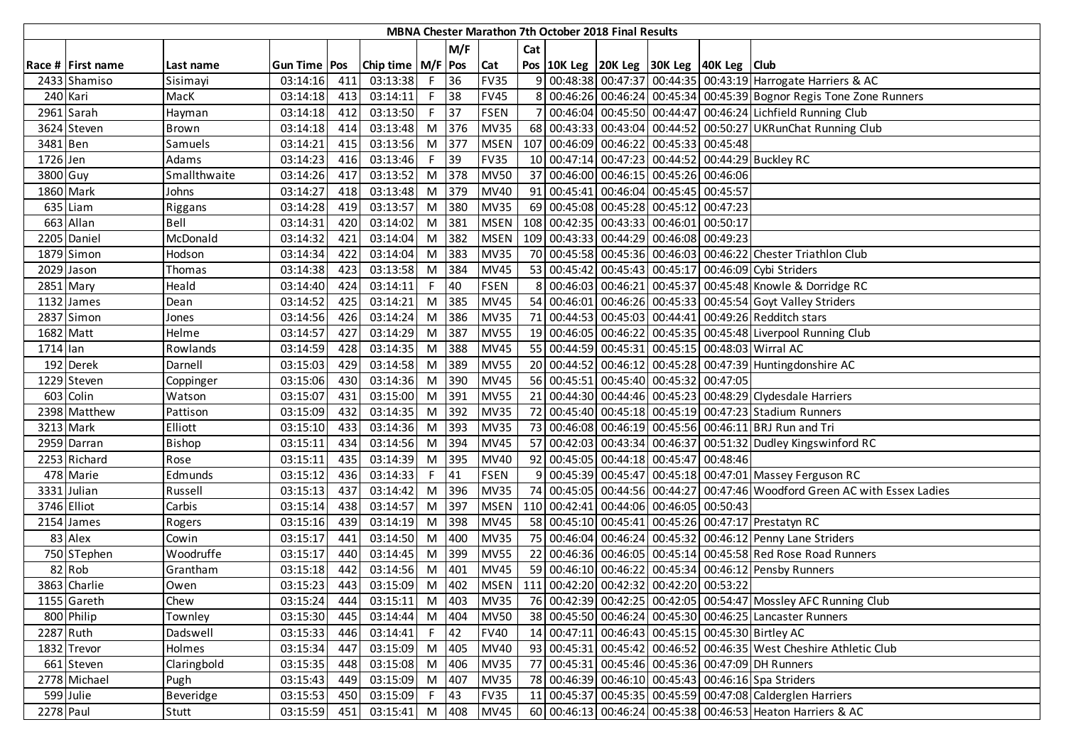| MBNA Chester Marathon 7th October 2018 Final Results | | | | | | | | | | | | | | | |
|---|---|---|---|---|---|---|---|---|---|---|---|---|---|---|---|
| | | | | | | | M/F | | Cat | | | | | | |
| Race # | First name | Last name | Gun Time | Pos | Chip time | M/F | Pos | Cat | Pos | 10K Leg | 20K Leg | 30K Leg | 40K Leg | Club |
| 2433 | Shamiso | Sisimayi | 03:14:16 | 411 | 03:13:38 | F | 36 | FV35 | 9 | 00:48:38 | 00:47:37 | 00:44:35 | 00:43:19 | Harrogate Harriers & AC |
| 240 | Kari | MacK | 03:14:18 | 413 | 03:14:11 | F | 38 | FV45 | 8 | 00:46:26 | 00:46:24 | 00:45:34 | 00:45:39 | Bognor Regis Tone Zone Runners |
| 2961 | Sarah | Hayman | 03:14:18 | 412 | 03:13:50 | F | 37 | FSEN | 7 | 00:46:04 | 00:45:50 | 00:44:47 | 00:46:24 | Lichfield Running Club |
| 3624 | Steven | Brown | 03:14:18 | 414 | 03:13:48 | M | 376 | MV35 | 68 | 00:43:33 | 00:43:04 | 00:44:52 | 00:50:27 | UKRunChat Running Club |
| 3481 | Ben | Samuels | 03:14:21 | 415 | 03:13:56 | M | 377 | MSEN | 107 | 00:46:09 | 00:46:22 | 00:45:33 | 00:45:48 | |
| 1726 | Jen | Adams | 03:14:23 | 416 | 03:13:46 | F | 39 | FV35 | 10 | 00:47:14 | 00:47:23 | 00:44:52 | 00:44:29 | Buckley RC |
| 3800 | Guy | Smallthwaite | 03:14:26 | 417 | 03:13:52 | M | 378 | MV50 | 37 | 00:46:00 | 00:46:15 | 00:45:26 | 00:46:06 | |
| 1860 | Mark | Johns | 03:14:27 | 418 | 03:13:48 | M | 379 | MV40 | 91 | 00:45:41 | 00:46:04 | 00:45:45 | 00:45:57 | |
| 635 | Liam | Riggans | 03:14:28 | 419 | 03:13:57 | M | 380 | MV35 | 69 | 00:45:08 | 00:45:28 | 00:45:12 | 00:47:23 | |
| 663 | Allan | Bell | 03:14:31 | 420 | 03:14:02 | M | 381 | MSEN | 108 | 00:42:35 | 00:43:33 | 00:46:01 | 00:50:17 | |
| 2205 | Daniel | McDonald | 03:14:32 | 421 | 03:14:04 | M | 382 | MSEN | 109 | 00:43:33 | 00:44:29 | 00:46:08 | 00:49:23 | |
| 1879 | Simon | Hodson | 03:14:34 | 422 | 03:14:04 | M | 383 | MV35 | 70 | 00:45:58 | 00:45:36 | 00:46:03 | 00:46:22 | Chester Triathlon Club |
| 2029 | Jason | Thomas | 03:14:38 | 423 | 03:13:58 | M | 384 | MV45 | 53 | 00:45:42 | 00:45:43 | 00:45:17 | 00:46:09 | Cybi Striders |
| 2851 | Mary | Heald | 03:14:40 | 424 | 03:14:11 | F | 40 | FSEN | 8 | 00:46:03 | 00:46:21 | 00:45:37 | 00:45:48 | Knowle & Dorridge RC |
| 1132 | James | Dean | 03:14:52 | 425 | 03:14:21 | M | 385 | MV45 | 54 | 00:46:01 | 00:46:26 | 00:45:33 | 00:45:54 | Goyt Valley Striders |
| 2837 | Simon | Jones | 03:14:56 | 426 | 03:14:24 | M | 386 | MV35 | 71 | 00:44:53 | 00:45:03 | 00:44:41 | 00:49:26 | Redditch stars |
| 1682 | Matt | Helme | 03:14:57 | 427 | 03:14:29 | M | 387 | MV55 | 19 | 00:46:05 | 00:46:22 | 00:45:35 | 00:45:48 | Liverpool Running Club |
| 1714 | Ian | Rowlands | 03:14:59 | 428 | 03:14:35 | M | 388 | MV45 | 55 | 00:44:59 | 00:45:31 | 00:45:15 | 00:48:03 | Wirral AC |
| 192 | Derek | Darnell | 03:15:03 | 429 | 03:14:58 | M | 389 | MV55 | 20 | 00:44:52 | 00:46:12 | 00:45:28 | 00:47:39 | Huntingdonshire AC |
| 1229 | Steven | Coppinger | 03:15:06 | 430 | 03:14:36 | M | 390 | MV45 | 56 | 00:45:51 | 00:45:40 | 00:45:32 | 00:47:05 | |
| 603 | Colin | Watson | 03:15:07 | 431 | 03:15:00 | M | 391 | MV55 | 21 | 00:44:30 | 00:44:46 | 00:45:23 | 00:48:29 | Clydesdale Harriers |
| 2398 | Matthew | Pattison | 03:15:09 | 432 | 03:14:35 | M | 392 | MV35 | 72 | 00:45:40 | 00:45:18 | 00:45:19 | 00:47:23 | Stadium Runners |
| 3213 | Mark | Elliott | 03:15:10 | 433 | 03:14:36 | M | 393 | MV35 | 73 | 00:46:08 | 00:46:19 | 00:45:56 | 00:46:11 | BRJ Run and Tri |
| 2959 | Darran | Bishop | 03:15:11 | 434 | 03:14:56 | M | 394 | MV45 | 57 | 00:42:03 | 00:43:34 | 00:46:37 | 00:51:32 | Dudley Kingswinford RC |
| 2253 | Richard | Rose | 03:15:11 | 435 | 03:14:39 | M | 395 | MV40 | 92 | 00:45:05 | 00:44:18 | 00:45:47 | 00:48:46 | |
| 478 | Marie | Edmunds | 03:15:12 | 436 | 03:14:33 | F | 41 | FSEN | 9 | 00:45:39 | 00:45:47 | 00:45:18 | 00:47:01 | Massey Ferguson RC |
| 3331 | Julian | Russell | 03:15:13 | 437 | 03:14:42 | M | 396 | MV35 | 74 | 00:45:05 | 00:44:56 | 00:44:27 | 00:47:46 | Woodford Green AC with Essex Ladies |
| 3746 | Elliot | Carbis | 03:15:14 | 438 | 03:14:57 | M | 397 | MSEN | 110 | 00:42:41 | 00:44:06 | 00:46:05 | 00:50:43 | |
| 2154 | James | Rogers | 03:15:16 | 439 | 03:14:19 | M | 398 | MV45 | 58 | 00:45:10 | 00:45:41 | 00:45:26 | 00:47:17 | Prestatyn RC |
| 83 | Alex | Cowin | 03:15:17 | 441 | 03:14:50 | M | 400 | MV35 | 75 | 00:46:04 | 00:46:24 | 00:45:32 | 00:46:12 | Penny Lane Striders |
| 750 | STephen | Woodruffe | 03:15:17 | 440 | 03:14:45 | M | 399 | MV55 | 22 | 00:46:36 | 00:46:05 | 00:45:14 | 00:45:58 | Red Rose Road Runners |
| 82 | Rob | Grantham | 03:15:18 | 442 | 03:14:56 | M | 401 | MV45 | 59 | 00:46:10 | 00:46:22 | 00:45:34 | 00:46:12 | Pensby Runners |
| 3863 | Charlie | Owen | 03:15:23 | 443 | 03:15:09 | M | 402 | MSEN | 111 | 00:42:20 | 00:42:32 | 00:42:20 | 00:53:22 | |
| 1155 | Gareth | Chew | 03:15:24 | 444 | 03:15:11 | M | 403 | MV35 | 76 | 00:42:39 | 00:42:25 | 00:42:05 | 00:54:47 | Mossley AFC Running Club |
| 800 | Philip | Townley | 03:15:30 | 445 | 03:14:44 | M | 404 | MV50 | 38 | 00:45:50 | 00:46:24 | 00:45:30 | 00:46:25 | Lancaster Runners |
| 2287 | Ruth | Dadswell | 03:15:33 | 446 | 03:14:41 | F | 42 | FV40 | 14 | 00:47:11 | 00:46:43 | 00:45:15 | 00:45:30 | Birtley AC |
| 1832 | Trevor | Holmes | 03:15:34 | 447 | 03:15:09 | M | 405 | MV40 | 93 | 00:45:31 | 00:45:42 | 00:46:52 | 00:46:35 | West Cheshire Athletic Club |
| 661 | Steven | Claringbold | 03:15:35 | 448 | 03:15:08 | M | 406 | MV35 | 77 | 00:45:31 | 00:45:46 | 00:45:36 | 00:47:09 | DH Runners |
| 2778 | Michael | Pugh | 03:15:43 | 449 | 03:15:09 | M | 407 | MV35 | 78 | 00:46:39 | 00:46:10 | 00:45:43 | 00:46:16 | Spa Striders |
| 599 | Julie | Beveridge | 03:15:53 | 450 | 03:15:09 | F | 43 | FV35 | 11 | 00:45:37 | 00:45:35 | 00:45:59 | 00:47:08 | Calderglen Harriers |
| 2278 | Paul | Stutt | 03:15:59 | 451 | 03:15:41 | M | 408 | MV45 | 60 | 00:46:13 | 00:46:24 | 00:45:38 | 00:46:53 | Heaton Harriers & AC |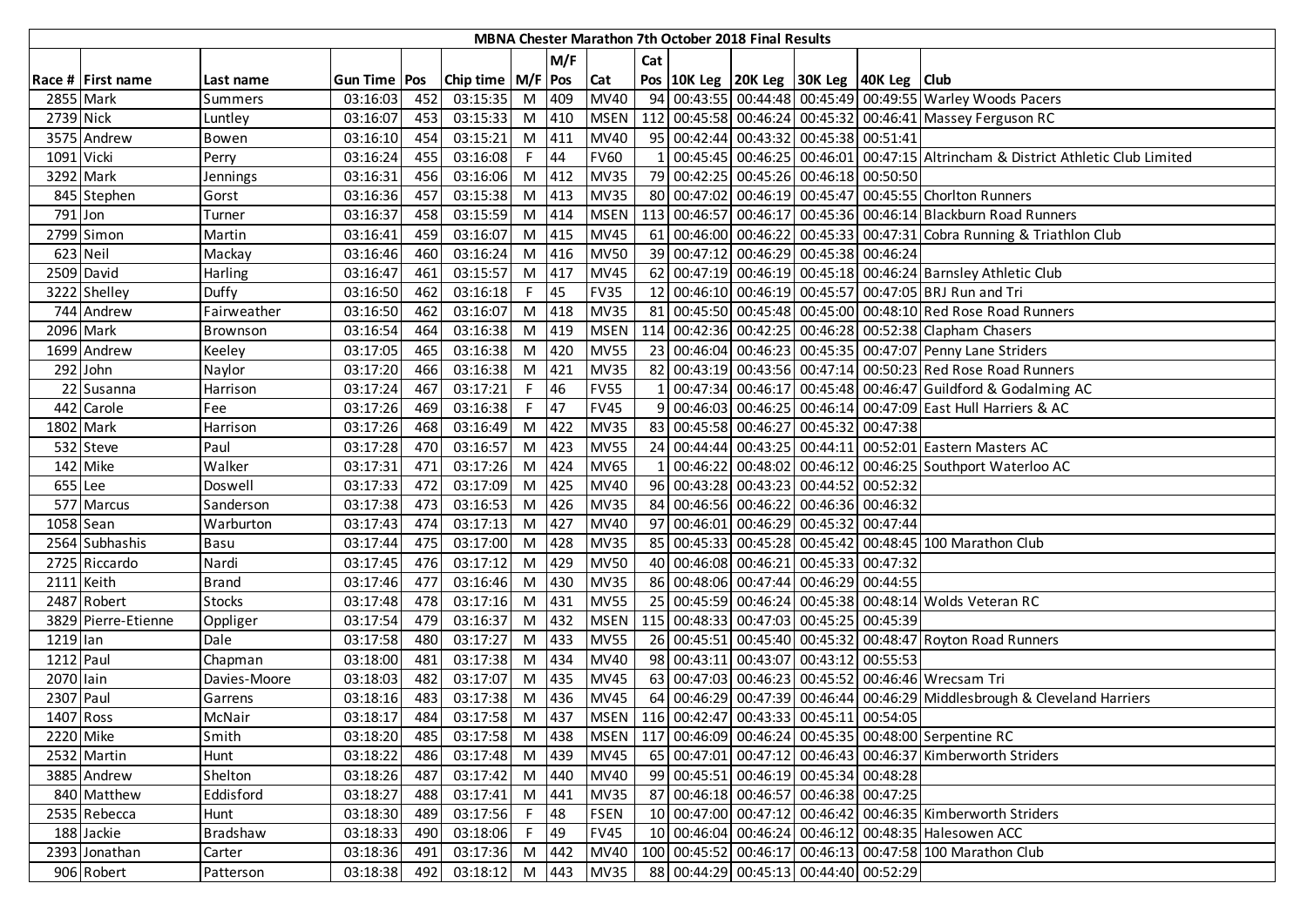| MBNA Chester Marathon 7th October 2018 Final Results | | | | | | | | | | | | | | |
|---|---|---|---|---|---|---|---|---|---|---|---|---|---|---|
| | | | | | | M/F | | Cat | | | | | | |
| Race # | First name | Last name | Gun Time | Pos | Chip time | M/F | Pos | Cat | Pos | 10K Leg | 20K Leg | 30K Leg | 40K Leg | Club |
| 2855 | Mark | Summers | 03:16:03 | 452 | 03:15:35 | M | 409 | MV40 | 94 | 00:43:55 | 00:44:48 | 00:45:49 | 00:49:55 | Warley Woods Pacers |
| 2739 | Nick | Luntley | 03:16:07 | 453 | 03:15:33 | M | 410 | MSEN | 112 | 00:45:58 | 00:46:24 | 00:45:32 | 00:46:41 | Massey Ferguson RC |
| 3575 | Andrew | Bowen | 03:16:10 | 454 | 03:15:21 | M | 411 | MV40 | 95 | 00:42:44 | 00:43:32 | 00:45:38 | 00:51:41 | |
| 1091 | Vicki | Perry | 03:16:24 | 455 | 03:16:08 | F | 44 | FV60 | 1 | 00:45:45 | 00:46:25 | 00:46:01 | 00:47:15 | Altrincham & District Athletic Club Limited |
| 3292 | Mark | Jennings | 03:16:31 | 456 | 03:16:06 | M | 412 | MV35 | 79 | 00:42:25 | 00:45:26 | 00:46:18 | 00:50:50 | |
| 845 | Stephen | Gorst | 03:16:36 | 457 | 03:15:38 | M | 413 | MV35 | 80 | 00:47:02 | 00:46:19 | 00:45:47 | 00:45:55 | Chorlton Runners |
| 791 | Jon | Turner | 03:16:37 | 458 | 03:15:59 | M | 414 | MSEN | 113 | 00:46:57 | 00:46:17 | 00:45:36 | 00:46:14 | Blackburn Road Runners |
| 2799 | Simon | Martin | 03:16:41 | 459 | 03:16:07 | M | 415 | MV45 | 61 | 00:46:00 | 00:46:22 | 00:45:33 | 00:47:31 | Cobra Running & Triathlon Club |
| 623 | Neil | Mackay | 03:16:46 | 460 | 03:16:24 | M | 416 | MV50 | 39 | 00:47:12 | 00:46:29 | 00:45:38 | 00:46:24 | |
| 2509 | David | Harling | 03:16:47 | 461 | 03:15:57 | M | 417 | MV45 | 62 | 00:47:19 | 00:46:19 | 00:45:18 | 00:46:24 | Barnsley Athletic Club |
| 3222 | Shelley | Duffy | 03:16:50 | 462 | 03:16:18 | F | 45 | FV35 | 12 | 00:46:10 | 00:46:19 | 00:45:57 | 00:47:05 | BRJ Run and Tri |
| 744 | Andrew | Fairweather | 03:16:50 | 462 | 03:16:07 | M | 418 | MV35 | 81 | 00:45:50 | 00:45:48 | 00:45:00 | 00:48:10 | Red Rose Road Runners |
| 2096 | Mark | Brownson | 03:16:54 | 464 | 03:16:38 | M | 419 | MSEN | 114 | 00:42:36 | 00:42:25 | 00:46:28 | 00:52:38 | Clapham Chasers |
| 1699 | Andrew | Keeley | 03:17:05 | 465 | 03:16:38 | M | 420 | MV55 | 23 | 00:46:04 | 00:46:23 | 00:45:35 | 00:47:07 | Penny Lane Striders |
| 292 | John | Naylor | 03:17:20 | 466 | 03:16:38 | M | 421 | MV35 | 82 | 00:43:19 | 00:43:56 | 00:47:14 | 00:50:23 | Red Rose Road Runners |
| 22 | Susanna | Harrison | 03:17:24 | 467 | 03:17:21 | F | 46 | FV55 | 1 | 00:47:34 | 00:46:17 | 00:45:48 | 00:46:47 | Guildford & Godalming AC |
| 442 | Carole | Fee | 03:17:26 | 469 | 03:16:38 | F | 47 | FV45 | 9 | 00:46:03 | 00:46:25 | 00:46:14 | 00:47:09 | East Hull Harriers & AC |
| 1802 | Mark | Harrison | 03:17:26 | 468 | 03:16:49 | M | 422 | MV35 | 83 | 00:45:58 | 00:46:27 | 00:45:32 | 00:47:38 | |
| 532 | Steve | Paul | 03:17:28 | 470 | 03:16:57 | M | 423 | MV55 | 24 | 00:44:44 | 00:43:25 | 00:44:11 | 00:52:01 | Eastern Masters AC |
| 142 | Mike | Walker | 03:17:31 | 471 | 03:17:26 | M | 424 | MV65 | 1 | 00:46:22 | 00:48:02 | 00:46:12 | 00:46:25 | Southport Waterloo AC |
| 655 | Lee | Doswell | 03:17:33 | 472 | 03:17:09 | M | 425 | MV40 | 96 | 00:43:28 | 00:43:23 | 00:44:52 | 00:52:32 | |
| 577 | Marcus | Sanderson | 03:17:38 | 473 | 03:16:53 | M | 426 | MV35 | 84 | 00:46:56 | 00:46:22 | 00:46:36 | 00:46:32 | |
| 1058 | Sean | Warburton | 03:17:43 | 474 | 03:17:13 | M | 427 | MV40 | 97 | 00:46:01 | 00:46:29 | 00:45:32 | 00:47:44 | |
| 2564 | Subhashis | Basu | 03:17:44 | 475 | 03:17:00 | M | 428 | MV35 | 85 | 00:45:33 | 00:45:28 | 00:45:42 | 00:48:45 | 100 Marathon Club |
| 2725 | Riccardo | Nardi | 03:17:45 | 476 | 03:17:12 | M | 429 | MV50 | 40 | 00:46:08 | 00:46:21 | 00:45:33 | 00:47:32 | |
| 2111 | Keith | Brand | 03:17:46 | 477 | 03:16:46 | M | 430 | MV35 | 86 | 00:48:06 | 00:47:44 | 00:46:29 | 00:44:55 | |
| 2487 | Robert | Stocks | 03:17:48 | 478 | 03:17:16 | M | 431 | MV55 | 25 | 00:45:59 | 00:46:24 | 00:45:38 | 00:48:14 | Wolds Veteran RC |
| 3829 | Pierre-Etienne | Oppliger | 03:17:54 | 479 | 03:16:37 | M | 432 | MSEN | 115 | 00:48:33 | 00:47:03 | 00:45:25 | 00:45:39 | |
| 1219 | Ian | Dale | 03:17:58 | 480 | 03:17:27 | M | 433 | MV55 | 26 | 00:45:51 | 00:45:40 | 00:45:32 | 00:48:47 | Royton Road Runners |
| 1212 | Paul | Chapman | 03:18:00 | 481 | 03:17:38 | M | 434 | MV40 | 98 | 00:43:11 | 00:43:07 | 00:43:12 | 00:55:53 | |
| 2070 | Iain | Davies-Moore | 03:18:03 | 482 | 03:17:07 | M | 435 | MV45 | 63 | 00:47:03 | 00:46:23 | 00:45:52 | 00:46:46 | Wrecsam Tri |
| 2307 | Paul | Garrens | 03:18:16 | 483 | 03:17:38 | M | 436 | MV45 | 64 | 00:46:29 | 00:47:39 | 00:46:44 | 00:46:29 | Middlesbrough & Cleveland Harriers |
| 1407 | Ross | McNair | 03:18:17 | 484 | 03:17:58 | M | 437 | MSEN | 116 | 00:42:47 | 00:43:33 | 00:45:11 | 00:54:05 | |
| 2220 | Mike | Smith | 03:18:20 | 485 | 03:17:58 | M | 438 | MSEN | 117 | 00:46:09 | 00:46:24 | 00:45:35 | 00:48:00 | Serpentine RC |
| 2532 | Martin | Hunt | 03:18:22 | 486 | 03:17:48 | M | 439 | MV45 | 65 | 00:47:01 | 00:47:12 | 00:46:43 | 00:46:37 | Kimberworth Striders |
| 3885 | Andrew | Shelton | 03:18:26 | 487 | 03:17:42 | M | 440 | MV40 | 99 | 00:45:51 | 00:46:19 | 00:45:34 | 00:48:28 | |
| 840 | Matthew | Eddisford | 03:18:27 | 488 | 03:17:41 | M | 441 | MV35 | 87 | 00:46:18 | 00:46:57 | 00:46:38 | 00:47:25 | |
| 2535 | Rebecca | Hunt | 03:18:30 | 489 | 03:17:56 | F | 48 | FSEN | 10 | 00:47:00 | 00:47:12 | 00:46:42 | 00:46:35 | Kimberworth Striders |
| 188 | Jackie | Bradshaw | 03:18:33 | 490 | 03:18:06 | F | 49 | FV45 | 10 | 00:46:04 | 00:46:24 | 00:46:12 | 00:48:35 | Halesowen ACC |
| 2393 | Jonathan | Carter | 03:18:36 | 491 | 03:17:36 | M | 442 | MV40 | 100 | 00:45:52 | 00:46:17 | 00:46:13 | 00:47:58 | 100 Marathon Club |
| 906 | Robert | Patterson | 03:18:38 | 492 | 03:18:12 | M | 443 | MV35 | 88 | 00:44:29 | 00:45:13 | 00:44:40 | 00:52:29 | |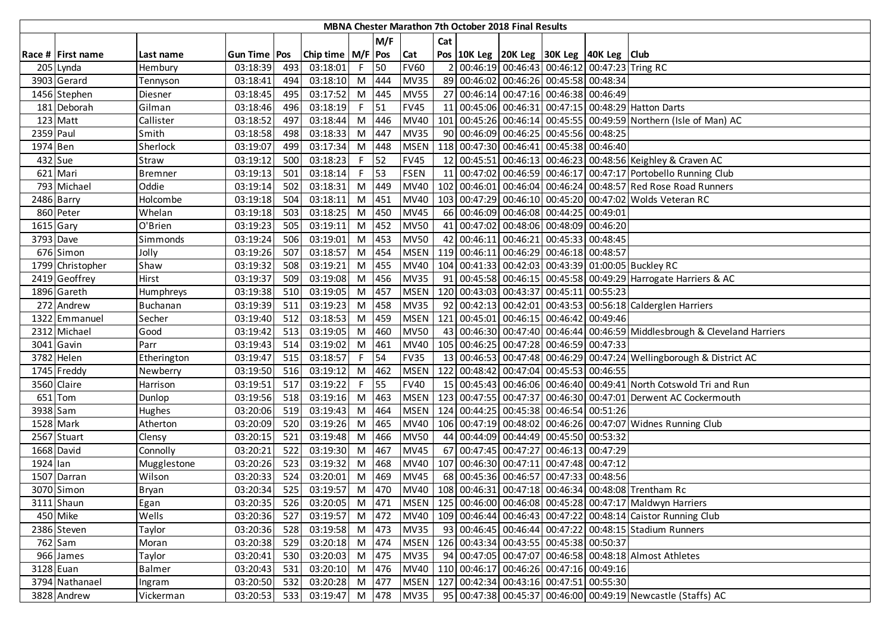| MBNA Chester Marathon 7th October 2018 Final Results | | | | | | | | | | | | | | | |
|---|---|---|---|---|---|---|---|---|---|---|---|---|---|---|---|
| | | | | | | | M/F | | Cat | | | | | | |
| Race # | First name | Last name | Gun Time | Pos | Chip time | M/F | Pos | Cat | Pos | 10K Leg | 20K Leg | 30K Leg | 40K Leg | Club |
| 205 | Lynda | Hembury | 03:18:39 | 493 | 03:18:01 | F | 50 | FV60 | 2 | 00:46:19 | 00:46:43 | 00:46:12 | 00:47:23 | Tring RC |
| 3903 | Gerard | Tennyson | 03:18:41 | 494 | 03:18:10 | M | 444 | MV35 | 89 | 00:46:02 | 00:46:26 | 00:45:58 | 00:48:34 | |
| 1456 | Stephen | Diesner | 03:18:45 | 495 | 03:17:52 | M | 445 | MV55 | 27 | 00:46:14 | 00:47:16 | 00:46:38 | 00:46:49 | |
| 181 | Deborah | Gilman | 03:18:46 | 496 | 03:18:19 | F | 51 | FV45 | 11 | 00:45:06 | 00:46:31 | 00:47:15 | 00:48:29 | Hatton Darts |
| 123 | Matt | Callister | 03:18:52 | 497 | 03:18:44 | M | 446 | MV40 | 101 | 00:45:26 | 00:46:14 | 00:45:55 | 00:49:59 | Northern (Isle of Man) AC |
| 2359 | Paul | Smith | 03:18:58 | 498 | 03:18:33 | M | 447 | MV35 | 90 | 00:46:09 | 00:46:25 | 00:45:56 | 00:48:25 | |
| 1974 | Ben | Sherlock | 03:19:07 | 499 | 03:17:34 | M | 448 | MSEN | 118 | 00:47:30 | 00:46:41 | 00:45:38 | 00:46:40 | |
| 432 | Sue | Straw | 03:19:12 | 500 | 03:18:23 | F | 52 | FV45 | 12 | 00:45:51 | 00:46:13 | 00:46:23 | 00:48:56 | Keighley & Craven AC |
| 621 | Mari | Bremner | 03:19:13 | 501 | 03:18:14 | F | 53 | FSEN | 11 | 00:47:02 | 00:46:59 | 00:46:17 | 00:47:17 | Portobello Running Club |
| 793 | Michael | Oddie | 03:19:14 | 502 | 03:18:31 | M | 449 | MV40 | 102 | 00:46:01 | 00:46:04 | 00:46:24 | 00:48:57 | Red Rose Road Runners |
| 2486 | Barry | Holcombe | 03:19:18 | 504 | 03:18:11 | M | 451 | MV40 | 103 | 00:47:29 | 00:46:10 | 00:45:20 | 00:47:02 | Wolds Veteran RC |
| 860 | Peter | Whelan | 03:19:18 | 503 | 03:18:25 | M | 450 | MV45 | 66 | 00:46:09 | 00:46:08 | 00:44:25 | 00:49:01 | |
| 1615 | Gary | O'Brien | 03:19:23 | 505 | 03:19:11 | M | 452 | MV50 | 41 | 00:47:02 | 00:48:06 | 00:48:09 | 00:46:20 | |
| 3793 | Dave | Simmonds | 03:19:24 | 506 | 03:19:01 | M | 453 | MV50 | 42 | 00:46:11 | 00:46:21 | 00:45:33 | 00:48:45 | |
| 676 | Simon | Jolly | 03:19:26 | 507 | 03:18:57 | M | 454 | MSEN | 119 | 00:46:11 | 00:46:29 | 00:46:18 | 00:48:57 | |
| 1799 | Christopher | Shaw | 03:19:32 | 508 | 03:19:21 | M | 455 | MV40 | 104 | 00:41:33 | 00:42:03 | 00:43:39 | 01:00:05 | Buckley RC |
| 2419 | Geoffrey | Hirst | 03:19:37 | 509 | 03:19:08 | M | 456 | MV35 | 91 | 00:45:58 | 00:46:15 | 00:45:58 | 00:49:29 | Harrogate Harriers & AC |
| 1896 | Gareth | Humphreys | 03:19:38 | 510 | 03:19:05 | M | 457 | MSEN | 120 | 00:43:03 | 00:43:37 | 00:45:11 | 00:55:23 | |
| 272 | Andrew | Buchanan | 03:19:39 | 511 | 03:19:23 | M | 458 | MV35 | 92 | 00:42:13 | 00:42:01 | 00:43:53 | 00:56:18 | Calderglen Harriers |
| 1322 | Emmanuel | Secher | 03:19:40 | 512 | 03:18:53 | M | 459 | MSEN | 121 | 00:45:01 | 00:46:15 | 00:46:42 | 00:49:46 | |
| 2312 | Michael | Good | 03:19:42 | 513 | 03:19:05 | M | 460 | MV50 | 43 | 00:46:30 | 00:47:40 | 00:46:44 | 00:46:59 | Middlesbrough & Cleveland Harriers |
| 3041 | Gavin | Parr | 03:19:43 | 514 | 03:19:02 | M | 461 | MV40 | 105 | 00:46:25 | 00:47:28 | 00:46:59 | 00:47:33 | |
| 3782 | Helen | Etherington | 03:19:47 | 515 | 03:18:57 | F | 54 | FV35 | 13 | 00:46:53 | 00:47:48 | 00:46:29 | 00:47:24 | Wellingborough & District AC |
| 1745 | Freddy | Newberry | 03:19:50 | 516 | 03:19:12 | M | 462 | MSEN | 122 | 00:48:42 | 00:47:04 | 00:45:53 | 00:46:55 | |
| 3560 | Claire | Harrison | 03:19:51 | 517 | 03:19:22 | F | 55 | FV40 | 15 | 00:45:43 | 00:46:06 | 00:46:40 | 00:49:41 | North Cotswold Tri and Run |
| 651 | Tom | Dunlop | 03:19:56 | 518 | 03:19:16 | M | 463 | MSEN | 123 | 00:47:55 | 00:47:37 | 00:46:30 | 00:47:01 | Derwent AC Cockermouth |
| 3938 | Sam | Hughes | 03:20:06 | 519 | 03:19:43 | M | 464 | MSEN | 124 | 00:44:25 | 00:45:38 | 00:46:54 | 00:51:26 | |
| 1528 | Mark | Atherton | 03:20:09 | 520 | 03:19:26 | M | 465 | MV40 | 106 | 00:47:19 | 00:48:02 | 00:46:26 | 00:47:07 | Widnes Running Club |
| 2567 | Stuart | Clensy | 03:20:15 | 521 | 03:19:48 | M | 466 | MV50 | 44 | 00:44:09 | 00:44:49 | 00:45:50 | 00:53:32 | |
| 1668 | David | Connolly | 03:20:21 | 522 | 03:19:30 | M | 467 | MV45 | 67 | 00:47:45 | 00:47:27 | 00:46:13 | 00:47:29 | |
| 1924 | Ian | Mugglestone | 03:20:26 | 523 | 03:19:32 | M | 468 | MV40 | 107 | 00:46:30 | 00:47:11 | 00:47:48 | 00:47:12 | |
| 1507 | Darran | Wilson | 03:20:33 | 524 | 03:20:01 | M | 469 | MV45 | 68 | 00:45:36 | 00:46:57 | 00:47:33 | 00:48:56 | |
| 3070 | Simon | Bryan | 03:20:34 | 525 | 03:19:57 | M | 470 | MV40 | 108 | 00:46:31 | 00:47:18 | 00:46:34 | 00:48:08 | Trentham Rc |
| 3111 | Shaun | Egan | 03:20:35 | 526 | 03:20:05 | M | 471 | MSEN | 125 | 00:46:00 | 00:46:08 | 00:45:28 | 00:47:17 | Maldwyn Harriers |
| 450 | Mike | Wells | 03:20:36 | 527 | 03:19:57 | M | 472 | MV40 | 109 | 00:46:44 | 00:46:43 | 00:47:22 | 00:48:14 | Caistor Running Club |
| 2386 | Steven | Taylor | 03:20:36 | 528 | 03:19:58 | M | 473 | MV35 | 93 | 00:46:45 | 00:46:44 | 00:47:22 | 00:48:15 | Stadium Runners |
| 762 | Sam | Moran | 03:20:38 | 529 | 03:20:18 | M | 474 | MSEN | 126 | 00:43:34 | 00:43:55 | 00:45:38 | 00:50:37 | |
| 966 | James | Taylor | 03:20:41 | 530 | 03:20:03 | M | 475 | MV35 | 94 | 00:47:05 | 00:47:07 | 00:46:58 | 00:48:18 | Almost Athletes |
| 3128 | Euan | Balmer | 03:20:43 | 531 | 03:20:10 | M | 476 | MV40 | 110 | 00:46:17 | 00:46:26 | 00:47:16 | 00:49:16 | |
| 3794 | Nathanael | Ingram | 03:20:50 | 532 | 03:20:28 | M | 477 | MSEN | 127 | 00:42:34 | 00:43:16 | 00:47:51 | 00:55:30 | |
| 3828 | Andrew | Vickerman | 03:20:53 | 533 | 03:19:47 | M | 478 | MV35 | 95 | 00:47:38 | 00:45:37 | 00:46:00 | 00:49:19 | Newcastle (Staffs) AC |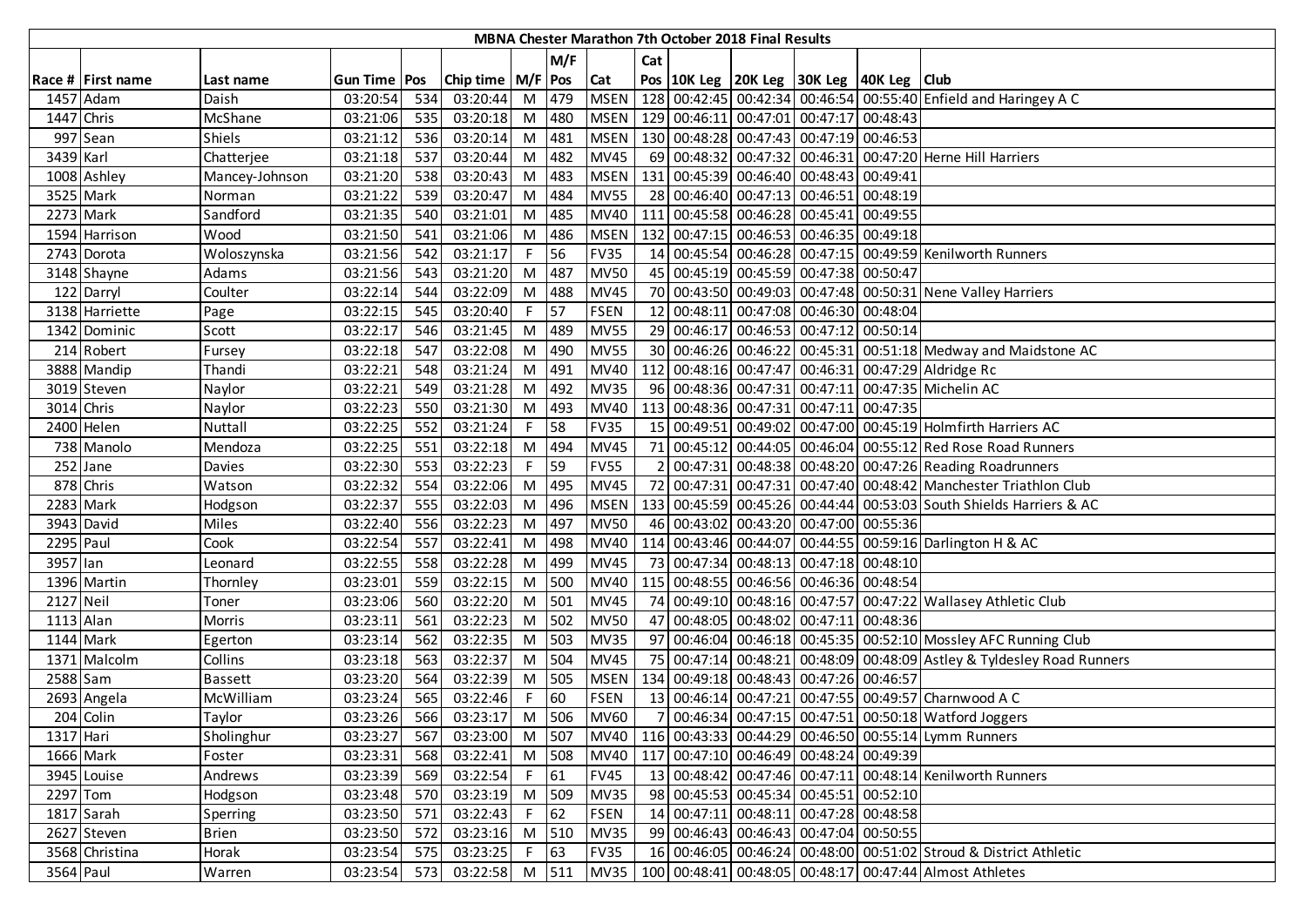# MBNA Chester Marathon 7th October 2018 Final Results

| Race # | First name | Last name | Gun Time | Pos | Chip time | M/F | M/F Pos | Cat | Cat Pos | 10K Leg | 20K Leg | 30K Leg | 40K Leg | Club |
|---|---|---|---|---|---|---|---|---|---|---|---|---|---|---|
| 1457 | Adam | Daish | 03:20:54 | 534 | 03:20:44 | M | 479 | MSEN | 128 | 00:42:45 | 00:42:34 | 00:46:54 | 00:55:40 | Enfield and Haringey A C |
| 1447 | Chris | McShane | 03:21:06 | 535 | 03:20:18 | M | 480 | MSEN | 129 | 00:46:11 | 00:47:01 | 00:47:17 | 00:48:43 | |
| 997 | Sean | Shiels | 03:21:12 | 536 | 03:20:14 | M | 481 | MSEN | 130 | 00:48:28 | 00:47:43 | 00:47:19 | 00:46:53 | |
| 3439 | Karl | Chatterjee | 03:21:18 | 537 | 03:20:44 | M | 482 | MV45 | 69 | 00:48:32 | 00:47:32 | 00:46:31 | 00:47:20 | Herne Hill Harriers |
| 1008 | Ashley | Mancey-Johnson | 03:21:20 | 538 | 03:20:43 | M | 483 | MSEN | 131 | 00:45:39 | 00:46:40 | 00:48:43 | 00:49:41 | |
| 3525 | Mark | Norman | 03:21:22 | 539 | 03:20:47 | M | 484 | MV55 | 28 | 00:46:40 | 00:47:13 | 00:46:51 | 00:48:19 | |
| 2273 | Mark | Sandford | 03:21:35 | 540 | 03:21:01 | M | 485 | MV40 | 111 | 00:45:58 | 00:46:28 | 00:45:41 | 00:49:55 | |
| 1594 | Harrison | Wood | 03:21:50 | 541 | 03:21:06 | M | 486 | MSEN | 132 | 00:47:15 | 00:46:53 | 00:46:35 | 00:49:18 | |
| 2743 | Dorota | Woloszynska | 03:21:56 | 542 | 03:21:17 | F | 56 | FV35 | 14 | 00:45:54 | 00:46:28 | 00:47:15 | 00:49:59 | Kenilworth Runners |
| 3148 | Shayne | Adams | 03:21:56 | 543 | 03:21:20 | M | 487 | MV50 | 45 | 00:45:19 | 00:45:59 | 00:47:38 | 00:50:47 | |
| 122 | Darryl | Coulter | 03:22:14 | 544 | 03:22:09 | M | 488 | MV45 | 70 | 00:43:50 | 00:49:03 | 00:47:48 | 00:50:31 | Nene Valley Harriers |
| 3138 | Harriette | Page | 03:22:15 | 545 | 03:20:40 | F | 57 | FSEN | 12 | 00:48:11 | 00:47:08 | 00:46:30 | 00:48:04 | |
| 1342 | Dominic | Scott | 03:22:17 | 546 | 03:21:45 | M | 489 | MV55 | 29 | 00:46:17 | 00:46:53 | 00:47:12 | 00:50:14 | |
| 214 | Robert | Fursey | 03:22:18 | 547 | 03:22:08 | M | 490 | MV55 | 30 | 00:46:26 | 00:46:22 | 00:45:31 | 00:51:18 | Medway and Maidstone AC |
| 3888 | Mandip | Thandi | 03:22:21 | 548 | 03:21:24 | M | 491 | MV40 | 112 | 00:48:16 | 00:47:47 | 00:46:31 | 00:47:29 | Aldridge Rc |
| 3019 | Steven | Naylor | 03:22:21 | 549 | 03:21:28 | M | 492 | MV35 | 96 | 00:48:36 | 00:47:31 | 00:47:11 | 00:47:35 | Michelin AC |
| 3014 | Chris | Naylor | 03:22:23 | 550 | 03:21:30 | M | 493 | MV40 | 113 | 00:48:36 | 00:47:31 | 00:47:11 | 00:47:35 | |
| 2400 | Helen | Nuttall | 03:22:25 | 552 | 03:21:24 | F | 58 | FV35 | 15 | 00:49:51 | 00:49:02 | 00:47:00 | 00:45:19 | Holmfirth Harriers AC |
| 738 | Manolo | Mendoza | 03:22:25 | 551 | 03:22:18 | M | 494 | MV45 | 71 | 00:45:12 | 00:44:05 | 00:46:04 | 00:55:12 | Red Rose Road Runners |
| 252 | Jane | Davies | 03:22:30 | 553 | 03:22:23 | F | 59 | FV55 | 2 | 00:47:31 | 00:48:38 | 00:48:20 | 00:47:26 | Reading Roadrunners |
| 878 | Chris | Watson | 03:22:32 | 554 | 03:22:06 | M | 495 | MV45 | 72 | 00:47:31 | 00:47:31 | 00:47:40 | 00:48:42 | Manchester Triathlon Club |
| 2283 | Mark | Hodgson | 03:22:37 | 555 | 03:22:03 | M | 496 | MSEN | 133 | 00:45:59 | 00:45:26 | 00:44:44 | 00:53:03 | South Shields Harriers & AC |
| 3943 | David | Miles | 03:22:40 | 556 | 03:22:23 | M | 497 | MV50 | 46 | 00:43:02 | 00:43:20 | 00:47:00 | 00:55:36 | |
| 2295 | Paul | Cook | 03:22:54 | 557 | 03:22:41 | M | 498 | MV40 | 114 | 00:43:46 | 00:44:07 | 00:44:55 | 00:59:16 | Darlington H & AC |
| 3957 | Ian | Leonard | 03:22:55 | 558 | 03:22:28 | M | 499 | MV45 | 73 | 00:47:34 | 00:48:13 | 00:47:18 | 00:48:10 | |
| 1396 | Martin | Thornley | 03:23:01 | 559 | 03:22:15 | M | 500 | MV40 | 115 | 00:48:55 | 00:46:56 | 00:46:36 | 00:48:54 | |
| 2127 | Neil | Toner | 03:23:06 | 560 | 03:22:20 | M | 501 | MV45 | 74 | 00:49:10 | 00:48:16 | 00:47:57 | 00:47:22 | Wallasey Athletic Club |
| 1113 | Alan | Morris | 03:23:11 | 561 | 03:22:23 | M | 502 | MV50 | 47 | 00:48:05 | 00:48:02 | 00:47:11 | 00:48:36 | |
| 1144 | Mark | Egerton | 03:23:14 | 562 | 03:22:35 | M | 503 | MV35 | 97 | 00:46:04 | 00:46:18 | 00:45:35 | 00:52:10 | Mossley AFC Running Club |
| 1371 | Malcolm | Collins | 03:23:18 | 563 | 03:22:37 | M | 504 | MV45 | 75 | 00:47:14 | 00:48:21 | 00:48:09 | 00:48:09 | Astley & Tyldesley Road Runners |
| 2588 | Sam | Bassett | 03:23:20 | 564 | 03:22:39 | M | 505 | MSEN | 134 | 00:49:18 | 00:48:43 | 00:47:26 | 00:46:57 | |
| 2693 | Angela | McWilliam | 03:23:24 | 565 | 03:22:46 | F | 60 | FSEN | 13 | 00:46:14 | 00:47:21 | 00:47:55 | 00:49:57 | Charnwood A C |
| 204 | Colin | Taylor | 03:23:26 | 566 | 03:23:17 | M | 506 | MV60 | 7 | 00:46:34 | 00:47:15 | 00:47:51 | 00:50:18 | Watford Joggers |
| 1317 | Hari | Sholinghur | 03:23:27 | 567 | 03:23:00 | M | 507 | MV40 | 116 | 00:43:33 | 00:44:29 | 00:46:50 | 00:55:14 | Lymm Runners |
| 1666 | Mark | Foster | 03:23:31 | 568 | 03:22:41 | M | 508 | MV40 | 117 | 00:47:10 | 00:46:49 | 00:48:24 | 00:49:39 | |
| 3945 | Louise | Andrews | 03:23:39 | 569 | 03:22:54 | F | 61 | FV45 | 13 | 00:48:42 | 00:47:46 | 00:47:11 | 00:48:14 | Kenilworth Runners |
| 2297 | Tom | Hodgson | 03:23:48 | 570 | 03:23:19 | M | 509 | MV35 | 98 | 00:45:53 | 00:45:34 | 00:45:51 | 00:52:10 | |
| 1817 | Sarah | Sperring | 03:23:50 | 571 | 03:22:43 | F | 62 | FSEN | 14 | 00:47:11 | 00:48:11 | 00:47:28 | 00:48:58 | |
| 2627 | Steven | Brien | 03:23:50 | 572 | 03:23:16 | M | 510 | MV35 | 99 | 00:46:43 | 00:46:43 | 00:47:04 | 00:50:55 | |
| 3568 | Christina | Horak | 03:23:54 | 575 | 03:23:25 | F | 63 | FV35 | 16 | 00:46:05 | 00:46:24 | 00:48:00 | 00:51:02 | Stroud & District Athletic |
| 3564 | Paul | Warren | 03:23:54 | 573 | 03:22:58 | M | 511 | MV35 | 100 | 00:48:41 | 00:48:05 | 00:48:17 | 00:47:44 | Almost Athletes |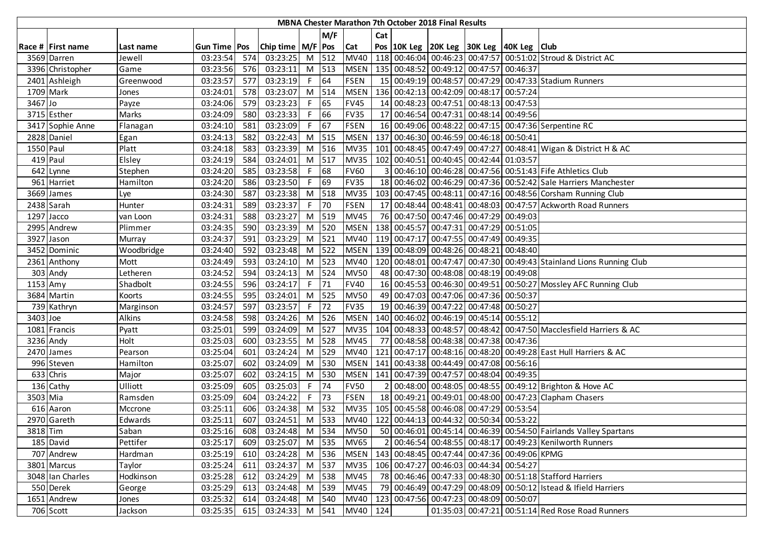# MBNA Chester Marathon 7th October 2018 Final Results

| Race # | First name | Last name | Gun Time | Pos | Chip time | M/F | M/F Pos | Cat | Cat Pos | 10K Leg | 20K Leg | 30K Leg | 40K Leg | Club |
|---|---|---|---|---|---|---|---|---|---|---|---|---|---|---|
| 3569 | Darren | Jewell | 03:23:54 | 574 | 03:23:25 | M | 512 | MV40 | 118 | 00:46:04 | 00:46:23 | 00:47:57 | 00:51:02 | Stroud & District AC |
| 3396 | Christopher | Game | 03:23:56 | 576 | 03:23:11 | M | 513 | MSEN | 135 | 00:48:52 | 00:49:12 | 00:47:57 | 00:46:37 | |
| 2401 | Ashleigh | Greenwood | 03:23:57 | 577 | 03:23:19 | F | 64 | FSEN | 15 | 00:49:19 | 00:48:57 | 00:47:29 | 00:47:33 | Stadium Runners |
| 1709 | Mark | Jones | 03:24:01 | 578 | 03:23:07 | M | 514 | MSEN | 136 | 00:42:13 | 00:42:09 | 00:48:17 | 00:57:24 | |
| 3467 | Jo | Payze | 03:24:06 | 579 | 03:23:23 | F | 65 | FV45 | 14 | 00:48:23 | 00:47:51 | 00:48:13 | 00:47:53 | |
| 3715 | Esther | Marks | 03:24:09 | 580 | 03:23:33 | F | 66 | FV35 | 17 | 00:46:54 | 00:47:31 | 00:48:14 | 00:49:56 | |
| 3417 | Sophie Anne | Flanagan | 03:24:10 | 581 | 03:23:09 | F | 67 | FSEN | 16 | 00:49:06 | 00:48:22 | 00:47:15 | 00:47:36 | Serpentine RC |
| 2828 | Daniel | Egan | 03:24:13 | 582 | 03:22:43 | M | 515 | MSEN | 137 | 00:46:30 | 00:46:59 | 00:46:18 | 00:50:41 | |
| 1550 | Paul | Platt | 03:24:18 | 583 | 03:23:39 | M | 516 | MV35 | 101 | 00:48:45 | 00:47:49 | 00:47:27 | 00:48:41 | Wigan & District H & AC |
| 419 | Paul | Elsley | 03:24:19 | 584 | 03:24:01 | M | 517 | MV35 | 102 | 00:40:51 | 00:40:45 | 00:42:44 | 01:03:57 | |
| 642 | Lynne | Stephen | 03:24:20 | 585 | 03:23:58 | F | 68 | FV60 | 3 | 00:46:10 | 00:46:28 | 00:47:56 | 00:51:43 | Fife Athletics Club |
| 961 | Harriet | Hamilton | 03:24:20 | 586 | 03:23:50 | F | 69 | FV35 | 18 | 00:46:02 | 00:46:29 | 00:47:36 | 00:52:42 | Sale Harriers Manchester |
| 3669 | James | Lye | 03:24:30 | 587 | 03:23:38 | M | 518 | MV35 | 103 | 00:47:45 | 00:48:11 | 00:47:16 | 00:48:56 | Corsham Running Club |
| 2438 | Sarah | Hunter | 03:24:31 | 589 | 03:23:37 | F | 70 | FSEN | 17 | 00:48:44 | 00:48:41 | 00:48:03 | 00:47:57 | Ackworth Road Runners |
| 1297 | Jacco | van Loon | 03:24:31 | 588 | 03:23:27 | M | 519 | MV45 | 76 | 00:47:50 | 00:47:46 | 00:47:29 | 00:49:03 | |
| 2995 | Andrew | Plimmer | 03:24:35 | 590 | 03:23:39 | M | 520 | MSEN | 138 | 00:45:57 | 00:47:31 | 00:47:29 | 00:51:05 | |
| 3927 | Jason | Murray | 03:24:37 | 591 | 03:23:29 | M | 521 | MV40 | 119 | 00:47:17 | 00:47:55 | 00:47:49 | 00:49:35 | |
| 3452 | Dominic | Woodbridge | 03:24:40 | 592 | 03:23:48 | M | 522 | MSEN | 139 | 00:48:09 | 00:48:26 | 00:48:21 | 00:48:40 | |
| 2361 | Anthony | Mott | 03:24:49 | 593 | 03:24:10 | M | 523 | MV40 | 120 | 00:48:01 | 00:47:47 | 00:47:30 | 00:49:43 | Stainland Lions Running Club |
| 303 | Andy | Letheren | 03:24:52 | 594 | 03:24:13 | M | 524 | MV50 | 48 | 00:47:30 | 00:48:08 | 00:48:19 | 00:49:08 | |
| 1153 | Amy | Shadbolt | 03:24:55 | 596 | 03:24:17 | F | 71 | FV40 | 16 | 00:45:53 | 00:46:30 | 00:49:51 | 00:50:27 | Mossley AFC Running Club |
| 3684 | Martin | Koorts | 03:24:55 | 595 | 03:24:01 | M | 525 | MV50 | 49 | 00:47:03 | 00:47:06 | 00:47:36 | 00:50:37 | |
| 739 | Kathryn | Marginson | 03:24:57 | 597 | 03:23:57 | F | 72 | FV35 | 19 | 00:46:39 | 00:47:22 | 00:47:48 | 00:50:27 | |
| 3403 | Joe | Alkins | 03:24:58 | 598 | 03:24:26 | M | 526 | MSEN | 140 | 00:46:02 | 00:46:19 | 00:45:14 | 00:55:12 | |
| 1081 | Francis | Pyatt | 03:25:01 | 599 | 03:24:09 | M | 527 | MV35 | 104 | 00:48:33 | 00:48:57 | 00:48:42 | 00:47:50 | Macclesfield Harriers & AC |
| 3236 | Andy | Holt | 03:25:03 | 600 | 03:23:55 | M | 528 | MV45 | 77 | 00:48:58 | 00:48:38 | 00:47:38 | 00:47:36 | |
| 2470 | James | Pearson | 03:25:04 | 601 | 03:24:24 | M | 529 | MV40 | 121 | 00:47:17 | 00:48:16 | 00:48:20 | 00:49:28 | East Hull Harriers & AC |
| 996 | Steven | Hamilton | 03:25:07 | 602 | 03:24:09 | M | 530 | MSEN | 141 | 00:43:38 | 00:44:49 | 00:47:08 | 00:56:16 | |
| 633 | Chris | Major | 03:25:07 | 602 | 03:24:15 | M | 530 | MSEN | 141 | 00:47:39 | 00:47:57 | 00:48:04 | 00:49:35 | |
| 136 | Cathy | Ulliott | 03:25:09 | 605 | 03:25:03 | F | 74 | FV50 | 2 | 00:48:00 | 00:48:05 | 00:48:55 | 00:49:12 | Brighton & Hove AC |
| 3503 | Mia | Ramsden | 03:25:09 | 604 | 03:24:22 | F | 73 | FSEN | 18 | 00:49:21 | 00:49:01 | 00:48:00 | 00:47:23 | Clapham Chasers |
| 616 | Aaron | Mccrone | 03:25:11 | 606 | 03:24:38 | M | 532 | MV35 | 105 | 00:45:58 | 00:46:08 | 00:47:29 | 00:53:54 | |
| 2970 | Gareth | Edwards | 03:25:11 | 607 | 03:24:51 | M | 533 | MV40 | 122 | 00:44:13 | 00:44:32 | 00:50:34 | 00:53:22 | |
| 3818 | Tim | Saban | 03:25:16 | 608 | 03:24:48 | M | 534 | MV50 | 50 | 00:46:01 | 00:45:14 | 00:46:39 | 00:54:50 | Fairlands Valley Spartans |
| 185 | David | Pettifer | 03:25:17 | 609 | 03:25:07 | M | 535 | MV65 | 2 | 00:46:54 | 00:48:55 | 00:48:17 | 00:49:23 | Kenilworth Runners |
| 707 | Andrew | Hardman | 03:25:19 | 610 | 03:24:28 | M | 536 | MSEN | 143 | 00:48:45 | 00:47:44 | 00:47:36 | 00:49:06 | KPMG |
| 3801 | Marcus | Taylor | 03:25:24 | 611 | 03:24:37 | M | 537 | MV35 | 106 | 00:47:27 | 00:46:03 | 00:44:34 | 00:54:27 | |
| 3048 | Ian Charles | Hodkinson | 03:25:28 | 612 | 03:24:29 | M | 538 | MV45 | 78 | 00:46:46 | 00:47:33 | 00:48:30 | 00:51:18 | Stafford Harriers |
| 550 | Derek | George | 03:25:29 | 613 | 03:24:48 | M | 539 | MV45 | 79 | 00:46:49 | 00:47:29 | 00:48:09 | 00:50:12 | Istead & Ifield Harriers |
| 1651 | Andrew | Jones | 03:25:32 | 614 | 03:24:48 | M | 540 | MV40 | 123 | 00:47:56 | 00:47:23 | 00:48:09 | 00:50:07 | |
| 706 | Scott | Jackson | 03:25:35 | 615 | 03:24:33 | M | 541 | MV40 | 124 | | 01:35:03 | 00:47:21 | 00:51:14 | Red Rose Road Runners |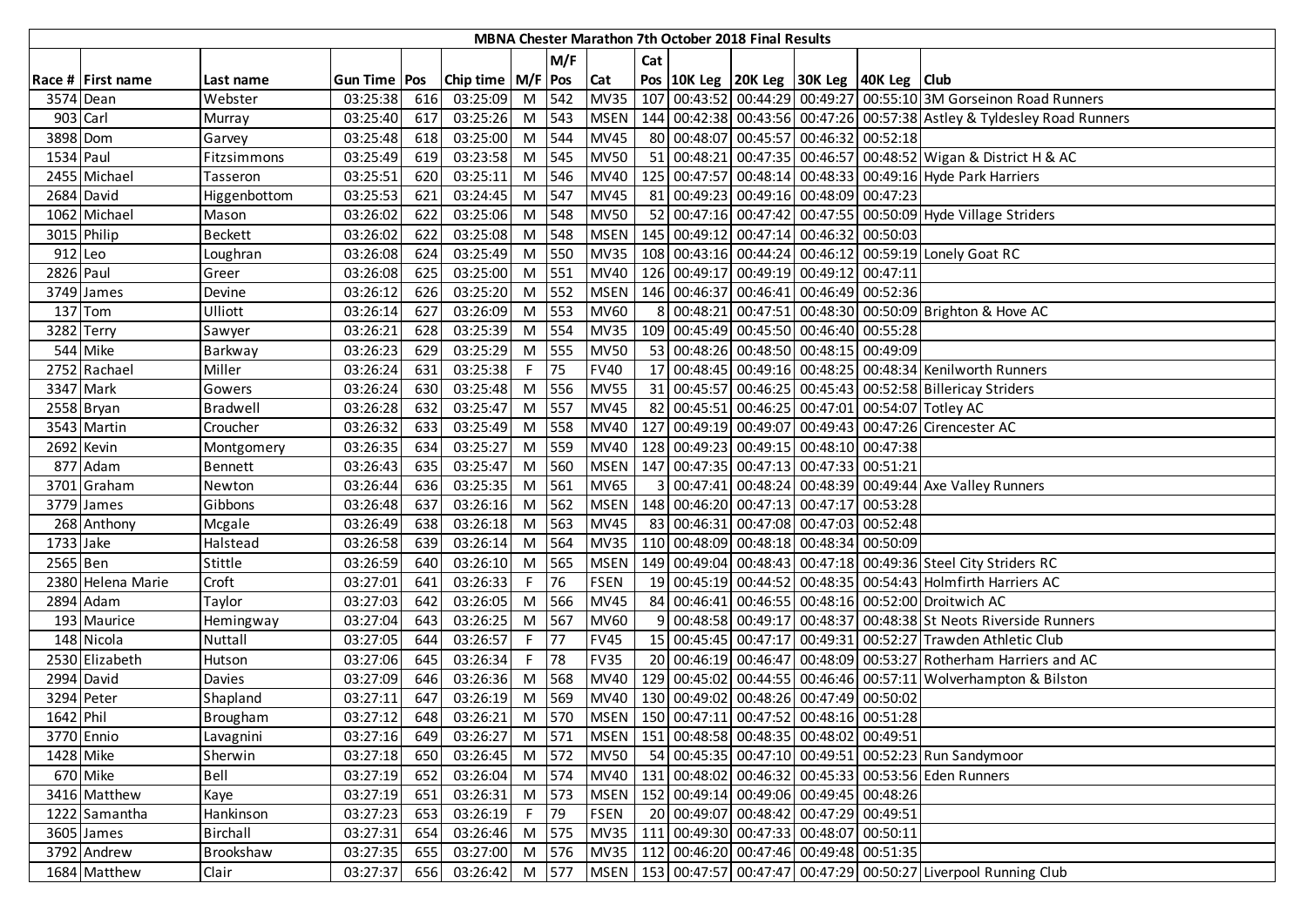| MBNA Chester Marathon 7th October 2018 Final Results | | | | | | | | | | | | | | | |
|---|---|---|---|---|---|---|---|---|---|---|---|---|---|---|---|
| | | | | | | | M/F | | Cat | | | | | | |
| Race # | First name | Last name | Gun Time | Pos | Chip time | M/F | Pos | Cat | Pos | 10K Leg | 20K Leg | 30K Leg | 40K Leg | Club |
| 3574 | Dean | Webster | 03:25:38 | 616 | 03:25:09 | M | 542 | MV35 | 107 | 00:43:52 | 00:44:29 | 00:49:27 | 00:55:10 | 3M Gorseinon Road Runners |
| 903 | Carl | Murray | 03:25:40 | 617 | 03:25:26 | M | 543 | MSEN | 144 | 00:42:38 | 00:43:56 | 00:47:26 | 00:57:38 | Astley & Tyldesley Road Runners |
| 3898 | Dom | Garvey | 03:25:48 | 618 | 03:25:00 | M | 544 | MV45 | 80 | 00:48:07 | 00:45:57 | 00:46:32 | 00:52:18 | |
| 1534 | Paul | Fitzsimmons | 03:25:49 | 619 | 03:23:58 | M | 545 | MV50 | 51 | 00:48:21 | 00:47:35 | 00:46:57 | 00:48:52 | Wigan & District H & AC |
| 2455 | Michael | Tasseron | 03:25:51 | 620 | 03:25:11 | M | 546 | MV40 | 125 | 00:47:57 | 00:48:14 | 00:48:33 | 00:49:16 | Hyde Park Harriers |
| 2684 | David | Higgenbottom | 03:25:53 | 621 | 03:24:45 | M | 547 | MV45 | 81 | 00:49:23 | 00:49:16 | 00:48:09 | 00:47:23 | |
| 1062 | Michael | Mason | 03:26:02 | 622 | 03:25:06 | M | 548 | MV50 | 52 | 00:47:16 | 00:47:42 | 00:47:55 | 00:50:09 | Hyde Village Striders |
| 3015 | Philip | Beckett | 03:26:02 | 622 | 03:25:08 | M | 548 | MSEN | 145 | 00:49:12 | 00:47:14 | 00:46:32 | 00:50:03 | |
| 912 | Leo | Loughran | 03:26:08 | 624 | 03:25:49 | M | 550 | MV35 | 108 | 00:43:16 | 00:44:24 | 00:46:12 | 00:59:19 | Lonely Goat RC |
| 2826 | Paul | Greer | 03:26:08 | 625 | 03:25:00 | M | 551 | MV40 | 126 | 00:49:17 | 00:49:19 | 00:49:12 | 00:47:11 | |
| 3749 | James | Devine | 03:26:12 | 626 | 03:25:20 | M | 552 | MSEN | 146 | 00:46:37 | 00:46:41 | 00:46:49 | 00:52:36 | |
| 137 | Tom | Ulliott | 03:26:14 | 627 | 03:26:09 | M | 553 | MV60 | 8 | 00:48:21 | 00:47:51 | 00:48:30 | 00:50:09 | Brighton & Hove AC |
| 3282 | Terry | Sawyer | 03:26:21 | 628 | 03:25:39 | M | 554 | MV35 | 109 | 00:45:49 | 00:45:50 | 00:46:40 | 00:55:28 | |
| 544 | Mike | Barkway | 03:26:23 | 629 | 03:25:29 | M | 555 | MV50 | 53 | 00:48:26 | 00:48:50 | 00:48:15 | 00:49:09 | |
| 2752 | Rachael | Miller | 03:26:24 | 631 | 03:25:38 | F | 75 | FV40 | 17 | 00:48:45 | 00:49:16 | 00:48:25 | 00:48:34 | Kenilworth Runners |
| 3347 | Mark | Gowers | 03:26:24 | 630 | 03:25:48 | M | 556 | MV55 | 31 | 00:45:57 | 00:46:25 | 00:45:43 | 00:52:58 | Billericay Striders |
| 2558 | Bryan | Bradwell | 03:26:28 | 632 | 03:25:47 | M | 557 | MV45 | 82 | 00:45:51 | 00:46:25 | 00:47:01 | 00:54:07 | Totley AC |
| 3543 | Martin | Croucher | 03:26:32 | 633 | 03:25:49 | M | 558 | MV40 | 127 | 00:49:19 | 00:49:07 | 00:49:43 | 00:47:26 | Cirencester AC |
| 2692 | Kevin | Montgomery | 03:26:35 | 634 | 03:25:27 | M | 559 | MV40 | 128 | 00:49:23 | 00:49:15 | 00:48:10 | 00:47:38 | |
| 877 | Adam | Bennett | 03:26:43 | 635 | 03:25:47 | M | 560 | MSEN | 147 | 00:47:35 | 00:47:13 | 00:47:33 | 00:51:21 | |
| 3701 | Graham | Newton | 03:26:44 | 636 | 03:25:35 | M | 561 | MV65 | 3 | 00:47:41 | 00:48:24 | 00:48:39 | 00:49:44 | Axe Valley Runners |
| 3779 | James | Gibbons | 03:26:48 | 637 | 03:26:16 | M | 562 | MSEN | 148 | 00:46:20 | 00:47:13 | 00:47:17 | 00:53:28 | |
| 268 | Anthony | Mcgale | 03:26:49 | 638 | 03:26:18 | M | 563 | MV45 | 83 | 00:46:31 | 00:47:08 | 00:47:03 | 00:52:48 | |
| 1733 | Jake | Halstead | 03:26:58 | 639 | 03:26:14 | M | 564 | MV35 | 110 | 00:48:09 | 00:48:18 | 00:48:34 | 00:50:09 | |
| 2565 | Ben | Stittle | 03:26:59 | 640 | 03:26:10 | M | 565 | MSEN | 149 | 00:49:04 | 00:48:43 | 00:47:18 | 00:49:36 | Steel City Striders RC |
| 2380 | Helena Marie | Croft | 03:27:01 | 641 | 03:26:33 | F | 76 | FSEN | 19 | 00:45:19 | 00:44:52 | 00:48:35 | 00:54:43 | Holmfirth Harriers AC |
| 2894 | Adam | Taylor | 03:27:03 | 642 | 03:26:05 | M | 566 | MV45 | 84 | 00:46:41 | 00:46:55 | 00:48:16 | 00:52:00 | Droitwich AC |
| 193 | Maurice | Hemingway | 03:27:04 | 643 | 03:26:25 | M | 567 | MV60 | 9 | 00:48:58 | 00:49:17 | 00:48:37 | 00:48:38 | St Neots Riverside Runners |
| 148 | Nicola | Nuttall | 03:27:05 | 644 | 03:26:57 | F | 77 | FV45 | 15 | 00:45:45 | 00:47:17 | 00:49:31 | 00:52:27 | Trawden Athletic Club |
| 2530 | Elizabeth | Hutson | 03:27:06 | 645 | 03:26:34 | F | 78 | FV35 | 20 | 00:46:19 | 00:46:47 | 00:48:09 | 00:53:27 | Rotherham Harriers and AC |
| 2994 | David | Davies | 03:27:09 | 646 | 03:26:36 | M | 568 | MV40 | 129 | 00:45:02 | 00:44:55 | 00:46:46 | 00:57:11 | Wolverhampton & Bilston |
| 3294 | Peter | Shapland | 03:27:11 | 647 | 03:26:19 | M | 569 | MV40 | 130 | 00:49:02 | 00:48:26 | 00:47:49 | 00:50:02 | |
| 1642 | Phil | Brougham | 03:27:12 | 648 | 03:26:21 | M | 570 | MSEN | 150 | 00:47:11 | 00:47:52 | 00:48:16 | 00:51:28 | |
| 3770 | Ennio | Lavagnini | 03:27:16 | 649 | 03:26:27 | M | 571 | MSEN | 151 | 00:48:58 | 00:48:35 | 00:48:02 | 00:49:51 | |
| 1428 | Mike | Sherwin | 03:27:18 | 650 | 03:26:45 | M | 572 | MV50 | 54 | 00:45:35 | 00:47:10 | 00:49:51 | 00:52:23 | Run Sandymoor |
| 670 | Mike | Bell | 03:27:19 | 652 | 03:26:04 | M | 574 | MV40 | 131 | 00:48:02 | 00:46:32 | 00:45:33 | 00:53:56 | Eden Runners |
| 3416 | Matthew | Kaye | 03:27:19 | 651 | 03:26:31 | M | 573 | MSEN | 152 | 00:49:14 | 00:49:06 | 00:49:45 | 00:48:26 | |
| 1222 | Samantha | Hankinson | 03:27:23 | 653 | 03:26:19 | F | 79 | FSEN | 20 | 00:49:07 | 00:48:42 | 00:47:29 | 00:49:51 | |
| 3605 | James | Birchall | 03:27:31 | 654 | 03:26:46 | M | 575 | MV35 | 111 | 00:49:30 | 00:47:33 | 00:48:07 | 00:50:11 | |
| 3792 | Andrew | Brookshaw | 03:27:35 | 655 | 03:27:00 | M | 576 | MV35 | 112 | 00:46:20 | 00:47:46 | 00:49:48 | 00:51:35 | |
| 1684 | Matthew | Clair | 03:27:37 | 656 | 03:26:42 | M | 577 | MSEN | 153 | 00:47:57 | 00:47:47 | 00:47:29 | 00:50:27 | Liverpool Running Club |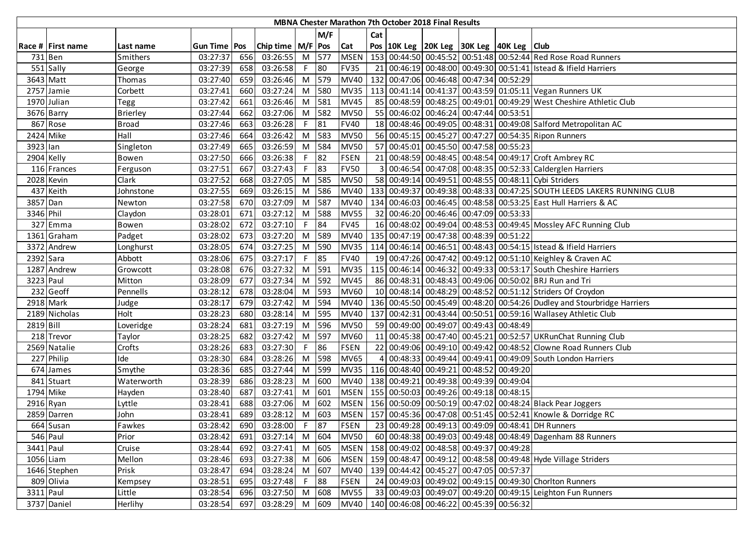| MBNA Chester Marathon 7th October 2018 Final Results | | | | | | | | | | | | | | | |
|---|---|---|---|---|---|---|---|---|---|---|---|---|---|---|---|
| | | | | | | | M/F | | Cat | | | | | | |
| Race # | First name | Last name | Gun Time | Pos | Chip time | M/F | Pos | Cat | Pos | 10K Leg | 20K Leg | 30K Leg | 40K Leg | Club |
| 731 | Ben | Smithers | 03:27:37 | 656 | 03:26:55 | M | 577 | MSEN | 153 | 00:44:50 | 00:45:52 | 00:51:48 | 00:52:44 | Red Rose Road Runners |
| 551 | Sally | George | 03:27:39 | 658 | 03:26:58 | F | 80 | FV35 | 21 | 00:46:19 | 00:48:00 | 00:49:30 | 00:51:41 | Istead & Ifield Harriers |
| 3643 | Matt | Thomas | 03:27:40 | 659 | 03:26:46 | M | 579 | MV40 | 132 | 00:47:06 | 00:46:48 | 00:47:34 | 00:52:29 | |
| 2757 | Jamie | Corbett | 03:27:41 | 660 | 03:27:24 | M | 580 | MV35 | 113 | 00:41:14 | 00:41:37 | 00:43:59 | 01:05:11 | Vegan Runners UK |
| 1970 | Julian | Tegg | 03:27:42 | 661 | 03:26:46 | M | 581 | MV45 | 85 | 00:48:59 | 00:48:25 | 00:49:01 | 00:49:29 | West Cheshire Athletic Club |
| 3676 | Barry | Brierley | 03:27:44 | 662 | 03:27:06 | M | 582 | MV50 | 55 | 00:46:02 | 00:46:24 | 00:47:44 | 00:53:51 | |
| 867 | Rose | Broad | 03:27:46 | 663 | 03:26:28 | F | 81 | FV40 | 18 | 00:48:46 | 00:49:05 | 00:48:31 | 00:49:08 | Salford Metropolitan AC |
| 2424 | Mike | Hall | 03:27:46 | 664 | 03:26:42 | M | 583 | MV50 | 56 | 00:45:15 | 00:45:27 | 00:47:27 | 00:54:35 | Ripon Runners |
| 3923 | Ian | Singleton | 03:27:49 | 665 | 03:26:59 | M | 584 | MV50 | 57 | 00:45:01 | 00:45:50 | 00:47:58 | 00:55:23 | |
| 2904 | Kelly | Bowen | 03:27:50 | 666 | 03:26:38 | F | 82 | FSEN | 21 | 00:48:59 | 00:48:45 | 00:48:54 | 00:49:17 | Croft Ambrey RC |
| 116 | Frances | Ferguson | 03:27:51 | 667 | 03:27:43 | F | 83 | FV50 | 3 | 00:46:54 | 00:47:08 | 00:48:35 | 00:52:33 | Calderglen Harriers |
| 2028 | Kevin | Clark | 03:27:52 | 668 | 03:27:05 | M | 585 | MV50 | 58 | 00:49:14 | 00:49:51 | 00:48:55 | 00:48:11 | Cybi Striders |
| 437 | Keith | Johnstone | 03:27:55 | 669 | 03:26:15 | M | 586 | MV40 | 133 | 00:49:37 | 00:49:38 | 00:48:33 | 00:47:25 | SOUTH LEEDS LAKERS RUNNING CLUB |
| 3857 | Dan | Newton | 03:27:58 | 670 | 03:27:09 | M | 587 | MV40 | 134 | 00:46:03 | 00:46:45 | 00:48:58 | 00:53:25 | East Hull Harriers & AC |
| 3346 | Phil | Claydon | 03:28:01 | 671 | 03:27:12 | M | 588 | MV55 | 32 | 00:46:20 | 00:46:46 | 00:47:09 | 00:53:33 | |
| 327 | Emma | Bowen | 03:28:02 | 672 | 03:27:10 | F | 84 | FV45 | 16 | 00:48:02 | 00:49:04 | 00:48:53 | 00:49:45 | Mossley AFC Running Club |
| 1361 | Graham | Padget | 03:28:02 | 673 | 03:27:20 | M | 589 | MV40 | 135 | 00:47:19 | 00:47:38 | 00:48:39 | 00:51:22 | |
| 3372 | Andrew | Longhurst | 03:28:05 | 674 | 03:27:25 | M | 590 | MV35 | 114 | 00:46:14 | 00:46:51 | 00:48:43 | 00:54:15 | Istead & Ifield Harriers |
| 2392 | Sara | Abbott | 03:28:06 | 675 | 03:27:17 | F | 85 | FV40 | 19 | 00:47:26 | 00:47:42 | 00:49:12 | 00:51:10 | Keighley & Craven AC |
| 1287 | Andrew | Growcott | 03:28:08 | 676 | 03:27:32 | M | 591 | MV35 | 115 | 00:46:14 | 00:46:32 | 00:49:33 | 00:53:17 | South Cheshire Harriers |
| 3223 | Paul | Mitton | 03:28:09 | 677 | 03:27:34 | M | 592 | MV45 | 86 | 00:48:31 | 00:48:43 | 00:49:06 | 00:50:02 | BRJ Run and Tri |
| 232 | Geoff | Pennells | 03:28:12 | 678 | 03:28:04 | M | 593 | MV60 | 10 | 00:48:14 | 00:48:29 | 00:48:52 | 00:51:12 | Striders Of Croydon |
| 2918 | Mark | Judge | 03:28:17 | 679 | 03:27:42 | M | 594 | MV40 | 136 | 00:45:50 | 00:45:49 | 00:48:20 | 00:54:26 | Dudley and Stourbridge Harriers |
| 2189 | Nicholas | Holt | 03:28:23 | 680 | 03:28:14 | M | 595 | MV40 | 137 | 00:42:31 | 00:43:44 | 00:50:51 | 00:59:16 | Wallasey Athletic Club |
| 2819 | Bill | Loveridge | 03:28:24 | 681 | 03:27:19 | M | 596 | MV50 | 59 | 00:49:00 | 00:49:07 | 00:49:43 | 00:48:49 | |
| 218 | Trevor | Taylor | 03:28:25 | 682 | 03:27:42 | M | 597 | MV60 | 11 | 00:45:38 | 00:47:40 | 00:45:21 | 00:52:57 | UKRunChat Running Club |
| 2569 | Natalie | Crofts | 03:28:26 | 683 | 03:27:30 | F | 86 | FSEN | 22 | 00:49:06 | 00:49:10 | 00:49:42 | 00:48:52 | Clowne Road Runners Club |
| 227 | Philip | Ide | 03:28:30 | 684 | 03:28:26 | M | 598 | MV65 | 4 | 00:48:33 | 00:49:44 | 00:49:41 | 00:49:09 | South London Harriers |
| 674 | James | Smythe | 03:28:36 | 685 | 03:27:44 | M | 599 | MV35 | 116 | 00:48:40 | 00:49:21 | 00:48:52 | 00:49:20 | |
| 841 | Stuart | Waterworth | 03:28:39 | 686 | 03:28:23 | M | 600 | MV40 | 138 | 00:49:21 | 00:49:38 | 00:49:39 | 00:49:04 | |
| 1794 | Mike | Hayden | 03:28:40 | 687 | 03:27:41 | M | 601 | MSEN | 155 | 00:50:03 | 00:49:26 | 00:49:18 | 00:48:15 | |
| 2916 | Ryan | Lyttle | 03:28:41 | 688 | 03:27:06 | M | 602 | MSEN | 156 | 00:50:09 | 00:50:19 | 00:47:02 | 00:48:24 | Black Pear Joggers |
| 2859 | Darren | John | 03:28:41 | 689 | 03:28:12 | M | 603 | MSEN | 157 | 00:45:36 | 00:47:08 | 00:51:45 | 00:52:41 | Knowle & Dorridge RC |
| 664 | Susan | Fawkes | 03:28:42 | 690 | 03:28:00 | F | 87 | FSEN | 23 | 00:49:28 | 00:49:13 | 00:49:09 | 00:48:41 | DH Runners |
| 546 | Paul | Prior | 03:28:42 | 691 | 03:27:14 | M | 604 | MV50 | 60 | 00:48:38 | 00:49:03 | 00:49:48 | 00:48:49 | Dagenham 88 Runners |
| 3441 | Paul | Cruise | 03:28:44 | 692 | 03:27:41 | M | 605 | MSEN | 158 | 00:49:02 | 00:48:58 | 00:49:37 | 00:49:28 | |
| 1056 | Liam | Mellon | 03:28:46 | 693 | 03:27:38 | M | 606 | MSEN | 159 | 00:48:47 | 00:49:12 | 00:48:58 | 00:49:48 | Hyde Village Striders |
| 1646 | Stephen | Prisk | 03:28:47 | 694 | 03:28:24 | M | 607 | MV40 | 139 | 00:44:42 | 00:45:27 | 00:47:05 | 00:57:37 | |
| 809 | Olivia | Kempsey | 03:28:51 | 695 | 03:27:48 | F | 88 | FSEN | 24 | 00:49:03 | 00:49:02 | 00:49:15 | 00:49:30 | Chorlton Runners |
| 3311 | Paul | Little | 03:28:54 | 696 | 03:27:50 | M | 608 | MV55 | 33 | 00:49:03 | 00:49:07 | 00:49:20 | 00:49:15 | Leighton Fun Runners |
| 3737 | Daniel | Herlihy | 03:28:54 | 697 | 03:28:29 | M | 609 | MV40 | 140 | 00:46:08 | 00:46:22 | 00:45:39 | 00:56:32 | |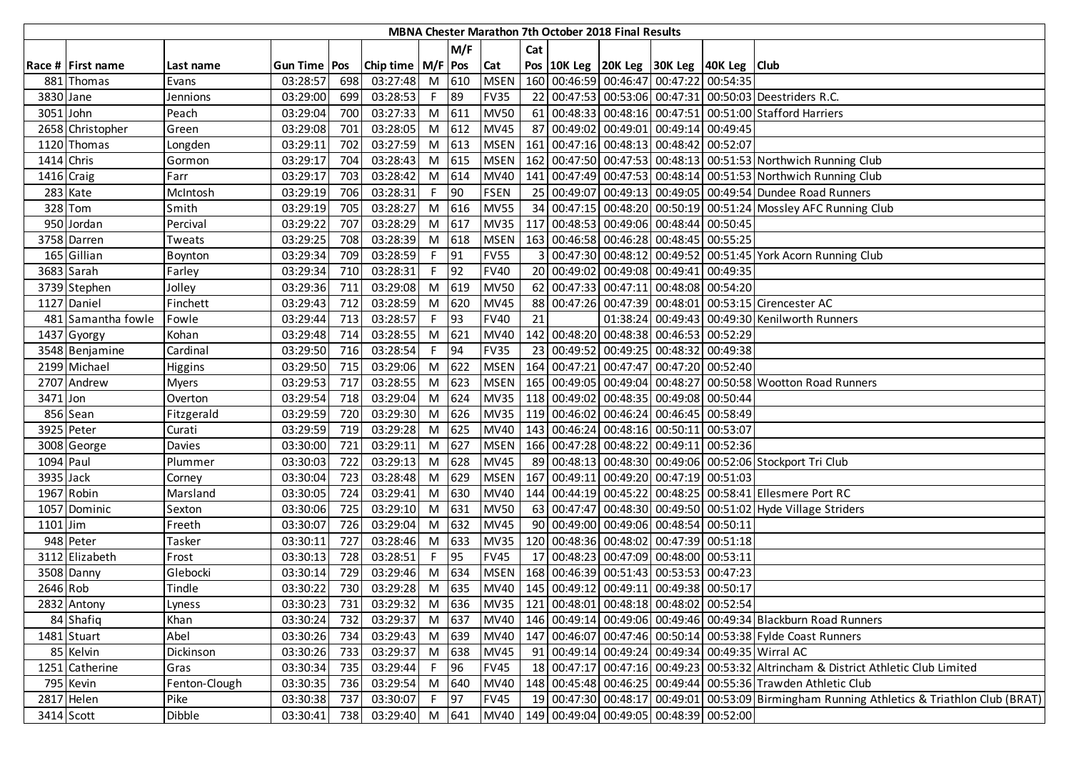| MBNA Chester Marathon 7th October 2018 Final Results | | | | | | | | | | | | | | | |
|---|---|---|---|---|---|---|---|---|---|---|---|---|---|---|---|
| | | | | | | | M/F | | Cat | | | | | | |
| Race # | First name | Last name | Gun Time | Pos | Chip time | M/F | Pos | Cat | Pos | 10K Leg | 20K Leg | 30K Leg | 40K Leg | Club |
| 881 | Thomas | Evans | 03:28:57 | 698 | 03:27:48 | M | 610 | MSEN | 160 | 00:46:59 | 00:46:47 | 00:47:22 | 00:54:35 | |
| 3830 | Jane | Jennions | 03:29:00 | 699 | 03:28:53 | F | 89 | FV35 | 22 | 00:47:53 | 00:53:06 | 00:47:31 | 00:50:03 | Deestriders R.C. |
| 3051 | John | Peach | 03:29:04 | 700 | 03:27:33 | M | 611 | MV50 | 61 | 00:48:33 | 00:48:16 | 00:47:51 | 00:51:00 | Stafford Harriers |
| 2658 | Christopher | Green | 03:29:08 | 701 | 03:28:05 | M | 612 | MV45 | 87 | 00:49:02 | 00:49:01 | 00:49:14 | 00:49:45 | |
| 1120 | Thomas | Longden | 03:29:11 | 702 | 03:27:59 | M | 613 | MSEN | 161 | 00:47:16 | 00:48:13 | 00:48:42 | 00:52:07 | |
| 1414 | Chris | Gormon | 03:29:17 | 704 | 03:28:43 | M | 615 | MSEN | 162 | 00:47:50 | 00:47:53 | 00:48:13 | 00:51:53 | Northwich Running Club |
| 1416 | Craig | Farr | 03:29:17 | 703 | 03:28:42 | M | 614 | MV40 | 141 | 00:47:49 | 00:47:53 | 00:48:14 | 00:51:53 | Northwich Running Club |
| 283 | Kate | McIntosh | 03:29:19 | 706 | 03:28:31 | F | 90 | FSEN | 25 | 00:49:07 | 00:49:13 | 00:49:05 | 00:49:54 | Dundee Road Runners |
| 328 | Tom | Smith | 03:29:19 | 705 | 03:28:27 | M | 616 | MV55 | 34 | 00:47:15 | 00:48:20 | 00:50:19 | 00:51:24 | Mossley AFC Running Club |
| 950 | Jordan | Percival | 03:29:22 | 707 | 03:28:29 | M | 617 | MV35 | 117 | 00:48:53 | 00:49:06 | 00:48:44 | 00:50:45 | |
| 3758 | Darren | Tweats | 03:29:25 | 708 | 03:28:39 | M | 618 | MSEN | 163 | 00:46:58 | 00:46:28 | 00:48:45 | 00:55:25 | |
| 165 | Gillian | Boynton | 03:29:34 | 709 | 03:28:59 | F | 91 | FV55 | 3 | 00:47:30 | 00:48:12 | 00:49:52 | 00:51:45 | York Acorn Running Club |
| 3683 | Sarah | Farley | 03:29:34 | 710 | 03:28:31 | F | 92 | FV40 | 20 | 00:49:02 | 00:49:08 | 00:49:41 | 00:49:35 | |
| 3739 | Stephen | Jolley | 03:29:36 | 711 | 03:29:08 | M | 619 | MV50 | 62 | 00:47:33 | 00:47:11 | 00:48:08 | 00:54:20 | |
| 1127 | Daniel | Finchett | 03:29:43 | 712 | 03:28:59 | M | 620 | MV45 | 88 | 00:47:26 | 00:47:39 | 00:48:01 | 00:53:15 | Cirencester AC |
| 481 | Samantha fowle | Fowle | 03:29:44 | 713 | 03:28:57 | F | 93 | FV40 | 21 | | 01:38:24 | 00:49:43 | 00:49:30 | Kenilworth Runners |
| 1437 | Gyorgy | Kohan | 03:29:48 | 714 | 03:28:55 | M | 621 | MV40 | 142 | 00:48:20 | 00:48:38 | 00:46:53 | 00:52:29 | |
| 3548 | Benjamine | Cardinal | 03:29:50 | 716 | 03:28:54 | F | 94 | FV35 | 23 | 00:49:52 | 00:49:25 | 00:48:32 | 00:49:38 | |
| 2199 | Michael | Higgins | 03:29:50 | 715 | 03:29:06 | M | 622 | MSEN | 164 | 00:47:21 | 00:47:47 | 00:47:20 | 00:52:40 | |
| 2707 | Andrew | Myers | 03:29:53 | 717 | 03:28:55 | M | 623 | MSEN | 165 | 00:49:05 | 00:49:04 | 00:48:27 | 00:50:58 | Wootton Road Runners |
| 3471 | Jon | Overton | 03:29:54 | 718 | 03:29:04 | M | 624 | MV35 | 118 | 00:49:02 | 00:48:35 | 00:49:08 | 00:50:44 | |
| 856 | Sean | Fitzgerald | 03:29:59 | 720 | 03:29:30 | M | 626 | MV35 | 119 | 00:46:02 | 00:46:24 | 00:46:45 | 00:58:49 | |
| 3925 | Peter | Curati | 03:29:59 | 719 | 03:29:28 | M | 625 | MV40 | 143 | 00:46:24 | 00:48:16 | 00:50:11 | 00:53:07 | |
| 3008 | George | Davies | 03:30:00 | 721 | 03:29:11 | M | 627 | MSEN | 166 | 00:47:28 | 00:48:22 | 00:49:11 | 00:52:36 | |
| 1094 | Paul | Plummer | 03:30:03 | 722 | 03:29:13 | M | 628 | MV45 | 89 | 00:48:13 | 00:48:30 | 00:49:06 | 00:52:06 | Stockport Tri Club |
| 3935 | Jack | Corney | 03:30:04 | 723 | 03:28:48 | M | 629 | MSEN | 167 | 00:49:11 | 00:49:20 | 00:47:19 | 00:51:03 | |
| 1967 | Robin | Marsland | 03:30:05 | 724 | 03:29:41 | M | 630 | MV40 | 144 | 00:44:19 | 00:45:22 | 00:48:25 | 00:58:41 | Ellesmere Port RC |
| 1057 | Dominic | Sexton | 03:30:06 | 725 | 03:29:10 | M | 631 | MV50 | 63 | 00:47:47 | 00:48:30 | 00:49:50 | 00:51:02 | Hyde Village Striders |
| 1101 | Jim | Freeth | 03:30:07 | 726 | 03:29:04 | M | 632 | MV45 | 90 | 00:49:00 | 00:49:06 | 00:48:54 | 00:50:11 | |
| 948 | Peter | Tasker | 03:30:11 | 727 | 03:28:46 | M | 633 | MV35 | 120 | 00:48:36 | 00:48:02 | 00:47:39 | 00:51:18 | |
| 3112 | Elizabeth | Frost | 03:30:13 | 728 | 03:28:51 | F | 95 | FV45 | 17 | 00:48:23 | 00:47:09 | 00:48:00 | 00:53:11 | |
| 3508 | Danny | Glebocki | 03:30:14 | 729 | 03:29:46 | M | 634 | MSEN | 168 | 00:46:39 | 00:51:43 | 00:53:53 | 00:47:23 | |
| 2646 | Rob | Tindle | 03:30:22 | 730 | 03:29:28 | M | 635 | MV40 | 145 | 00:49:12 | 00:49:11 | 00:49:38 | 00:50:17 | |
| 2832 | Antony | Lyness | 03:30:23 | 731 | 03:29:32 | M | 636 | MV35 | 121 | 00:48:01 | 00:48:18 | 00:48:02 | 00:52:54 | |
| 84 | Shafiq | Khan | 03:30:24 | 732 | 03:29:37 | M | 637 | MV40 | 146 | 00:49:14 | 00:49:06 | 00:49:46 | 00:49:34 | Blackburn Road Runners |
| 1481 | Stuart | Abel | 03:30:26 | 734 | 03:29:43 | M | 639 | MV40 | 147 | 00:46:07 | 00:47:46 | 00:50:14 | 00:53:38 | Fylde Coast Runners |
| 85 | Kelvin | Dickinson | 03:30:26 | 733 | 03:29:37 | M | 638 | MV45 | 91 | 00:49:14 | 00:49:24 | 00:49:34 | 00:49:35 | Wirral AC |
| 1251 | Catherine | Gras | 03:30:34 | 735 | 03:29:44 | F | 96 | FV45 | 18 | 00:47:17 | 00:47:16 | 00:49:23 | 00:53:32 | Altrincham & District Athletic Club Limited |
| 795 | Kevin | Fenton-Clough | 03:30:35 | 736 | 03:29:54 | M | 640 | MV40 | 148 | 00:45:48 | 00:46:25 | 00:49:44 | 00:55:36 | Trawden Athletic Club |
| 2817 | Helen | Pike | 03:30:38 | 737 | 03:30:07 | F | 97 | FV45 | 19 | 00:47:30 | 00:48:17 | 00:49:01 | 00:53:09 | Birmingham Running Athletics & Triathlon Club (BRAT) |
| 3414 | Scott | Dibble | 03:30:41 | 738 | 03:29:40 | M | 641 | MV40 | 149 | 00:49:04 | 00:49:05 | 00:48:39 | 00:52:00 | |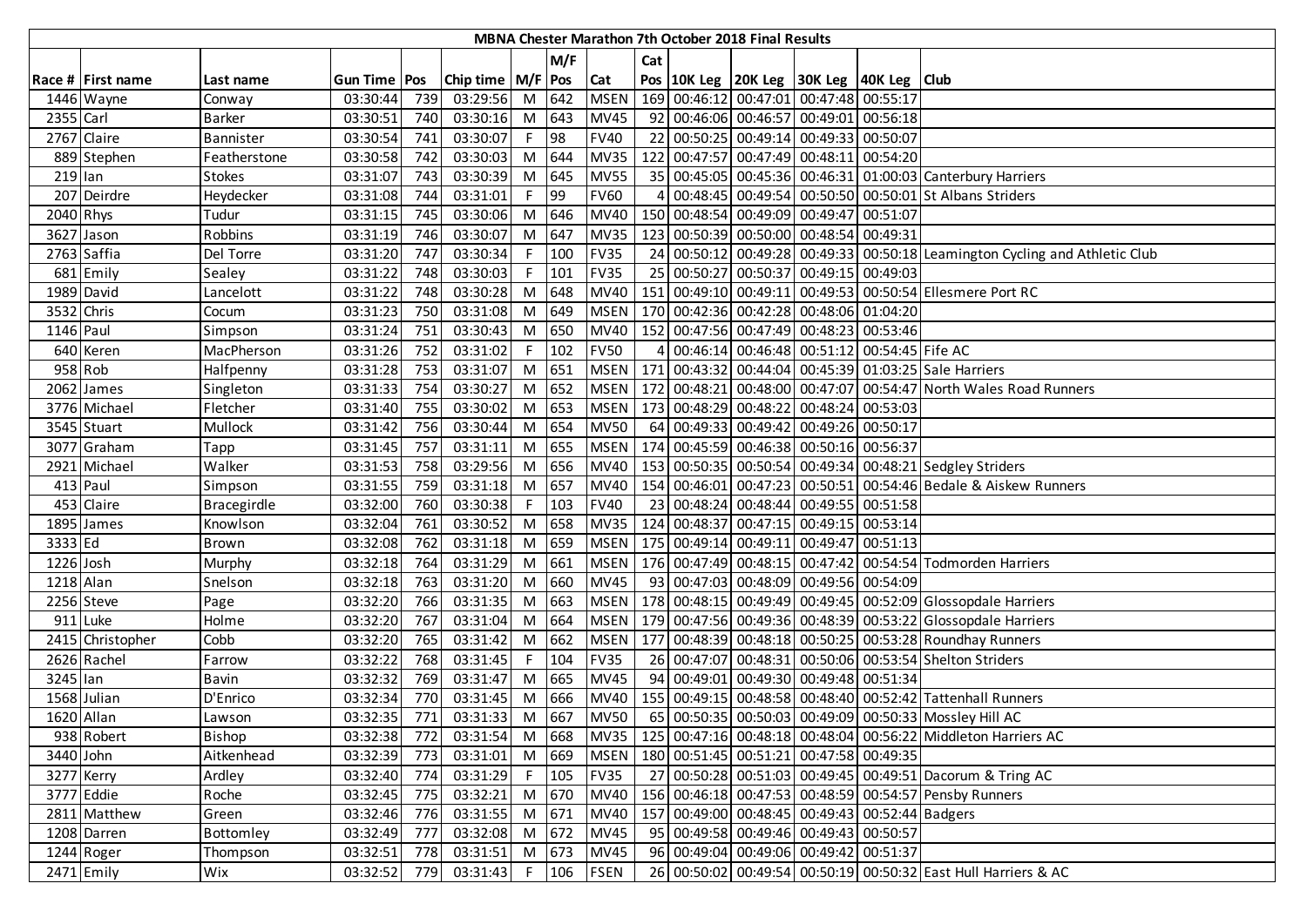# MBNA Chester Marathon 7th October 2018 Final Results

| Race # | First name | Last name | Gun Time | Pos | Chip time | M/F | M/F Pos | Cat | Cat Pos | 10K Leg | 20K Leg | 30K Leg | 40K Leg | Club |
|---|---|---|---|---|---|---|---|---|---|---|---|---|---|---|
| 1446 | Wayne | Conway | 03:30:44 | 739 | 03:29:56 | M | 642 | MSEN | 169 | 00:46:12 | 00:47:01 | 00:47:48 | 00:55:17 | |
| 2355 | Carl | Barker | 03:30:51 | 740 | 03:30:16 | M | 643 | MV45 | 92 | 00:46:06 | 00:46:57 | 00:49:01 | 00:56:18 | |
| 2767 | Claire | Bannister | 03:30:54 | 741 | 03:30:07 | F | 98 | FV40 | 22 | 00:50:25 | 00:49:14 | 00:49:33 | 00:50:07 | |
| 889 | Stephen | Featherstone | 03:30:58 | 742 | 03:30:03 | M | 644 | MV35 | 122 | 00:47:57 | 00:47:49 | 00:48:11 | 00:54:20 | |
| 219 | Ian | Stokes | 03:31:07 | 743 | 03:30:39 | M | 645 | MV55 | 35 | 00:45:05 | 00:45:36 | 00:46:31 | 01:00:03 | Canterbury Harriers |
| 207 | Deirdre | Heydecker | 03:31:08 | 744 | 03:31:01 | F | 99 | FV60 | 4 | 00:48:45 | 00:49:54 | 00:50:50 | 00:50:01 | St Albans Striders |
| 2040 | Rhys | Tudur | 03:31:15 | 745 | 03:30:06 | M | 646 | MV40 | 150 | 00:48:54 | 00:49:09 | 00:49:47 | 00:51:07 | |
| 3627 | Jason | Robbins | 03:31:19 | 746 | 03:30:07 | M | 647 | MV35 | 123 | 00:50:39 | 00:50:00 | 00:48:54 | 00:49:31 | |
| 2763 | Saffia | Del Torre | 03:31:20 | 747 | 03:30:34 | F | 100 | FV35 | 24 | 00:50:12 | 00:49:28 | 00:49:33 | 00:50:18 | Leamington Cycling and Athletic Club |
| 681 | Emily | Sealey | 03:31:22 | 748 | 03:30:03 | F | 101 | FV35 | 25 | 00:50:27 | 00:50:37 | 00:49:15 | 00:49:03 | |
| 1989 | David | Lancelott | 03:31:22 | 748 | 03:30:28 | M | 648 | MV40 | 151 | 00:49:10 | 00:49:11 | 00:49:53 | 00:50:54 | Ellesmere Port RC |
| 3532 | Chris | Cocum | 03:31:23 | 750 | 03:31:08 | M | 649 | MSEN | 170 | 00:42:36 | 00:42:28 | 00:48:06 | 01:04:20 | |
| 1146 | Paul | Simpson | 03:31:24 | 751 | 03:30:43 | M | 650 | MV40 | 152 | 00:47:56 | 00:47:49 | 00:48:23 | 00:53:46 | |
| 640 | Keren | MacPherson | 03:31:26 | 752 | 03:31:02 | F | 102 | FV50 | 4 | 00:46:14 | 00:46:48 | 00:51:12 | 00:54:45 | Fife AC |
| 958 | Rob | Halfpenny | 03:31:28 | 753 | 03:31:07 | M | 651 | MSEN | 171 | 00:43:32 | 00:44:04 | 00:45:39 | 01:03:25 | Sale Harriers |
| 2062 | James | Singleton | 03:31:33 | 754 | 03:30:27 | M | 652 | MSEN | 172 | 00:48:21 | 00:48:00 | 00:47:07 | 00:54:47 | North Wales Road Runners |
| 3776 | Michael | Fletcher | 03:31:40 | 755 | 03:30:02 | M | 653 | MSEN | 173 | 00:48:29 | 00:48:22 | 00:48:24 | 00:53:03 | |
| 3545 | Stuart | Mullock | 03:31:42 | 756 | 03:30:44 | M | 654 | MV50 | 64 | 00:49:33 | 00:49:42 | 00:49:26 | 00:50:17 | |
| 3077 | Graham | Tapp | 03:31:45 | 757 | 03:31:11 | M | 655 | MSEN | 174 | 00:45:59 | 00:46:38 | 00:50:16 | 00:56:37 | |
| 2921 | Michael | Walker | 03:31:53 | 758 | 03:29:56 | M | 656 | MV40 | 153 | 00:50:35 | 00:50:54 | 00:49:34 | 00:48:21 | Sedgley Striders |
| 413 | Paul | Simpson | 03:31:55 | 759 | 03:31:18 | M | 657 | MV40 | 154 | 00:46:01 | 00:47:23 | 00:50:51 | 00:54:46 | Bedale & Aiskew Runners |
| 453 | Claire | Bracegirdle | 03:32:00 | 760 | 03:30:38 | F | 103 | FV40 | 23 | 00:48:24 | 00:48:44 | 00:49:55 | 00:51:58 | |
| 1895 | James | Knowlson | 03:32:04 | 761 | 03:30:52 | M | 658 | MV35 | 124 | 00:48:37 | 00:47:15 | 00:49:15 | 00:53:14 | |
| 3333 | Ed | Brown | 03:32:08 | 762 | 03:31:18 | M | 659 | MSEN | 175 | 00:49:14 | 00:49:11 | 00:49:47 | 00:51:13 | |
| 1226 | Josh | Murphy | 03:32:18 | 764 | 03:31:29 | M | 661 | MSEN | 176 | 00:47:49 | 00:48:15 | 00:47:42 | 00:54:54 | Todmorden Harriers |
| 1218 | Alan | Snelson | 03:32:18 | 763 | 03:31:20 | M | 660 | MV45 | 93 | 00:47:03 | 00:48:09 | 00:49:56 | 00:54:09 | |
| 2256 | Steve | Page | 03:32:20 | 766 | 03:31:35 | M | 663 | MSEN | 178 | 00:48:15 | 00:49:49 | 00:49:45 | 00:52:09 | Glossopdale Harriers |
| 911 | Luke | Holme | 03:32:20 | 767 | 03:31:04 | M | 664 | MSEN | 179 | 00:47:56 | 00:49:36 | 00:48:39 | 00:53:22 | Glossopdale Harriers |
| 2415 | Christopher | Cobb | 03:32:20 | 765 | 03:31:42 | M | 662 | MSEN | 177 | 00:48:39 | 00:48:18 | 00:50:25 | 00:53:28 | Roundhay Runners |
| 2626 | Rachel | Farrow | 03:32:22 | 768 | 03:31:45 | F | 104 | FV35 | 26 | 00:47:07 | 00:48:31 | 00:50:06 | 00:53:54 | Shelton Striders |
| 3245 | Ian | Bavin | 03:32:32 | 769 | 03:31:47 | M | 665 | MV45 | 94 | 00:49:01 | 00:49:30 | 00:49:48 | 00:51:34 | |
| 1568 | Julian | D'Enrico | 03:32:34 | 770 | 03:31:45 | M | 666 | MV40 | 155 | 00:49:15 | 00:48:58 | 00:48:40 | 00:52:42 | Tattenhall Runners |
| 1620 | Allan | Lawson | 03:32:35 | 771 | 03:31:33 | M | 667 | MV50 | 65 | 00:50:35 | 00:50:03 | 00:49:09 | 00:50:33 | Mossley Hill AC |
| 938 | Robert | Bishop | 03:32:38 | 772 | 03:31:54 | M | 668 | MV35 | 125 | 00:47:16 | 00:48:18 | 00:48:04 | 00:56:22 | Middleton Harriers AC |
| 3440 | John | Aitkenhead | 03:32:39 | 773 | 03:31:01 | M | 669 | MSEN | 180 | 00:51:45 | 00:51:21 | 00:47:58 | 00:49:35 | |
| 3277 | Kerry | Ardley | 03:32:40 | 774 | 03:31:29 | F | 105 | FV35 | 27 | 00:50:28 | 00:51:03 | 00:49:45 | 00:49:51 | Dacorum & Tring AC |
| 3777 | Eddie | Roche | 03:32:45 | 775 | 03:32:21 | M | 670 | MV40 | 156 | 00:46:18 | 00:47:53 | 00:48:59 | 00:54:57 | Pensby Runners |
| 2811 | Matthew | Green | 03:32:46 | 776 | 03:31:55 | M | 671 | MV40 | 157 | 00:49:00 | 00:48:45 | 00:49:43 | 00:52:44 | Badgers |
| 1208 | Darren | Bottomley | 03:32:49 | 777 | 03:32:08 | M | 672 | MV45 | 95 | 00:49:58 | 00:49:46 | 00:49:43 | 00:50:57 | |
| 1244 | Roger | Thompson | 03:32:51 | 778 | 03:31:51 | M | 673 | MV45 | 96 | 00:49:04 | 00:49:06 | 00:49:42 | 00:51:37 | |
| 2471 | Emily | Wix | 03:32:52 | 779 | 03:31:43 | F | 106 | FSEN | 26 | 00:50:02 | 00:49:54 | 00:50:19 | 00:50:32 | East Hull Harriers & AC |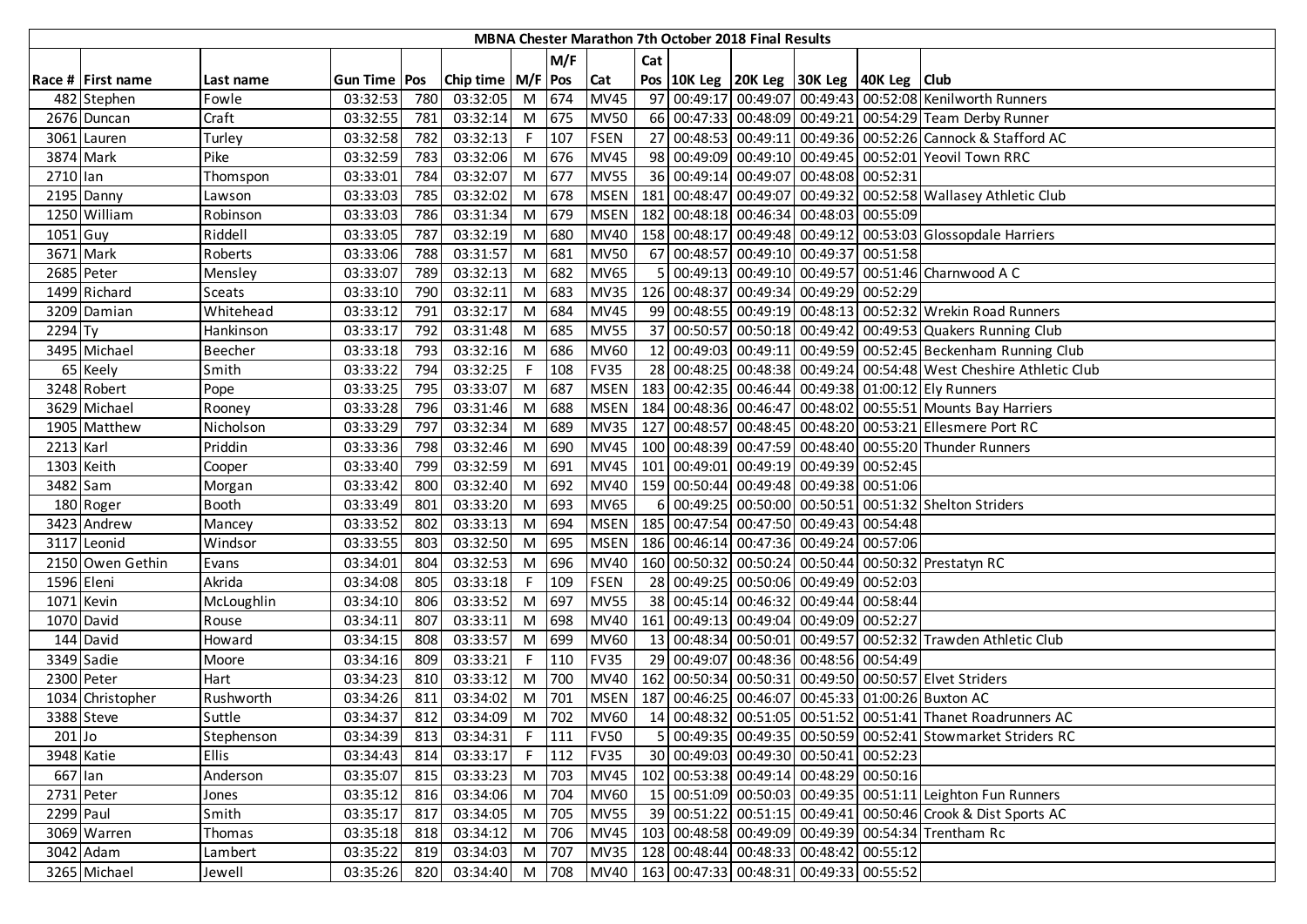**MBNA Chester Marathon 7th October 2018 Final Results**

| Race # | First name | Last name | Gun Time | Pos | Chip time | M/F | M/F Pos | Cat | Cat Pos | 10K Leg | 20K Leg | 30K Leg | 40K Leg | Club |
|---|---|---|---|---|---|---|---|---|---|---|---|---|---|---|
| 482 | Stephen | Fowle | 03:32:53 | 780 | 03:32:05 | M | 674 | MV45 | 97 | 00:49:17 | 00:49:07 | 00:49:43 | 00:52:08 | Kenilworth Runners |
| 2676 | Duncan | Craft | 03:32:55 | 781 | 03:32:14 | M | 675 | MV50 | 66 | 00:47:33 | 00:48:09 | 00:49:21 | 00:54:29 | Team Derby Runner |
| 3061 | Lauren | Turley | 03:32:58 | 782 | 03:32:13 | F | 107 | FSEN | 27 | 00:48:53 | 00:49:11 | 00:49:36 | 00:52:26 | Cannock & Stafford AC |
| 3874 | Mark | Pike | 03:32:59 | 783 | 03:32:06 | M | 676 | MV45 | 98 | 00:49:09 | 00:49:10 | 00:49:45 | 00:52:01 | Yeovil Town RRC |
| 2710 | Ian | Thomspon | 03:33:01 | 784 | 03:32:07 | M | 677 | MV55 | 36 | 00:49:14 | 00:49:07 | 00:48:08 | 00:52:31 | |
| 2195 | Danny | Lawson | 03:33:03 | 785 | 03:32:02 | M | 678 | MSEN | 181 | 00:48:47 | 00:49:07 | 00:49:32 | 00:52:58 | Wallasey Athletic Club |
| 1250 | William | Robinson | 03:33:03 | 786 | 03:31:34 | M | 679 | MSEN | 182 | 00:48:18 | 00:46:34 | 00:48:03 | 00:55:09 | |
| 1051 | Guy | Riddell | 03:33:05 | 787 | 03:32:19 | M | 680 | MV40 | 158 | 00:48:17 | 00:49:48 | 00:49:12 | 00:53:03 | Glossopdale Harriers |
| 3671 | Mark | Roberts | 03:33:06 | 788 | 03:31:57 | M | 681 | MV50 | 67 | 00:48:57 | 00:49:10 | 00:49:37 | 00:51:58 | |
| 2685 | Peter | Mensley | 03:33:07 | 789 | 03:32:13 | M | 682 | MV65 | 5 | 00:49:13 | 00:49:10 | 00:49:57 | 00:51:46 | Charnwood A C |
| 1499 | Richard | Sceats | 03:33:10 | 790 | 03:32:11 | M | 683 | MV35 | 126 | 00:48:37 | 00:49:34 | 00:49:29 | 00:52:29 | |
| 3209 | Damian | Whitehead | 03:33:12 | 791 | 03:32:17 | M | 684 | MV45 | 99 | 00:48:55 | 00:49:19 | 00:48:13 | 00:52:32 | Wrekin Road Runners |
| 2294 | Ty | Hankinson | 03:33:17 | 792 | 03:31:48 | M | 685 | MV55 | 37 | 00:50:57 | 00:50:18 | 00:49:42 | 00:49:53 | Quakers Running Club |
| 3495 | Michael | Beecher | 03:33:18 | 793 | 03:32:16 | M | 686 | MV60 | 12 | 00:49:03 | 00:49:11 | 00:49:59 | 00:52:45 | Beckenham Running Club |
| 65 | Keely | Smith | 03:33:22 | 794 | 03:32:25 | F | 108 | FV35 | 28 | 00:48:25 | 00:48:38 | 00:49:24 | 00:54:48 | West Cheshire Athletic Club |
| 3248 | Robert | Pope | 03:33:25 | 795 | 03:33:07 | M | 687 | MSEN | 183 | 00:42:35 | 00:46:44 | 00:49:38 | 01:00:12 | Ely Runners |
| 3629 | Michael | Rooney | 03:33:28 | 796 | 03:31:46 | M | 688 | MSEN | 184 | 00:48:36 | 00:46:47 | 00:48:02 | 00:55:51 | Mounts Bay Harriers |
| 1905 | Matthew | Nicholson | 03:33:29 | 797 | 03:32:34 | M | 689 | MV35 | 127 | 00:48:57 | 00:48:45 | 00:48:20 | 00:53:21 | Ellesmere Port RC |
| 2213 | Karl | Priddin | 03:33:36 | 798 | 03:32:46 | M | 690 | MV45 | 100 | 00:48:39 | 00:47:59 | 00:48:40 | 00:55:20 | Thunder Runners |
| 1303 | Keith | Cooper | 03:33:40 | 799 | 03:32:59 | M | 691 | MV45 | 101 | 00:49:01 | 00:49:19 | 00:49:39 | 00:52:45 | |
| 3482 | Sam | Morgan | 03:33:42 | 800 | 03:32:40 | M | 692 | MV40 | 159 | 00:50:44 | 00:49:48 | 00:49:38 | 00:51:06 | |
| 180 | Roger | Booth | 03:33:49 | 801 | 03:33:20 | M | 693 | MV65 | 6 | 00:49:25 | 00:50:00 | 00:50:51 | 00:51:32 | Shelton Striders |
| 3423 | Andrew | Mancey | 03:33:52 | 802 | 03:33:13 | M | 694 | MSEN | 185 | 00:47:54 | 00:47:50 | 00:49:43 | 00:54:48 | |
| 3117 | Leonid | Windsor | 03:33:55 | 803 | 03:32:50 | M | 695 | MSEN | 186 | 00:46:14 | 00:47:36 | 00:49:24 | 00:57:06 | |
| 2150 | Owen Gethin | Evans | 03:34:01 | 804 | 03:32:53 | M | 696 | MV40 | 160 | 00:50:32 | 00:50:24 | 00:50:44 | 00:50:32 | Prestatyn RC |
| 1596 | Eleni | Akrida | 03:34:08 | 805 | 03:33:18 | F | 109 | FSEN | 28 | 00:49:25 | 00:50:06 | 00:49:49 | 00:52:03 | |
| 1071 | Kevin | McLoughlin | 03:34:10 | 806 | 03:33:52 | M | 697 | MV55 | 38 | 00:45:14 | 00:46:32 | 00:49:44 | 00:58:44 | |
| 1070 | David | Rouse | 03:34:11 | 807 | 03:33:11 | M | 698 | MV40 | 161 | 00:49:13 | 00:49:04 | 00:49:09 | 00:52:27 | |
| 144 | David | Howard | 03:34:15 | 808 | 03:33:57 | M | 699 | MV60 | 13 | 00:48:34 | 00:50:01 | 00:49:57 | 00:52:32 | Trawden Athletic Club |
| 3349 | Sadie | Moore | 03:34:16 | 809 | 03:33:21 | F | 110 | FV35 | 29 | 00:49:07 | 00:48:36 | 00:48:56 | 00:54:49 | |
| 2300 | Peter | Hart | 03:34:23 | 810 | 03:33:12 | M | 700 | MV40 | 162 | 00:50:34 | 00:50:31 | 00:49:50 | 00:50:57 | Elvet Striders |
| 1034 | Christopher | Rushworth | 03:34:26 | 811 | 03:34:02 | M | 701 | MSEN | 187 | 00:46:25 | 00:46:07 | 00:45:33 | 01:00:26 | Buxton AC |
| 3388 | Steve | Suttle | 03:34:37 | 812 | 03:34:09 | M | 702 | MV60 | 14 | 00:48:32 | 00:51:05 | 00:51:52 | 00:51:41 | Thanet Roadrunners AC |
| 201 | Jo | Stephenson | 03:34:39 | 813 | 03:31:31 | F | 111 | FV50 | 5 | 00:49:35 | 00:49:35 | 00:50:59 | 00:52:41 | Stowmarket Striders RC |
| 3948 | Katie | Ellis | 03:34:43 | 814 | 03:33:17 | F | 112 | FV35 | 30 | 00:49:03 | 00:49:30 | 00:50:41 | 00:52:23 | |
| 667 | Ian | Anderson | 03:35:07 | 815 | 03:33:23 | M | 703 | MV45 | 102 | 00:53:38 | 00:49:14 | 00:48:29 | 00:50:16 | |
| 2731 | Peter | Jones | 03:35:12 | 816 | 03:34:06 | M | 704 | MV60 | 15 | 00:51:09 | 00:50:03 | 00:49:35 | 00:51:11 | Leighton Fun Runners |
| 2299 | Paul | Smith | 03:35:17 | 817 | 03:34:05 | M | 705 | MV55 | 39 | 00:51:22 | 00:51:15 | 00:49:41 | 00:50:46 | Crook & Dist Sports AC |
| 3069 | Warren | Thomas | 03:35:18 | 818 | 03:34:12 | M | 706 | MV45 | 103 | 00:48:58 | 00:49:09 | 00:49:39 | 00:54:34 | Trentham Rc |
| 3042 | Adam | Lambert | 03:35:22 | 819 | 03:34:03 | M | 707 | MV35 | 128 | 00:48:44 | 00:48:33 | 00:48:42 | 00:55:12 | |
| 3265 | Michael | Jewell | 03:35:26 | 820 | 03:34:40 | M | 708 | MV40 | 163 | 00:47:33 | 00:48:31 | 00:49:33 | 00:55:52 | |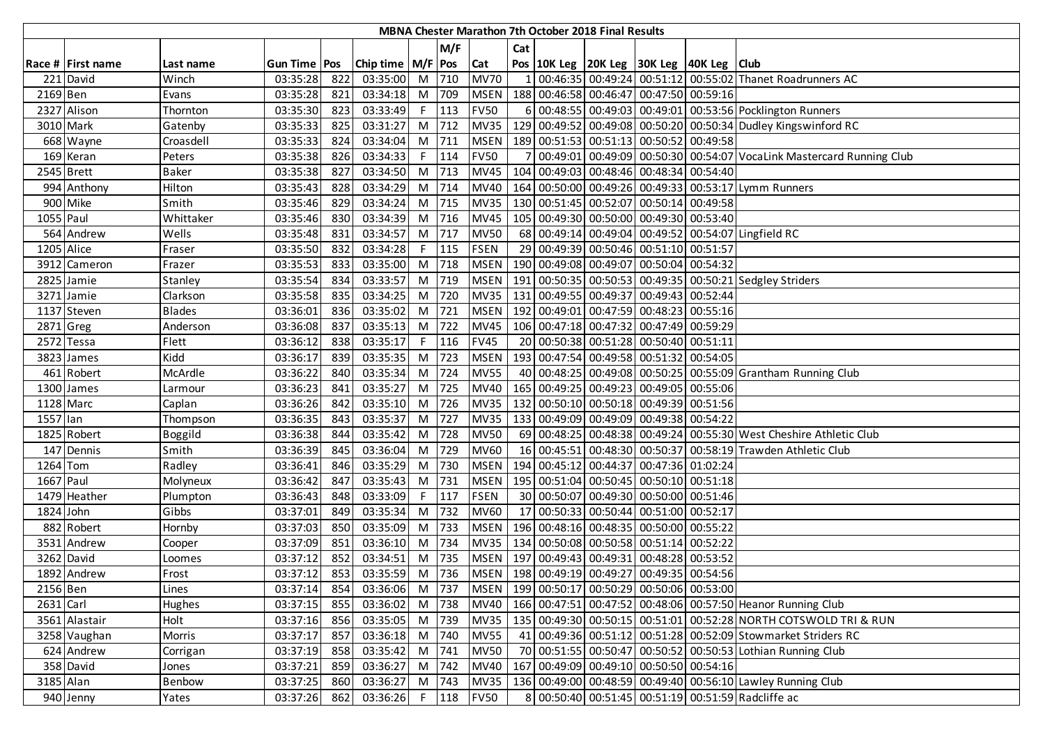| MBNA Chester Marathon 7th October 2018 Final Results | | | | | | | | | | | | | | |
|---|---|---|---|---|---|---|---|---|---|---|---|---|---|---|
| | | | | | | | M/F | | Cat | | | | | |
| Race # | First name | Last name | Gun Time | Pos | Chip time | M/F | Pos | Cat | Pos | 10K Leg | 20K Leg | 30K Leg | 40K Leg | Club |
| 221 | David | Winch | 03:35:28 | 822 | 03:35:00 | M | 710 | MV70 | 1 | 00:46:35 | 00:49:24 | 00:51:12 | 00:55:02 | Thanet Roadrunners AC |
| 2169 | Ben | Evans | 03:35:28 | 821 | 03:34:18 | M | 709 | MSEN | 188 | 00:46:58 | 00:46:47 | 00:47:50 | 00:59:16 | |
| 2327 | Alison | Thornton | 03:35:30 | 823 | 03:33:49 | F | 113 | FV50 | 6 | 00:48:55 | 00:49:03 | 00:49:01 | 00:53:56 | Pocklington Runners |
| 3010 | Mark | Gatenby | 03:35:33 | 825 | 03:31:27 | M | 712 | MV35 | 129 | 00:49:52 | 00:49:08 | 00:50:20 | 00:50:34 | Dudley Kingswinford RC |
| 668 | Wayne | Croasdell | 03:35:33 | 824 | 03:34:04 | M | 711 | MSEN | 189 | 00:51:53 | 00:51:13 | 00:50:52 | 00:49:58 | |
| 169 | Keran | Peters | 03:35:38 | 826 | 03:34:33 | F | 114 | FV50 | 7 | 00:49:01 | 00:49:09 | 00:50:30 | 00:54:07 | VocaLink Mastercard Running Club |
| 2545 | Brett | Baker | 03:35:38 | 827 | 03:34:50 | M | 713 | MV45 | 104 | 00:49:03 | 00:48:46 | 00:48:34 | 00:54:40 | |
| 994 | Anthony | Hilton | 03:35:43 | 828 | 03:34:29 | M | 714 | MV40 | 164 | 00:50:00 | 00:49:26 | 00:49:33 | 00:53:17 | Lymm Runners |
| 900 | Mike | Smith | 03:35:46 | 829 | 03:34:24 | M | 715 | MV35 | 130 | 00:51:45 | 00:52:07 | 00:50:14 | 00:49:58 | |
| 1055 | Paul | Whittaker | 03:35:46 | 830 | 03:34:39 | M | 716 | MV45 | 105 | 00:49:30 | 00:50:00 | 00:49:30 | 00:53:40 | |
| 564 | Andrew | Wells | 03:35:48 | 831 | 03:34:57 | M | 717 | MV50 | 68 | 00:49:14 | 00:49:04 | 00:49:52 | 00:54:07 | Lingfield RC |
| 1205 | Alice | Fraser | 03:35:50 | 832 | 03:34:28 | F | 115 | FSEN | 29 | 00:49:39 | 00:50:46 | 00:51:10 | 00:51:57 | |
| 3912 | Cameron | Frazer | 03:35:53 | 833 | 03:35:00 | M | 718 | MSEN | 190 | 00:49:08 | 00:49:07 | 00:50:04 | 00:54:32 | |
| 2825 | Jamie | Stanley | 03:35:54 | 834 | 03:33:57 | M | 719 | MSEN | 191 | 00:50:35 | 00:50:53 | 00:49:35 | 00:50:21 | Sedgley Striders |
| 3271 | Jamie | Clarkson | 03:35:58 | 835 | 03:34:25 | M | 720 | MV35 | 131 | 00:49:55 | 00:49:37 | 00:49:43 | 00:52:44 | |
| 1137 | Steven | Blades | 03:36:01 | 836 | 03:35:02 | M | 721 | MSEN | 192 | 00:49:01 | 00:47:59 | 00:48:23 | 00:55:16 | |
| 2871 | Greg | Anderson | 03:36:08 | 837 | 03:35:13 | M | 722 | MV45 | 106 | 00:47:18 | 00:47:32 | 00:47:49 | 00:59:29 | |
| 2572 | Tessa | Flett | 03:36:12 | 838 | 03:35:17 | F | 116 | FV45 | 20 | 00:50:38 | 00:51:28 | 00:50:40 | 00:51:11 | |
| 3823 | James | Kidd | 03:36:17 | 839 | 03:35:35 | M | 723 | MSEN | 193 | 00:47:54 | 00:49:58 | 00:51:32 | 00:54:05 | |
| 461 | Robert | McArdle | 03:36:22 | 840 | 03:35:34 | M | 724 | MV55 | 40 | 00:48:25 | 00:49:08 | 00:50:25 | 00:55:09 | Grantham Running Club |
| 1300 | James | Larmour | 03:36:23 | 841 | 03:35:27 | M | 725 | MV40 | 165 | 00:49:25 | 00:49:23 | 00:49:05 | 00:55:06 | |
| 1128 | Marc | Caplan | 03:36:26 | 842 | 03:35:10 | M | 726 | MV35 | 132 | 00:50:10 | 00:50:18 | 00:49:39 | 00:51:56 | |
| 1557 | Ian | Thompson | 03:36:35 | 843 | 03:35:37 | M | 727 | MV35 | 133 | 00:49:09 | 00:49:09 | 00:49:38 | 00:54:22 | |
| 1825 | Robert | Boggild | 03:36:38 | 844 | 03:35:42 | M | 728 | MV50 | 69 | 00:48:25 | 00:48:38 | 00:49:24 | 00:55:30 | West Cheshire Athletic Club |
| 147 | Dennis | Smith | 03:36:39 | 845 | 03:36:04 | M | 729 | MV60 | 16 | 00:45:51 | 00:48:30 | 00:50:37 | 00:58:19 | Trawden Athletic Club |
| 1264 | Tom | Radley | 03:36:41 | 846 | 03:35:29 | M | 730 | MSEN | 194 | 00:45:12 | 00:44:37 | 00:47:36 | 01:02:24 | |
| 1667 | Paul | Molyneux | 03:36:42 | 847 | 03:35:43 | M | 731 | MSEN | 195 | 00:51:04 | 00:50:45 | 00:50:10 | 00:51:18 | |
| 1479 | Heather | Plumpton | 03:36:43 | 848 | 03:33:09 | F | 117 | FSEN | 30 | 00:50:07 | 00:49:30 | 00:50:00 | 00:51:46 | |
| 1824 | John | Gibbs | 03:37:01 | 849 | 03:35:34 | M | 732 | MV60 | 17 | 00:50:33 | 00:50:44 | 00:51:00 | 00:52:17 | |
| 882 | Robert | Hornby | 03:37:03 | 850 | 03:35:09 | M | 733 | MSEN | 196 | 00:48:16 | 00:48:35 | 00:50:00 | 00:55:22 | |
| 3531 | Andrew | Cooper | 03:37:09 | 851 | 03:36:10 | M | 734 | MV35 | 134 | 00:50:08 | 00:50:58 | 00:51:14 | 00:52:22 | |
| 3262 | David | Loomes | 03:37:12 | 852 | 03:34:51 | M | 735 | MSEN | 197 | 00:49:43 | 00:49:31 | 00:48:28 | 00:53:52 | |
| 1892 | Andrew | Frost | 03:37:12 | 853 | 03:35:59 | M | 736 | MSEN | 198 | 00:49:19 | 00:49:27 | 00:49:35 | 00:54:56 | |
| 2156 | Ben | Lines | 03:37:14 | 854 | 03:36:06 | M | 737 | MSEN | 199 | 00:50:17 | 00:50:29 | 00:50:06 | 00:53:00 | |
| 2631 | Carl | Hughes | 03:37:15 | 855 | 03:36:02 | M | 738 | MV40 | 166 | 00:47:51 | 00:47:52 | 00:48:06 | 00:57:50 | Heanor Running Club |
| 3561 | Alastair | Holt | 03:37:16 | 856 | 03:35:05 | M | 739 | MV35 | 135 | 00:49:30 | 00:50:15 | 00:51:01 | 00:52:28 | NORTH COTSWOLD TRI & RUN |
| 3258 | Vaughan | Morris | 03:37:17 | 857 | 03:36:18 | M | 740 | MV55 | 41 | 00:49:36 | 00:51:12 | 00:51:28 | 00:52:09 | Stowmarket Striders RC |
| 624 | Andrew | Corrigan | 03:37:19 | 858 | 03:35:42 | M | 741 | MV50 | 70 | 00:51:55 | 00:50:47 | 00:50:52 | 00:50:53 | Lothian Running Club |
| 358 | David | Jones | 03:37:21 | 859 | 03:36:27 | M | 742 | MV40 | 167 | 00:49:09 | 00:49:10 | 00:50:50 | 00:54:16 | |
| 3185 | Alan | Benbow | 03:37:25 | 860 | 03:36:27 | M | 743 | MV35 | 136 | 00:49:00 | 00:48:59 | 00:49:40 | 00:56:10 | Lawley Running Club |
| 940 | Jenny | Yates | 03:37:26 | 862 | 03:36:26 | F | 118 | FV50 | 8 | 00:50:40 | 00:51:45 | 00:51:19 | 00:51:59 | Radcliffe ac |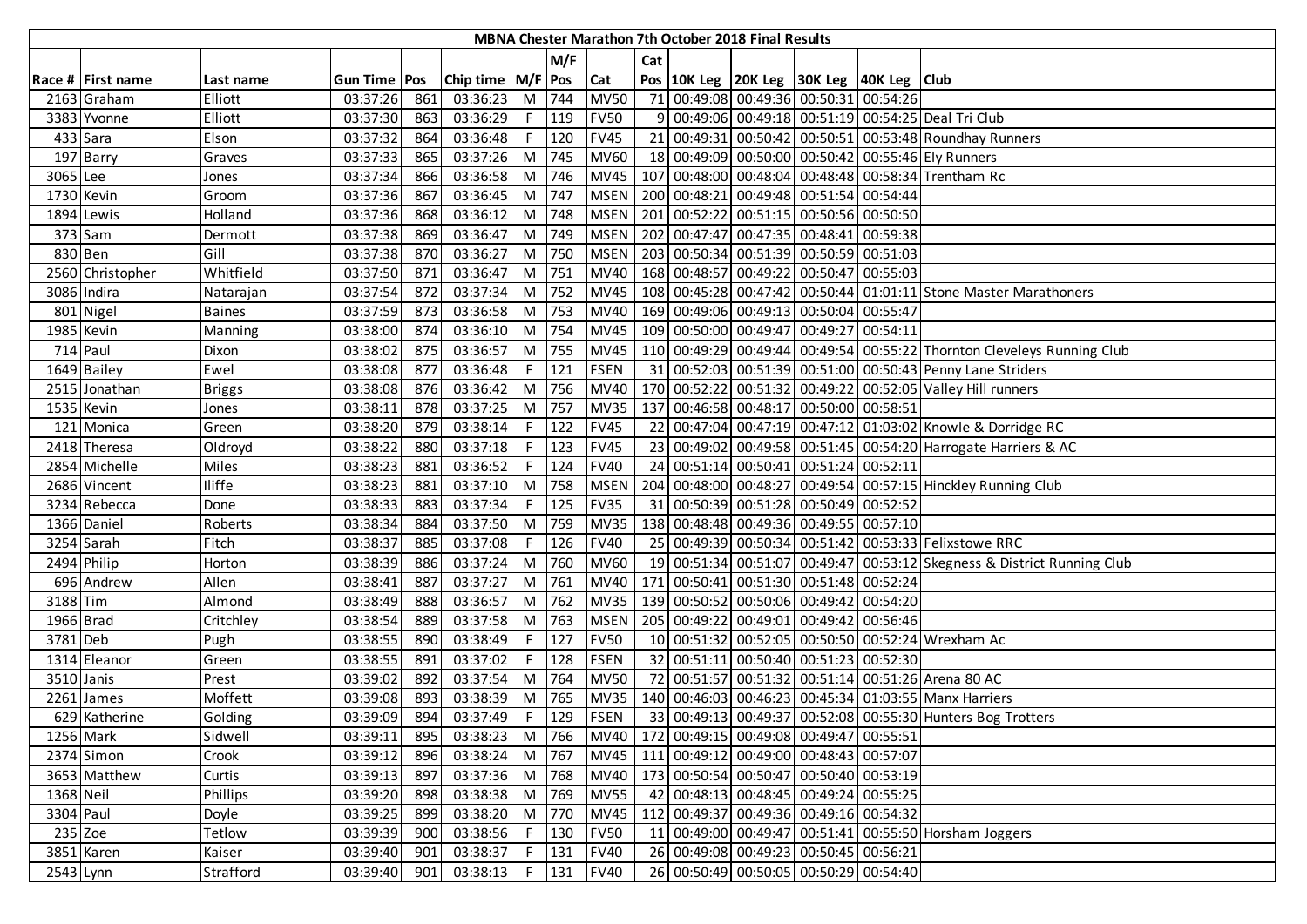| MBNA Chester Marathon 7th October 2018 Final Results | | | | | | | | | | | | | | | |
|---|---|---|---|---|---|---|---|---|---|---|---|---|---|---|---|
| | | | | | | | M/F | | Cat | | | | | | |
| Race # | First name | Last name | Gun Time | Pos | Chip time | M/F | Pos | Cat | Pos | 10K Leg | 20K Leg | 30K Leg | 40K Leg | Club |
| 2163 | Graham | Elliott | 03:37:26 | 861 | 03:36:23 | M | 744 | MV50 | 71 | 00:49:08 | 00:49:36 | 00:50:31 | 00:54:26 | |
| 3383 | Yvonne | Elliott | 03:37:30 | 863 | 03:36:29 | F | 119 | FV50 | 9 | 00:49:06 | 00:49:18 | 00:51:19 | 00:54:25 | Deal Tri Club |
| 433 | Sara | Elson | 03:37:32 | 864 | 03:36:48 | F | 120 | FV45 | 21 | 00:49:31 | 00:50:42 | 00:50:51 | 00:53:48 | Roundhay Runners |
| 197 | Barry | Graves | 03:37:33 | 865 | 03:37:26 | M | 745 | MV60 | 18 | 00:49:09 | 00:50:00 | 00:50:42 | 00:55:46 | Ely Runners |
| 3065 | Lee | Jones | 03:37:34 | 866 | 03:36:58 | M | 746 | MV45 | 107 | 00:48:00 | 00:48:04 | 00:48:48 | 00:58:34 | Trentham Rc |
| 1730 | Kevin | Groom | 03:37:36 | 867 | 03:36:45 | M | 747 | MSEN | 200 | 00:48:21 | 00:49:48 | 00:51:54 | 00:54:44 | |
| 1894 | Lewis | Holland | 03:37:36 | 868 | 03:36:12 | M | 748 | MSEN | 201 | 00:52:22 | 00:51:15 | 00:50:56 | 00:50:50 | |
| 373 | Sam | Dermott | 03:37:38 | 869 | 03:36:47 | M | 749 | MSEN | 202 | 00:47:47 | 00:47:35 | 00:48:41 | 00:59:38 | |
| 830 | Ben | Gill | 03:37:38 | 870 | 03:36:27 | M | 750 | MSEN | 203 | 00:50:34 | 00:51:39 | 00:50:59 | 00:51:03 | |
| 2560 | Christopher | Whitfield | 03:37:50 | 871 | 03:36:47 | M | 751 | MV40 | 168 | 00:48:57 | 00:49:22 | 00:50:47 | 00:55:03 | |
| 3086 | Indira | Natarajan | 03:37:54 | 872 | 03:37:34 | M | 752 | MV45 | 108 | 00:45:28 | 00:47:42 | 00:50:44 | 01:01:11 | Stone Master Marathoners |
| 801 | Nigel | Baines | 03:37:59 | 873 | 03:36:58 | M | 753 | MV40 | 169 | 00:49:06 | 00:49:13 | 00:50:04 | 00:55:47 | |
| 1985 | Kevin | Manning | 03:38:00 | 874 | 03:36:10 | M | 754 | MV45 | 109 | 00:50:00 | 00:49:47 | 00:49:27 | 00:54:11 | |
| 714 | Paul | Dixon | 03:38:02 | 875 | 03:36:57 | M | 755 | MV45 | 110 | 00:49:29 | 00:49:44 | 00:49:54 | 00:55:22 | Thornton Cleveleys Running Club |
| 1649 | Bailey | Ewel | 03:38:08 | 877 | 03:36:48 | F | 121 | FSEN | 31 | 00:52:03 | 00:51:39 | 00:51:00 | 00:50:43 | Penny Lane Striders |
| 2515 | Jonathan | Briggs | 03:38:08 | 876 | 03:36:42 | M | 756 | MV40 | 170 | 00:52:22 | 00:51:32 | 00:49:22 | 00:52:05 | Valley Hill runners |
| 1535 | Kevin | Jones | 03:38:11 | 878 | 03:37:25 | M | 757 | MV35 | 137 | 00:46:58 | 00:48:17 | 00:50:00 | 00:58:51 | |
| 121 | Monica | Green | 03:38:20 | 879 | 03:38:14 | F | 122 | FV45 | 22 | 00:47:04 | 00:47:19 | 00:47:12 | 01:03:02 | Knowle & Dorridge RC |
| 2418 | Theresa | Oldroyd | 03:38:22 | 880 | 03:37:18 | F | 123 | FV45 | 23 | 00:49:02 | 00:49:58 | 00:51:45 | 00:54:20 | Harrogate Harriers & AC |
| 2854 | Michelle | Miles | 03:38:23 | 881 | 03:36:52 | F | 124 | FV40 | 24 | 00:51:14 | 00:50:41 | 00:51:24 | 00:52:11 | |
| 2686 | Vincent | Iliffe | 03:38:23 | 881 | 03:37:10 | M | 758 | MSEN | 204 | 00:48:00 | 00:48:27 | 00:49:54 | 00:57:15 | Hinckley Running Club |
| 3234 | Rebecca | Done | 03:38:33 | 883 | 03:37:34 | F | 125 | FV35 | 31 | 00:50:39 | 00:51:28 | 00:50:49 | 00:52:52 | |
| 1366 | Daniel | Roberts | 03:38:34 | 884 | 03:37:50 | M | 759 | MV35 | 138 | 00:48:48 | 00:49:36 | 00:49:55 | 00:57:10 | |
| 3254 | Sarah | Fitch | 03:38:37 | 885 | 03:37:08 | F | 126 | FV40 | 25 | 00:49:39 | 00:50:34 | 00:51:42 | 00:53:33 | Felixstowe RRC |
| 2494 | Philip | Horton | 03:38:39 | 886 | 03:37:24 | M | 760 | MV60 | 19 | 00:51:34 | 00:51:07 | 00:49:47 | 00:53:12 | Skegness & District Running Club |
| 696 | Andrew | Allen | 03:38:41 | 887 | 03:37:27 | M | 761 | MV40 | 171 | 00:50:41 | 00:51:30 | 00:51:48 | 00:52:24 | |
| 3188 | Tim | Almond | 03:38:49 | 888 | 03:36:57 | M | 762 | MV35 | 139 | 00:50:52 | 00:50:06 | 00:49:42 | 00:54:20 | |
| 1966 | Brad | Critchley | 03:38:54 | 889 | 03:37:58 | M | 763 | MSEN | 205 | 00:49:22 | 00:49:01 | 00:49:42 | 00:56:46 | |
| 3781 | Deb | Pugh | 03:38:55 | 890 | 03:38:49 | F | 127 | FV50 | 10 | 00:51:32 | 00:52:05 | 00:50:50 | 00:52:24 | Wrexham Ac |
| 1314 | Eleanor | Green | 03:38:55 | 891 | 03:37:02 | F | 128 | FSEN | 32 | 00:51:11 | 00:50:40 | 00:51:23 | 00:52:30 | |
| 3510 | Janis | Prest | 03:39:02 | 892 | 03:37:54 | M | 764 | MV50 | 72 | 00:51:57 | 00:51:32 | 00:51:14 | 00:51:26 | Arena 80 AC |
| 2261 | James | Moffett | 03:39:08 | 893 | 03:38:39 | M | 765 | MV35 | 140 | 00:46:03 | 00:46:23 | 00:45:34 | 01:03:55 | Manx Harriers |
| 629 | Katherine | Golding | 03:39:09 | 894 | 03:37:49 | F | 129 | FSEN | 33 | 00:49:13 | 00:49:37 | 00:52:08 | 00:55:30 | Hunters Bog Trotters |
| 1256 | Mark | Sidwell | 03:39:11 | 895 | 03:38:23 | M | 766 | MV40 | 172 | 00:49:15 | 00:49:08 | 00:49:47 | 00:55:51 | |
| 2374 | Simon | Crook | 03:39:12 | 896 | 03:38:24 | M | 767 | MV45 | 111 | 00:49:12 | 00:49:00 | 00:48:43 | 00:57:07 | |
| 3653 | Matthew | Curtis | 03:39:13 | 897 | 03:37:36 | M | 768 | MV40 | 173 | 00:50:54 | 00:50:47 | 00:50:40 | 00:53:19 | |
| 1368 | Neil | Phillips | 03:39:20 | 898 | 03:38:38 | M | 769 | MV55 | 42 | 00:48:13 | 00:48:45 | 00:49:24 | 00:55:25 | |
| 3304 | Paul | Doyle | 03:39:25 | 899 | 03:38:20 | M | 770 | MV45 | 112 | 00:49:37 | 00:49:36 | 00:49:16 | 00:54:32 | |
| 235 | Zoe | Tetlow | 03:39:39 | 900 | 03:38:56 | F | 130 | FV50 | 11 | 00:49:00 | 00:49:47 | 00:51:41 | 00:55:50 | Horsham Joggers |
| 3851 | Karen | Kaiser | 03:39:40 | 901 | 03:38:37 | F | 131 | FV40 | 26 | 00:49:08 | 00:49:23 | 00:50:45 | 00:56:21 | |
| 2543 | Lynn | Strafford | 03:39:40 | 901 | 03:38:13 | F | 131 | FV40 | 26 | 00:50:49 | 00:50:05 | 00:50:29 | 00:54:40 | |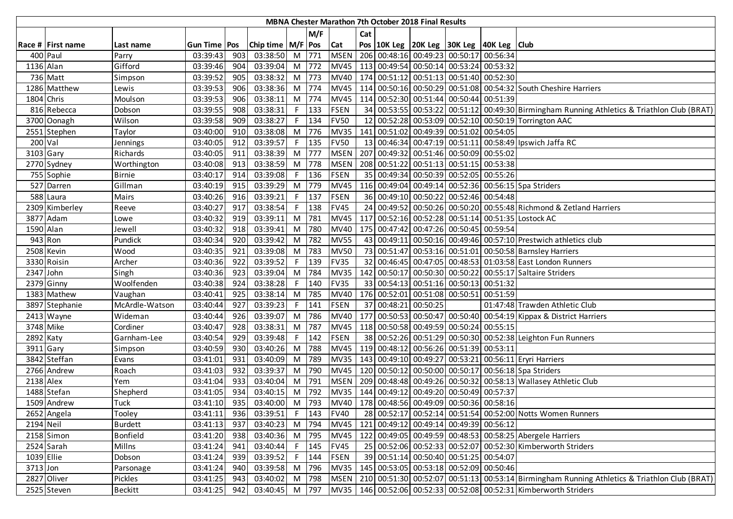| MBNA Chester Marathon 7th October 2018 Final Results | | | | | | | | | | | | | | | |
|---|---|---|---|---|---|---|---|---|---|---|---|---|---|---|---|
| | | | | | | | M/F | | Cat | | | | | | |
| Race # | First name | Last name | Gun Time | Pos | Chip time | M/F | Pos | Cat | Pos | 10K Leg | 20K Leg | 30K Leg | 40K Leg | Club |
| 400 | Paul | Parry | 03:39:43 | 903 | 03:38:50 | M | 771 | MSEN | 206 | 00:48:16 | 00:49:23 | 00:50:17 | 00:56:34 | |
| 1136 | Alan | Gifford | 03:39:46 | 904 | 03:39:04 | M | 772 | MV45 | 113 | 00:49:54 | 00:50:14 | 00:53:24 | 00:53:32 | |
| 736 | Matt | Simpson | 03:39:52 | 905 | 03:38:32 | M | 773 | MV40 | 174 | 00:51:12 | 00:51:13 | 00:51:40 | 00:52:30 | |
| 1286 | Matthew | Lewis | 03:39:53 | 906 | 03:38:36 | M | 774 | MV45 | 114 | 00:50:16 | 00:50:29 | 00:51:08 | 00:54:32 | South Cheshire Harriers |
| 1804 | Chris | Moulson | 03:39:53 | 906 | 03:38:11 | M | 774 | MV45 | 114 | 00:52:30 | 00:51:44 | 00:50:44 | 00:51:39 | |
| 816 | Rebecca | Dobson | 03:39:55 | 908 | 03:38:31 | F | 133 | FSEN | 34 | 00:53:55 | 00:53:22 | 00:51:12 | 00:49:30 | Birmingham Running Athletics & Triathlon Club (BRAT) |
| 3700 | Oonagh | Wilson | 03:39:58 | 909 | 03:38:27 | F | 134 | FV50 | 12 | 00:52:28 | 00:53:09 | 00:52:10 | 00:50:19 | Torrington AAC |
| 2551 | Stephen | Taylor | 03:40:00 | 910 | 03:38:08 | M | 776 | MV35 | 141 | 00:51:02 | 00:49:39 | 00:51:02 | 00:54:05 | |
| 200 | Val | Jennings | 03:40:05 | 912 | 03:39:57 | F | 135 | FV50 | 13 | 00:46:34 | 00:47:19 | 00:51:11 | 00:58:49 | Ipswich Jaffa RC |
| 3103 | Gary | Richards | 03:40:05 | 911 | 03:38:39 | M | 777 | MSEN | 207 | 00:49:32 | 00:51:46 | 00:50:09 | 00:55:02 | |
| 2770 | Sydney | Worthington | 03:40:08 | 913 | 03:38:59 | M | 778 | MSEN | 208 | 00:51:22 | 00:51:13 | 00:51:15 | 00:53:38 | |
| 755 | Sophie | Birnie | 03:40:17 | 914 | 03:39:08 | F | 136 | FSEN | 35 | 00:49:34 | 00:50:39 | 00:52:05 | 00:55:26 | |
| 527 | Darren | Gillman | 03:40:19 | 915 | 03:39:29 | M | 779 | MV45 | 116 | 00:49:04 | 00:49:14 | 00:52:36 | 00:56:15 | Spa Striders |
| 588 | Laura | Mairs | 03:40:26 | 916 | 03:39:21 | F | 137 | FSEN | 36 | 00:49:10 | 00:50:22 | 00:52:46 | 00:54:48 | |
| 2309 | Kimberley | Reeve | 03:40:27 | 917 | 03:38:54 | F | 138 | FV45 | 24 | 00:49:52 | 00:50:26 | 00:50:20 | 00:55:48 | Richmond & Zetland Harriers |
| 3877 | Adam | Lowe | 03:40:32 | 919 | 03:39:11 | M | 781 | MV45 | 117 | 00:52:16 | 00:52:28 | 00:51:14 | 00:51:35 | Lostock AC |
| 1590 | Alan | Jewell | 03:40:32 | 918 | 03:39:41 | M | 780 | MV40 | 175 | 00:47:42 | 00:47:26 | 00:50:45 | 00:59:54 | |
| 943 | Ron | Pundick | 03:40:34 | 920 | 03:39:42 | M | 782 | MV55 | 43 | 00:49:11 | 00:50:16 | 00:49:46 | 00:57:10 | Prestwich athletics club |
| 2508 | Kevin | Wood | 03:40:35 | 921 | 03:39:08 | M | 783 | MV50 | 73 | 00:51:47 | 00:53:16 | 00:51:01 | 00:50:58 | Barnsley Harriers |
| 3330 | Roisin | Archer | 03:40:36 | 922 | 03:39:52 | F | 139 | FV35 | 32 | 00:46:45 | 00:47:05 | 00:48:53 | 01:03:58 | East London Runners |
| 2347 | John | Singh | 03:40:36 | 923 | 03:39:04 | M | 784 | MV35 | 142 | 00:50:17 | 00:50:30 | 00:50:22 | 00:55:17 | Saltaire Striders |
| 2379 | Ginny | Woolfenden | 03:40:38 | 924 | 03:38:28 | F | 140 | FV35 | 33 | 00:54:13 | 00:51:16 | 00:50:13 | 00:51:32 | |
| 1383 | Mathew | Vaughan | 03:40:41 | 925 | 03:38:14 | M | 785 | MV40 | 176 | 00:52:01 | 00:51:08 | 00:50:51 | 00:51:59 | |
| 3897 | Stephanie | McArdle-Watson | 03:40:44 | 927 | 03:39:23 | F | 141 | FSEN | 37 | 00:48:21 | 00:50:25 | | 01:47:48 | Trawden Athletic Club |
| 2413 | Wayne | Wideman | 03:40:44 | 926 | 03:39:07 | M | 786 | MV40 | 177 | 00:50:53 | 00:50:47 | 00:50:40 | 00:54:19 | Kippax & District Harriers |
| 3748 | Mike | Cordiner | 03:40:47 | 928 | 03:38:31 | M | 787 | MV45 | 118 | 00:50:58 | 00:49:59 | 00:50:24 | 00:55:15 | |
| 2892 | Katy | Garnham-Lee | 03:40:54 | 929 | 03:39:48 | F | 142 | FSEN | 38 | 00:52:26 | 00:51:29 | 00:50:30 | 00:52:38 | Leighton Fun Runners |
| 3911 | Gary | Simpson | 03:40:59 | 930 | 03:40:26 | M | 788 | MV45 | 119 | 00:48:12 | 00:56:26 | 00:51:39 | 00:53:11 | |
| 3842 | Steffan | Evans | 03:41:01 | 931 | 03:40:09 | M | 789 | MV35 | 143 | 00:49:10 | 00:49:27 | 00:53:21 | 00:56:11 | Eryri Harriers |
| 2766 | Andrew | Roach | 03:41:03 | 932 | 03:39:37 | M | 790 | MV45 | 120 | 00:50:12 | 00:50:00 | 00:50:17 | 00:56:18 | Spa Striders |
| 2138 | Alex | Yem | 03:41:04 | 933 | 03:40:04 | M | 791 | MSEN | 209 | 00:48:48 | 00:49:26 | 00:50:32 | 00:58:13 | Wallasey Athletic Club |
| 1488 | Stefan | Shepherd | 03:41:05 | 934 | 03:40:15 | M | 792 | MV35 | 144 | 00:49:12 | 00:49:20 | 00:50:49 | 00:57:37 | |
| 1509 | Andrew | Tuck | 03:41:10 | 935 | 03:40:00 | M | 793 | MV40 | 178 | 00:48:56 | 00:49:09 | 00:50:36 | 00:58:16 | |
| 2652 | Angela | Tooley | 03:41:11 | 936 | 03:39:51 | F | 143 | FV40 | 28 | 00:52:17 | 00:52:14 | 00:51:54 | 00:52:00 | Notts Women Runners |
| 2194 | Neil | Burdett | 03:41:13 | 937 | 03:40:23 | M | 794 | MV45 | 121 | 00:49:12 | 00:49:14 | 00:49:39 | 00:56:12 | |
| 2158 | Simon | Bonfield | 03:41:20 | 938 | 03:40:36 | M | 795 | MV45 | 122 | 00:49:05 | 00:49:59 | 00:48:53 | 00:58:25 | Abergele Harriers |
| 2524 | Sarah | Millns | 03:41:24 | 941 | 03:40:44 | F | 145 | FV45 | 25 | 00:52:06 | 00:52:33 | 00:52:07 | 00:52:30 | Kimberworth Striders |
| 1039 | Ellie | Dobson | 03:41:24 | 939 | 03:39:52 | F | 144 | FSEN | 39 | 00:51:14 | 00:50:40 | 00:51:25 | 00:54:07 | |
| 3713 | Jon | Parsonage | 03:41:24 | 940 | 03:39:58 | M | 796 | MV35 | 145 | 00:53:05 | 00:53:18 | 00:52:09 | 00:50:46 | |
| 2827 | Oliver | Pickles | 03:41:25 | 943 | 03:40:02 | M | 798 | MSEN | 210 | 00:51:30 | 00:52:07 | 00:51:13 | 00:53:14 | Birmingham Running Athletics & Triathlon Club (BRAT) |
| 2525 | Steven | Beckitt | 03:41:25 | 942 | 03:40:45 | M | 797 | MV35 | 146 | 00:52:06 | 00:52:33 | 00:52:08 | 00:52:31 | Kimberworth Striders |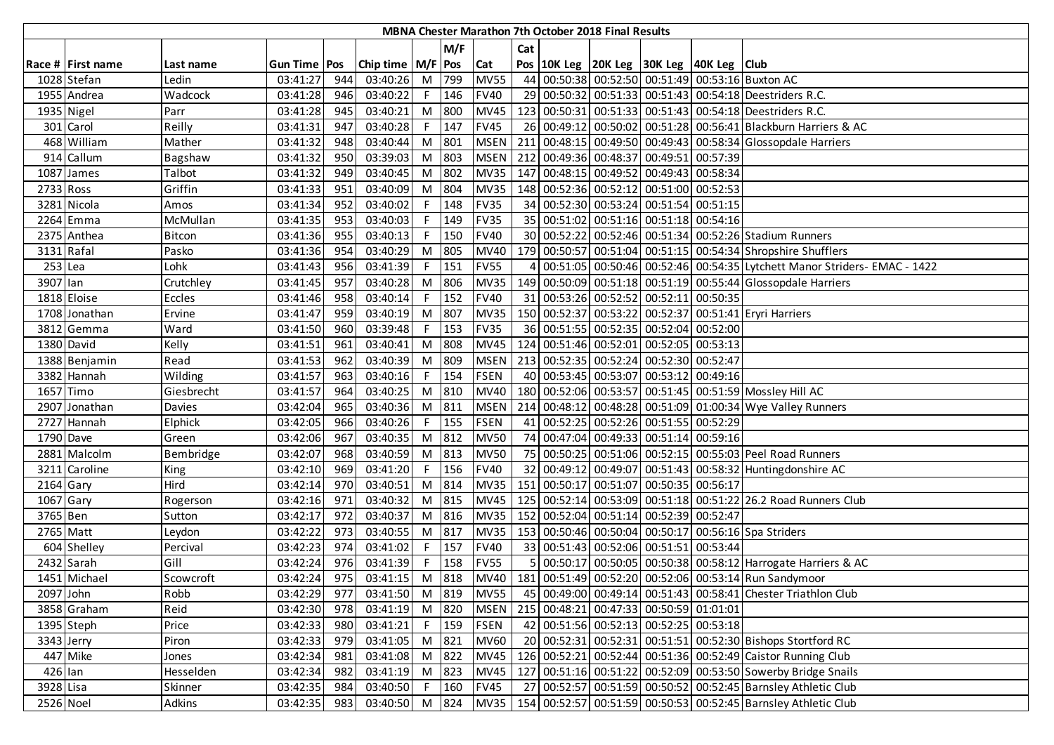# MBNA Chester Marathon 7th October 2018 Final Results

| Race # | First name | Last name | Gun Time | Pos | Chip time | M/F | M/F Pos | Cat | Cat Pos | 10K Leg | 20K Leg | 30K Leg | 40K Leg | Club |
|---|---|---|---|---|---|---|---|---|---|---|---|---|---|---|
| 1028 | Stefan | Ledin | 03:41:27 | 944 | 03:40:26 | M | 799 | MV55 | 44 | 00:50:38 | 00:52:50 | 00:51:49 | 00:53:16 | Buxton AC |
| 1955 | Andrea | Wadcock | 03:41:28 | 946 | 03:40:22 | F | 146 | FV40 | 29 | 00:50:32 | 00:51:33 | 00:51:43 | 00:54:18 | Deestriders R.C. |
| 1935 | Nigel | Parr | 03:41:28 | 945 | 03:40:21 | M | 800 | MV45 | 123 | 00:50:31 | 00:51:33 | 00:51:43 | 00:54:18 | Deestriders R.C. |
| 301 | Carol | Reilly | 03:41:31 | 947 | 03:40:28 | F | 147 | FV45 | 26 | 00:49:12 | 00:50:02 | 00:51:28 | 00:56:41 | Blackburn Harriers & AC |
| 468 | William | Mather | 03:41:32 | 948 | 03:40:44 | M | 801 | MSEN | 211 | 00:48:15 | 00:49:50 | 00:49:43 | 00:58:34 | Glossopdale Harriers |
| 914 | Callum | Bagshaw | 03:41:32 | 950 | 03:39:03 | M | 803 | MSEN | 212 | 00:49:36 | 00:48:37 | 00:49:51 | 00:57:39 | |
| 1087 | James | Talbot | 03:41:32 | 949 | 03:40:45 | M | 802 | MV35 | 147 | 00:48:15 | 00:49:52 | 00:49:43 | 00:58:34 | |
| 2733 | Ross | Griffin | 03:41:33 | 951 | 03:40:09 | M | 804 | MV35 | 148 | 00:52:36 | 00:52:12 | 00:51:00 | 00:52:53 | |
| 3281 | Nicola | Amos | 03:41:34 | 952 | 03:40:02 | F | 148 | FV35 | 34 | 00:52:30 | 00:53:24 | 00:51:54 | 00:51:15 | |
| 2264 | Emma | McMullan | 03:41:35 | 953 | 03:40:03 | F | 149 | FV35 | 35 | 00:51:02 | 00:51:16 | 00:51:18 | 00:54:16 | |
| 2375 | Anthea | Bitcon | 03:41:36 | 955 | 03:40:13 | F | 150 | FV40 | 30 | 00:52:22 | 00:52:46 | 00:51:34 | 00:52:26 | Stadium Runners |
| 3131 | Rafal | Pasko | 03:41:36 | 954 | 03:40:29 | M | 805 | MV40 | 179 | 00:50:57 | 00:51:04 | 00:51:15 | 00:54:34 | Shropshire Shufflers |
| 253 | Lea | Lohk | 03:41:43 | 956 | 03:41:39 | F | 151 | FV55 | 4 | 00:51:05 | 00:50:46 | 00:52:46 | 00:54:35 | Lytchett Manor Striders- EMAC - 1422 |
| 3907 | Ian | Crutchley | 03:41:45 | 957 | 03:40:28 | M | 806 | MV35 | 149 | 00:50:09 | 00:51:18 | 00:51:19 | 00:55:44 | Glossopdale Harriers |
| 1818 | Eloise | Eccles | 03:41:46 | 958 | 03:40:14 | F | 152 | FV40 | 31 | 00:53:26 | 00:52:52 | 00:52:11 | 00:50:35 | |
| 1708 | Jonathan | Ervine | 03:41:47 | 959 | 03:40:19 | M | 807 | MV35 | 150 | 00:52:37 | 00:53:22 | 00:52:37 | 00:51:41 | Eryri Harriers |
| 3812 | Gemma | Ward | 03:41:50 | 960 | 03:39:48 | F | 153 | FV35 | 36 | 00:51:55 | 00:52:35 | 00:52:04 | 00:52:00 | |
| 1380 | David | Kelly | 03:41:51 | 961 | 03:40:41 | M | 808 | MV45 | 124 | 00:51:46 | 00:52:01 | 00:52:05 | 00:53:13 | |
| 1388 | Benjamin | Read | 03:41:53 | 962 | 03:40:39 | M | 809 | MSEN | 213 | 00:52:35 | 00:52:24 | 00:52:30 | 00:52:47 | |
| 3382 | Hannah | Wilding | 03:41:57 | 963 | 03:40:16 | F | 154 | FSEN | 40 | 00:53:45 | 00:53:07 | 00:53:12 | 00:49:16 | |
| 1657 | Timo | Giesbrecht | 03:41:57 | 964 | 03:40:25 | M | 810 | MV40 | 180 | 00:52:06 | 00:53:57 | 00:51:45 | 00:51:59 | Mossley Hill AC |
| 2907 | Jonathan | Davies | 03:42:04 | 965 | 03:40:36 | M | 811 | MSEN | 214 | 00:48:12 | 00:48:28 | 00:51:09 | 01:00:34 | Wye Valley Runners |
| 2727 | Hannah | Elphick | 03:42:05 | 966 | 03:40:26 | F | 155 | FSEN | 41 | 00:52:25 | 00:52:26 | 00:51:55 | 00:52:29 | |
| 1790 | Dave | Green | 03:42:06 | 967 | 03:40:35 | M | 812 | MV50 | 74 | 00:47:04 | 00:49:33 | 00:51:14 | 00:59:16 | |
| 2881 | Malcolm | Bembridge | 03:42:07 | 968 | 03:40:59 | M | 813 | MV50 | 75 | 00:50:25 | 00:51:06 | 00:52:15 | 00:55:03 | Peel Road Runners |
| 3211 | Caroline | King | 03:42:10 | 969 | 03:41:20 | F | 156 | FV40 | 32 | 00:49:12 | 00:49:07 | 00:51:43 | 00:58:32 | Huntingdonshire AC |
| 2164 | Gary | Hird | 03:42:14 | 970 | 03:40:51 | M | 814 | MV35 | 151 | 00:50:17 | 00:51:07 | 00:50:35 | 00:56:17 | |
| 1067 | Gary | Rogerson | 03:42:16 | 971 | 03:40:32 | M | 815 | MV45 | 125 | 00:52:14 | 00:53:09 | 00:51:18 | 00:51:22 | 26.2 Road Runners Club |
| 3765 | Ben | Sutton | 03:42:17 | 972 | 03:40:37 | M | 816 | MV35 | 152 | 00:52:04 | 00:51:14 | 00:52:39 | 00:52:47 | |
| 2765 | Matt | Leydon | 03:42:22 | 973 | 03:40:55 | M | 817 | MV35 | 153 | 00:50:46 | 00:50:04 | 00:50:17 | 00:56:16 | Spa Striders |
| 604 | Shelley | Percival | 03:42:23 | 974 | 03:41:02 | F | 157 | FV40 | 33 | 00:51:43 | 00:52:06 | 00:51:51 | 00:53:44 | |
| 2432 | Sarah | Gill | 03:42:24 | 976 | 03:41:39 | F | 158 | FV55 | 5 | 00:50:17 | 00:50:05 | 00:50:38 | 00:58:12 | Harrogate Harriers & AC |
| 1451 | Michael | Scowcroft | 03:42:24 | 975 | 03:41:15 | M | 818 | MV40 | 181 | 00:51:49 | 00:52:20 | 00:52:06 | 00:53:14 | Run Sandymoor |
| 2097 | John | Robb | 03:42:29 | 977 | 03:41:50 | M | 819 | MV55 | 45 | 00:49:00 | 00:49:14 | 00:51:43 | 00:58:41 | Chester Triathlon Club |
| 3858 | Graham | Reid | 03:42:30 | 978 | 03:41:19 | M | 820 | MSEN | 215 | 00:48:21 | 00:47:33 | 00:50:59 | 01:01:01 | |
| 1395 | Steph | Price | 03:42:33 | 980 | 03:41:21 | F | 159 | FSEN | 42 | 00:51:56 | 00:52:13 | 00:52:25 | 00:53:18 | |
| 3343 | Jerry | Piron | 03:42:33 | 979 | 03:41:05 | M | 821 | MV60 | 20 | 00:52:31 | 00:52:31 | 00:51:51 | 00:52:30 | Bishops Stortford RC |
| 447 | Mike | Jones | 03:42:34 | 981 | 03:41:08 | M | 822 | MV45 | 126 | 00:52:21 | 00:52:44 | 00:51:36 | 00:52:49 | Caistor Running Club |
| 426 | Ian | Hesselden | 03:42:34 | 982 | 03:41:19 | M | 823 | MV45 | 127 | 00:51:16 | 00:51:22 | 00:52:09 | 00:53:50 | Sowerby Bridge Snails |
| 3928 | Lisa | Skinner | 03:42:35 | 984 | 03:40:50 | F | 160 | FV45 | 27 | 00:52:57 | 00:51:59 | 00:50:52 | 00:52:45 | Barnsley Athletic Club |
| 2526 | Noel | Adkins | 03:42:35 | 983 | 03:40:50 | M | 824 | MV35 | 154 | 00:52:57 | 00:51:59 | 00:50:53 | 00:52:45 | Barnsley Athletic Club |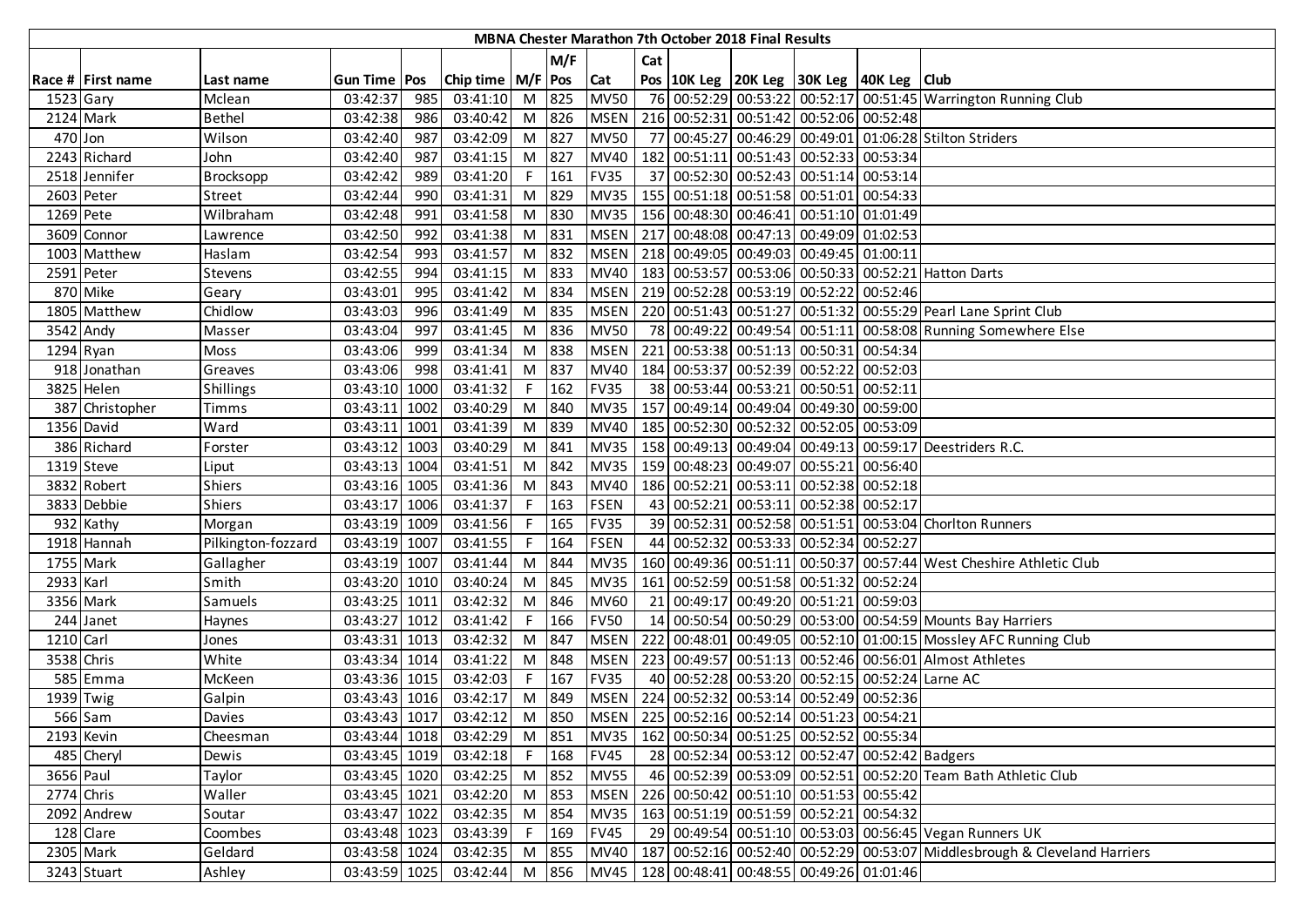| MBNA Chester Marathon 7th October 2018 Final Results | | | | | | | | | | | | | | | |
|---|---|---|---|---|---|---|---|---|---|---|---|---|---|---|---|
| | | | | | | | M/F | | Cat | | | | | | |
| Race # | First name | Last name | Gun Time | Pos | Chip time | M/F | Pos | Cat | Pos | 10K Leg | 20K Leg | 30K Leg | 40K Leg | Club |
| 1523 | Gary | Mclean | 03:42:37 | 985 | 03:41:10 | M | 825 | MV50 | 76 | 00:52:29 | 00:53:22 | 00:52:17 | 00:51:45 | Warrington Running Club |
| 2124 | Mark | Bethel | 03:42:38 | 986 | 03:40:42 | M | 826 | MSEN | 216 | 00:52:31 | 00:51:42 | 00:52:06 | 00:52:48 | |
| 470 | Jon | Wilson | 03:42:40 | 987 | 03:42:09 | M | 827 | MV50 | 77 | 00:45:27 | 00:46:29 | 00:49:01 | 01:06:28 | Stilton Striders |
| 2243 | Richard | John | 03:42:40 | 987 | 03:41:15 | M | 827 | MV40 | 182 | 00:51:11 | 00:51:43 | 00:52:33 | 00:53:34 | |
| 2518 | Jennifer | Brocksopp | 03:42:42 | 989 | 03:41:20 | F | 161 | FV35 | 37 | 00:52:30 | 00:52:43 | 00:51:14 | 00:53:14 | |
| 2603 | Peter | Street | 03:42:44 | 990 | 03:41:31 | M | 829 | MV35 | 155 | 00:51:18 | 00:51:58 | 00:51:01 | 00:54:33 | |
| 1269 | Pete | Wilbraham | 03:42:48 | 991 | 03:41:58 | M | 830 | MV35 | 156 | 00:48:30 | 00:46:41 | 00:51:10 | 01:01:49 | |
| 3609 | Connor | Lawrence | 03:42:50 | 992 | 03:41:38 | M | 831 | MSEN | 217 | 00:48:08 | 00:47:13 | 00:49:09 | 01:02:53 | |
| 1003 | Matthew | Haslam | 03:42:54 | 993 | 03:41:57 | M | 832 | MSEN | 218 | 00:49:05 | 00:49:03 | 00:49:45 | 01:00:11 | |
| 2591 | Peter | Stevens | 03:42:55 | 994 | 03:41:15 | M | 833 | MV40 | 183 | 00:53:57 | 00:53:06 | 00:50:33 | 00:52:21 | Hatton Darts |
| 870 | Mike | Geary | 03:43:01 | 995 | 03:41:42 | M | 834 | MSEN | 219 | 00:52:28 | 00:53:19 | 00:52:22 | 00:52:46 | |
| 1805 | Matthew | Chidlow | 03:43:03 | 996 | 03:41:49 | M | 835 | MSEN | 220 | 00:51:43 | 00:51:27 | 00:51:32 | 00:55:29 | Pearl Lane Sprint Club |
| 3542 | Andy | Masser | 03:43:04 | 997 | 03:41:45 | M | 836 | MV50 | 78 | 00:49:22 | 00:49:54 | 00:51:11 | 00:58:08 | Running Somewhere Else |
| 1294 | Ryan | Moss | 03:43:06 | 999 | 03:41:34 | M | 838 | MSEN | 221 | 00:53:38 | 00:51:13 | 00:50:31 | 00:54:34 | |
| 918 | Jonathan | Greaves | 03:43:06 | 998 | 03:41:41 | M | 837 | MV40 | 184 | 00:53:37 | 00:52:39 | 00:52:22 | 00:52:03 | |
| 3825 | Helen | Shillings | 03:43:10 | 1000 | 03:41:32 | F | 162 | FV35 | 38 | 00:53:44 | 00:53:21 | 00:50:51 | 00:52:11 | |
| 387 | Christopher | Timms | 03:43:11 | 1002 | 03:40:29 | M | 840 | MV35 | 157 | 00:49:14 | 00:49:04 | 00:49:30 | 00:59:00 | |
| 1356 | David | Ward | 03:43:11 | 1001 | 03:41:39 | M | 839 | MV40 | 185 | 00:52:30 | 00:52:32 | 00:52:05 | 00:53:09 | |
| 386 | Richard | Forster | 03:43:12 | 1003 | 03:40:29 | M | 841 | MV35 | 158 | 00:49:13 | 00:49:04 | 00:49:13 | 00:59:17 | Deestriders R.C. |
| 1319 | Steve | Liput | 03:43:13 | 1004 | 03:41:51 | M | 842 | MV35 | 159 | 00:48:23 | 00:49:07 | 00:55:21 | 00:56:40 | |
| 3832 | Robert | Shiers | 03:43:16 | 1005 | 03:41:36 | M | 843 | MV40 | 186 | 00:52:21 | 00:53:11 | 00:52:38 | 00:52:18 | |
| 3833 | Debbie | Shiers | 03:43:17 | 1006 | 03:41:37 | F | 163 | FSEN | 43 | 00:52:21 | 00:53:11 | 00:52:38 | 00:52:17 | |
| 932 | Kathy | Morgan | 03:43:19 | 1009 | 03:41:56 | F | 165 | FV35 | 39 | 00:52:31 | 00:52:58 | 00:51:51 | 00:53:04 | Chorlton Runners |
| 1918 | Hannah | Pilkington-fozzard | 03:43:19 | 1007 | 03:41:55 | F | 164 | FSEN | 44 | 00:52:32 | 00:53:33 | 00:52:34 | 00:52:27 | |
| 1755 | Mark | Gallagher | 03:43:19 | 1007 | 03:41:44 | M | 844 | MV35 | 160 | 00:49:36 | 00:51:11 | 00:50:37 | 00:57:44 | West Cheshire Athletic Club |
| 2933 | Karl | Smith | 03:43:20 | 1010 | 03:40:24 | M | 845 | MV35 | 161 | 00:52:59 | 00:51:58 | 00:51:32 | 00:52:24 | |
| 3356 | Mark | Samuels | 03:43:25 | 1011 | 03:42:32 | M | 846 | MV60 | 21 | 00:49:17 | 00:49:20 | 00:51:21 | 00:59:03 | |
| 244 | Janet | Haynes | 03:43:27 | 1012 | 03:41:42 | F | 166 | FV50 | 14 | 00:50:54 | 00:50:29 | 00:53:00 | 00:54:59 | Mounts Bay Harriers |
| 1210 | Carl | Jones | 03:43:31 | 1013 | 03:42:32 | M | 847 | MSEN | 222 | 00:48:01 | 00:49:05 | 00:52:10 | 01:00:15 | Mossley AFC Running Club |
| 3538 | Chris | White | 03:43:34 | 1014 | 03:41:22 | M | 848 | MSEN | 223 | 00:49:57 | 00:51:13 | 00:52:46 | 00:56:01 | Almost Athletes |
| 585 | Emma | McKeen | 03:43:36 | 1015 | 03:42:03 | F | 167 | FV35 | 40 | 00:52:28 | 00:53:20 | 00:52:15 | 00:52:24 | Larne AC |
| 1939 | Twig | Galpin | 03:43:43 | 1016 | 03:42:17 | M | 849 | MSEN | 224 | 00:52:32 | 00:53:14 | 00:52:49 | 00:52:36 | |
| 566 | Sam | Davies | 03:43:43 | 1017 | 03:42:12 | M | 850 | MSEN | 225 | 00:52:16 | 00:52:14 | 00:51:23 | 00:54:21 | |
| 2193 | Kevin | Cheesman | 03:43:44 | 1018 | 03:42:29 | M | 851 | MV35 | 162 | 00:50:34 | 00:51:25 | 00:52:52 | 00:55:34 | |
| 485 | Cheryl | Dewis | 03:43:45 | 1019 | 03:42:18 | F | 168 | FV45 | 28 | 00:52:34 | 00:53:12 | 00:52:47 | 00:52:42 | Badgers |
| 3656 | Paul | Taylor | 03:43:45 | 1020 | 03:42:25 | M | 852 | MV55 | 46 | 00:52:39 | 00:53:09 | 00:52:51 | 00:52:20 | Team Bath Athletic Club |
| 2774 | Chris | Waller | 03:43:45 | 1021 | 03:42:20 | M | 853 | MSEN | 226 | 00:50:42 | 00:51:10 | 00:51:53 | 00:55:42 | |
| 2092 | Andrew | Soutar | 03:43:47 | 1022 | 03:42:35 | M | 854 | MV35 | 163 | 00:51:19 | 00:51:59 | 00:52:21 | 00:54:32 | |
| 128 | Clare | Coombes | 03:43:48 | 1023 | 03:43:39 | F | 169 | FV45 | 29 | 00:49:54 | 00:51:10 | 00:53:03 | 00:56:45 | Vegan Runners UK |
| 2305 | Mark | Geldard | 03:43:58 | 1024 | 03:42:35 | M | 855 | MV40 | 187 | 00:52:16 | 00:52:40 | 00:52:29 | 00:53:07 | Middlesbrough & Cleveland Harriers |
| 3243 | Stuart | Ashley | 03:43:59 | 1025 | 03:42:44 | M | 856 | MV45 | 128 | 00:48:41 | 00:48:55 | 00:49:26 | 01:01:46 | |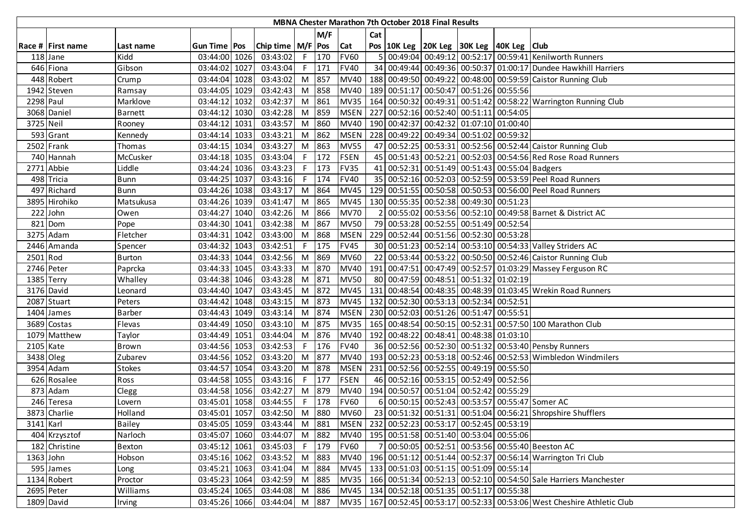# MBNA Chester Marathon 7th October 2018 Final Results

| Race # | First name | Last name | Gun Time | Pos | Chip time | M/F | M/F Pos | Cat | Cat Pos | 10K Leg | 20K Leg | 30K Leg | 40K Leg | Club |
|---|---|---|---|---|---|---|---|---|---|---|---|---|---|---|
| 118 | Jane | Kidd | 03:44:00 | 1026 | 03:43:02 | F | 170 | FV60 | 5 | 00:49:04 | 00:49:12 | 00:52:17 | 00:59:41 | Kenilworth Runners |
| 646 | Fiona | Gibson | 03:44:02 | 1027 | 03:43:04 | F | 171 | FV40 | 34 | 00:49:44 | 00:49:36 | 00:50:37 | 01:00:17 | Dundee Hawkhill Harriers |
| 448 | Robert | Crump | 03:44:04 | 1028 | 03:43:02 | M | 857 | MV40 | 188 | 00:49:50 | 00:49:22 | 00:48:00 | 00:59:59 | Caistor Running Club |
| 1942 | Steven | Ramsay | 03:44:05 | 1029 | 03:42:43 | M | 858 | MV40 | 189 | 00:51:17 | 00:50:47 | 00:51:26 | 00:55:56 | |
| 2298 | Paul | Marklove | 03:44:12 | 1032 | 03:42:37 | M | 861 | MV35 | 164 | 00:50:32 | 00:49:31 | 00:51:42 | 00:58:22 | Warrington Running Club |
| 3068 | Daniel | Barnett | 03:44:12 | 1030 | 03:42:28 | M | 859 | MSEN | 227 | 00:52:16 | 00:52:40 | 00:51:11 | 00:54:05 | |
| 3725 | Neil | Rooney | 03:44:12 | 1031 | 03:43:57 | M | 860 | MV40 | 190 | 00:42:37 | 00:42:32 | 01:07:10 | 01:00:40 | |
| 593 | Grant | Kennedy | 03:44:14 | 1033 | 03:43:21 | M | 862 | MSEN | 228 | 00:49:22 | 00:49:34 | 00:51:02 | 00:59:32 | |
| 2502 | Frank | Thomas | 03:44:15 | 1034 | 03:43:27 | M | 863 | MV55 | 47 | 00:52:25 | 00:53:31 | 00:52:56 | 00:52:44 | Caistor Running Club |
| 740 | Hannah | McCusker | 03:44:18 | 1035 | 03:43:04 | F | 172 | FSEN | 45 | 00:51:43 | 00:52:21 | 00:52:03 | 00:54:56 | Red Rose Road Runners |
| 2771 | Abbie | Liddle | 03:44:24 | 1036 | 03:43:23 | F | 173 | FV35 | 41 | 00:52:31 | 00:51:49 | 00:51:43 | 00:55:04 | Badgers |
| 498 | Tricia | Bunn | 03:44:25 | 1037 | 03:43:16 | F | 174 | FV40 | 35 | 00:52:16 | 00:52:03 | 00:52:59 | 00:53:59 | Peel Road Runners |
| 497 | Richard | Bunn | 03:44:26 | 1038 | 03:43:17 | M | 864 | MV45 | 129 | 00:51:55 | 00:50:58 | 00:50:53 | 00:56:00 | Peel Road Runners |
| 3895 | Hirohiko | Matsukusa | 03:44:26 | 1039 | 03:41:47 | M | 865 | MV45 | 130 | 00:55:35 | 00:52:38 | 00:49:30 | 00:51:23 | |
| 222 | John | Owen | 03:44:27 | 1040 | 03:42:26 | M | 866 | MV70 | 2 | 00:55:02 | 00:53:56 | 00:52:10 | 00:49:58 | Barnet & District AC |
| 821 | Dom | Pope | 03:44:30 | 1041 | 03:42:38 | M | 867 | MV50 | 79 | 00:53:28 | 00:52:55 | 00:51:49 | 00:52:54 | |
| 3275 | Adam | Fletcher | 03:44:31 | 1042 | 03:43:00 | M | 868 | MSEN | 229 | 00:52:44 | 00:51:56 | 00:52:30 | 00:53:28 | |
| 2446 | Amanda | Spencer | 03:44:32 | 1043 | 03:42:51 | F | 175 | FV45 | 30 | 00:51:23 | 00:52:14 | 00:53:10 | 00:54:33 | Valley Striders AC |
| 2501 | Rod | Burton | 03:44:33 | 1044 | 03:42:56 | M | 869 | MV60 | 22 | 00:53:44 | 00:53:22 | 00:50:50 | 00:52:46 | Caistor Running Club |
| 2746 | Peter | Paprcka | 03:44:33 | 1045 | 03:43:33 | M | 870 | MV40 | 191 | 00:47:51 | 00:47:49 | 00:52:57 | 01:03:29 | Massey Ferguson RC |
| 1385 | Terry | Whalley | 03:44:38 | 1046 | 03:43:28 | M | 871 | MV50 | 80 | 00:47:59 | 00:48:51 | 00:51:32 | 01:02:19 | |
| 3176 | David | Leonard | 03:44:40 | 1047 | 03:43:45 | M | 872 | MV45 | 131 | 00:48:54 | 00:48:35 | 00:48:39 | 01:03:45 | Wrekin Road Runners |
| 2087 | Stuart | Peters | 03:44:42 | 1048 | 03:43:15 | M | 873 | MV45 | 132 | 00:52:30 | 00:53:13 | 00:52:34 | 00:52:51 | |
| 1404 | James | Barber | 03:44:43 | 1049 | 03:43:14 | M | 874 | MSEN | 230 | 00:52:03 | 00:51:26 | 00:51:47 | 00:55:51 | |
| 3689 | Costas | Flevas | 03:44:49 | 1050 | 03:43:10 | M | 875 | MV35 | 165 | 00:48:54 | 00:50:15 | 00:52:31 | 00:57:50 | 100 Marathon Club |
| 1079 | Matthew | Taylor | 03:44:49 | 1051 | 03:44:04 | M | 876 | MV40 | 192 | 00:48:22 | 00:48:41 | 00:48:38 | 01:03:10 | |
| 2105 | Kate | Brown | 03:44:56 | 1053 | 03:42:53 | F | 176 | FV40 | 36 | 00:52:56 | 00:52:30 | 00:51:32 | 00:53:40 | Pensby Runners |
| 3438 | Oleg | Zubarev | 03:44:56 | 1052 | 03:43:20 | M | 877 | MV40 | 193 | 00:52:23 | 00:53:18 | 00:52:46 | 00:52:53 | Wimbledon Windmilers |
| 3954 | Adam | Stokes | 03:44:57 | 1054 | 03:43:20 | M | 878 | MSEN | 231 | 00:52:56 | 00:52:55 | 00:49:19 | 00:55:50 | |
| 626 | Rosalee | Ross | 03:44:58 | 1055 | 03:43:16 | F | 177 | FSEN | 46 | 00:52:16 | 00:53:15 | 00:52:49 | 00:52:56 | |
| 873 | Adam | Clegg | 03:44:58 | 1056 | 03:42:27 | M | 879 | MV40 | 194 | 00:50:57 | 00:51:04 | 00:52:42 | 00:55:29 | |
| 246 | Teresa | Lovern | 03:45:01 | 1058 | 03:44:55 | F | 178 | FV60 | 6 | 00:50:15 | 00:52:43 | 00:53:57 | 00:55:47 | Somer AC |
| 3873 | Charlie | Holland | 03:45:01 | 1057 | 03:42:50 | M | 880 | MV60 | 23 | 00:51:32 | 00:51:31 | 00:51:04 | 00:56:21 | Shropshire Shufflers |
| 3141 | Karl | Bailey | 03:45:05 | 1059 | 03:43:44 | M | 881 | MSEN | 232 | 00:52:23 | 00:53:17 | 00:52:45 | 00:53:19 | |
| 404 | Krzysztof | Narloch | 03:45:07 | 1060 | 03:44:07 | M | 882 | MV40 | 195 | 00:51:58 | 00:51:40 | 00:53:04 | 00:55:06 | |
| 182 | Christine | Bexton | 03:45:12 | 1061 | 03:45:03 | F | 179 | FV60 | 7 | 00:50:05 | 00:52:51 | 00:53:56 | 00:55:40 | Beeston AC |
| 1363 | John | Hobson | 03:45:16 | 1062 | 03:43:52 | M | 883 | MV40 | 196 | 00:51:12 | 00:51:44 | 00:52:37 | 00:56:14 | Warrington Tri Club |
| 595 | James | Long | 03:45:21 | 1063 | 03:41:04 | M | 884 | MV45 | 133 | 00:51:03 | 00:51:15 | 00:51:09 | 00:55:14 | |
| 1134 | Robert | Proctor | 03:45:23 | 1064 | 03:42:59 | M | 885 | MV35 | 166 | 00:51:34 | 00:52:13 | 00:52:10 | 00:54:50 | Sale Harriers Manchester |
| 2695 | Peter | Williams | 03:45:24 | 1065 | 03:44:08 | M | 886 | MV45 | 134 | 00:52:18 | 00:51:35 | 00:51:17 | 00:55:38 | |
| 1809 | David | Irving | 03:45:26 | 1066 | 03:44:04 | M | 887 | MV35 | 167 | 00:52:45 | 00:53:17 | 00:52:33 | 00:53:06 | West Cheshire Athletic Club |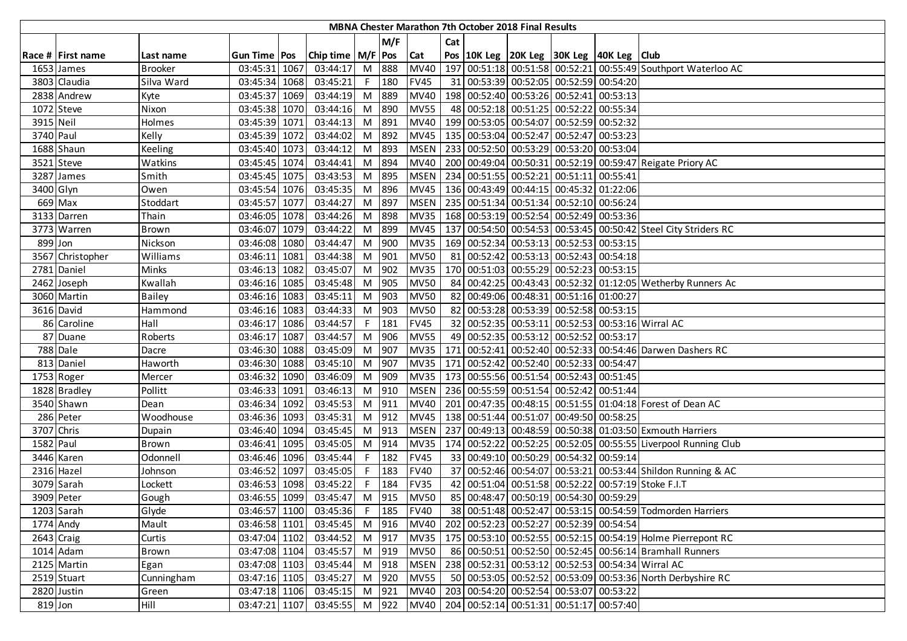# MBNA Chester Marathon 7th October 2018 Final Results

| Race # | First name | Last name | Gun Time | Pos | Chip time | M/F | M/F Pos | Cat | Cat Pos | 10K Leg | 20K Leg | 30K Leg | 40K Leg | Club |
|---|---|---|---|---|---|---|---|---|---|---|---|---|---|---|
| 1653 | James | Brooker | 03:45:31 | 1067 | 03:44:17 | M | 888 | MV40 | 197 | 00:51:18 | 00:51:58 | 00:52:21 | 00:55:49 | Southport Waterloo AC |
| 3803 | Claudia | Silva Ward | 03:45:34 | 1068 | 03:45:21 | F | 180 | FV45 | 31 | 00:53:39 | 00:52:05 | 00:52:59 | 00:54:20 | |
| 2838 | Andrew | Kyte | 03:45:37 | 1069 | 03:44:19 | M | 889 | MV40 | 198 | 00:52:40 | 00:53:26 | 00:52:41 | 00:53:13 | |
| 1072 | Steve | Nixon | 03:45:38 | 1070 | 03:44:16 | M | 890 | MV55 | 48 | 00:52:18 | 00:51:25 | 00:52:22 | 00:55:34 | |
| 3915 | Neil | Holmes | 03:45:39 | 1071 | 03:44:13 | M | 891 | MV40 | 199 | 00:53:05 | 00:54:07 | 00:52:59 | 00:52:32 | |
| 3740 | Paul | Kelly | 03:45:39 | 1072 | 03:44:02 | M | 892 | MV45 | 135 | 00:53:04 | 00:52:47 | 00:52:47 | 00:53:23 | |
| 1688 | Shaun | Keeling | 03:45:40 | 1073 | 03:44:12 | M | 893 | MSEN | 233 | 00:52:50 | 00:53:29 | 00:53:20 | 00:53:04 | |
| 3521 | Steve | Watkins | 03:45:45 | 1074 | 03:44:41 | M | 894 | MV40 | 200 | 00:49:04 | 00:50:31 | 00:52:19 | 00:59:47 | Reigate Priory AC |
| 3287 | James | Smith | 03:45:45 | 1075 | 03:43:53 | M | 895 | MSEN | 234 | 00:51:55 | 00:52:21 | 00:51:11 | 00:55:41 | |
| 3400 | Glyn | Owen | 03:45:54 | 1076 | 03:45:35 | M | 896 | MV45 | 136 | 00:43:49 | 00:44:15 | 00:45:32 | 01:22:06 | |
| 669 | Max | Stoddart | 03:45:57 | 1077 | 03:44:27 | M | 897 | MSEN | 235 | 00:51:34 | 00:51:34 | 00:52:10 | 00:56:24 | |
| 3133 | Darren | Thain | 03:46:05 | 1078 | 03:44:26 | M | 898 | MV35 | 168 | 00:53:19 | 00:52:54 | 00:52:49 | 00:53:36 | |
| 3773 | Warren | Brown | 03:46:07 | 1079 | 03:44:22 | M | 899 | MV45 | 137 | 00:54:50 | 00:54:53 | 00:53:45 | 00:50:42 | Steel City Striders RC |
| 899 | Jon | Nickson | 03:46:08 | 1080 | 03:44:47 | M | 900 | MV35 | 169 | 00:52:34 | 00:53:13 | 00:52:53 | 00:53:15 | |
| 3567 | Christopher | Williams | 03:46:11 | 1081 | 03:44:38 | M | 901 | MV50 | 81 | 00:52:42 | 00:53:13 | 00:52:43 | 00:54:18 | |
| 2781 | Daniel | Minks | 03:46:13 | 1082 | 03:45:07 | M | 902 | MV35 | 170 | 00:51:03 | 00:55:29 | 00:52:23 | 00:53:15 | |
| 2462 | Joseph | Kwallah | 03:46:16 | 1085 | 03:45:48 | M | 905 | MV50 | 84 | 00:42:25 | 00:43:43 | 00:52:32 | 01:12:05 | Wetherby Runners Ac |
| 3060 | Martin | Bailey | 03:46:16 | 1083 | 03:45:11 | M | 903 | MV50 | 82 | 00:49:06 | 00:48:31 | 00:51:16 | 01:00:27 | |
| 3616 | David | Hammond | 03:46:16 | 1083 | 03:44:33 | M | 903 | MV50 | 82 | 00:53:28 | 00:53:39 | 00:52:58 | 00:53:15 | |
| 86 | Caroline | Hall | 03:46:17 | 1086 | 03:44:57 | F | 181 | FV45 | 32 | 00:52:35 | 00:53:11 | 00:52:53 | 00:53:16 | Wirral AC |
| 87 | Duane | Roberts | 03:46:17 | 1087 | 03:44:57 | M | 906 | MV55 | 49 | 00:52:35 | 00:53:12 | 00:52:52 | 00:53:17 | |
| 788 | Dale | Dacre | 03:46:30 | 1088 | 03:45:09 | M | 907 | MV35 | 171 | 00:52:41 | 00:52:40 | 00:52:33 | 00:54:46 | Darwen Dashers RC |
| 813 | Daniel | Haworth | 03:46:30 | 1088 | 03:45:10 | M | 907 | MV35 | 171 | 00:52:42 | 00:52:40 | 00:52:33 | 00:54:47 | |
| 1753 | Roger | Mercer | 03:46:32 | 1090 | 03:46:09 | M | 909 | MV35 | 173 | 00:55:56 | 00:51:54 | 00:52:43 | 00:51:45 | |
| 1828 | Bradley | Pollitt | 03:46:33 | 1091 | 03:46:13 | M | 910 | MSEN | 236 | 00:55:59 | 00:51:54 | 00:52:42 | 00:51:44 | |
| 3540 | Shawn | Dean | 03:46:34 | 1092 | 03:45:53 | M | 911 | MV40 | 201 | 00:47:35 | 00:48:15 | 00:51:55 | 01:04:18 | Forest of Dean AC |
| 286 | Peter | Woodhouse | 03:46:36 | 1093 | 03:45:31 | M | 912 | MV45 | 138 | 00:51:44 | 00:51:07 | 00:49:50 | 00:58:25 | |
| 3707 | Chris | Dupain | 03:46:40 | 1094 | 03:45:45 | M | 913 | MSEN | 237 | 00:49:13 | 00:48:59 | 00:50:38 | 01:03:50 | Exmouth Harriers |
| 1582 | Paul | Brown | 03:46:41 | 1095 | 03:45:05 | M | 914 | MV35 | 174 | 00:52:22 | 00:52:25 | 00:52:05 | 00:55:55 | Liverpool Running Club |
| 3446 | Karen | Odonnell | 03:46:46 | 1096 | 03:45:44 | F | 182 | FV45 | 33 | 00:49:10 | 00:50:29 | 00:54:32 | 00:59:14 | |
| 2316 | Hazel | Johnson | 03:46:52 | 1097 | 03:45:05 | F | 183 | FV40 | 37 | 00:52:46 | 00:54:07 | 00:53:21 | 00:53:44 | Shildon Running & AC |
| 3079 | Sarah | Lockett | 03:46:53 | 1098 | 03:45:22 | F | 184 | FV35 | 42 | 00:51:04 | 00:51:58 | 00:52:22 | 00:57:19 | Stoke F.I.T |
| 3909 | Peter | Gough | 03:46:55 | 1099 | 03:45:47 | M | 915 | MV50 | 85 | 00:48:47 | 00:50:19 | 00:54:30 | 00:59:29 | |
| 1203 | Sarah | Glyde | 03:46:57 | 1100 | 03:45:36 | F | 185 | FV40 | 38 | 00:51:48 | 00:52:47 | 00:53:15 | 00:54:59 | Todmorden Harriers |
| 1774 | Andy | Mault | 03:46:58 | 1101 | 03:45:45 | M | 916 | MV40 | 202 | 00:52:23 | 00:52:27 | 00:52:39 | 00:54:54 | |
| 2643 | Craig | Curtis | 03:47:04 | 1102 | 03:44:52 | M | 917 | MV35 | 175 | 00:53:10 | 00:52:55 | 00:52:15 | 00:54:19 | Holme Pierrepont RC |
| 1014 | Adam | Brown | 03:47:08 | 1104 | 03:45:57 | M | 919 | MV50 | 86 | 00:50:51 | 00:52:50 | 00:52:45 | 00:56:14 | Bramhall Runners |
| 2125 | Martin | Egan | 03:47:08 | 1103 | 03:45:44 | M | 918 | MSEN | 238 | 00:52:31 | 00:53:12 | 00:52:53 | 00:54:34 | Wirral AC |
| 2519 | Stuart | Cunningham | 03:47:16 | 1105 | 03:45:27 | M | 920 | MV55 | 50 | 00:53:05 | 00:52:52 | 00:53:09 | 00:53:36 | North Derbyshire RC |
| 2820 | Justin | Green | 03:47:18 | 1106 | 03:45:15 | M | 921 | MV40 | 203 | 00:54:20 | 00:52:54 | 00:53:07 | 00:53:22 | |
| 819 | Jon | Hill | 03:47:21 | 1107 | 03:45:55 | M | 922 | MV40 | 204 | 00:52:14 | 00:51:31 | 00:51:17 | 00:57:40 | |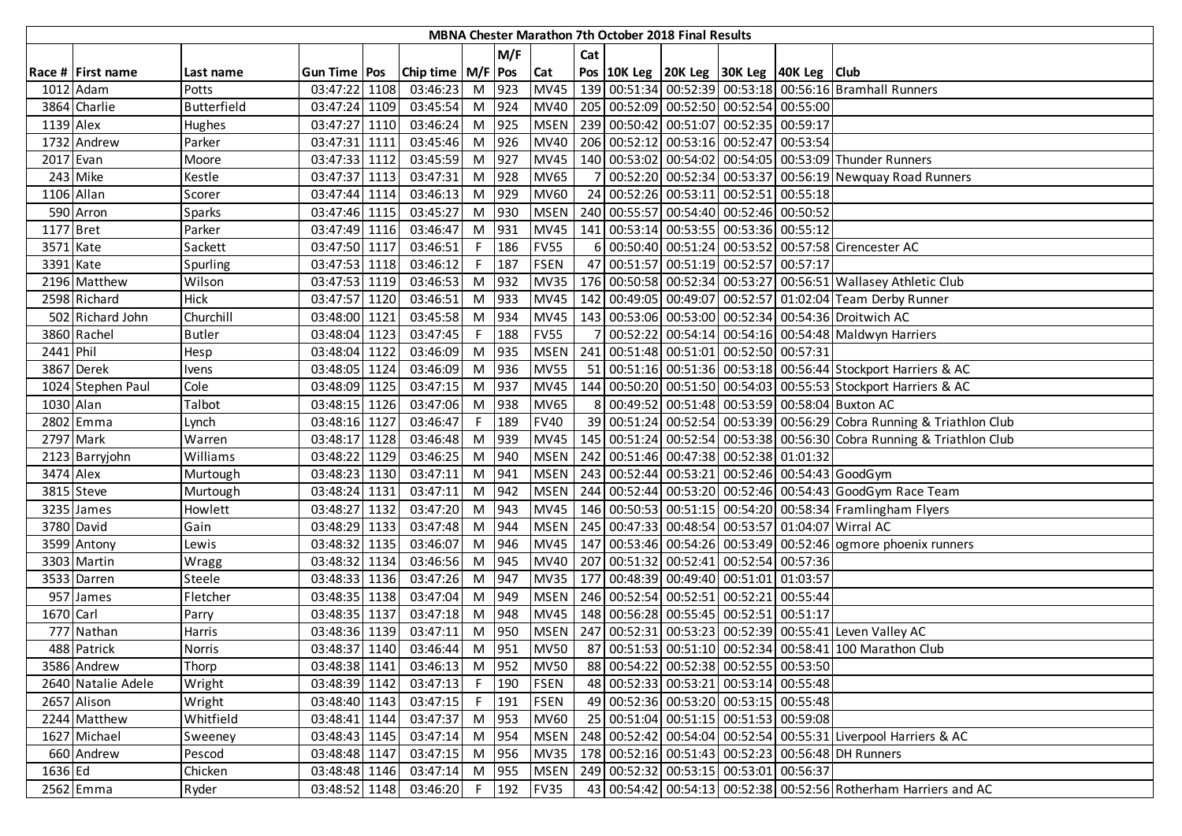| MBNA Chester Marathon 7th October 2018 Final Results | | | | | | | | | | | | | | | |
|---|---|---|---|---|---|---|---|---|---|---|---|---|---|---|---|
| | | | | | | | M/F | | Cat | | | | | | |
| Race # | First name | Last name | Gun Time | Pos | Chip time | M/F | Pos | Cat | Pos | 10K Leg | 20K Leg | 30K Leg | 40K Leg | Club |
| 1012 | Adam | Potts | 03:47:22 | 1108 | 03:46:23 | M | 923 | MV45 | 139 | 00:51:34 | 00:52:39 | 00:53:18 | 00:56:16 | Bramhall Runners |
| 3864 | Charlie | Butterfield | 03:47:24 | 1109 | 03:45:54 | M | 924 | MV40 | 205 | 00:52:09 | 00:52:50 | 00:52:54 | 00:55:00 | |
| 1139 | Alex | Hughes | 03:47:27 | 1110 | 03:46:24 | M | 925 | MSEN | 239 | 00:50:42 | 00:51:07 | 00:52:35 | 00:59:17 | |
| 1732 | Andrew | Parker | 03:47:31 | 1111 | 03:45:46 | M | 926 | MV40 | 206 | 00:52:12 | 00:53:16 | 00:52:47 | 00:53:54 | |
| 2017 | Evan | Moore | 03:47:33 | 1112 | 03:45:59 | M | 927 | MV45 | 140 | 00:53:02 | 00:54:02 | 00:54:05 | 00:53:09 | Thunder Runners |
| 243 | Mike | Kestle | 03:47:37 | 1113 | 03:47:31 | M | 928 | MV65 | 7 | 00:52:20 | 00:52:34 | 00:53:37 | 00:56:19 | Newquay Road Runners |
| 1106 | Allan | Scorer | 03:47:44 | 1114 | 03:46:13 | M | 929 | MV60 | 24 | 00:52:26 | 00:53:11 | 00:52:51 | 00:55:18 | |
| 590 | Arron | Sparks | 03:47:46 | 1115 | 03:45:27 | M | 930 | MSEN | 240 | 00:55:57 | 00:54:40 | 00:52:46 | 00:50:52 | |
| 1177 | Bret | Parker | 03:47:49 | 1116 | 03:46:47 | M | 931 | MV45 | 141 | 00:53:14 | 00:53:55 | 00:53:36 | 00:55:12 | |
| 3571 | Kate | Sackett | 03:47:50 | 1117 | 03:46:51 | F | 186 | FV55 | 6 | 00:50:40 | 00:51:24 | 00:53:52 | 00:57:58 | Cirencester AC |
| 3391 | Kate | Spurling | 03:47:53 | 1118 | 03:46:12 | F | 187 | FSEN | 47 | 00:51:57 | 00:51:19 | 00:52:57 | 00:57:17 | |
| 2196 | Matthew | Wilson | 03:47:53 | 1119 | 03:46:53 | M | 932 | MV35 | 176 | 00:50:58 | 00:52:34 | 00:53:27 | 00:56:51 | Wallasey Athletic Club |
| 2598 | Richard | Hick | 03:47:57 | 1120 | 03:46:51 | M | 933 | MV45 | 142 | 00:49:05 | 00:49:07 | 00:52:57 | 01:02:04 | Team Derby Runner |
| 502 | Richard John | Churchill | 03:48:00 | 1121 | 03:45:58 | M | 934 | MV45 | 143 | 00:53:06 | 00:53:00 | 00:52:34 | 00:54:36 | Droitwich AC |
| 3860 | Rachel | Butler | 03:48:04 | 1123 | 03:47:45 | F | 188 | FV55 | 7 | 00:52:22 | 00:54:14 | 00:54:16 | 00:54:48 | Maldwyn Harriers |
| 2441 | Phil | Hesp | 03:48:04 | 1122 | 03:46:09 | M | 935 | MSEN | 241 | 00:51:48 | 00:51:01 | 00:52:50 | 00:57:31 | |
| 3867 | Derek | Ivens | 03:48:05 | 1124 | 03:46:09 | M | 936 | MV55 | 51 | 00:51:16 | 00:51:36 | 00:53:18 | 00:56:44 | Stockport Harriers & AC |
| 1024 | Stephen Paul | Cole | 03:48:09 | 1125 | 03:47:15 | M | 937 | MV45 | 144 | 00:50:20 | 00:51:50 | 00:54:03 | 00:55:53 | Stockport Harriers & AC |
| 1030 | Alan | Talbot | 03:48:15 | 1126 | 03:47:06 | M | 938 | MV65 | 8 | 00:49:52 | 00:51:48 | 00:53:59 | 00:58:04 | Buxton AC |
| 2802 | Emma | Lynch | 03:48:16 | 1127 | 03:46:47 | F | 189 | FV40 | 39 | 00:51:24 | 00:52:54 | 00:53:39 | 00:56:29 | Cobra Running & Triathlon Club |
| 2797 | Mark | Warren | 03:48:17 | 1128 | 03:46:48 | M | 939 | MV45 | 145 | 00:51:24 | 00:52:54 | 00:53:38 | 00:56:30 | Cobra Running & Triathlon Club |
| 2123 | Barryjohn | Williams | 03:48:22 | 1129 | 03:46:25 | M | 940 | MSEN | 242 | 00:51:46 | 00:47:38 | 00:52:38 | 01:01:32 | |
| 3474 | Alex | Murtough | 03:48:23 | 1130 | 03:47:11 | M | 941 | MSEN | 243 | 00:52:44 | 00:53:21 | 00:52:46 | 00:54:43 | GoodGym |
| 3815 | Steve | Murtough | 03:48:24 | 1131 | 03:47:11 | M | 942 | MSEN | 244 | 00:52:44 | 00:53:20 | 00:52:46 | 00:54:43 | GoodGym Race Team |
| 3235 | James | Howlett | 03:48:27 | 1132 | 03:47:20 | M | 943 | MV45 | 146 | 00:50:53 | 00:51:15 | 00:54:20 | 00:58:34 | Framlingham Flyers |
| 3780 | David | Gain | 03:48:29 | 1133 | 03:47:48 | M | 944 | MSEN | 245 | 00:47:33 | 00:48:54 | 00:53:57 | 01:04:07 | Wirral AC |
| 3599 | Antony | Lewis | 03:48:32 | 1135 | 03:46:07 | M | 946 | MV45 | 147 | 00:53:46 | 00:54:26 | 00:53:49 | 00:52:46 | ogmore phoenix runners |
| 3303 | Martin | Wragg | 03:48:32 | 1134 | 03:46:56 | M | 945 | MV40 | 207 | 00:51:32 | 00:52:41 | 00:52:54 | 00:57:36 | |
| 3533 | Darren | Steele | 03:48:33 | 1136 | 03:47:26 | M | 947 | MV35 | 177 | 00:48:39 | 00:49:40 | 00:51:01 | 01:03:57 | |
| 957 | James | Fletcher | 03:48:35 | 1138 | 03:47:04 | M | 949 | MSEN | 246 | 00:52:54 | 00:52:51 | 00:52:21 | 00:55:44 | |
| 1670 | Carl | Parry | 03:48:35 | 1137 | 03:47:18 | M | 948 | MV45 | 148 | 00:56:28 | 00:55:45 | 00:52:51 | 00:51:17 | |
| 777 | Nathan | Harris | 03:48:36 | 1139 | 03:47:11 | M | 950 | MSEN | 247 | 00:52:31 | 00:53:23 | 00:52:39 | 00:55:41 | Leven Valley AC |
| 488 | Patrick | Norris | 03:48:37 | 1140 | 03:46:44 | M | 951 | MV50 | 87 | 00:51:53 | 00:51:10 | 00:52:34 | 00:58:41 | 100 Marathon Club |
| 3586 | Andrew | Thorp | 03:48:38 | 1141 | 03:46:13 | M | 952 | MV50 | 88 | 00:54:22 | 00:52:38 | 00:52:55 | 00:53:50 | |
| 2640 | Natalie Adele | Wright | 03:48:39 | 1142 | 03:47:13 | F | 190 | FSEN | 48 | 00:52:33 | 00:53:21 | 00:53:14 | 00:55:48 | |
| 2657 | Alison | Wright | 03:48:40 | 1143 | 03:47:15 | F | 191 | FSEN | 49 | 00:52:36 | 00:53:20 | 00:53:15 | 00:55:48 | |
| 2244 | Matthew | Whitfield | 03:48:41 | 1144 | 03:47:37 | M | 953 | MV60 | 25 | 00:51:04 | 00:51:15 | 00:51:53 | 00:59:08 | |
| 1627 | Michael | Sweeney | 03:48:43 | 1145 | 03:47:14 | M | 954 | MSEN | 248 | 00:52:42 | 00:54:04 | 00:52:54 | 00:55:31 | Liverpool Harriers & AC |
| 660 | Andrew | Pescod | 03:48:48 | 1147 | 03:47:15 | M | 956 | MV35 | 178 | 00:52:16 | 00:51:43 | 00:52:23 | 00:56:48 | DH Runners |
| 1636 | Ed | Chicken | 03:48:48 | 1146 | 03:47:14 | M | 955 | MSEN | 249 | 00:52:32 | 00:53:15 | 00:53:01 | 00:56:37 | |
| 2562 | Emma | Ryder | 03:48:52 | 1148 | 03:46:20 | F | 192 | FV35 | 43 | 00:54:42 | 00:54:13 | 00:52:38 | 00:52:56 | Rotherham Harriers and AC |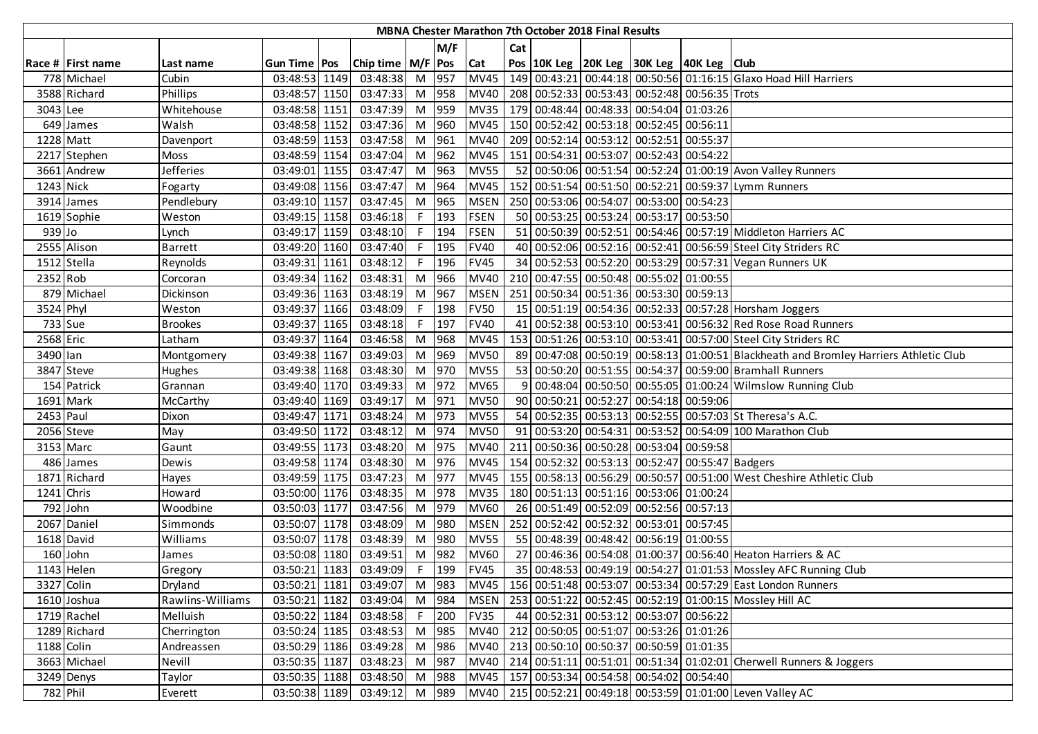# MBNA Chester Marathon 7th October 2018 Final Results

| Race # | First name | Last name | Gun Time | Pos | Chip time | M/F | M/F Pos | Cat | Cat Pos | 10K Leg | 20K Leg | 30K Leg | 40K Leg | Club |
|---|---|---|---|---|---|---|---|---|---|---|---|---|---|---|
| 778 | Michael | Cubin | 03:48:53 | 1149 | 03:48:38 | M | 957 | MV45 | 149 | 00:43:21 | 00:44:18 | 00:50:56 | 01:16:15 | Glaxo Hoad Hill Harriers |
| 3588 | Richard | Phillips | 03:48:57 | 1150 | 03:47:33 | M | 958 | MV40 | 208 | 00:52:33 | 00:53:43 | 00:52:48 | 00:56:35 | Trots |
| 3043 | Lee | Whitehouse | 03:48:58 | 1151 | 03:47:39 | M | 959 | MV35 | 179 | 00:48:44 | 00:48:33 | 00:54:04 | 01:03:26 | |
| 649 | James | Walsh | 03:48:58 | 1152 | 03:47:36 | M | 960 | MV45 | 150 | 00:52:42 | 00:53:18 | 00:52:45 | 00:56:11 | |
| 1228 | Matt | Davenport | 03:48:59 | 1153 | 03:47:58 | M | 961 | MV40 | 209 | 00:52:14 | 00:53:12 | 00:52:51 | 00:55:37 | |
| 2217 | Stephen | Moss | 03:48:59 | 1154 | 03:47:04 | M | 962 | MV45 | 151 | 00:54:31 | 00:53:07 | 00:52:43 | 00:54:22 | |
| 3661 | Andrew | Jefferies | 03:49:01 | 1155 | 03:47:47 | M | 963 | MV55 | 52 | 00:50:06 | 00:51:54 | 00:52:24 | 01:00:19 | Avon Valley Runners |
| 1243 | Nick | Fogarty | 03:49:08 | 1156 | 03:47:47 | M | 964 | MV45 | 152 | 00:51:54 | 00:51:50 | 00:52:21 | 00:59:37 | Lymm Runners |
| 3914 | James | Pendlebury | 03:49:10 | 1157 | 03:47:45 | M | 965 | MSEN | 250 | 00:53:06 | 00:54:07 | 00:53:00 | 00:54:23 | |
| 1619 | Sophie | Weston | 03:49:15 | 1158 | 03:46:18 | F | 193 | FSEN | 50 | 00:53:25 | 00:53:24 | 00:53:17 | 00:53:50 | |
| 939 | Jo | Lynch | 03:49:17 | 1159 | 03:48:10 | F | 194 | FSEN | 51 | 00:50:39 | 00:52:51 | 00:54:46 | 00:57:19 | Middleton Harriers AC |
| 2555 | Alison | Barrett | 03:49:20 | 1160 | 03:47:40 | F | 195 | FV40 | 40 | 00:52:06 | 00:52:16 | 00:52:41 | 00:56:59 | Steel City Striders RC |
| 1512 | Stella | Reynolds | 03:49:31 | 1161 | 03:48:12 | F | 196 | FV45 | 34 | 00:52:53 | 00:52:20 | 00:53:29 | 00:57:31 | Vegan Runners UK |
| 2352 | Rob | Corcoran | 03:49:34 | 1162 | 03:48:31 | M | 966 | MV40 | 210 | 00:47:55 | 00:50:48 | 00:55:02 | 01:00:55 | |
| 879 | Michael | Dickinson | 03:49:36 | 1163 | 03:48:19 | M | 967 | MSEN | 251 | 00:50:34 | 00:51:36 | 00:53:30 | 00:59:13 | |
| 3524 | Phyl | Weston | 03:49:37 | 1166 | 03:48:09 | F | 198 | FV50 | 15 | 00:51:19 | 00:54:36 | 00:52:33 | 00:57:28 | Horsham Joggers |
| 733 | Sue | Brookes | 03:49:37 | 1165 | 03:48:18 | F | 197 | FV40 | 41 | 00:52:38 | 00:53:10 | 00:53:41 | 00:56:32 | Red Rose Road Runners |
| 2568 | Eric | Latham | 03:49:37 | 1164 | 03:46:58 | M | 968 | MV45 | 153 | 00:51:26 | 00:53:10 | 00:53:41 | 00:57:00 | Steel City Striders RC |
| 3490 | Ian | Montgomery | 03:49:38 | 1167 | 03:49:03 | M | 969 | MV50 | 89 | 00:47:08 | 00:50:19 | 00:58:13 | 01:00:51 | Blackheath and Bromley Harriers Athletic Club |
| 3847 | Steve | Hughes | 03:49:38 | 1168 | 03:48:30 | M | 970 | MV55 | 53 | 00:50:20 | 00:51:55 | 00:54:37 | 00:59:00 | Bramhall Runners |
| 154 | Patrick | Grannan | 03:49:40 | 1170 | 03:49:33 | M | 972 | MV65 | 9 | 00:48:04 | 00:50:50 | 00:55:05 | 01:00:24 | Wilmslow Running Club |
| 1691 | Mark | McCarthy | 03:49:40 | 1169 | 03:49:17 | M | 971 | MV50 | 90 | 00:50:21 | 00:52:27 | 00:54:18 | 00:59:06 | |
| 2453 | Paul | Dixon | 03:49:47 | 1171 | 03:48:24 | M | 973 | MV55 | 54 | 00:52:35 | 00:53:13 | 00:52:55 | 00:57:03 | St Theresa's A.C. |
| 2056 | Steve | May | 03:49:50 | 1172 | 03:48:12 | M | 974 | MV50 | 91 | 00:53:20 | 00:54:31 | 00:53:52 | 00:54:09 | 100 Marathon Club |
| 3153 | Marc | Gaunt | 03:49:55 | 1173 | 03:48:20 | M | 975 | MV40 | 211 | 00:50:36 | 00:50:28 | 00:53:04 | 00:59:58 | |
| 486 | James | Dewis | 03:49:58 | 1174 | 03:48:30 | M | 976 | MV45 | 154 | 00:52:32 | 00:53:13 | 00:52:47 | 00:55:47 | Badgers |
| 1871 | Richard | Hayes | 03:49:59 | 1175 | 03:47:23 | M | 977 | MV45 | 155 | 00:58:13 | 00:56:29 | 00:50:57 | 00:51:00 | West Cheshire Athletic Club |
| 1241 | Chris | Howard | 03:50:00 | 1176 | 03:48:35 | M | 978 | MV35 | 180 | 00:51:13 | 00:51:16 | 00:53:06 | 01:00:24 | |
| 792 | John | Woodbine | 03:50:03 | 1177 | 03:47:56 | M | 979 | MV60 | 26 | 00:51:49 | 00:52:09 | 00:52:56 | 00:57:13 | |
| 2067 | Daniel | Simmonds | 03:50:07 | 1178 | 03:48:09 | M | 980 | MSEN | 252 | 00:52:42 | 00:52:32 | 00:53:01 | 00:57:45 | |
| 1618 | David | Williams | 03:50:07 | 1178 | 03:48:39 | M | 980 | MV55 | 55 | 00:48:39 | 00:48:42 | 00:56:19 | 01:00:55 | |
| 160 | John | James | 03:50:08 | 1180 | 03:49:51 | M | 982 | MV60 | 27 | 00:46:36 | 00:54:08 | 01:00:37 | 00:56:40 | Heaton Harriers & AC |
| 1143 | Helen | Gregory | 03:50:21 | 1183 | 03:49:09 | F | 199 | FV45 | 35 | 00:48:53 | 00:49:19 | 00:54:27 | 01:01:53 | Mossley AFC Running Club |
| 3327 | Colin | Dryland | 03:50:21 | 1181 | 03:49:07 | M | 983 | MV45 | 156 | 00:51:48 | 00:53:07 | 00:53:34 | 00:57:29 | East London Runners |
| 1610 | Joshua | Rawlins-Williams | 03:50:21 | 1182 | 03:49:04 | M | 984 | MSEN | 253 | 00:51:22 | 00:52:45 | 00:52:19 | 01:00:15 | Mossley Hill AC |
| 1719 | Rachel | Melluish | 03:50:22 | 1184 | 03:48:58 | F | 200 | FV35 | 44 | 00:52:31 | 00:53:12 | 00:53:07 | 00:56:22 | |
| 1289 | Richard | Cherrington | 03:50:24 | 1185 | 03:48:53 | M | 985 | MV40 | 212 | 00:50:05 | 00:51:07 | 00:53:26 | 01:01:26 | |
| 1188 | Colin | Andreassen | 03:50:29 | 1186 | 03:49:28 | M | 986 | MV40 | 213 | 00:50:10 | 00:50:37 | 00:50:59 | 01:01:35 | |
| 3663 | Michael | Nevill | 03:50:35 | 1187 | 03:48:23 | M | 987 | MV40 | 214 | 00:51:11 | 00:51:01 | 00:51:34 | 01:02:01 | Cherwell Runners & Joggers |
| 3249 | Denys | Taylor | 03:50:35 | 1188 | 03:48:50 | M | 988 | MV45 | 157 | 00:53:34 | 00:54:58 | 00:54:02 | 00:54:40 | |
| 782 | Phil | Everett | 03:50:38 | 1189 | 03:49:12 | M | 989 | MV40 | 215 | 00:52:21 | 00:49:18 | 00:53:59 | 01:01:00 | Leven Valley AC |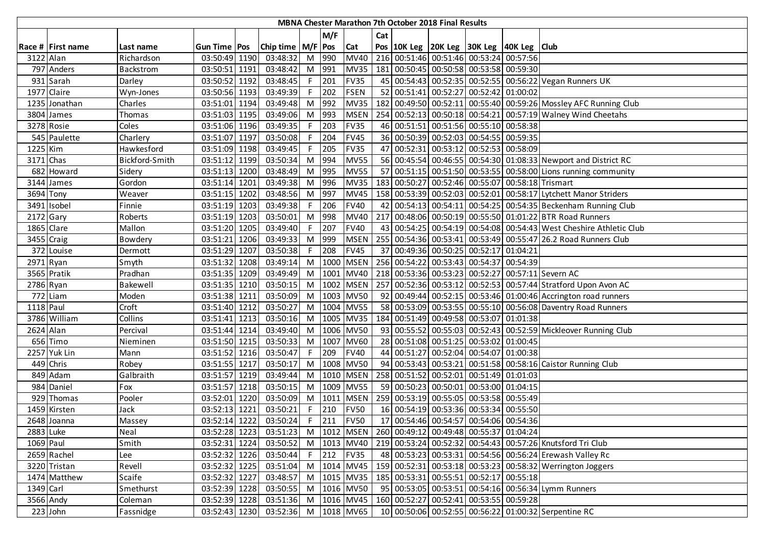| MBNA Chester Marathon 7th October 2018 Final Results | | | | | | | | | | | | | | | |
|---|---|---|---|---|---|---|---|---|---|---|---|---|---|---|---|
| | | | | | | M/F | | Cat | | | | | | | |
| Race # | First name | Last name | Gun Time | Pos | Chip time | M/F | Pos | Cat | Pos | 10K Leg | 20K Leg | 30K Leg | 40K Leg | Club |
| 3122 | Alan | Richardson | 03:50:49 | 1190 | 03:48:32 | M | 990 | MV40 | 216 | 00:51:46 | 00:51:46 | 00:53:24 | 00:57:56 | |
| 797 | Anders | Backstrom | 03:50:51 | 1191 | 03:48:42 | M | 991 | MV35 | 181 | 00:50:45 | 00:50:58 | 00:53:58 | 00:59:30 | |
| 931 | Sarah | Darley | 03:50:52 | 1192 | 03:48:45 | F | 201 | FV35 | 45 | 00:54:43 | 00:52:35 | 00:52:55 | 00:56:22 | Vegan Runners UK |
| 1977 | Claire | Wyn-Jones | 03:50:56 | 1193 | 03:49:39 | F | 202 | FSEN | 52 | 00:51:41 | 00:52:27 | 00:52:42 | 01:00:02 | |
| 1235 | Jonathan | Charles | 03:51:01 | 1194 | 03:49:48 | M | 992 | MV35 | 182 | 00:49:50 | 00:52:11 | 00:55:40 | 00:59:26 | Mossley AFC Running Club |
| 3804 | James | Thomas | 03:51:03 | 1195 | 03:49:06 | M | 993 | MSEN | 254 | 00:52:13 | 00:50:18 | 00:54:21 | 00:57:19 | Walney Wind Cheetahs |
| 3278 | Rosie | Coles | 03:51:06 | 1196 | 03:49:35 | F | 203 | FV35 | 46 | 00:51:51 | 00:51:56 | 00:55:10 | 00:58:38 | |
| 545 | Paulette | Charlery | 03:51:07 | 1197 | 03:50:08 | F | 204 | FV45 | 36 | 00:50:39 | 00:52:03 | 00:54:55 | 00:59:35 | |
| 1225 | Kim | Hawkesford | 03:51:09 | 1198 | 03:49:45 | F | 205 | FV35 | 47 | 00:52:31 | 00:53:12 | 00:52:53 | 00:58:09 | |
| 3171 | Chas | Bickford-Smith | 03:51:12 | 1199 | 03:50:34 | M | 994 | MV55 | 56 | 00:45:54 | 00:46:55 | 00:54:30 | 01:08:33 | Newport and District RC |
| 682 | Howard | Sidery | 03:51:13 | 1200 | 03:48:49 | M | 995 | MV55 | 57 | 00:51:15 | 00:51:50 | 00:53:55 | 00:58:00 | Lions running community |
| 3144 | James | Gordon | 03:51:14 | 1201 | 03:49:38 | M | 996 | MV35 | 183 | 00:50:27 | 00:52:46 | 00:55:07 | 00:58:18 | Trismart |
| 3694 | Tony | Weaver | 03:51:15 | 1202 | 03:48:56 | M | 997 | MV45 | 158 | 00:53:39 | 00:52:03 | 00:52:01 | 00:58:17 | Lytchett Manor Striders |
| 3491 | Isobel | Finnie | 03:51:19 | 1203 | 03:49:38 | F | 206 | FV40 | 42 | 00:54:13 | 00:54:11 | 00:54:25 | 00:54:35 | Beckenham Running Club |
| 2172 | Gary | Roberts | 03:51:19 | 1203 | 03:50:01 | M | 998 | MV40 | 217 | 00:48:06 | 00:50:19 | 00:55:50 | 01:01:22 | BTR Road Runners |
| 1865 | Clare | Mallon | 03:51:20 | 1205 | 03:49:40 | F | 207 | FV40 | 43 | 00:54:25 | 00:54:19 | 00:54:08 | 00:54:43 | West Cheshire Athletic Club |
| 3455 | Craig | Bowdery | 03:51:21 | 1206 | 03:49:33 | M | 999 | MSEN | 255 | 00:54:36 | 00:53:41 | 00:53:49 | 00:55:47 | 26.2 Road Runners Club |
| 372 | Louise | Dermott | 03:51:29 | 1207 | 03:50:38 | F | 208 | FV45 | 37 | 00:49:36 | 00:50:25 | 00:52:17 | 01:04:21 | |
| 2971 | Ryan | Smyth | 03:51:32 | 1208 | 03:49:14 | M | 1000 | MSEN | 256 | 00:54:22 | 00:53:43 | 00:54:37 | 00:54:39 | |
| 3565 | Pratik | Pradhan | 03:51:35 | 1209 | 03:49:49 | M | 1001 | MV40 | 218 | 00:53:36 | 00:53:23 | 00:52:27 | 00:57:11 | Severn AC |
| 2786 | Ryan | Bakewell | 03:51:35 | 1210 | 03:50:15 | M | 1002 | MSEN | 257 | 00:52:36 | 00:53:12 | 00:52:53 | 00:57:44 | Stratford Upon Avon AC |
| 772 | Liam | Moden | 03:51:38 | 1211 | 03:50:09 | M | 1003 | MV50 | 92 | 00:49:44 | 00:52:15 | 00:53:46 | 01:00:46 | Accrington road runners |
| 1118 | Paul | Croft | 03:51:40 | 1212 | 03:50:27 | M | 1004 | MV55 | 58 | 00:53:09 | 00:53:55 | 00:55:10 | 00:56:08 | Daventry Road Runners |
| 3786 | William | Collins | 03:51:41 | 1213 | 03:50:16 | M | 1005 | MV35 | 184 | 00:51:49 | 00:49:58 | 00:53:07 | 01:01:38 | |
| 2624 | Alan | Percival | 03:51:44 | 1214 | 03:49:40 | M | 1006 | MV50 | 93 | 00:55:52 | 00:55:03 | 00:52:43 | 00:52:59 | Mickleover Running Club |
| 656 | Timo | Nieminen | 03:51:50 | 1215 | 03:50:33 | M | 1007 | MV60 | 28 | 00:51:08 | 00:51:25 | 00:53:02 | 01:00:45 | |
| 2257 | Yuk Lin | Mann | 03:51:52 | 1216 | 03:50:47 | F | 209 | FV40 | 44 | 00:51:27 | 00:52:04 | 00:54:07 | 01:00:38 | |
| 449 | Chris | Robey | 03:51:55 | 1217 | 03:50:17 | M | 1008 | MV50 | 94 | 00:53:43 | 00:53:21 | 00:51:58 | 00:58:16 | Caistor Running Club |
| 849 | Adam | Galbraith | 03:51:57 | 1219 | 03:49:44 | M | 1010 | MSEN | 258 | 00:51:52 | 00:52:01 | 00:51:49 | 01:01:03 | |
| 984 | Daniel | Fox | 03:51:57 | 1218 | 03:50:15 | M | 1009 | MV55 | 59 | 00:50:23 | 00:50:01 | 00:53:00 | 01:04:15 | |
| 929 | Thomas | Pooler | 03:52:01 | 1220 | 03:50:09 | M | 1011 | MSEN | 259 | 00:53:19 | 00:55:05 | 00:53:58 | 00:55:49 | |
| 1459 | Kirsten | Jack | 03:52:13 | 1221 | 03:50:21 | F | 210 | FV50 | 16 | 00:54:19 | 00:53:36 | 00:53:34 | 00:55:50 | |
| 2648 | Joanna | Massey | 03:52:14 | 1222 | 03:50:24 | F | 211 | FV50 | 17 | 00:54:46 | 00:54:57 | 00:54:06 | 00:54:36 | |
| 2883 | Luke | Neal | 03:52:28 | 1223 | 03:51:23 | M | 1012 | MSEN | 260 | 00:49:12 | 00:49:48 | 00:55:37 | 01:04:24 | |
| 1069 | Paul | Smith | 03:52:31 | 1224 | 03:50:52 | M | 1013 | MV40 | 219 | 00:53:24 | 00:52:32 | 00:54:43 | 00:57:26 | Knutsford Tri Club |
| 2659 | Rachel | Lee | 03:52:32 | 1226 | 03:50:44 | F | 212 | FV35 | 48 | 00:53:23 | 00:53:31 | 00:54:56 | 00:56:24 | Erewash Valley Rc |
| 3220 | Tristan | Revell | 03:52:32 | 1225 | 03:51:04 | M | 1014 | MV45 | 159 | 00:52:31 | 00:53:18 | 00:53:23 | 00:58:32 | Werrington Joggers |
| 1474 | Matthew | Scaife | 03:52:32 | 1227 | 03:48:57 | M | 1015 | MV35 | 185 | 00:53:31 | 00:55:51 | 00:52:17 | 00:55:18 | |
| 1349 | Carl | Smethurst | 03:52:39 | 1228 | 03:50:55 | M | 1016 | MV50 | 95 | 00:53:05 | 00:53:51 | 00:54:16 | 00:56:34 | Lymm Runners |
| 3566 | Andy | Coleman | 03:52:39 | 1228 | 03:51:36 | M | 1016 | MV45 | 160 | 00:52:27 | 00:52:41 | 00:53:55 | 00:59:28 | |
| 223 | John | Fassnidge | 03:52:43 | 1230 | 03:52:36 | M | 1018 | MV65 | 10 | 00:50:06 | 00:52:55 | 00:56:22 | 01:00:32 | Serpentine RC |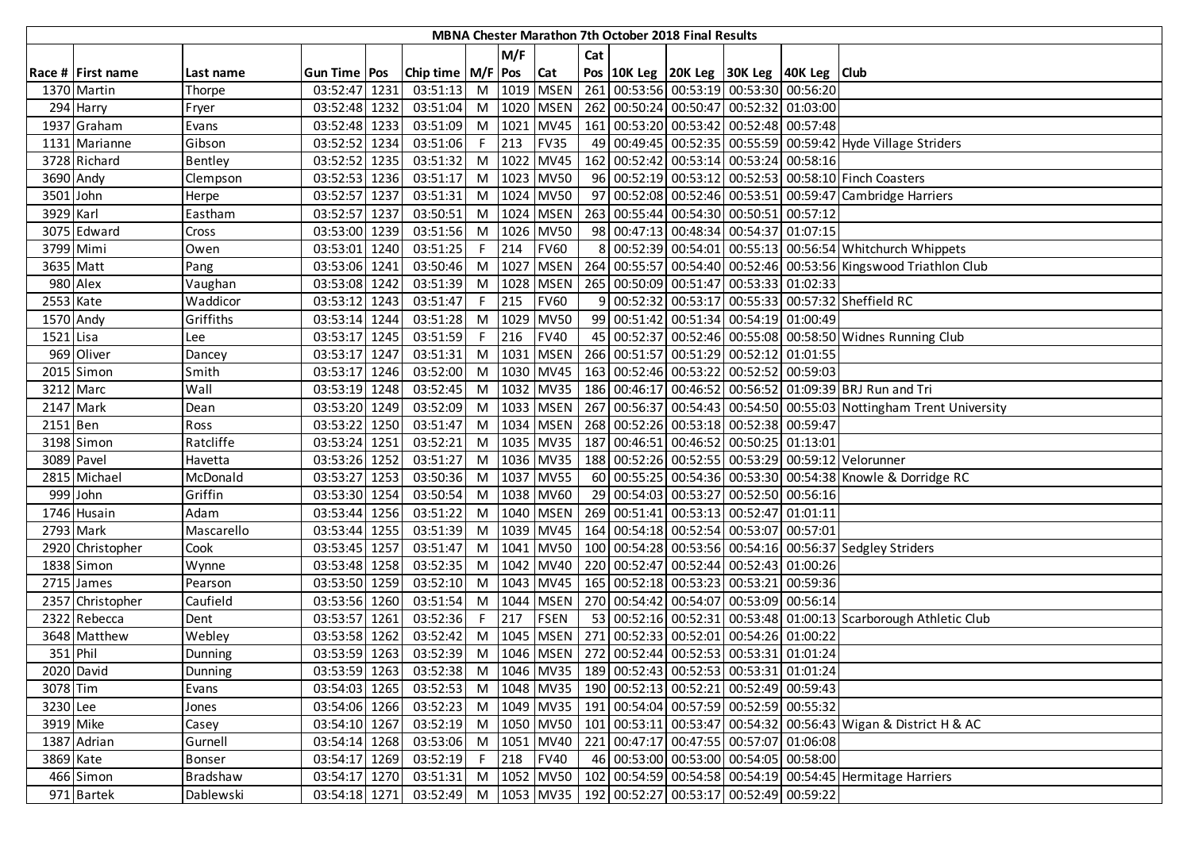# MBNA Chester Marathon 7th October 2018 Final Results

| Race # | First name | Last name | Gun Time | Pos | Chip time | M/F | M/F Pos | Cat | Cat Pos | 10K Leg | 20K Leg | 30K Leg | 40K Leg | Club |
|---|---|---|---|---|---|---|---|---|---|---|---|---|---|---|
| 1370 | Martin | Thorpe | 03:52:47 | 1231 | 03:51:13 | M | 1019 | MSEN | 261 | 00:53:56 | 00:53:19 | 00:53:30 | 00:56:20 | |
| 294 | Harry | Fryer | 03:52:48 | 1232 | 03:51:04 | M | 1020 | MSEN | 262 | 00:50:24 | 00:50:47 | 00:52:32 | 01:03:00 | |
| 1937 | Graham | Evans | 03:52:48 | 1233 | 03:51:09 | M | 1021 | MV45 | 161 | 00:53:20 | 00:53:42 | 00:52:48 | 00:57:48 | |
| 1131 | Marianne | Gibson | 03:52:52 | 1234 | 03:51:06 | F | 213 | FV35 | 49 | 00:49:45 | 00:52:35 | 00:55:59 | 00:59:42 | Hyde Village Striders |
| 3728 | Richard | Bentley | 03:52:52 | 1235 | 03:51:32 | M | 1022 | MV45 | 162 | 00:52:42 | 00:53:14 | 00:53:24 | 00:58:16 | |
| 3690 | Andy | Clempson | 03:52:53 | 1236 | 03:51:17 | M | 1023 | MV50 | 96 | 00:52:19 | 00:53:12 | 00:52:53 | 00:58:10 | Finch Coasters |
| 3501 | John | Herpe | 03:52:57 | 1237 | 03:51:31 | M | 1024 | MV50 | 97 | 00:52:08 | 00:52:46 | 00:53:51 | 00:59:47 | Cambridge Harriers |
| 3929 | Karl | Eastham | 03:52:57 | 1237 | 03:50:51 | M | 1024 | MSEN | 263 | 00:55:44 | 00:54:30 | 00:50:51 | 00:57:12 | |
| 3075 | Edward | Cross | 03:53:00 | 1239 | 03:51:56 | M | 1026 | MV50 | 98 | 00:47:13 | 00:48:34 | 00:54:37 | 01:07:15 | |
| 3799 | Mimi | Owen | 03:53:01 | 1240 | 03:51:25 | F | 214 | FV60 | 8 | 00:52:39 | 00:54:01 | 00:55:13 | 00:56:54 | Whitchurch Whippets |
| 3635 | Matt | Pang | 03:53:06 | 1241 | 03:50:46 | M | 1027 | MSEN | 264 | 00:55:57 | 00:54:40 | 00:52:46 | 00:53:56 | Kingswood Triathlon Club |
| 980 | Alex | Vaughan | 03:53:08 | 1242 | 03:51:39 | M | 1028 | MSEN | 265 | 00:50:09 | 00:51:47 | 00:53:33 | 01:02:33 | |
| 2553 | Kate | Waddicor | 03:53:12 | 1243 | 03:51:47 | F | 215 | FV60 | 9 | 00:52:32 | 00:53:17 | 00:55:33 | 00:57:32 | Sheffield RC |
| 1570 | Andy | Griffiths | 03:53:14 | 1244 | 03:51:28 | M | 1029 | MV50 | 99 | 00:51:42 | 00:51:34 | 00:54:19 | 01:00:49 | |
| 1521 | Lisa | Lee | 03:53:17 | 1245 | 03:51:59 | F | 216 | FV40 | 45 | 00:52:37 | 00:52:46 | 00:55:08 | 00:58:50 | Widnes Running Club |
| 969 | Oliver | Dancey | 03:53:17 | 1247 | 03:51:31 | M | 1031 | MSEN | 266 | 00:51:57 | 00:51:29 | 00:52:12 | 01:01:55 | |
| 2015 | Simon | Smith | 03:53:17 | 1246 | 03:52:00 | M | 1030 | MV45 | 163 | 00:52:46 | 00:53:22 | 00:52:52 | 00:59:03 | |
| 3212 | Marc | Wall | 03:53:19 | 1248 | 03:52:45 | M | 1032 | MV35 | 186 | 00:46:17 | 00:46:52 | 00:56:52 | 01:09:39 | BRJ Run and Tri |
| 2147 | Mark | Dean | 03:53:20 | 1249 | 03:52:09 | M | 1033 | MSEN | 267 | 00:56:37 | 00:54:43 | 00:54:50 | 00:55:03 | Nottingham Trent University |
| 2151 | Ben | Ross | 03:53:22 | 1250 | 03:51:47 | M | 1034 | MSEN | 268 | 00:52:26 | 00:53:18 | 00:52:38 | 00:59:47 | |
| 3198 | Simon | Ratcliffe | 03:53:24 | 1251 | 03:52:21 | M | 1035 | MV35 | 187 | 00:46:51 | 00:46:52 | 00:50:25 | 01:13:01 | |
| 3089 | Pavel | Havetta | 03:53:26 | 1252 | 03:51:27 | M | 1036 | MV35 | 188 | 00:52:26 | 00:52:55 | 00:53:29 | 00:59:12 | Velorunner |
| 2815 | Michael | McDonald | 03:53:27 | 1253 | 03:50:36 | M | 1037 | MV55 | 60 | 00:55:25 | 00:54:36 | 00:53:30 | 00:54:38 | Knowle & Dorridge RC |
| 999 | John | Griffin | 03:53:30 | 1254 | 03:50:54 | M | 1038 | MV60 | 29 | 00:54:03 | 00:53:27 | 00:52:50 | 00:56:16 | |
| 1746 | Husain | Adam | 03:53:44 | 1256 | 03:51:22 | M | 1040 | MSEN | 269 | 00:51:41 | 00:53:13 | 00:52:47 | 01:01:11 | |
| 2793 | Mark | Mascarello | 03:53:44 | 1255 | 03:51:39 | M | 1039 | MV45 | 164 | 00:54:18 | 00:52:54 | 00:53:07 | 00:57:01 | |
| 2920 | Christopher | Cook | 03:53:45 | 1257 | 03:51:47 | M | 1041 | MV50 | 100 | 00:54:28 | 00:53:56 | 00:54:16 | 00:56:37 | Sedgley Striders |
| 1838 | Simon | Wynne | 03:53:48 | 1258 | 03:52:35 | M | 1042 | MV40 | 220 | 00:52:47 | 00:52:44 | 00:52:43 | 01:00:26 | |
| 2715 | James | Pearson | 03:53:50 | 1259 | 03:52:10 | M | 1043 | MV45 | 165 | 00:52:18 | 00:53:23 | 00:53:21 | 00:59:36 | |
| 2357 | Christopher | Caufield | 03:53:56 | 1260 | 03:51:54 | M | 1044 | MSEN | 270 | 00:54:42 | 00:54:07 | 00:53:09 | 00:56:14 | |
| 2322 | Rebecca | Dent | 03:53:57 | 1261 | 03:52:36 | F | 217 | FSEN | 53 | 00:52:16 | 00:52:31 | 00:53:48 | 01:00:13 | Scarborough Athletic Club |
| 3648 | Matthew | Webley | 03:53:58 | 1262 | 03:52:42 | M | 1045 | MSEN | 271 | 00:52:33 | 00:52:01 | 00:54:26 | 01:00:22 | |
| 351 | Phil | Dunning | 03:53:59 | 1263 | 03:52:39 | M | 1046 | MSEN | 272 | 00:52:44 | 00:52:53 | 00:53:31 | 01:01:24 | |
| 2020 | David | Dunning | 03:53:59 | 1263 | 03:52:38 | M | 1046 | MV35 | 189 | 00:52:43 | 00:52:53 | 00:53:31 | 01:01:24 | |
| 3078 | Tim | Evans | 03:54:03 | 1265 | 03:52:53 | M | 1048 | MV35 | 190 | 00:52:13 | 00:52:21 | 00:52:49 | 00:59:43 | |
| 3230 | Lee | Jones | 03:54:06 | 1266 | 03:52:23 | M | 1049 | MV35 | 191 | 00:54:04 | 00:57:59 | 00:52:59 | 00:55:32 | |
| 3919 | Mike | Casey | 03:54:10 | 1267 | 03:52:19 | M | 1050 | MV50 | 101 | 00:53:11 | 00:53:47 | 00:54:32 | 00:56:43 | Wigan & District H & AC |
| 1387 | Adrian | Gurnell | 03:54:14 | 1268 | 03:53:06 | M | 1051 | MV40 | 221 | 00:47:17 | 00:47:55 | 00:57:07 | 01:06:08 | |
| 3869 | Kate | Bonser | 03:54:17 | 1269 | 03:52:19 | F | 218 | FV40 | 46 | 00:53:00 | 00:53:00 | 00:54:05 | 00:58:00 | |
| 466 | Simon | Bradshaw | 03:54:17 | 1270 | 03:51:31 | M | 1052 | MV50 | 102 | 00:54:59 | 00:54:58 | 00:54:19 | 00:54:45 | Hermitage Harriers |
| 971 | Bartek | Dablewski | 03:54:18 | 1271 | 03:52:49 | M | 1053 | MV35 | 192 | 00:52:27 | 00:53:17 | 00:52:49 | 00:59:22 | |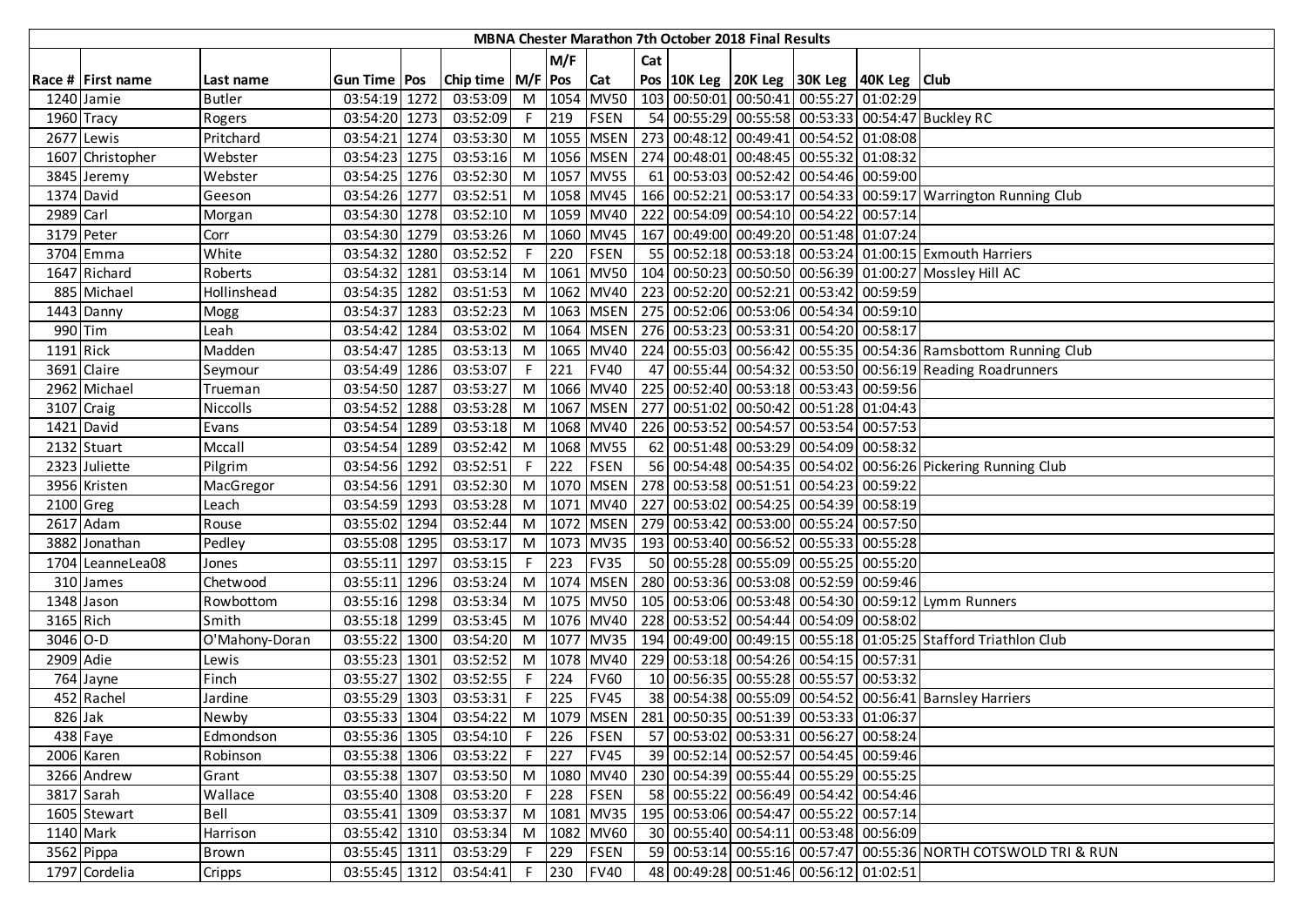| MBNA Chester Marathon 7th October 2018 Final Results | | | | | | | | | | | | | | | |
|---|---|---|---|---|---|---|---|---|---|---|---|---|---|---|---|
| | | | | | | | M/F | | Cat | | | | | | |
| Race # | First name | Last name | Gun Time | Pos | Chip time | M/F | Pos | Cat | Pos | 10K Leg | 20K Leg | 30K Leg | 40K Leg | Club |
| 1240 | Jamie | Butler | 03:54:19 | 1272 | 03:53:09 | M | 1054 | MV50 | 103 | 00:50:01 | 00:50:41 | 00:55:27 | 01:02:29 | |
| 1960 | Tracy | Rogers | 03:54:20 | 1273 | 03:52:09 | F | 219 | FSEN | 54 | 00:55:29 | 00:55:58 | 00:53:33 | 00:54:47 | Buckley RC |
| 2677 | Lewis | Pritchard | 03:54:21 | 1274 | 03:53:30 | M | 1055 | MSEN | 273 | 00:48:12 | 00:49:41 | 00:54:52 | 01:08:08 | |
| 1607 | Christopher | Webster | 03:54:23 | 1275 | 03:53:16 | M | 1056 | MSEN | 274 | 00:48:01 | 00:48:45 | 00:55:32 | 01:08:32 | |
| 3845 | Jeremy | Webster | 03:54:25 | 1276 | 03:52:30 | M | 1057 | MV55 | 61 | 00:53:03 | 00:52:42 | 00:54:46 | 00:59:00 | |
| 1374 | David | Geeson | 03:54:26 | 1277 | 03:52:51 | M | 1058 | MV45 | 166 | 00:52:21 | 00:53:17 | 00:54:33 | 00:59:17 | Warrington Running Club |
| 2989 | Carl | Morgan | 03:54:30 | 1278 | 03:52:10 | M | 1059 | MV40 | 222 | 00:54:09 | 00:54:10 | 00:54:22 | 00:57:14 | |
| 3179 | Peter | Corr | 03:54:30 | 1279 | 03:53:26 | M | 1060 | MV45 | 167 | 00:49:00 | 00:49:20 | 00:51:48 | 01:07:24 | |
| 3704 | Emma | White | 03:54:32 | 1280 | 03:52:52 | F | 220 | FSEN | 55 | 00:52:18 | 00:53:18 | 00:53:24 | 01:00:15 | Exmouth Harriers |
| 1647 | Richard | Roberts | 03:54:32 | 1281 | 03:53:14 | M | 1061 | MV50 | 104 | 00:50:23 | 00:50:50 | 00:56:39 | 01:00:27 | Mossley Hill AC |
| 885 | Michael | Hollinshead | 03:54:35 | 1282 | 03:51:53 | M | 1062 | MV40 | 223 | 00:52:20 | 00:52:21 | 00:53:42 | 00:59:59 | |
| 1443 | Danny | Mogg | 03:54:37 | 1283 | 03:52:23 | M | 1063 | MSEN | 275 | 00:52:06 | 00:53:06 | 00:54:34 | 00:59:10 | |
| 990 | Tim | Leah | 03:54:42 | 1284 | 03:53:02 | M | 1064 | MSEN | 276 | 00:53:23 | 00:53:31 | 00:54:20 | 00:58:17 | |
| 1191 | Rick | Madden | 03:54:47 | 1285 | 03:53:13 | M | 1065 | MV40 | 224 | 00:55:03 | 00:56:42 | 00:55:35 | 00:54:36 | Ramsbottom Running Club |
| 3691 | Claire | Seymour | 03:54:49 | 1286 | 03:53:07 | F | 221 | FV40 | 47 | 00:55:44 | 00:54:32 | 00:53:50 | 00:56:19 | Reading Roadrunners |
| 2962 | Michael | Trueman | 03:54:50 | 1287 | 03:53:27 | M | 1066 | MV40 | 225 | 00:52:40 | 00:53:18 | 00:53:43 | 00:59:56 | |
| 3107 | Craig | Niccolls | 03:54:52 | 1288 | 03:53:28 | M | 1067 | MSEN | 277 | 00:51:02 | 00:50:42 | 00:51:28 | 01:04:43 | |
| 1421 | David | Evans | 03:54:54 | 1289 | 03:53:18 | M | 1068 | MV40 | 226 | 00:53:52 | 00:54:57 | 00:53:54 | 00:57:53 | |
| 2132 | Stuart | Mccall | 03:54:54 | 1289 | 03:52:42 | M | 1068 | MV55 | 62 | 00:51:48 | 00:53:29 | 00:54:09 | 00:58:32 | |
| 2323 | Juliette | Pilgrim | 03:54:56 | 1292 | 03:52:51 | F | 222 | FSEN | 56 | 00:54:48 | 00:54:35 | 00:54:02 | 00:56:26 | Pickering Running Club |
| 3956 | Kristen | MacGregor | 03:54:56 | 1291 | 03:52:30 | M | 1070 | MSEN | 278 | 00:53:58 | 00:51:51 | 00:54:23 | 00:59:22 | |
| 2100 | Greg | Leach | 03:54:59 | 1293 | 03:53:28 | M | 1071 | MV40 | 227 | 00:53:02 | 00:54:25 | 00:54:39 | 00:58:19 | |
| 2617 | Adam | Rouse | 03:55:02 | 1294 | 03:52:44 | M | 1072 | MSEN | 279 | 00:53:42 | 00:53:00 | 00:55:24 | 00:57:50 | |
| 3882 | Jonathan | Pedley | 03:55:08 | 1295 | 03:53:17 | M | 1073 | MV35 | 193 | 00:53:40 | 00:56:52 | 00:55:33 | 00:55:28 | |
| 1704 | LeanneLea08 | Jones | 03:55:11 | 1297 | 03:53:15 | F | 223 | FV35 | 50 | 00:55:28 | 00:55:09 | 00:55:25 | 00:55:20 | |
| 310 | James | Chetwood | 03:55:11 | 1296 | 03:53:24 | M | 1074 | MSEN | 280 | 00:53:36 | 00:53:08 | 00:52:59 | 00:59:46 | |
| 1348 | Jason | Rowbottom | 03:55:16 | 1298 | 03:53:34 | M | 1075 | MV50 | 105 | 00:53:06 | 00:53:48 | 00:54:30 | 00:59:12 | Lymm Runners |
| 3165 | Rich | Smith | 03:55:18 | 1299 | 03:53:45 | M | 1076 | MV40 | 228 | 00:53:52 | 00:54:44 | 00:54:09 | 00:58:02 | |
| 3046 | O-D | O'Mahony-Doran | 03:55:22 | 1300 | 03:54:20 | M | 1077 | MV35 | 194 | 00:49:00 | 00:49:15 | 00:55:18 | 01:05:25 | Stafford Triathlon Club |
| 2909 | Adie | Lewis | 03:55:23 | 1301 | 03:52:52 | M | 1078 | MV40 | 229 | 00:53:18 | 00:54:26 | 00:54:15 | 00:57:31 | |
| 764 | Jayne | Finch | 03:55:27 | 1302 | 03:52:55 | F | 224 | FV60 | 10 | 00:56:35 | 00:55:28 | 00:55:57 | 00:53:32 | |
| 452 | Rachel | Jardine | 03:55:29 | 1303 | 03:53:31 | F | 225 | FV45 | 38 | 00:54:38 | 00:55:09 | 00:54:52 | 00:56:41 | Barnsley Harriers |
| 826 | Jak | Newby | 03:55:33 | 1304 | 03:54:22 | M | 1079 | MSEN | 281 | 00:50:35 | 00:51:39 | 00:53:33 | 01:06:37 | |
| 438 | Faye | Edmondson | 03:55:36 | 1305 | 03:54:10 | F | 226 | FSEN | 57 | 00:53:02 | 00:53:31 | 00:56:27 | 00:58:24 | |
| 2006 | Karen | Robinson | 03:55:38 | 1306 | 03:53:22 | F | 227 | FV45 | 39 | 00:52:14 | 00:52:57 | 00:54:45 | 00:59:46 | |
| 3266 | Andrew | Grant | 03:55:38 | 1307 | 03:53:50 | M | 1080 | MV40 | 230 | 00:54:39 | 00:55:44 | 00:55:29 | 00:55:25 | |
| 3817 | Sarah | Wallace | 03:55:40 | 1308 | 03:53:20 | F | 228 | FSEN | 58 | 00:55:22 | 00:56:49 | 00:54:42 | 00:54:46 | |
| 1605 | Stewart | Bell | 03:55:41 | 1309 | 03:53:37 | M | 1081 | MV35 | 195 | 00:53:06 | 00:54:47 | 00:55:22 | 00:57:14 | |
| 1140 | Mark | Harrison | 03:55:42 | 1310 | 03:53:34 | M | 1082 | MV60 | 30 | 00:55:40 | 00:54:11 | 00:53:48 | 00:56:09 | |
| 3562 | Pippa | Brown | 03:55:45 | 1311 | 03:53:29 | F | 229 | FSEN | 59 | 00:53:14 | 00:55:16 | 00:57:47 | 00:55:36 | NORTH COTSWOLD TRI & RUN |
| 1797 | Cordelia | Cripps | 03:55:45 | 1312 | 03:54:41 | F | 230 | FV40 | 48 | 00:49:28 | 00:51:46 | 00:56:12 | 01:02:51 | |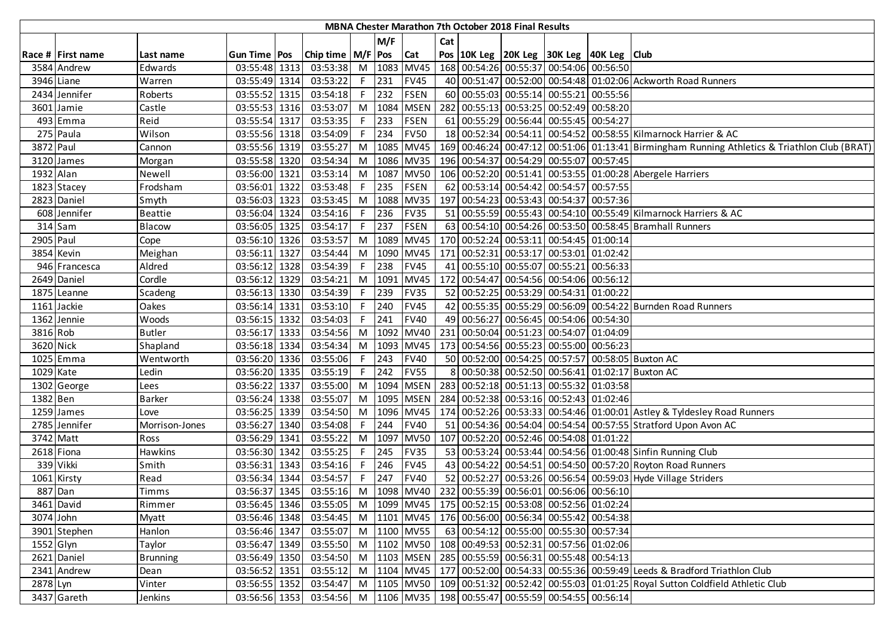# MBNA Chester Marathon 7th October 2018 Final Results

| Race # | First name | Last name | Gun Time | Pos | Chip time | M/F | M/F Pos | Cat | Cat Pos | 10K Leg | 20K Leg | 30K Leg | 40K Leg | Club |
|---|---|---|---|---|---|---|---|---|---|---|---|---|---|---|
| 3584 | Andrew | Edwards | 03:55:48 | 1313 | 03:53:38 | M | 1083 | MV45 | 168 | 00:54:26 | 00:55:37 | 00:54:06 | 00:56:50 | |
| 3946 | Liane | Warren | 03:55:49 | 1314 | 03:53:22 | F | 231 | FV45 | 40 | 00:51:47 | 00:52:00 | 00:54:48 | 01:02:06 | Ackworth Road Runners |
| 2434 | Jennifer | Roberts | 03:55:52 | 1315 | 03:54:18 | F | 232 | FSEN | 60 | 00:55:03 | 00:55:14 | 00:55:21 | 00:55:56 | |
| 3601 | Jamie | Castle | 03:55:53 | 1316 | 03:53:07 | M | 1084 | MSEN | 282 | 00:55:13 | 00:53:25 | 00:52:49 | 00:58:20 | |
| 493 | Emma | Reid | 03:55:54 | 1317 | 03:53:35 | F | 233 | FSEN | 61 | 00:55:29 | 00:56:44 | 00:55:45 | 00:54:27 | |
| 275 | Paula | Wilson | 03:55:56 | 1318 | 03:54:09 | F | 234 | FV50 | 18 | 00:52:34 | 00:54:11 | 00:54:52 | 00:58:55 | Kilmarnock Harrier & AC |
| 3872 | Paul | Cannon | 03:55:56 | 1319 | 03:55:27 | M | 1085 | MV45 | 169 | 00:46:24 | 00:47:12 | 00:51:06 | 01:13:41 | Birmingham Running Athletics & Triathlon Club (BRAT) |
| 3120 | James | Morgan | 03:55:58 | 1320 | 03:54:34 | M | 1086 | MV35 | 196 | 00:54:37 | 00:54:29 | 00:55:07 | 00:57:45 | |
| 1932 | Alan | Newell | 03:56:00 | 1321 | 03:53:14 | M | 1087 | MV50 | 106 | 00:52:20 | 00:51:41 | 00:53:55 | 01:00:28 | Abergele Harriers |
| 1823 | Stacey | Frodsham | 03:56:01 | 1322 | 03:53:48 | F | 235 | FSEN | 62 | 00:53:14 | 00:54:42 | 00:54:57 | 00:57:55 | |
| 2823 | Daniel | Smyth | 03:56:03 | 1323 | 03:53:45 | M | 1088 | MV35 | 197 | 00:54:23 | 00:53:43 | 00:54:37 | 00:57:36 | |
| 608 | Jennifer | Beattie | 03:56:04 | 1324 | 03:54:16 | F | 236 | FV35 | 51 | 00:55:59 | 00:55:43 | 00:54:10 | 00:55:49 | Kilmarnock Harriers & AC |
| 314 | Sam | Blacow | 03:56:05 | 1325 | 03:54:17 | F | 237 | FSEN | 63 | 00:54:10 | 00:54:26 | 00:53:50 | 00:58:45 | Bramhall Runners |
| 2905 | Paul | Cope | 03:56:10 | 1326 | 03:53:57 | M | 1089 | MV45 | 170 | 00:52:24 | 00:53:11 | 00:54:45 | 01:00:14 | |
| 3854 | Kevin | Meighan | 03:56:11 | 1327 | 03:54:44 | M | 1090 | MV45 | 171 | 00:52:31 | 00:53:17 | 00:53:01 | 01:02:42 | |
| 946 | Francesca | Aldred | 03:56:12 | 1328 | 03:54:39 | F | 238 | FV45 | 41 | 00:55:10 | 00:55:07 | 00:55:21 | 00:56:33 | |
| 2649 | Daniel | Cordle | 03:56:12 | 1329 | 03:54:21 | M | 1091 | MV45 | 172 | 00:54:47 | 00:54:56 | 00:54:06 | 00:56:12 | |
| 1875 | Leanne | Scadeng | 03:56:13 | 1330 | 03:54:39 | F | 239 | FV35 | 52 | 00:52:25 | 00:53:29 | 00:54:31 | 01:00:22 | |
| 1161 | Jackie | Oakes | 03:56:14 | 1331 | 03:53:10 | F | 240 | FV45 | 42 | 00:55:35 | 00:55:29 | 00:56:09 | 00:54:22 | Burnden Road Runners |
| 1362 | Jennie | Woods | 03:56:15 | 1332 | 03:54:03 | F | 241 | FV40 | 49 | 00:56:27 | 00:56:45 | 00:54:06 | 00:54:30 | |
| 3816 | Rob | Butler | 03:56:17 | 1333 | 03:54:56 | M | 1092 | MV40 | 231 | 00:50:04 | 00:51:23 | 00:54:07 | 01:04:09 | |
| 3620 | Nick | Shapland | 03:56:18 | 1334 | 03:54:34 | M | 1093 | MV45 | 173 | 00:54:56 | 00:55:23 | 00:55:00 | 00:56:23 | |
| 1025 | Emma | Wentworth | 03:56:20 | 1336 | 03:55:06 | F | 243 | FV40 | 50 | 00:52:00 | 00:54:25 | 00:57:57 | 00:58:05 | Buxton AC |
| 1029 | Kate | Ledin | 03:56:20 | 1335 | 03:55:19 | F | 242 | FV55 | 8 | 00:50:38 | 00:52:50 | 00:56:41 | 01:02:17 | Buxton AC |
| 1302 | George | Lees | 03:56:22 | 1337 | 03:55:00 | M | 1094 | MSEN | 283 | 00:52:18 | 00:51:13 | 00:55:32 | 01:03:58 | |
| 1382 | Ben | Barker | 03:56:24 | 1338 | 03:55:07 | M | 1095 | MSEN | 284 | 00:52:38 | 00:53:16 | 00:52:43 | 01:02:46 | |
| 1259 | James | Love | 03:56:25 | 1339 | 03:54:50 | M | 1096 | MV45 | 174 | 00:52:26 | 00:53:33 | 00:54:46 | 01:00:01 | Astley & Tyldesley Road Runners |
| 2785 | Jennifer | Morrison-Jones | 03:56:27 | 1340 | 03:54:08 | F | 244 | FV40 | 51 | 00:54:36 | 00:54:04 | 00:54:54 | 00:57:55 | Stratford Upon Avon AC |
| 3742 | Matt | Ross | 03:56:29 | 1341 | 03:55:22 | M | 1097 | MV50 | 107 | 00:52:20 | 00:52:46 | 00:54:08 | 01:01:22 | |
| 2618 | Fiona | Hawkins | 03:56:30 | 1342 | 03:55:25 | F | 245 | FV35 | 53 | 00:53:24 | 00:53:44 | 00:54:56 | 01:00:48 | Sinfin Running Club |
| 339 | Vikki | Smith | 03:56:31 | 1343 | 03:54:16 | F | 246 | FV45 | 43 | 00:54:22 | 00:54:51 | 00:54:50 | 00:57:20 | Royton Road Runners |
| 1061 | Kirsty | Read | 03:56:34 | 1344 | 03:54:57 | F | 247 | FV40 | 52 | 00:52:27 | 00:53:26 | 00:56:54 | 00:59:03 | Hyde Village Striders |
| 887 | Dan | Timms | 03:56:37 | 1345 | 03:55:16 | M | 1098 | MV40 | 232 | 00:55:39 | 00:56:01 | 00:56:06 | 00:56:10 | |
| 3461 | David | Rimmer | 03:56:45 | 1346 | 03:55:05 | M | 1099 | MV45 | 175 | 00:52:15 | 00:53:08 | 00:52:56 | 01:02:24 | |
| 3074 | John | Myatt | 03:56:46 | 1348 | 03:54:45 | M | 1101 | MV45 | 176 | 00:56:00 | 00:56:34 | 00:55:42 | 00:54:38 | |
| 3901 | Stephen | Hanlon | 03:56:46 | 1347 | 03:55:07 | M | 1100 | MV55 | 63 | 00:54:12 | 00:55:00 | 00:55:30 | 00:57:34 | |
| 1552 | Glyn | Taylor | 03:56:47 | 1349 | 03:55:50 | M | 1102 | MV50 | 108 | 00:49:53 | 00:52:31 | 00:57:56 | 01:02:06 | |
| 2621 | Daniel | Brunning | 03:56:49 | 1350 | 03:54:50 | M | 1103 | MSEN | 285 | 00:55:59 | 00:56:31 | 00:55:48 | 00:54:13 | |
| 2341 | Andrew | Dean | 03:56:52 | 1351 | 03:55:12 | M | 1104 | MV45 | 177 | 00:52:00 | 00:54:33 | 00:55:36 | 00:59:49 | Leeds & Bradford Triathlon Club |
| 2878 | Lyn | Vinter | 03:56:55 | 1352 | 03:54:47 | M | 1105 | MV50 | 109 | 00:51:32 | 00:52:42 | 00:55:03 | 01:01:25 | Royal Sutton Coldfield Athletic Club |
| 3437 | Gareth | Jenkins | 03:56:56 | 1353 | 03:54:56 | M | 1106 | MV35 | 198 | 00:55:47 | 00:55:59 | 00:54:55 | 00:56:14 | |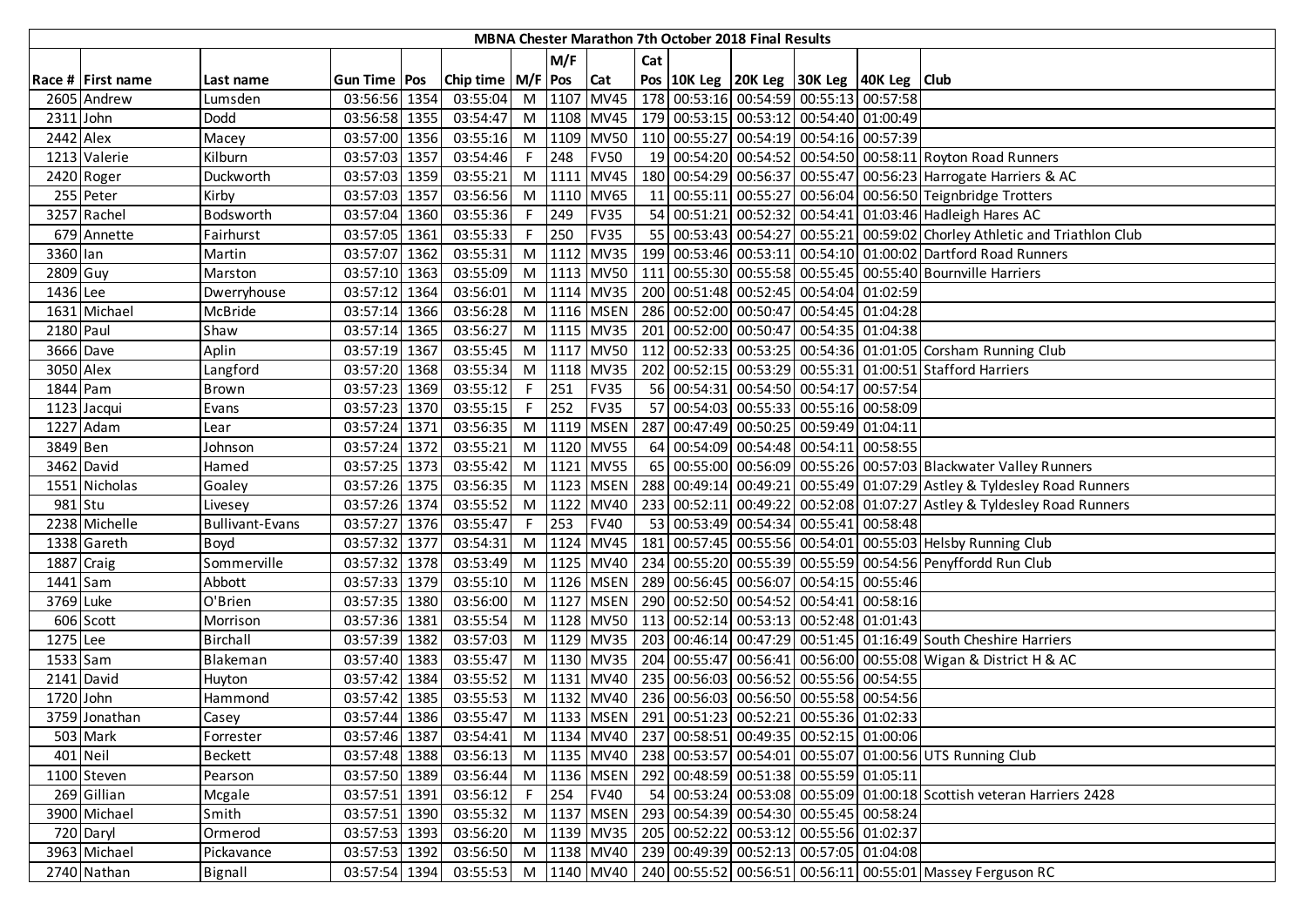# MBNA Chester Marathon 7th October 2018 Final Results

| Race # | First name | Last name | Gun Time | Pos | Chip time | M/F | M/F Pos | Cat | Cat Pos | 10K Leg | 20K Leg | 30K Leg | 40K Leg | Club |
|---|---|---|---|---|---|---|---|---|---|---|---|---|---|---|
| 2605 | Andrew | Lumsden | 03:56:56 | 1354 | 03:55:04 | M | 1107 | MV45 | 178 | 00:53:16 | 00:54:59 | 00:55:13 | 00:57:58 | |
| 2311 | John | Dodd | 03:56:58 | 1355 | 03:54:47 | M | 1108 | MV45 | 179 | 00:53:15 | 00:53:12 | 00:54:40 | 01:00:49 | |
| 2442 | Alex | Macey | 03:57:00 | 1356 | 03:55:16 | M | 1109 | MV50 | 110 | 00:55:27 | 00:54:19 | 00:54:16 | 00:57:39 | |
| 1213 | Valerie | Kilburn | 03:57:03 | 1357 | 03:54:46 | F | 248 | FV50 | 19 | 00:54:20 | 00:54:52 | 00:54:50 | 00:58:11 | Royton Road Runners |
| 2420 | Roger | Duckworth | 03:57:03 | 1359 | 03:55:21 | M | 1111 | MV45 | 180 | 00:54:29 | 00:56:37 | 00:55:47 | 00:56:23 | Harrogate Harriers & AC |
| 255 | Peter | Kirby | 03:57:03 | 1357 | 03:56:56 | M | 1110 | MV65 | 11 | 00:55:11 | 00:55:27 | 00:56:04 | 00:56:50 | Teignbridge Trotters |
| 3257 | Rachel | Bodsworth | 03:57:04 | 1360 | 03:55:36 | F | 249 | FV35 | 54 | 00:51:21 | 00:52:32 | 00:54:41 | 01:03:46 | Hadleigh Hares AC |
| 679 | Annette | Fairhurst | 03:57:05 | 1361 | 03:55:33 | F | 250 | FV35 | 55 | 00:53:43 | 00:54:27 | 00:55:21 | 00:59:02 | Chorley Athletic and Triathlon Club |
| 3360 | Ian | Martin | 03:57:07 | 1362 | 03:55:31 | M | 1112 | MV35 | 199 | 00:53:46 | 00:53:11 | 00:54:10 | 01:00:02 | Dartford Road Runners |
| 2809 | Guy | Marston | 03:57:10 | 1363 | 03:55:09 | M | 1113 | MV50 | 111 | 00:55:30 | 00:55:58 | 00:55:45 | 00:55:40 | Bournville Harriers |
| 1436 | Lee | Dwerryhouse | 03:57:12 | 1364 | 03:56:01 | M | 1114 | MV35 | 200 | 00:51:48 | 00:52:45 | 00:54:04 | 01:02:59 | |
| 1631 | Michael | McBride | 03:57:14 | 1366 | 03:56:28 | M | 1116 | MSEN | 286 | 00:52:00 | 00:50:47 | 00:54:45 | 01:04:28 | |
| 2180 | Paul | Shaw | 03:57:14 | 1365 | 03:56:27 | M | 1115 | MV35 | 201 | 00:52:00 | 00:50:47 | 00:54:35 | 01:04:38 | |
| 3666 | Dave | Aplin | 03:57:19 | 1367 | 03:55:45 | M | 1117 | MV50 | 112 | 00:52:33 | 00:53:25 | 00:54:36 | 01:01:05 | Corsham Running Club |
| 3050 | Alex | Langford | 03:57:20 | 1368 | 03:55:34 | M | 1118 | MV35 | 202 | 00:52:15 | 00:53:29 | 00:55:31 | 01:00:51 | Stafford Harriers |
| 1844 | Pam | Brown | 03:57:23 | 1369 | 03:55:12 | F | 251 | FV35 | 56 | 00:54:31 | 00:54:50 | 00:54:17 | 00:57:54 | |
| 1123 | Jacqui | Evans | 03:57:23 | 1370 | 03:55:15 | F | 252 | FV35 | 57 | 00:54:03 | 00:55:33 | 00:55:16 | 00:58:09 | |
| 1227 | Adam | Lear | 03:57:24 | 1371 | 03:56:35 | M | 1119 | MSEN | 287 | 00:47:49 | 00:50:25 | 00:59:49 | 01:04:11 | |
| 3849 | Ben | Johnson | 03:57:24 | 1372 | 03:55:21 | M | 1120 | MV55 | 64 | 00:54:09 | 00:54:48 | 00:54:11 | 00:58:55 | |
| 3462 | David | Hamed | 03:57:25 | 1373 | 03:55:42 | M | 1121 | MV55 | 65 | 00:55:00 | 00:56:09 | 00:55:26 | 00:57:03 | Blackwater Valley Runners |
| 1551 | Nicholas | Goaley | 03:57:26 | 1375 | 03:56:35 | M | 1123 | MSEN | 288 | 00:49:14 | 00:49:21 | 00:55:49 | 01:07:29 | Astley & Tyldesley Road Runners |
| 981 | Stu | Livesey | 03:57:26 | 1374 | 03:55:52 | M | 1122 | MV40 | 233 | 00:52:11 | 00:49:22 | 00:52:08 | 01:07:27 | Astley & Tyldesley Road Runners |
| 2238 | Michelle | Bullivant-Evans | 03:57:27 | 1376 | 03:55:47 | F | 253 | FV40 | 53 | 00:53:49 | 00:54:34 | 00:55:41 | 00:58:48 | |
| 1338 | Gareth | Boyd | 03:57:32 | 1377 | 03:54:31 | M | 1124 | MV45 | 181 | 00:57:45 | 00:55:56 | 00:54:01 | 00:55:03 | Helsby Running Club |
| 1887 | Craig | Sommerville | 03:57:32 | 1378 | 03:53:49 | M | 1125 | MV40 | 234 | 00:55:20 | 00:55:39 | 00:55:59 | 00:54:56 | Penyffordd Run Club |
| 1441 | Sam | Abbott | 03:57:33 | 1379 | 03:55:10 | M | 1126 | MSEN | 289 | 00:56:45 | 00:56:07 | 00:54:15 | 00:55:46 | |
| 3769 | Luke | O'Brien | 03:57:35 | 1380 | 03:56:00 | M | 1127 | MSEN | 290 | 00:52:50 | 00:54:52 | 00:54:41 | 00:58:16 | |
| 606 | Scott | Morrison | 03:57:36 | 1381 | 03:55:54 | M | 1128 | MV50 | 113 | 00:52:14 | 00:53:13 | 00:52:48 | 01:01:43 | |
| 1275 | Lee | Birchall | 03:57:39 | 1382 | 03:57:03 | M | 1129 | MV35 | 203 | 00:46:14 | 00:47:29 | 00:51:45 | 01:16:49 | South Cheshire Harriers |
| 1533 | Sam | Blakeman | 03:57:40 | 1383 | 03:55:47 | M | 1130 | MV35 | 204 | 00:55:47 | 00:56:41 | 00:56:00 | 00:55:08 | Wigan & District H & AC |
| 2141 | David | Huyton | 03:57:42 | 1384 | 03:55:52 | M | 1131 | MV40 | 235 | 00:56:03 | 00:56:52 | 00:55:56 | 00:54:55 | |
| 1720 | John | Hammond | 03:57:42 | 1385 | 03:55:53 | M | 1132 | MV40 | 236 | 00:56:03 | 00:56:50 | 00:55:58 | 00:54:56 | |
| 3759 | Jonathan | Casey | 03:57:44 | 1386 | 03:55:47 | M | 1133 | MSEN | 291 | 00:51:23 | 00:52:21 | 00:55:36 | 01:02:33 | |
| 503 | Mark | Forrester | 03:57:46 | 1387 | 03:54:41 | M | 1134 | MV40 | 237 | 00:58:51 | 00:49:35 | 00:52:15 | 01:00:06 | |
| 401 | Neil | Beckett | 03:57:48 | 1388 | 03:56:13 | M | 1135 | MV40 | 238 | 00:53:57 | 00:54:01 | 00:55:07 | 01:00:56 | UTS Running Club |
| 1100 | Steven | Pearson | 03:57:50 | 1389 | 03:56:44 | M | 1136 | MSEN | 292 | 00:48:59 | 00:51:38 | 00:55:59 | 01:05:11 | |
| 269 | Gillian | Mcgale | 03:57:51 | 1391 | 03:56:12 | F | 254 | FV40 | 54 | 00:53:24 | 00:53:08 | 00:55:09 | 01:00:18 | Scottish veteran Harriers 2428 |
| 3900 | Michael | Smith | 03:57:51 | 1390 | 03:55:32 | M | 1137 | MSEN | 293 | 00:54:39 | 00:54:30 | 00:55:45 | 00:58:24 | |
| 720 | Daryl | Ormerod | 03:57:53 | 1393 | 03:55:20 | M | 1139 | MV35 | 205 | 00:52:22 | 00:53:12 | 00:55:56 | 01:02:37 | |
| 3963 | Michael | Pickavance | 03:57:53 | 1392 | 03:56:50 | M | 1138 | MV40 | 239 | 00:49:39 | 00:52:13 | 00:57:05 | 01:04:08 | |
| 2740 | Nathan | Bignall | 03:57:54 | 1394 | 03:55:53 | M | 1140 | MV40 | 240 | 00:55:52 | 00:56:51 | 00:56:11 | 00:55:01 | Massey Ferguson RC |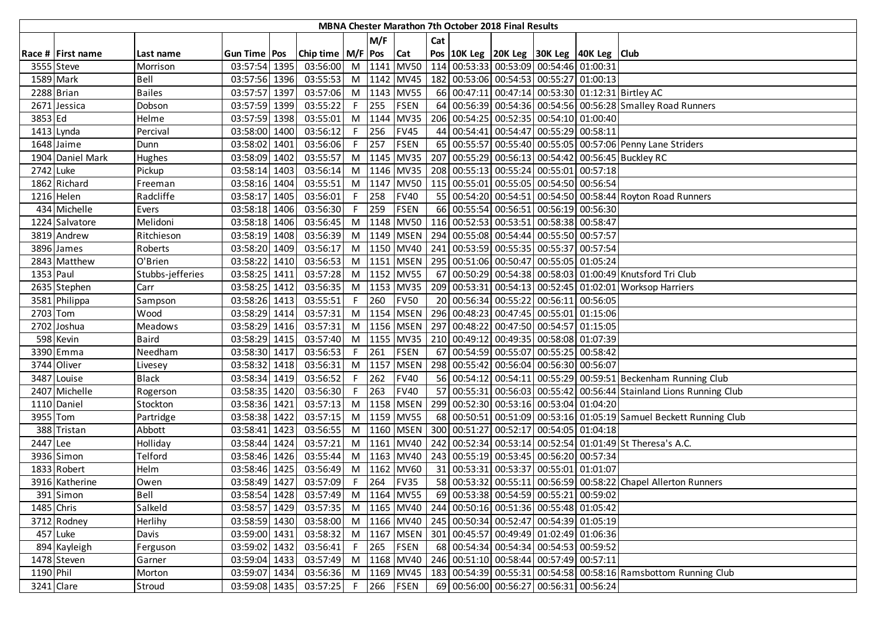# MBNA Chester Marathon 7th October 2018 Final Results

| Race # | First name | Last name | Gun Time | Pos | Chip time | M/F | M/F Pos | Cat | Cat Pos | 10K Leg | 20K Leg | 30K Leg | 40K Leg | Club |
|---|---|---|---|---|---|---|---|---|---|---|---|---|---|---|
| 3555 | Steve | Morrison | 03:57:54 | 1395 | 03:56:00 | M | 1141 | MV50 | 114 | 00:53:33 | 00:53:09 | 00:54:46 | 01:00:31 | |
| 1589 | Mark | Bell | 03:57:56 | 1396 | 03:55:53 | M | 1142 | MV45 | 182 | 00:53:06 | 00:54:53 | 00:55:27 | 01:00:13 | |
| 2288 | Brian | Bailes | 03:57:57 | 1397 | 03:57:06 | M | 1143 | MV55 | 66 | 00:47:11 | 00:47:14 | 00:53:30 | 01:12:31 | Birtley AC |
| 2671 | Jessica | Dobson | 03:57:59 | 1399 | 03:55:22 | F | 255 | FSEN | 64 | 00:56:39 | 00:54:36 | 00:54:56 | 00:56:28 | Smalley Road Runners |
| 3853 | Ed | Helme | 03:57:59 | 1398 | 03:55:01 | M | 1144 | MV35 | 206 | 00:54:25 | 00:52:35 | 00:54:10 | 01:00:40 | |
| 1413 | Lynda | Percival | 03:58:00 | 1400 | 03:56:12 | F | 256 | FV45 | 44 | 00:54:41 | 00:54:47 | 00:55:29 | 00:58:11 | |
| 1648 | Jaime | Dunn | 03:58:02 | 1401 | 03:56:06 | F | 257 | FSEN | 65 | 00:55:57 | 00:55:40 | 00:55:05 | 00:57:06 | Penny Lane Striders |
| 1904 | Daniel Mark | Hughes | 03:58:09 | 1402 | 03:55:57 | M | 1145 | MV35 | 207 | 00:55:29 | 00:56:13 | 00:54:42 | 00:56:45 | Buckley RC |
| 2742 | Luke | Pickup | 03:58:14 | 1403 | 03:56:14 | M | 1146 | MV35 | 208 | 00:55:13 | 00:55:24 | 00:55:01 | 00:57:18 | |
| 1862 | Richard | Freeman | 03:58:16 | 1404 | 03:55:51 | M | 1147 | MV50 | 115 | 00:55:01 | 00:55:05 | 00:54:50 | 00:56:54 | |
| 1216 | Helen | Radcliffe | 03:58:17 | 1405 | 03:56:01 | F | 258 | FV40 | 55 | 00:54:20 | 00:54:51 | 00:54:50 | 00:58:44 | Royton Road Runners |
| 434 | Michelle | Evers | 03:58:18 | 1406 | 03:56:30 | F | 259 | FSEN | 66 | 00:55:54 | 00:56:51 | 00:56:19 | 00:56:30 | |
| 1224 | Salvatore | Melidoni | 03:58:18 | 1406 | 03:56:45 | M | 1148 | MV50 | 116 | 00:52:53 | 00:53:51 | 00:58:38 | 00:58:47 | |
| 3819 | Andrew | Ritchieson | 03:58:19 | 1408 | 03:56:39 | M | 1149 | MSEN | 294 | 00:55:08 | 00:54:44 | 00:55:50 | 00:57:57 | |
| 3896 | James | Roberts | 03:58:20 | 1409 | 03:56:17 | M | 1150 | MV40 | 241 | 00:53:59 | 00:55:35 | 00:55:37 | 00:57:54 | |
| 2843 | Matthew | O'Brien | 03:58:22 | 1410 | 03:56:53 | M | 1151 | MSEN | 295 | 00:51:06 | 00:50:47 | 00:55:05 | 01:05:24 | |
| 1353 | Paul | Stubbs-jefferies | 03:58:25 | 1411 | 03:57:28 | M | 1152 | MV55 | 67 | 00:50:29 | 00:54:38 | 00:58:03 | 01:00:49 | Knutsford Tri Club |
| 2635 | Stephen | Carr | 03:58:25 | 1412 | 03:56:35 | M | 1153 | MV35 | 209 | 00:53:31 | 00:54:13 | 00:52:45 | 01:02:01 | Worksop Harriers |
| 3581 | Philippa | Sampson | 03:58:26 | 1413 | 03:55:51 | F | 260 | FV50 | 20 | 00:56:34 | 00:55:22 | 00:56:11 | 00:56:05 | |
| 2703 | Tom | Wood | 03:58:29 | 1414 | 03:57:31 | M | 1154 | MSEN | 296 | 00:48:23 | 00:47:45 | 00:55:01 | 01:15:06 | |
| 2702 | Joshua | Meadows | 03:58:29 | 1416 | 03:57:31 | M | 1156 | MSEN | 297 | 00:48:22 | 00:47:50 | 00:54:57 | 01:15:05 | |
| 598 | Kevin | Baird | 03:58:29 | 1415 | 03:57:40 | M | 1155 | MV35 | 210 | 00:49:12 | 00:49:35 | 00:58:08 | 01:07:39 | |
| 3390 | Emma | Needham | 03:58:30 | 1417 | 03:56:53 | F | 261 | FSEN | 67 | 00:54:59 | 00:55:07 | 00:55:25 | 00:58:42 | |
| 3744 | Oliver | Livesey | 03:58:32 | 1418 | 03:56:31 | M | 1157 | MSEN | 298 | 00:55:42 | 00:56:04 | 00:56:30 | 00:56:07 | |
| 3487 | Louise | Black | 03:58:34 | 1419 | 03:56:52 | F | 262 | FV40 | 56 | 00:54:12 | 00:54:11 | 00:55:29 | 00:59:51 | Beckenham Running Club |
| 2407 | Michelle | Rogerson | 03:58:35 | 1420 | 03:56:30 | F | 263 | FV40 | 57 | 00:55:31 | 00:56:03 | 00:55:42 | 00:56:44 | Stainland Lions Running Club |
| 1110 | Daniel | Stockton | 03:58:36 | 1421 | 03:57:13 | M | 1158 | MSEN | 299 | 00:52:30 | 00:53:16 | 00:53:04 | 01:04:20 | |
| 3955 | Tom | Partridge | 03:58:38 | 1422 | 03:57:15 | M | 1159 | MV55 | 68 | 00:50:51 | 00:51:09 | 00:53:16 | 01:05:19 | Samuel Beckett Running Club |
| 388 | Tristan | Abbott | 03:58:41 | 1423 | 03:56:55 | M | 1160 | MSEN | 300 | 00:51:27 | 00:52:17 | 00:54:05 | 01:04:18 | |
| 2447 | Lee | Holliday | 03:58:44 | 1424 | 03:57:21 | M | 1161 | MV40 | 242 | 00:52:34 | 00:53:14 | 00:52:54 | 01:01:49 | St Theresa's A.C. |
| 3936 | Simon | Telford | 03:58:46 | 1426 | 03:55:44 | M | 1163 | MV40 | 243 | 00:55:19 | 00:53:45 | 00:56:20 | 00:57:34 | |
| 1833 | Robert | Helm | 03:58:46 | 1425 | 03:56:49 | M | 1162 | MV60 | 31 | 00:53:31 | 00:53:37 | 00:55:01 | 01:01:07 | |
| 3916 | Katherine | Owen | 03:58:49 | 1427 | 03:57:09 | F | 264 | FV35 | 58 | 00:53:32 | 00:55:11 | 00:56:59 | 00:58:22 | Chapel Allerton Runners |
| 391 | Simon | Bell | 03:58:54 | 1428 | 03:57:49 | M | 1164 | MV55 | 69 | 00:53:38 | 00:54:59 | 00:55:21 | 00:59:02 | |
| 1485 | Chris | Salkeld | 03:58:57 | 1429 | 03:57:35 | M | 1165 | MV40 | 244 | 00:50:16 | 00:51:36 | 00:55:48 | 01:05:42 | |
| 3712 | Rodney | Herlihy | 03:58:59 | 1430 | 03:58:00 | M | 1166 | MV40 | 245 | 00:50:34 | 00:52:47 | 00:54:39 | 01:05:19 | |
| 457 | Luke | Davis | 03:59:00 | 1431 | 03:58:32 | M | 1167 | MSEN | 301 | 00:45:57 | 00:49:49 | 01:02:49 | 01:06:36 | |
| 894 | Kayleigh | Ferguson | 03:59:02 | 1432 | 03:56:41 | F | 265 | FSEN | 68 | 00:54:34 | 00:54:34 | 00:54:53 | 00:59:52 | |
| 1478 | Steven | Garner | 03:59:04 | 1433 | 03:57:49 | M | 1168 | MV40 | 246 | 00:51:10 | 00:58:44 | 00:57:49 | 00:57:11 | |
| 1190 | Phil | Morton | 03:59:07 | 1434 | 03:56:36 | M | 1169 | MV45 | 183 | 00:54:39 | 00:55:31 | 00:54:58 | 00:58:16 | Ramsbottom Running Club |
| 3241 | Clare | Stroud | 03:59:08 | 1435 | 03:57:25 | F | 266 | FSEN | 69 | 00:56:00 | 00:56:27 | 00:56:31 | 00:56:24 | |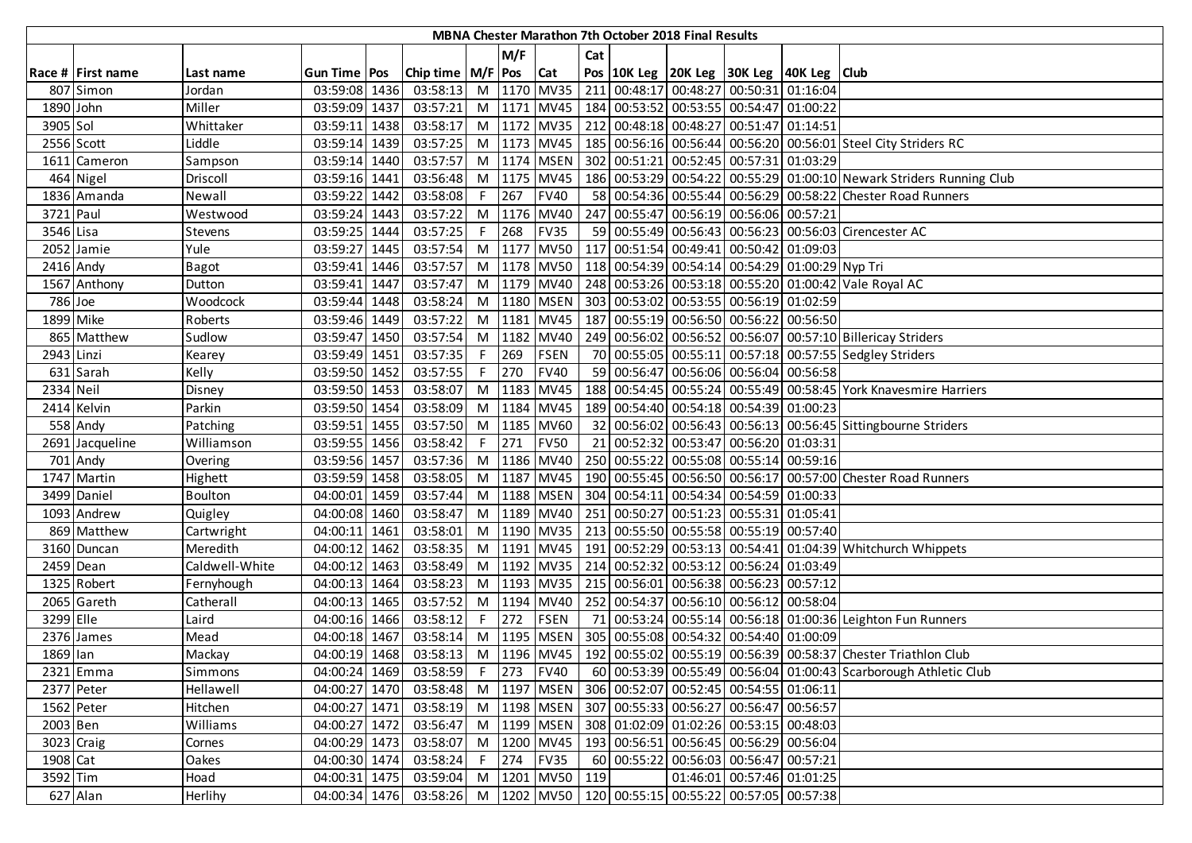| MBNA Chester Marathon 7th October 2018 Final Results | | | | | | | | | | | | | | | | |
|---|---|---|---|---|---|---|---|---|---|---|---|---|---|---|---|---|
| | | | | | | | | M/F | | Cat | | | | | | |
| Race # | First name | Last name | Gun Time | Pos | Chip time | M/F | Pos | Cat | Pos | 10K Leg | 20K Leg | 30K Leg | 40K Leg | Club | | |
| 807 | Simon | Jordan | 03:59:08 | 1436 | 03:58:13 | M | 1170 | MV35 | 211 | 00:48:17 | 00:48:27 | 00:50:31 | 01:16:04 | | | |
| 1890 | John | Miller | 03:59:09 | 1437 | 03:57:21 | M | 1171 | MV45 | 184 | 00:53:52 | 00:53:55 | 00:54:47 | 01:00:22 | | | |
| 3905 | Sol | Whittaker | 03:59:11 | 1438 | 03:58:17 | M | 1172 | MV35 | 212 | 00:48:18 | 00:48:27 | 00:51:47 | 01:14:51 | | | |
| 2556 | Scott | Liddle | 03:59:14 | 1439 | 03:57:25 | M | 1173 | MV45 | 185 | 00:56:16 | 00:56:44 | 00:56:20 | 00:56:01 | Steel City Striders RC | | |
| 1611 | Cameron | Sampson | 03:59:14 | 1440 | 03:57:57 | M | 1174 | MSEN | 302 | 00:51:21 | 00:52:45 | 00:57:31 | 01:03:29 | | | |
| 464 | Nigel | Driscoll | 03:59:16 | 1441 | 03:56:48 | M | 1175 | MV45 | 186 | 00:53:29 | 00:54:22 | 00:55:29 | 01:00:10 | Newark Striders Running Club | | |
| 1836 | Amanda | Newall | 03:59:22 | 1442 | 03:58:08 | F | 267 | FV40 | 58 | 00:54:36 | 00:55:44 | 00:56:29 | 00:58:22 | Chester Road Runners | | |
| 3721 | Paul | Westwood | 03:59:24 | 1443 | 03:57:22 | M | 1176 | MV40 | 247 | 00:55:47 | 00:56:19 | 00:56:06 | 00:57:21 | | | |
| 3546 | Lisa | Stevens | 03:59:25 | 1444 | 03:57:25 | F | 268 | FV35 | 59 | 00:55:49 | 00:56:43 | 00:56:23 | 00:56:03 | Cirencester AC | | |
| 2052 | Jamie | Yule | 03:59:27 | 1445 | 03:57:54 | M | 1177 | MV50 | 117 | 00:51:54 | 00:49:41 | 00:50:42 | 01:09:03 | | | |
| 2416 | Andy | Bagot | 03:59:41 | 1446 | 03:57:57 | M | 1178 | MV50 | 118 | 00:54:39 | 00:54:14 | 00:54:29 | 01:00:29 | Nyp Tri | | |
| 1567 | Anthony | Dutton | 03:59:41 | 1447 | 03:57:47 | M | 1179 | MV40 | 248 | 00:53:26 | 00:53:18 | 00:55:20 | 01:00:42 | Vale Royal AC | | |
| 786 | Joe | Woodcock | 03:59:44 | 1448 | 03:58:24 | M | 1180 | MSEN | 303 | 00:53:02 | 00:53:55 | 00:56:19 | 01:02:59 | | | |
| 1899 | Mike | Roberts | 03:59:46 | 1449 | 03:57:22 | M | 1181 | MV45 | 187 | 00:55:19 | 00:56:50 | 00:56:22 | 00:56:50 | | | |
| 865 | Matthew | Sudlow | 03:59:47 | 1450 | 03:57:54 | M | 1182 | MV40 | 249 | 00:56:02 | 00:56:52 | 00:56:07 | 00:57:10 | Billericay Striders | | |
| 2943 | Linzi | Kearey | 03:59:49 | 1451 | 03:57:35 | F | 269 | FSEN | 70 | 00:55:05 | 00:55:11 | 00:57:18 | 00:57:55 | Sedgley Striders | | |
| 631 | Sarah | Kelly | 03:59:50 | 1452 | 03:57:55 | F | 270 | FV40 | 59 | 00:56:47 | 00:56:06 | 00:56:04 | 00:56:58 | | | |
| 2334 | Neil | Disney | 03:59:50 | 1453 | 03:58:07 | M | 1183 | MV45 | 188 | 00:54:45 | 00:55:24 | 00:55:49 | 00:58:45 | York Knavesmire Harriers | | |
| 2414 | Kelvin | Parkin | 03:59:50 | 1454 | 03:58:09 | M | 1184 | MV45 | 189 | 00:54:40 | 00:54:18 | 00:54:39 | 01:00:23 | | | |
| 558 | Andy | Patching | 03:59:51 | 1455 | 03:57:50 | M | 1185 | MV60 | 32 | 00:56:02 | 00:56:43 | 00:56:13 | 00:56:45 | Sittingbourne Striders | | |
| 2691 | Jacqueline | Williamson | 03:59:55 | 1456 | 03:58:42 | F | 271 | FV50 | 21 | 00:52:32 | 00:53:47 | 00:56:20 | 01:03:31 | | | |
| 701 | Andy | Overing | 03:59:56 | 1457 | 03:57:36 | M | 1186 | MV40 | 250 | 00:55:22 | 00:55:08 | 00:55:14 | 00:59:16 | | | |
| 1747 | Martin | Highett | 03:59:59 | 1458 | 03:58:05 | M | 1187 | MV45 | 190 | 00:55:45 | 00:56:50 | 00:56:17 | 00:57:00 | Chester Road Runners | | |
| 3499 | Daniel | Boulton | 04:00:01 | 1459 | 03:57:44 | M | 1188 | MSEN | 304 | 00:54:11 | 00:54:34 | 00:54:59 | 01:00:33 | | | |
| 1093 | Andrew | Quigley | 04:00:08 | 1460 | 03:58:47 | M | 1189 | MV40 | 251 | 00:50:27 | 00:51:23 | 00:55:31 | 01:05:41 | | | |
| 869 | Matthew | Cartwright | 04:00:11 | 1461 | 03:58:01 | M | 1190 | MV35 | 213 | 00:55:50 | 00:55:58 | 00:55:19 | 00:57:40 | | | |
| 3160 | Duncan | Meredith | 04:00:12 | 1462 | 03:58:35 | M | 1191 | MV45 | 191 | 00:52:29 | 00:53:13 | 00:54:41 | 01:04:39 | Whitchurch Whippets | | |
| 2459 | Dean | Caldwell-White | 04:00:12 | 1463 | 03:58:49 | M | 1192 | MV35 | 214 | 00:52:32 | 00:53:12 | 00:56:24 | 01:03:49 | | | |
| 1325 | Robert | Fernyhough | 04:00:13 | 1464 | 03:58:23 | M | 1193 | MV35 | 215 | 00:56:01 | 00:56:38 | 00:56:23 | 00:57:12 | | | |
| 2065 | Gareth | Catherall | 04:00:13 | 1465 | 03:57:52 | M | 1194 | MV40 | 252 | 00:54:37 | 00:56:10 | 00:56:12 | 00:58:04 | | | |
| 3299 | Elle | Laird | 04:00:16 | 1466 | 03:58:12 | F | 272 | FSEN | 71 | 00:53:24 | 00:55:14 | 00:56:18 | 01:00:36 | Leighton Fun Runners | | |
| 2376 | James | Mead | 04:00:18 | 1467 | 03:58:14 | M | 1195 | MSEN | 305 | 00:55:08 | 00:54:32 | 00:54:40 | 01:00:09 | | | |
| 1869 | Ian | Mackay | 04:00:19 | 1468 | 03:58:13 | M | 1196 | MV45 | 192 | 00:55:02 | 00:55:19 | 00:56:39 | 00:58:37 | Chester Triathlon Club | | |
| 2321 | Emma | Simmons | 04:00:24 | 1469 | 03:58:59 | F | 273 | FV40 | 60 | 00:53:39 | 00:55:49 | 00:56:04 | 01:00:43 | Scarborough Athletic Club | | |
| 2377 | Peter | Hellawell | 04:00:27 | 1470 | 03:58:48 | M | 1197 | MSEN | 306 | 00:52:07 | 00:52:45 | 00:54:55 | 01:06:11 | | | |
| 1562 | Peter | Hitchen | 04:00:27 | 1471 | 03:58:19 | M | 1198 | MSEN | 307 | 00:55:33 | 00:56:27 | 00:56:47 | 00:56:57 | | | |
| 2003 | Ben | Williams | 04:00:27 | 1472 | 03:56:47 | M | 1199 | MSEN | 308 | 01:02:09 | 01:02:26 | 00:53:15 | 00:48:03 | | | |
| 3023 | Craig | Cornes | 04:00:29 | 1473 | 03:58:07 | M | 1200 | MV45 | 193 | 00:56:51 | 00:56:45 | 00:56:29 | 00:56:04 | | | |
| 1908 | Cat | Oakes | 04:00:30 | 1474 | 03:58:24 | F | 274 | FV35 | 60 | 00:55:22 | 00:56:03 | 00:56:47 | 00:57:21 | | | |
| 3592 | Tim | Hoad | 04:00:31 | 1475 | 03:59:04 | M | 1201 | MV50 | 119 | | 01:46:01 | 00:57:46 | 01:01:25 | | | |
| 627 | Alan | Herlihy | 04:00:34 | 1476 | 03:58:26 | M | 1202 | MV50 | 120 | 00:55:15 | 00:55:22 | 00:57:05 | 00:57:38 | | | |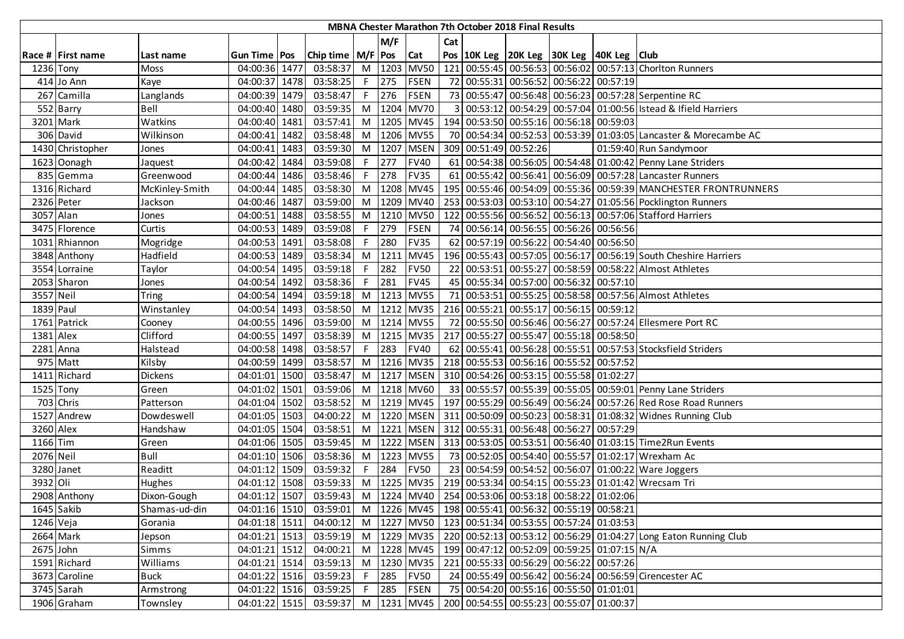| MBNA Chester Marathon 7th October 2018 Final Results | | | | | | | | | | | | | | | |
|---|---|---|---|---|---|---|---|---|---|---|---|---|---|---|---|
| | | | | | | | M/F | | Cat | | | | | | |
| Race # | First name | Last name | Gun Time | Pos | Chip time | M/F | Pos | Cat | Pos | 10K Leg | 20K Leg | 30K Leg | 40K Leg | Club |
| 1236 | Tony | Moss | 04:00:36 | 1477 | 03:58:37 | M | 1203 | MV50 | 121 | 00:55:45 | 00:56:53 | 00:56:02 | 00:57:13 | Chorlton Runners |
| 414 | Jo Ann | Kaye | 04:00:37 | 1478 | 03:58:25 | F | 275 | FSEN | 72 | 00:55:31 | 00:56:52 | 00:56:22 | 00:57:19 | |
| 267 | Camilla | Langlands | 04:00:39 | 1479 | 03:58:47 | F | 276 | FSEN | 73 | 00:55:47 | 00:56:48 | 00:56:23 | 00:57:28 | Serpentine RC |
| 552 | Barry | Bell | 04:00:40 | 1480 | 03:59:35 | M | 1204 | MV70 | 3 | 00:53:12 | 00:54:29 | 00:57:04 | 01:00:56 | Istead & Ifield Harriers |
| 3201 | Mark | Watkins | 04:00:40 | 1481 | 03:57:41 | M | 1205 | MV45 | 194 | 00:53:50 | 00:55:16 | 00:56:18 | 00:59:03 | |
| 306 | David | Wilkinson | 04:00:41 | 1482 | 03:58:48 | M | 1206 | MV55 | 70 | 00:54:34 | 00:52:53 | 00:53:39 | 01:03:05 | Lancaster & Morecambe AC |
| 1430 | Christopher | Jones | 04:00:41 | 1483 | 03:59:30 | M | 1207 | MSEN | 309 | 00:51:49 | 00:52:26 | | 01:59:40 | Run Sandymoor |
| 1623 | Oonagh | Jaquest | 04:00:42 | 1484 | 03:59:08 | F | 277 | FV40 | 61 | 00:54:38 | 00:56:05 | 00:54:48 | 01:00:42 | Penny Lane Striders |
| 835 | Gemma | Greenwood | 04:00:44 | 1486 | 03:58:46 | F | 278 | FV35 | 61 | 00:55:42 | 00:56:41 | 00:56:09 | 00:57:28 | Lancaster Runners |
| 1316 | Richard | McKinley-Smith | 04:00:44 | 1485 | 03:58:30 | M | 1208 | MV45 | 195 | 00:55:46 | 00:54:09 | 00:55:36 | 00:59:39 | MANCHESTER FRONTRUNNERS |
| 2326 | Peter | Jackson | 04:00:46 | 1487 | 03:59:00 | M | 1209 | MV40 | 253 | 00:53:03 | 00:53:10 | 00:54:27 | 01:05:56 | Pocklington Runners |
| 3057 | Alan | Jones | 04:00:51 | 1488 | 03:58:55 | M | 1210 | MV50 | 122 | 00:55:56 | 00:56:52 | 00:56:13 | 00:57:06 | Stafford Harriers |
| 3475 | Florence | Curtis | 04:00:53 | 1489 | 03:59:08 | F | 279 | FSEN | 74 | 00:56:14 | 00:56:55 | 00:56:26 | 00:56:56 | |
| 1031 | Rhiannon | Mogridge | 04:00:53 | 1491 | 03:58:08 | F | 280 | FV35 | 62 | 00:57:19 | 00:56:22 | 00:54:40 | 00:56:50 | |
| 3848 | Anthony | Hadfield | 04:00:53 | 1489 | 03:58:34 | M | 1211 | MV45 | 196 | 00:55:43 | 00:57:05 | 00:56:17 | 00:56:19 | South Cheshire Harriers |
| 3554 | Lorraine | Taylor | 04:00:54 | 1495 | 03:59:18 | F | 282 | FV50 | 22 | 00:53:51 | 00:55:27 | 00:58:59 | 00:58:22 | Almost Athletes |
| 2053 | Sharon | Jones | 04:00:54 | 1492 | 03:58:36 | F | 281 | FV45 | 45 | 00:55:34 | 00:57:00 | 00:56:32 | 00:57:10 | |
| 3557 | Neil | Tring | 04:00:54 | 1494 | 03:59:18 | M | 1213 | MV55 | 71 | 00:53:51 | 00:55:25 | 00:58:58 | 00:57:56 | Almost Athletes |
| 1839 | Paul | Winstanley | 04:00:54 | 1493 | 03:58:50 | M | 1212 | MV35 | 216 | 00:55:21 | 00:55:17 | 00:56:15 | 00:59:12 | |
| 1761 | Patrick | Cooney | 04:00:55 | 1496 | 03:59:00 | M | 1214 | MV55 | 72 | 00:55:50 | 00:56:46 | 00:56:27 | 00:57:24 | Ellesmere Port RC |
| 1381 | Alex | Clifford | 04:00:55 | 1497 | 03:58:39 | M | 1215 | MV35 | 217 | 00:55:27 | 00:55:47 | 00:55:18 | 00:58:50 | |
| 2281 | Anna | Halstead | 04:00:58 | 1498 | 03:58:57 | F | 283 | FV40 | 62 | 00:55:41 | 00:56:28 | 00:55:51 | 00:57:53 | Stocksfield Striders |
| 975 | Matt | Kilsby | 04:00:59 | 1499 | 03:58:57 | M | 1216 | MV35 | 218 | 00:55:53 | 00:56:16 | 00:55:52 | 00:57:52 | |
| 1411 | Richard | Dickens | 04:01:01 | 1500 | 03:58:47 | M | 1217 | MSEN | 310 | 00:54:26 | 00:53:15 | 00:55:58 | 01:02:27 | |
| 1525 | Tony | Green | 04:01:02 | 1501 | 03:59:06 | M | 1218 | MV60 | 33 | 00:55:57 | 00:55:39 | 00:55:05 | 00:59:01 | Penny Lane Striders |
| 703 | Chris | Patterson | 04:01:04 | 1502 | 03:58:52 | M | 1219 | MV45 | 197 | 00:55:29 | 00:56:49 | 00:56:24 | 00:57:26 | Red Rose Road Runners |
| 1527 | Andrew | Dowdeswell | 04:01:05 | 1503 | 04:00:22 | M | 1220 | MSEN | 311 | 00:50:09 | 00:50:23 | 00:58:31 | 01:08:32 | Widnes Running Club |
| 3260 | Alex | Handshaw | 04:01:05 | 1504 | 03:58:51 | M | 1221 | MSEN | 312 | 00:55:31 | 00:56:48 | 00:56:27 | 00:57:29 | |
| 1166 | Tim | Green | 04:01:06 | 1505 | 03:59:45 | M | 1222 | MSEN | 313 | 00:53:05 | 00:53:51 | 00:56:40 | 01:03:15 | Time2Run Events |
| 2076 | Neil | Bull | 04:01:10 | 1506 | 03:58:36 | M | 1223 | MV55 | 73 | 00:52:05 | 00:54:40 | 00:55:57 | 01:02:17 | Wrexham Ac |
| 3280 | Janet | Readitt | 04:01:12 | 1509 | 03:59:32 | F | 284 | FV50 | 23 | 00:54:59 | 00:54:52 | 00:56:07 | 01:00:22 | Ware Joggers |
| 3932 | Oli | Hughes | 04:01:12 | 1508 | 03:59:33 | M | 1225 | MV35 | 219 | 00:53:34 | 00:54:15 | 00:55:23 | 01:01:42 | Wrecsam Tri |
| 2908 | Anthony | Dixon-Gough | 04:01:12 | 1507 | 03:59:43 | M | 1224 | MV40 | 254 | 00:53:06 | 00:53:18 | 00:58:22 | 01:02:06 | |
| 1645 | Sakib | Shamas-ud-din | 04:01:16 | 1510 | 03:59:01 | M | 1226 | MV45 | 198 | 00:55:41 | 00:56:32 | 00:55:19 | 00:58:21 | |
| 1246 | Veja | Gorania | 04:01:18 | 1511 | 04:00:12 | M | 1227 | MV50 | 123 | 00:51:34 | 00:53:55 | 00:57:24 | 01:03:53 | |
| 2664 | Mark | Jepson | 04:01:21 | 1513 | 03:59:19 | M | 1229 | MV35 | 220 | 00:52:13 | 00:53:12 | 00:56:29 | 01:04:27 | Long Eaton Running Club |
| 2675 | John | Simms | 04:01:21 | 1512 | 04:00:21 | M | 1228 | MV45 | 199 | 00:47:12 | 00:52:09 | 00:59:25 | 01:07:15 | N/A |
| 1591 | Richard | Williams | 04:01:21 | 1514 | 03:59:13 | M | 1230 | MV35 | 221 | 00:55:33 | 00:56:29 | 00:56:22 | 00:57:26 | |
| 3673 | Caroline | Buck | 04:01:22 | 1516 | 03:59:23 | F | 285 | FV50 | 24 | 00:55:49 | 00:56:42 | 00:56:24 | 00:56:59 | Cirencester AC |
| 3745 | Sarah | Armstrong | 04:01:22 | 1516 | 03:59:25 | F | 285 | FSEN | 75 | 00:54:20 | 00:55:16 | 00:55:50 | 01:01:01 | |
| 1906 | Graham | Townsley | 04:01:22 | 1515 | 03:59:37 | M | 1231 | MV45 | 200 | 00:54:55 | 00:55:23 | 00:55:07 | 01:00:37 | |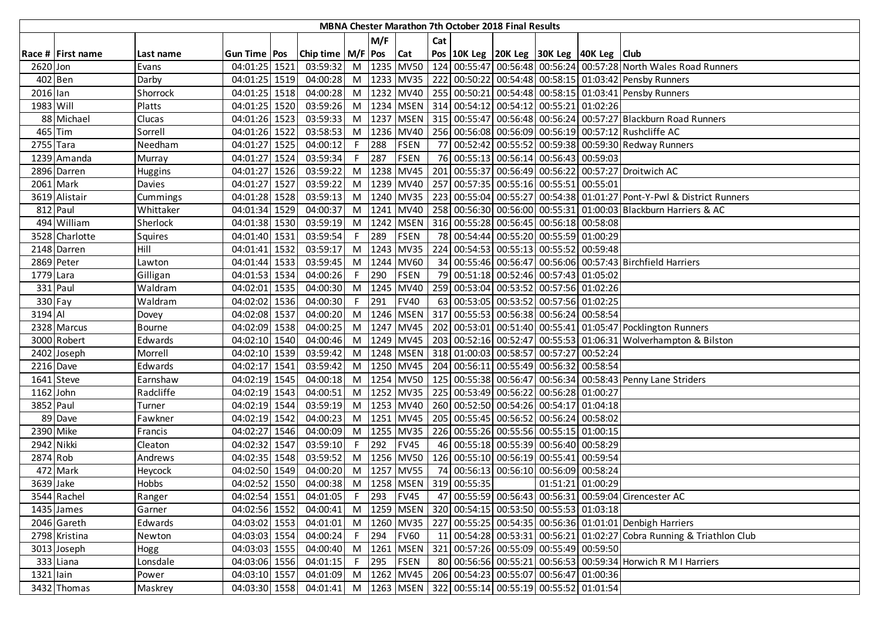# MBNA Chester Marathon 7th October 2018 Final Results

| Race # | First name | Last name | Gun Time | Pos | Chip time | M/F | M/F Pos | Cat | Cat Pos | 10K Leg | 20K Leg | 30K Leg | 40K Leg | Club |
|---|---|---|---|---|---|---|---|---|---|---|---|---|---|---|
| 2620 | Jon | Evans | 04:01:25 | 1521 | 03:59:32 | M | 1235 | MV50 | 124 | 00:55:47 | 00:56:48 | 00:56:24 | 00:57:28 | North Wales Road Runners |
| 402 | Ben | Darby | 04:01:25 | 1519 | 04:00:28 | M | 1233 | MV35 | 222 | 00:50:22 | 00:54:48 | 00:58:15 | 01:03:42 | Pensby Runners |
| 2016 | Ian | Shorrock | 04:01:25 | 1518 | 04:00:28 | M | 1232 | MV40 | 255 | 00:50:21 | 00:54:48 | 00:58:15 | 01:03:41 | Pensby Runners |
| 1983 | Will | Platts | 04:01:25 | 1520 | 03:59:26 | M | 1234 | MSEN | 314 | 00:54:12 | 00:54:12 | 00:55:21 | 01:02:26 | |
| 88 | Michael | Clucas | 04:01:26 | 1523 | 03:59:33 | M | 1237 | MSEN | 315 | 00:55:47 | 00:56:48 | 00:56:24 | 00:57:27 | Blackburn Road Runners |
| 465 | Tim | Sorrell | 04:01:26 | 1522 | 03:58:53 | M | 1236 | MV40 | 256 | 00:56:08 | 00:56:09 | 00:56:19 | 00:57:12 | Rushcliffe AC |
| 2755 | Tara | Needham | 04:01:27 | 1525 | 04:00:12 | F | 288 | FSEN | 77 | 00:52:42 | 00:55:52 | 00:59:38 | 00:59:30 | Redway Runners |
| 1239 | Amanda | Murray | 04:01:27 | 1524 | 03:59:34 | F | 287 | FSEN | 76 | 00:55:13 | 00:56:14 | 00:56:43 | 00:59:03 | |
| 2896 | Darren | Huggins | 04:01:27 | 1526 | 03:59:22 | M | 1238 | MV45 | 201 | 00:55:37 | 00:56:49 | 00:56:22 | 00:57:27 | Droitwich AC |
| 2061 | Mark | Davies | 04:01:27 | 1527 | 03:59:22 | M | 1239 | MV40 | 257 | 00:57:35 | 00:55:16 | 00:55:51 | 00:55:01 | |
| 3619 | Alistair | Cummings | 04:01:28 | 1528 | 03:59:13 | M | 1240 | MV35 | 223 | 00:55:04 | 00:55:27 | 00:54:38 | 01:01:27 | Pont-Y-Pwl & District Runners |
| 812 | Paul | Whittaker | 04:01:34 | 1529 | 04:00:37 | M | 1241 | MV40 | 258 | 00:56:30 | 00:56:00 | 00:55:31 | 01:00:03 | Blackburn Harriers & AC |
| 494 | William | Sherlock | 04:01:38 | 1530 | 03:59:19 | M | 1242 | MSEN | 316 | 00:55:28 | 00:56:45 | 00:56:18 | 00:58:08 | |
| 3528 | Charlotte | Squires | 04:01:40 | 1531 | 03:59:54 | F | 289 | FSEN | 78 | 00:54:44 | 00:55:20 | 00:55:59 | 01:00:29 | |
| 2148 | Darren | Hill | 04:01:41 | 1532 | 03:59:17 | M | 1243 | MV35 | 224 | 00:54:53 | 00:55:13 | 00:55:52 | 00:59:48 | |
| 2869 | Peter | Lawton | 04:01:44 | 1533 | 03:59:45 | M | 1244 | MV60 | 34 | 00:55:46 | 00:56:47 | 00:56:06 | 00:57:43 | Birchfield Harriers |
| 1779 | Lara | Gilligan | 04:01:53 | 1534 | 04:00:26 | F | 290 | FSEN | 79 | 00:51:18 | 00:52:46 | 00:57:43 | 01:05:02 | |
| 331 | Paul | Waldram | 04:02:01 | 1535 | 04:00:30 | M | 1245 | MV40 | 259 | 00:53:04 | 00:53:52 | 00:57:56 | 01:02:26 | |
| 330 | Fay | Waldram | 04:02:02 | 1536 | 04:00:30 | F | 291 | FV40 | 63 | 00:53:05 | 00:53:52 | 00:57:56 | 01:02:25 | |
| 3194 | Al | Dovey | 04:02:08 | 1537 | 04:00:20 | M | 1246 | MSEN | 317 | 00:55:53 | 00:56:38 | 00:56:24 | 00:58:54 | |
| 2328 | Marcus | Bourne | 04:02:09 | 1538 | 04:00:25 | M | 1247 | MV45 | 202 | 00:53:01 | 00:51:40 | 00:55:41 | 01:05:47 | Pocklington Runners |
| 3000 | Robert | Edwards | 04:02:10 | 1540 | 04:00:46 | M | 1249 | MV45 | 203 | 00:52:16 | 00:52:47 | 00:55:53 | 01:06:31 | Wolverhampton & Bilston |
| 2402 | Joseph | Morrell | 04:02:10 | 1539 | 03:59:42 | M | 1248 | MSEN | 318 | 01:00:03 | 00:58:57 | 00:57:27 | 00:52:24 | |
| 2216 | Dave | Edwards | 04:02:17 | 1541 | 03:59:42 | M | 1250 | MV45 | 204 | 00:56:11 | 00:55:49 | 00:56:32 | 00:58:54 | |
| 1641 | Steve | Earnshaw | 04:02:19 | 1545 | 04:00:18 | M | 1254 | MV50 | 125 | 00:55:38 | 00:56:47 | 00:56:34 | 00:58:43 | Penny Lane Striders |
| 1162 | John | Radcliffe | 04:02:19 | 1543 | 04:00:51 | M | 1252 | MV35 | 225 | 00:53:49 | 00:56:22 | 00:56:28 | 01:00:27 | |
| 3852 | Paul | Turner | 04:02:19 | 1544 | 03:59:19 | M | 1253 | MV40 | 260 | 00:52:50 | 00:54:26 | 00:54:17 | 01:04:18 | |
| 89 | Dave | Fawkner | 04:02:19 | 1542 | 04:00:23 | M | 1251 | MV45 | 205 | 00:55:45 | 00:56:52 | 00:56:24 | 00:58:02 | |
| 2390 | Mike | Francis | 04:02:27 | 1546 | 04:00:09 | M | 1255 | MV35 | 226 | 00:55:26 | 00:55:56 | 00:55:15 | 01:00:15 | |
| 2942 | Nikki | Cleaton | 04:02:32 | 1547 | 03:59:10 | F | 292 | FV45 | 46 | 00:55:18 | 00:55:39 | 00:56:40 | 00:58:29 | |
| 2874 | Rob | Andrews | 04:02:35 | 1548 | 03:59:52 | M | 1256 | MV50 | 126 | 00:55:10 | 00:56:19 | 00:55:41 | 00:59:54 | |
| 472 | Mark | Heycock | 04:02:50 | 1549 | 04:00:20 | M | 1257 | MV55 | 74 | 00:56:13 | 00:56:10 | 00:56:09 | 00:58:24 | |
| 3639 | Jake | Hobbs | 04:02:52 | 1550 | 04:00:38 | M | 1258 | MSEN | 319 | 00:55:35 | | 01:51:21 | 01:00:29 | |
| 3544 | Rachel | Ranger | 04:02:54 | 1551 | 04:01:05 | F | 293 | FV45 | 47 | 00:55:59 | 00:56:43 | 00:56:31 | 00:59:04 | Cirencester AC |
| 1435 | James | Garner | 04:02:56 | 1552 | 04:00:41 | M | 1259 | MSEN | 320 | 00:54:15 | 00:53:50 | 00:55:53 | 01:03:18 | |
| 2046 | Gareth | Edwards | 04:03:02 | 1553 | 04:01:01 | M | 1260 | MV35 | 227 | 00:55:25 | 00:54:35 | 00:56:36 | 01:01:01 | Denbigh Harriers |
| 2798 | Kristina | Newton | 04:03:03 | 1554 | 04:00:24 | F | 294 | FV60 | 11 | 00:54:28 | 00:53:31 | 00:56:21 | 01:02:27 | Cobra Running & Triathlon Club |
| 3013 | Joseph | Hogg | 04:03:03 | 1555 | 04:00:40 | M | 1261 | MSEN | 321 | 00:57:26 | 00:55:09 | 00:55:49 | 00:59:50 | |
| 333 | Liana | Lonsdale | 04:03:06 | 1556 | 04:01:15 | F | 295 | FSEN | 80 | 00:56:56 | 00:55:21 | 00:56:53 | 00:59:34 | Horwich R M I Harriers |
| 1321 | Iain | Power | 04:03:10 | 1557 | 04:01:09 | M | 1262 | MV45 | 206 | 00:54:23 | 00:55:07 | 00:56:47 | 01:00:36 | |
| 3432 | Thomas | Maskrey | 04:03:30 | 1558 | 04:01:41 | M | 1263 | MSEN | 322 | 00:55:14 | 00:55:19 | 00:55:52 | 01:01:54 | |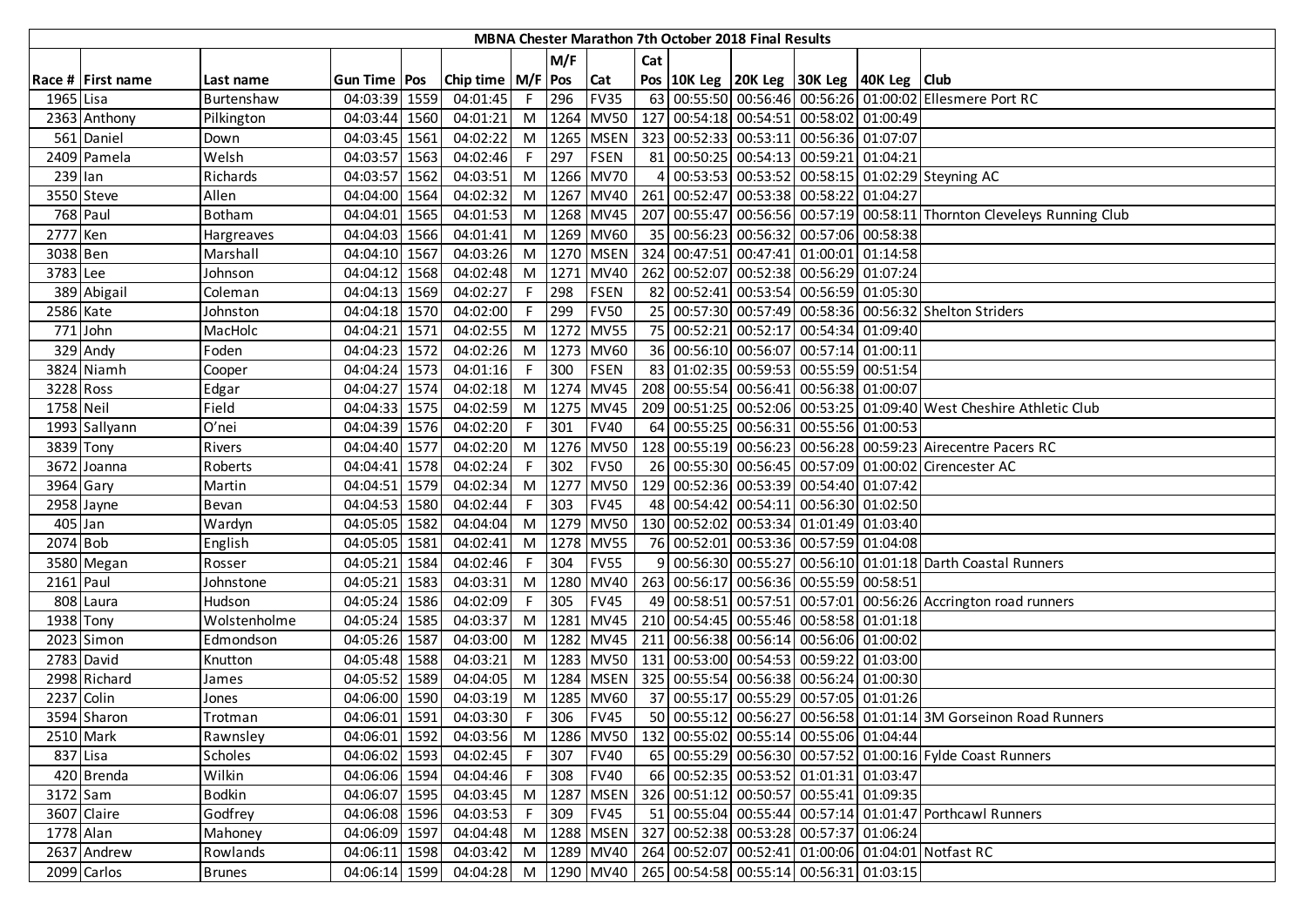# MBNA Chester Marathon 7th October 2018 Final Results

| Race # | First name | Last name | Gun Time | Pos | Chip time | M/F | M/F Pos | Cat | Cat Pos | 10K Leg | 20K Leg | 30K Leg | 40K Leg | Club |
|---|---|---|---|---|---|---|---|---|---|---|---|---|---|---|
| 1965 | Lisa | Burtenshaw | 04:03:39 | 1559 | 04:01:45 | F | 296 | FV35 | 63 | 00:55:50 | 00:56:46 | 00:56:26 | 01:00:02 | Ellesmere Port RC |
| 2363 | Anthony | Pilkington | 04:03:44 | 1560 | 04:01:21 | M | 1264 | MV50 | 127 | 00:54:18 | 00:54:51 | 00:58:02 | 01:00:49 | |
| 561 | Daniel | Down | 04:03:45 | 1561 | 04:02:22 | M | 1265 | MSEN | 323 | 00:52:33 | 00:53:11 | 00:56:36 | 01:07:07 | |
| 2409 | Pamela | Welsh | 04:03:57 | 1563 | 04:02:46 | F | 297 | FSEN | 81 | 00:50:25 | 00:54:13 | 00:59:21 | 01:04:21 | |
| 239 | Ian | Richards | 04:03:57 | 1562 | 04:03:51 | M | 1266 | MV70 | 4 | 00:53:53 | 00:53:52 | 00:58:15 | 01:02:29 | Steyning AC |
| 3550 | Steve | Allen | 04:04:00 | 1564 | 04:02:32 | M | 1267 | MV40 | 261 | 00:52:47 | 00:53:38 | 00:58:22 | 01:04:27 | |
| 768 | Paul | Botham | 04:04:01 | 1565 | 04:01:53 | M | 1268 | MV45 | 207 | 00:55:47 | 00:56:56 | 00:57:19 | 00:58:11 | Thornton Cleveleys Running Club |
| 2777 | Ken | Hargreaves | 04:04:03 | 1566 | 04:01:41 | M | 1269 | MV60 | 35 | 00:56:23 | 00:56:32 | 00:57:06 | 00:58:38 | |
| 3038 | Ben | Marshall | 04:04:10 | 1567 | 04:03:26 | M | 1270 | MSEN | 324 | 00:47:51 | 00:47:41 | 01:00:01 | 01:14:58 | |
| 3783 | Lee | Johnson | 04:04:12 | 1568 | 04:02:48 | M | 1271 | MV40 | 262 | 00:52:07 | 00:52:38 | 00:56:29 | 01:07:24 | |
| 389 | Abigail | Coleman | 04:04:13 | 1569 | 04:02:27 | F | 298 | FSEN | 82 | 00:52:41 | 00:53:54 | 00:56:59 | 01:05:30 | |
| 2586 | Kate | Johnston | 04:04:18 | 1570 | 04:02:00 | F | 299 | FV50 | 25 | 00:57:30 | 00:57:49 | 00:58:36 | 00:56:32 | Shelton Striders |
| 771 | John | MacHolc | 04:04:21 | 1571 | 04:02:55 | M | 1272 | MV55 | 75 | 00:52:21 | 00:52:17 | 00:54:34 | 01:09:40 | |
| 329 | Andy | Foden | 04:04:23 | 1572 | 04:02:26 | M | 1273 | MV60 | 36 | 00:56:10 | 00:56:07 | 00:57:14 | 01:00:11 | |
| 3824 | Niamh | Cooper | 04:04:24 | 1573 | 04:01:16 | F | 300 | FSEN | 83 | 01:02:35 | 00:59:53 | 00:55:59 | 00:51:54 | |
| 3228 | Ross | Edgar | 04:04:27 | 1574 | 04:02:18 | M | 1274 | MV45 | 208 | 00:55:54 | 00:56:41 | 00:56:38 | 01:00:07 | |
| 1758 | Neil | Field | 04:04:33 | 1575 | 04:02:59 | M | 1275 | MV45 | 209 | 00:51:25 | 00:52:06 | 00:53:25 | 01:09:40 | West Cheshire Athletic Club |
| 1993 | Sallyann | O'nei | 04:04:39 | 1576 | 04:02:20 | F | 301 | FV40 | 64 | 00:55:25 | 00:56:31 | 00:55:56 | 01:00:53 | |
| 3839 | Tony | Rivers | 04:04:40 | 1577 | 04:02:20 | M | 1276 | MV50 | 128 | 00:55:19 | 00:56:23 | 00:56:28 | 00:59:23 | Airecentre Pacers RC |
| 3672 | Joanna | Roberts | 04:04:41 | 1578 | 04:02:24 | F | 302 | FV50 | 26 | 00:55:30 | 00:56:45 | 00:57:09 | 01:00:02 | Cirencester AC |
| 3964 | Gary | Martin | 04:04:51 | 1579 | 04:02:34 | M | 1277 | MV50 | 129 | 00:52:36 | 00:53:39 | 00:54:40 | 01:07:42 | |
| 2958 | Jayne | Bevan | 04:04:53 | 1580 | 04:02:44 | F | 303 | FV45 | 48 | 00:54:42 | 00:54:11 | 00:56:30 | 01:02:50 | |
| 405 | Jan | Wardyn | 04:05:05 | 1582 | 04:04:04 | M | 1279 | MV50 | 130 | 00:52:02 | 00:53:34 | 01:01:49 | 01:03:40 | |
| 2074 | Bob | English | 04:05:05 | 1581 | 04:02:41 | M | 1278 | MV55 | 76 | 00:52:01 | 00:53:36 | 00:57:59 | 01:04:08 | |
| 3580 | Megan | Rosser | 04:05:21 | 1584 | 04:02:46 | F | 304 | FV55 | 9 | 00:56:30 | 00:55:27 | 00:56:10 | 01:01:18 | Darth Coastal Runners |
| 2161 | Paul | Johnstone | 04:05:21 | 1583 | 04:03:31 | M | 1280 | MV40 | 263 | 00:56:17 | 00:56:36 | 00:55:59 | 00:58:51 | |
| 808 | Laura | Hudson | 04:05:24 | 1586 | 04:02:09 | F | 305 | FV45 | 49 | 00:58:51 | 00:57:51 | 00:57:01 | 00:56:26 | Accrington road runners |
| 1938 | Tony | Wolstenholme | 04:05:24 | 1585 | 04:03:37 | M | 1281 | MV45 | 210 | 00:54:45 | 00:55:46 | 00:58:58 | 01:01:18 | |
| 2023 | Simon | Edmondson | 04:05:26 | 1587 | 04:03:00 | M | 1282 | MV45 | 211 | 00:56:38 | 00:56:14 | 00:56:06 | 01:00:02 | |
| 2783 | David | Knutton | 04:05:48 | 1588 | 04:03:21 | M | 1283 | MV50 | 131 | 00:53:00 | 00:54:53 | 00:59:22 | 01:03:00 | |
| 2998 | Richard | James | 04:05:52 | 1589 | 04:04:05 | M | 1284 | MSEN | 325 | 00:55:54 | 00:56:38 | 00:56:24 | 01:00:30 | |
| 2237 | Colin | Jones | 04:06:00 | 1590 | 04:03:19 | M | 1285 | MV60 | 37 | 00:55:17 | 00:55:29 | 00:57:05 | 01:01:26 | |
| 3594 | Sharon | Trotman | 04:06:01 | 1591 | 04:03:30 | F | 306 | FV45 | 50 | 00:55:12 | 00:56:27 | 00:56:58 | 01:01:14 | 3M Gorseinon Road Runners |
| 2510 | Mark | Rawnsley | 04:06:01 | 1592 | 04:03:56 | M | 1286 | MV50 | 132 | 00:55:02 | 00:55:14 | 00:55:06 | 01:04:44 | |
| 837 | Lisa | Scholes | 04:06:02 | 1593 | 04:02:45 | F | 307 | FV40 | 65 | 00:55:29 | 00:56:30 | 00:57:52 | 01:00:16 | Fylde Coast Runners |
| 420 | Brenda | Wilkin | 04:06:06 | 1594 | 04:04:46 | F | 308 | FV40 | 66 | 00:52:35 | 00:53:52 | 01:01:31 | 01:03:47 | |
| 3172 | Sam | Bodkin | 04:06:07 | 1595 | 04:03:45 | M | 1287 | MSEN | 326 | 00:51:12 | 00:50:57 | 00:55:41 | 01:09:35 | |
| 3607 | Claire | Godfrey | 04:06:08 | 1596 | 04:03:53 | F | 309 | FV45 | 51 | 00:55:04 | 00:55:44 | 00:57:14 | 01:01:47 | Porthcawl Runners |
| 1778 | Alan | Mahoney | 04:06:09 | 1597 | 04:04:48 | M | 1288 | MSEN | 327 | 00:52:38 | 00:53:28 | 00:57:37 | 01:06:24 | |
| 2637 | Andrew | Rowlands | 04:06:11 | 1598 | 04:03:42 | M | 1289 | MV40 | 264 | 00:52:07 | 00:52:41 | 01:00:06 | 01:04:01 | Notfast RC |
| 2099 | Carlos | Brunes | 04:06:14 | 1599 | 04:04:28 | M | 1290 | MV40 | 265 | 00:54:58 | 00:55:14 | 00:56:31 | 01:03:15 | |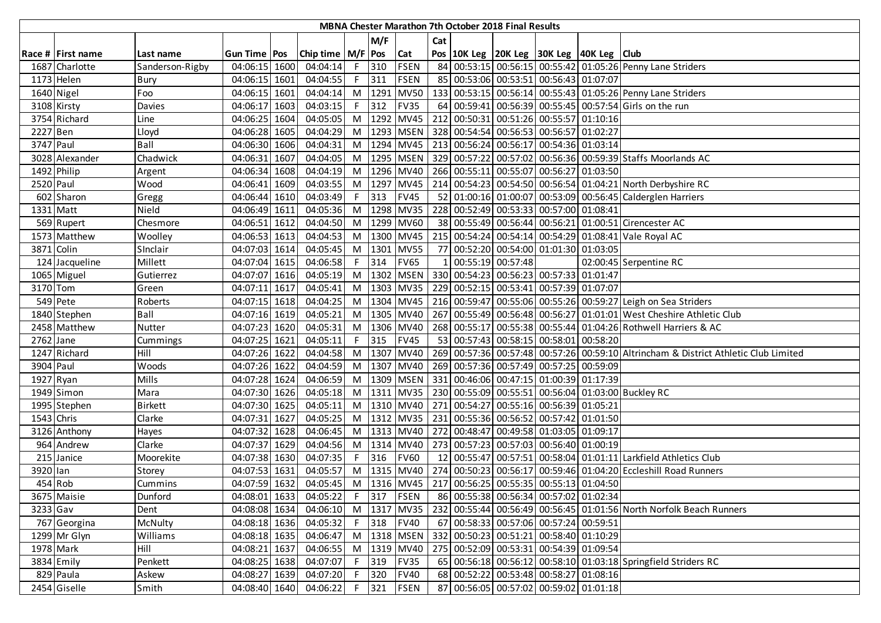| MBNA Chester Marathon 7th October 2018 Final Results | | | | | | | | | | | | | | | |
|---|---|---|---|---|---|---|---|---|---|---|---|---|---|---|---|
| | | | | | | | M/F | | Cat | | | | | | |
| Race # | First name | Last name | Gun Time | Pos | Chip time | M/F | Pos | Cat | Pos | 10K Leg | 20K Leg | 30K Leg | 40K Leg | Club |
| 1687 | Charlotte | Sanderson-Rigby | 04:06:15 | 1600 | 04:04:14 | F | 310 | FSEN | 84 | 00:53:15 | 00:56:15 | 00:55:42 | 01:05:26 | Penny Lane Striders |
| 1173 | Helen | Bury | 04:06:15 | 1601 | 04:04:55 | F | 311 | FSEN | 85 | 00:53:06 | 00:53:51 | 00:56:43 | 01:07:07 | |
| 1640 | Nigel | Foo | 04:06:15 | 1601 | 04:04:14 | M | 1291 | MV50 | 133 | 00:53:15 | 00:56:14 | 00:55:43 | 01:05:26 | Penny Lane Striders |
| 3108 | Kirsty | Davies | 04:06:17 | 1603 | 04:03:15 | F | 312 | FV35 | 64 | 00:59:41 | 00:56:39 | 00:55:45 | 00:57:54 | Girls on the run |
| 3754 | Richard | Line | 04:06:25 | 1604 | 04:05:05 | M | 1292 | MV45 | 212 | 00:50:31 | 00:51:26 | 00:55:57 | 01:10:16 | |
| 2227 | Ben | Lloyd | 04:06:28 | 1605 | 04:04:29 | M | 1293 | MSEN | 328 | 00:54:54 | 00:56:53 | 00:56:57 | 01:02:27 | |
| 3747 | Paul | Ball | 04:06:30 | 1606 | 04:04:31 | M | 1294 | MV45 | 213 | 00:56:24 | 00:56:17 | 00:54:36 | 01:03:14 | |
| 3028 | Alexander | Chadwick | 04:06:31 | 1607 | 04:04:05 | M | 1295 | MSEN | 329 | 00:57:22 | 00:57:02 | 00:56:36 | 00:59:39 | Staffs Moorlands AC |
| 1492 | Philip | Argent | 04:06:34 | 1608 | 04:04:19 | M | 1296 | MV40 | 266 | 00:55:11 | 00:55:07 | 00:56:27 | 01:03:50 | |
| 2520 | Paul | Wood | 04:06:41 | 1609 | 04:03:55 | M | 1297 | MV45 | 214 | 00:54:23 | 00:54:50 | 00:56:54 | 01:04:21 | North Derbyshire RC |
| 602 | Sharon | Gregg | 04:06:44 | 1610 | 04:03:49 | F | 313 | FV45 | 52 | 01:00:16 | 01:00:07 | 00:53:09 | 00:56:45 | Calderglen Harriers |
| 1331 | Matt | Nield | 04:06:49 | 1611 | 04:05:36 | M | 1298 | MV35 | 228 | 00:52:49 | 00:53:33 | 00:57:00 | 01:08:41 | |
| 569 | Rupert | Chesmore | 04:06:51 | 1612 | 04:04:50 | M | 1299 | MV60 | 38 | 00:55:49 | 00:56:44 | 00:56:21 | 01:00:51 | Cirencester AC |
| 1573 | Matthew | Woolley | 04:06:53 | 1613 | 04:04:53 | M | 1300 | MV45 | 215 | 00:54:24 | 00:54:14 | 00:54:29 | 01:08:41 | Vale Royal AC |
| 3871 | Colin | SInclair | 04:07:03 | 1614 | 04:05:45 | M | 1301 | MV55 | 77 | 00:52:20 | 00:54:00 | 01:01:30 | 01:03:05 | |
| 124 | Jacqueline | Millett | 04:07:04 | 1615 | 04:06:58 | F | 314 | FV65 | 1 | 00:55:19 | 00:57:48 | | 02:00:45 | Serpentine RC |
| 1065 | Miguel | Gutierrez | 04:07:07 | 1616 | 04:05:19 | M | 1302 | MSEN | 330 | 00:54:23 | 00:56:23 | 00:57:33 | 01:01:47 | |
| 3170 | Tom | Green | 04:07:11 | 1617 | 04:05:41 | M | 1303 | MV35 | 229 | 00:52:15 | 00:53:41 | 00:57:39 | 01:07:07 | |
| 549 | Pete | Roberts | 04:07:15 | 1618 | 04:04:25 | M | 1304 | MV45 | 216 | 00:59:47 | 00:55:06 | 00:55:26 | 00:59:27 | Leigh on Sea Striders |
| 1840 | Stephen | Ball | 04:07:16 | 1619 | 04:05:21 | M | 1305 | MV40 | 267 | 00:55:49 | 00:56:48 | 00:56:27 | 01:01:01 | West Cheshire Athletic Club |
| 2458 | Matthew | Nutter | 04:07:23 | 1620 | 04:05:31 | M | 1306 | MV40 | 268 | 00:55:17 | 00:55:38 | 00:55:44 | 01:04:26 | Rothwell Harriers & AC |
| 2762 | Jane | Cummings | 04:07:25 | 1621 | 04:05:11 | F | 315 | FV45 | 53 | 00:57:43 | 00:58:15 | 00:58:01 | 00:58:20 | |
| 1247 | Richard | Hill | 04:07:26 | 1622 | 04:04:58 | M | 1307 | MV40 | 269 | 00:57:36 | 00:57:48 | 00:57:26 | 00:59:10 | Altrincham & District Athletic Club Limited |
| 3904 | Paul | Woods | 04:07:26 | 1622 | 04:04:59 | M | 1307 | MV40 | 269 | 00:57:36 | 00:57:49 | 00:57:25 | 00:59:09 | |
| 1927 | Ryan | Mills | 04:07:28 | 1624 | 04:06:59 | M | 1309 | MSEN | 331 | 00:46:06 | 00:47:15 | 01:00:39 | 01:17:39 | |
| 1949 | Simon | Mara | 04:07:30 | 1626 | 04:05:18 | M | 1311 | MV35 | 230 | 00:55:09 | 00:55:51 | 00:56:04 | 01:03:00 | Buckley RC |
| 1995 | Stephen | Birkett | 04:07:30 | 1625 | 04:05:11 | M | 1310 | MV40 | 271 | 00:54:27 | 00:55:16 | 00:56:39 | 01:05:21 | |
| 1543 | Chris | Clarke | 04:07:31 | 1627 | 04:05:25 | M | 1312 | MV35 | 231 | 00:55:36 | 00:56:52 | 00:57:42 | 01:01:50 | |
| 3126 | Anthony | Hayes | 04:07:32 | 1628 | 04:06:45 | M | 1313 | MV40 | 272 | 00:48:47 | 00:49:58 | 01:03:05 | 01:09:17 | |
| 964 | Andrew | Clarke | 04:07:37 | 1629 | 04:04:56 | M | 1314 | MV40 | 273 | 00:57:23 | 00:57:03 | 00:56:40 | 01:00:19 | |
| 215 | Janice | Moorekite | 04:07:38 | 1630 | 04:07:35 | F | 316 | FV60 | 12 | 00:55:47 | 00:57:51 | 00:58:04 | 01:01:11 | Larkfield Athletics Club |
| 3920 | Ian | Storey | 04:07:53 | 1631 | 04:05:57 | M | 1315 | MV40 | 274 | 00:50:23 | 00:56:17 | 00:59:46 | 01:04:20 | Eccleshill Road Runners |
| 454 | Rob | Cummins | 04:07:59 | 1632 | 04:05:45 | M | 1316 | MV45 | 217 | 00:56:25 | 00:55:35 | 00:55:13 | 01:04:50 | |
| 3675 | Maisie | Dunford | 04:08:01 | 1633 | 04:05:22 | F | 317 | FSEN | 86 | 00:55:38 | 00:56:34 | 00:57:02 | 01:02:34 | |
| 3233 | Gav | Dent | 04:08:08 | 1634 | 04:06:10 | M | 1317 | MV35 | 232 | 00:55:44 | 00:56:49 | 00:56:45 | 01:01:56 | North Norfolk Beach Runners |
| 767 | Georgina | McNulty | 04:08:18 | 1636 | 04:05:32 | F | 318 | FV40 | 67 | 00:58:33 | 00:57:06 | 00:57:24 | 00:59:51 | |
| 1299 | Mr Glyn | Williams | 04:08:18 | 1635 | 04:06:47 | M | 1318 | MSEN | 332 | 00:50:23 | 00:51:21 | 00:58:40 | 01:10:29 | |
| 1978 | Mark | Hill | 04:08:21 | 1637 | 04:06:55 | M | 1319 | MV40 | 275 | 00:52:09 | 00:53:31 | 00:54:39 | 01:09:54 | |
| 3834 | Emily | Penkett | 04:08:25 | 1638 | 04:07:07 | F | 319 | FV35 | 65 | 00:56:18 | 00:56:12 | 00:58:10 | 01:03:18 | Springfield Striders RC |
| 829 | Paula | Askew | 04:08:27 | 1639 | 04:07:20 | F | 320 | FV40 | 68 | 00:52:22 | 00:53:48 | 00:58:27 | 01:08:16 | |
| 2454 | Giselle | Smith | 04:08:40 | 1640 | 04:06:22 | F | 321 | FSEN | 87 | 00:56:05 | 00:57:02 | 00:59:02 | 01:01:18 | |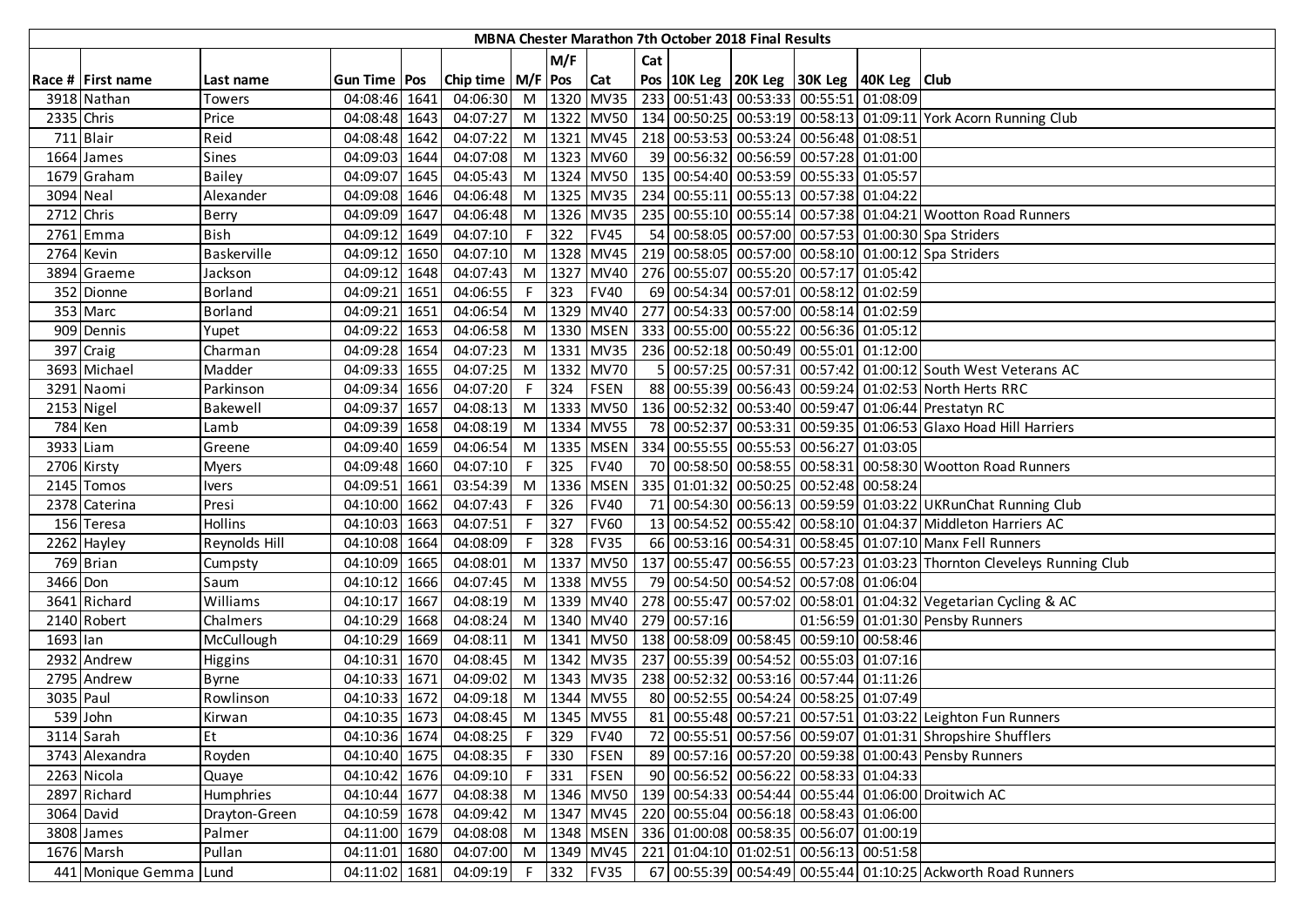| MBNA Chester Marathon 7th October 2018 Final Results | | | | | | | | | | | | | | | |
|---|---|---|---|---|---|---|---|---|---|---|---|---|---|---|---|
| | | | | | | | M/F | | Cat | | | | | | |
| Race # | First name | Last name | Gun Time | Pos | Chip time | M/F | Pos | Cat | Pos | 10K Leg | 20K Leg | 30K Leg | 40K Leg | Club |
| 3918 | Nathan | Towers | 04:08:46 | 1641 | 04:06:30 | M | 1320 | MV35 | 233 | 00:51:43 | 00:53:33 | 00:55:51 | 01:08:09 | |
| 2335 | Chris | Price | 04:08:48 | 1643 | 04:07:27 | M | 1322 | MV50 | 134 | 00:50:25 | 00:53:19 | 00:58:13 | 01:09:11 | York Acorn Running Club |
| 711 | Blair | Reid | 04:08:48 | 1642 | 04:07:22 | M | 1321 | MV45 | 218 | 00:53:53 | 00:53:24 | 00:56:48 | 01:08:51 | |
| 1664 | James | Sines | 04:09:03 | 1644 | 04:07:08 | M | 1323 | MV60 | 39 | 00:56:32 | 00:56:59 | 00:57:28 | 01:01:00 | |
| 1679 | Graham | Bailey | 04:09:07 | 1645 | 04:05:43 | M | 1324 | MV50 | 135 | 00:54:40 | 00:53:59 | 00:55:33 | 01:05:57 | |
| 3094 | Neal | Alexander | 04:09:08 | 1646 | 04:06:48 | M | 1325 | MV35 | 234 | 00:55:11 | 00:55:13 | 00:57:38 | 01:04:22 | |
| 2712 | Chris | Berry | 04:09:09 | 1647 | 04:06:48 | M | 1326 | MV35 | 235 | 00:55:10 | 00:55:14 | 00:57:38 | 01:04:21 | Wootton Road Runners |
| 2761 | Emma | Bish | 04:09:12 | 1649 | 04:07:10 | F | 322 | FV45 | 54 | 00:58:05 | 00:57:00 | 00:57:53 | 01:00:30 | Spa Striders |
| 2764 | Kevin | Baskerville | 04:09:12 | 1650 | 04:07:10 | M | 1328 | MV45 | 219 | 00:58:05 | 00:57:00 | 00:58:10 | 01:00:12 | Spa Striders |
| 3894 | Graeme | Jackson | 04:09:12 | 1648 | 04:07:43 | M | 1327 | MV40 | 276 | 00:55:07 | 00:55:20 | 00:57:17 | 01:05:42 | |
| 352 | Dionne | Borland | 04:09:21 | 1651 | 04:06:55 | F | 323 | FV40 | 69 | 00:54:34 | 00:57:01 | 00:58:12 | 01:02:59 | |
| 353 | Marc | Borland | 04:09:21 | 1651 | 04:06:54 | M | 1329 | MV40 | 277 | 00:54:33 | 00:57:00 | 00:58:14 | 01:02:59 | |
| 909 | Dennis | Yupet | 04:09:22 | 1653 | 04:06:58 | M | 1330 | MSEN | 333 | 00:55:00 | 00:55:22 | 00:56:36 | 01:05:12 | |
| 397 | Craig | Charman | 04:09:28 | 1654 | 04:07:23 | M | 1331 | MV35 | 236 | 00:52:18 | 00:50:49 | 00:55:01 | 01:12:00 | |
| 3693 | Michael | Madder | 04:09:33 | 1655 | 04:07:25 | M | 1332 | MV70 | 5 | 00:57:25 | 00:57:31 | 00:57:42 | 01:00:12 | South West Veterans AC |
| 3291 | Naomi | Parkinson | 04:09:34 | 1656 | 04:07:20 | F | 324 | FSEN | 88 | 00:55:39 | 00:56:43 | 00:59:24 | 01:02:53 | North Herts RRC |
| 2153 | Nigel | Bakewell | 04:09:37 | 1657 | 04:08:13 | M | 1333 | MV50 | 136 | 00:52:32 | 00:53:40 | 00:59:47 | 01:06:44 | Prestatyn RC |
| 784 | Ken | Lamb | 04:09:39 | 1658 | 04:08:19 | M | 1334 | MV55 | 78 | 00:52:37 | 00:53:31 | 00:59:35 | 01:06:53 | Glaxo Hoad Hill Harriers |
| 3933 | Liam | Greene | 04:09:40 | 1659 | 04:06:54 | M | 1335 | MSEN | 334 | 00:55:55 | 00:55:53 | 00:56:27 | 01:03:05 | |
| 2706 | Kirsty | Myers | 04:09:48 | 1660 | 04:07:10 | F | 325 | FV40 | 70 | 00:58:50 | 00:58:55 | 00:58:31 | 00:58:30 | Wootton Road Runners |
| 2145 | Tomos | Ivers | 04:09:51 | 1661 | 03:54:39 | M | 1336 | MSEN | 335 | 01:01:32 | 00:50:25 | 00:52:48 | 00:58:24 | |
| 2378 | Caterina | Presi | 04:10:00 | 1662 | 04:07:43 | F | 326 | FV40 | 71 | 00:54:30 | 00:56:13 | 00:59:59 | 01:03:22 | UKRunChat Running Club |
| 156 | Teresa | Hollins | 04:10:03 | 1663 | 04:07:51 | F | 327 | FV60 | 13 | 00:54:52 | 00:55:42 | 00:58:10 | 01:04:37 | Middleton Harriers AC |
| 2262 | Hayley | Reynolds Hill | 04:10:08 | 1664 | 04:08:09 | F | 328 | FV35 | 66 | 00:53:16 | 00:54:31 | 00:58:45 | 01:07:10 | Manx Fell Runners |
| 769 | Brian | Cumpsty | 04:10:09 | 1665 | 04:08:01 | M | 1337 | MV50 | 137 | 00:55:47 | 00:56:55 | 00:57:23 | 01:03:23 | Thornton Cleveleys Running Club |
| 3466 | Don | Saum | 04:10:12 | 1666 | 04:07:45 | M | 1338 | MV55 | 79 | 00:54:50 | 00:54:52 | 00:57:08 | 01:06:04 | |
| 3641 | Richard | Williams | 04:10:17 | 1667 | 04:08:19 | M | 1339 | MV40 | 278 | 00:55:47 | 00:57:02 | 00:58:01 | 01:04:32 | Vegetarian Cycling & AC |
| 2140 | Robert | Chalmers | 04:10:29 | 1668 | 04:08:24 | M | 1340 | MV40 | 279 | 00:57:16 | | 01:56:59 | 01:01:30 | Pensby Runners |
| 1693 | Ian | McCullough | 04:10:29 | 1669 | 04:08:11 | M | 1341 | MV50 | 138 | 00:58:09 | 00:58:45 | 00:59:10 | 00:58:46 | |
| 2932 | Andrew | Higgins | 04:10:31 | 1670 | 04:08:45 | M | 1342 | MV35 | 237 | 00:55:39 | 00:54:52 | 00:55:03 | 01:07:16 | |
| 2795 | Andrew | Byrne | 04:10:33 | 1671 | 04:09:02 | M | 1343 | MV35 | 238 | 00:52:32 | 00:53:16 | 00:57:44 | 01:11:26 | |
| 3035 | Paul | Rowlinson | 04:10:33 | 1672 | 04:09:18 | M | 1344 | MV55 | 80 | 00:52:55 | 00:54:24 | 00:58:25 | 01:07:49 | |
| 539 | John | Kirwan | 04:10:35 | 1673 | 04:08:45 | M | 1345 | MV55 | 81 | 00:55:48 | 00:57:21 | 00:57:51 | 01:03:22 | Leighton Fun Runners |
| 3114 | Sarah | Et | 04:10:36 | 1674 | 04:08:25 | F | 329 | FV40 | 72 | 00:55:51 | 00:57:56 | 00:59:07 | 01:01:31 | Shropshire Shufflers |
| 3743 | Alexandra | Royden | 04:10:40 | 1675 | 04:08:35 | F | 330 | FSEN | 89 | 00:57:16 | 00:57:20 | 00:59:38 | 01:00:43 | Pensby Runners |
| 2263 | Nicola | Quaye | 04:10:42 | 1676 | 04:09:10 | F | 331 | FSEN | 90 | 00:56:52 | 00:56:22 | 00:58:33 | 01:04:33 | |
| 2897 | Richard | Humphries | 04:10:44 | 1677 | 04:08:38 | M | 1346 | MV50 | 139 | 00:54:33 | 00:54:44 | 00:55:44 | 01:06:00 | Droitwich AC |
| 3064 | David | Drayton-Green | 04:10:59 | 1678 | 04:09:42 | M | 1347 | MV45 | 220 | 00:55:04 | 00:56:18 | 00:58:43 | 01:06:00 | |
| 3808 | James | Palmer | 04:11:00 | 1679 | 04:08:08 | M | 1348 | MSEN | 336 | 01:00:08 | 00:58:35 | 00:56:07 | 01:00:19 | |
| 1676 | Marsh | Pullan | 04:11:01 | 1680 | 04:07:00 | M | 1349 | MV45 | 221 | 01:04:10 | 01:02:51 | 00:56:13 | 00:51:58 | |
| 441 | Monique Gemma | Lund | 04:11:02 | 1681 | 04:09:19 | F | 332 | FV35 | 67 | 00:55:39 | 00:54:49 | 00:55:44 | 01:10:25 | Ackworth Road Runners |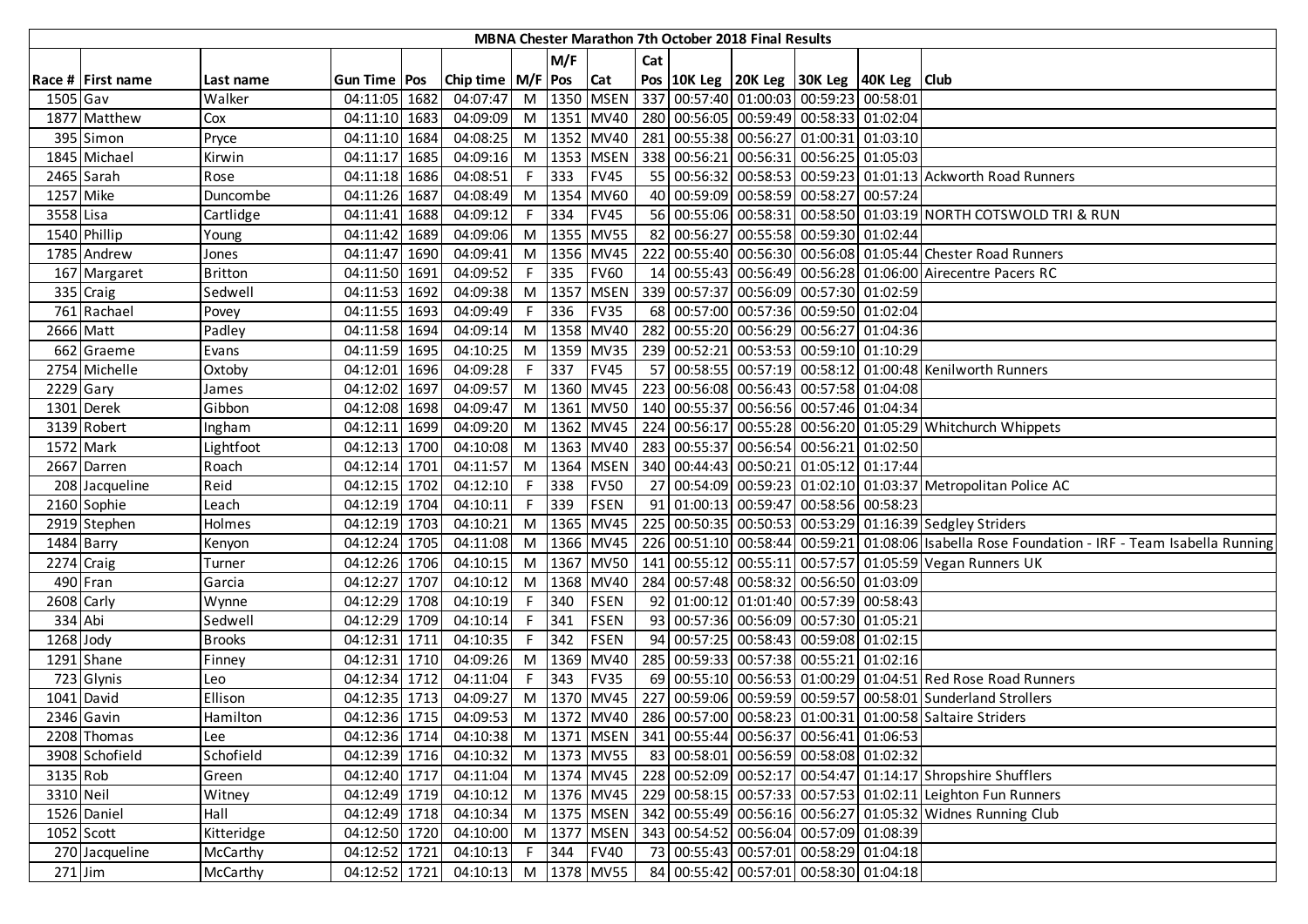| MBNA Chester Marathon 7th October 2018 Final Results | | | | | | | | | | | | | | | | |
|---|---|---|---|---|---|---|---|---|---|---|---|---|---|---|---|---|
| | | | | | | | M/F | | Cat | | | | | | |
| Race # | First name | Last name | Gun Time | Pos | Chip time | M/F | Pos | Cat | Pos | 10K Leg | 20K Leg | 30K Leg | 40K Leg | Club |
| 1505 | Gav | Walker | 04:11:05 | 1682 | 04:07:47 | M | 1350 | MSEN | 337 | 00:57:40 | 01:00:03 | 00:59:23 | 00:58:01 | |
| 1877 | Matthew | Cox | 04:11:10 | 1683 | 04:09:09 | M | 1351 | MV40 | 280 | 00:56:05 | 00:59:49 | 00:58:33 | 01:02:04 | |
| 395 | Simon | Pryce | 04:11:10 | 1684 | 04:08:25 | M | 1352 | MV40 | 281 | 00:55:38 | 00:56:27 | 01:00:31 | 01:03:10 | |
| 1845 | Michael | Kirwin | 04:11:17 | 1685 | 04:09:16 | M | 1353 | MSEN | 338 | 00:56:21 | 00:56:31 | 00:56:25 | 01:05:03 | |
| 2465 | Sarah | Rose | 04:11:18 | 1686 | 04:08:51 | F | 333 | FV45 | 55 | 00:56:32 | 00:58:53 | 00:59:23 | 01:01:13 | Ackworth Road Runners |
| 1257 | Mike | Duncombe | 04:11:26 | 1687 | 04:08:49 | M | 1354 | MV60 | 40 | 00:59:09 | 00:58:59 | 00:58:27 | 00:57:24 | |
| 3558 | Lisa | Cartlidge | 04:11:41 | 1688 | 04:09:12 | F | 334 | FV45 | 56 | 00:55:06 | 00:58:31 | 00:58:50 | 01:03:19 | NORTH COTSWOLD TRI & RUN |
| 1540 | Phillip | Young | 04:11:42 | 1689 | 04:09:06 | M | 1355 | MV55 | 82 | 00:56:27 | 00:55:58 | 00:59:30 | 01:02:44 | |
| 1785 | Andrew | Jones | 04:11:47 | 1690 | 04:09:41 | M | 1356 | MV45 | 222 | 00:55:40 | 00:56:30 | 00:56:08 | 01:05:44 | Chester Road Runners |
| 167 | Margaret | Britton | 04:11:50 | 1691 | 04:09:52 | F | 335 | FV60 | 14 | 00:55:43 | 00:56:49 | 00:56:28 | 01:06:00 | Airecentre Pacers RC |
| 335 | Craig | Sedwell | 04:11:53 | 1692 | 04:09:38 | M | 1357 | MSEN | 339 | 00:57:37 | 00:56:09 | 00:57:30 | 01:02:59 | |
| 761 | Rachael | Povey | 04:11:55 | 1693 | 04:09:49 | F | 336 | FV35 | 68 | 00:57:00 | 00:57:36 | 00:59:50 | 01:02:04 | |
| 2666 | Matt | Padley | 04:11:58 | 1694 | 04:09:14 | M | 1358 | MV40 | 282 | 00:55:20 | 00:56:29 | 00:56:27 | 01:04:36 | |
| 662 | Graeme | Evans | 04:11:59 | 1695 | 04:10:25 | M | 1359 | MV35 | 239 | 00:52:21 | 00:53:53 | 00:59:10 | 01:10:29 | |
| 2754 | Michelle | Oxtoby | 04:12:01 | 1696 | 04:09:28 | F | 337 | FV45 | 57 | 00:58:55 | 00:57:19 | 00:58:12 | 01:00:48 | Kenilworth Runners |
| 2229 | Gary | James | 04:12:02 | 1697 | 04:09:57 | M | 1360 | MV45 | 223 | 00:56:08 | 00:56:43 | 00:57:58 | 01:04:08 | |
| 1301 | Derek | Gibbon | 04:12:08 | 1698 | 04:09:47 | M | 1361 | MV50 | 140 | 00:55:37 | 00:56:56 | 00:57:46 | 01:04:34 | |
| 3139 | Robert | Ingham | 04:12:11 | 1699 | 04:09:20 | M | 1362 | MV45 | 224 | 00:56:17 | 00:55:28 | 00:56:20 | 01:05:29 | Whitchurch Whippets |
| 1572 | Mark | Lightfoot | 04:12:13 | 1700 | 04:10:08 | M | 1363 | MV40 | 283 | 00:55:37 | 00:56:54 | 00:56:21 | 01:02:50 | |
| 2667 | Darren | Roach | 04:12:14 | 1701 | 04:11:57 | M | 1364 | MSEN | 340 | 00:44:43 | 00:50:21 | 01:05:12 | 01:17:44 | |
| 208 | Jacqueline | Reid | 04:12:15 | 1702 | 04:12:10 | F | 338 | FV50 | 27 | 00:54:09 | 00:59:23 | 01:02:10 | 01:03:37 | Metropolitan Police AC |
| 2160 | Sophie | Leach | 04:12:19 | 1704 | 04:10:11 | F | 339 | FSEN | 91 | 01:00:13 | 00:59:47 | 00:58:56 | 00:58:23 | |
| 2919 | Stephen | Holmes | 04:12:19 | 1703 | 04:10:21 | M | 1365 | MV45 | 225 | 00:50:35 | 00:50:53 | 00:53:29 | 01:16:39 | Sedgley Striders |
| 1484 | Barry | Kenyon | 04:12:24 | 1705 | 04:11:08 | M | 1366 | MV45 | 226 | 00:51:10 | 00:58:44 | 00:59:21 | 01:08:06 | Isabella Rose Foundation - IRF - Team Isabella Running |
| 2274 | Craig | Turner | 04:12:26 | 1706 | 04:10:15 | M | 1367 | MV50 | 141 | 00:55:12 | 00:55:11 | 00:57:57 | 01:05:59 | Vegan Runners UK |
| 490 | Fran | Garcia | 04:12:27 | 1707 | 04:10:12 | M | 1368 | MV40 | 284 | 00:57:48 | 00:58:32 | 00:56:50 | 01:03:09 | |
| 2608 | Carly | Wynne | 04:12:29 | 1708 | 04:10:19 | F | 340 | FSEN | 92 | 01:00:12 | 01:01:40 | 00:57:39 | 00:58:43 | |
| 334 | Abi | Sedwell | 04:12:29 | 1709 | 04:10:14 | F | 341 | FSEN | 93 | 00:57:36 | 00:56:09 | 00:57:30 | 01:05:21 | |
| 1268 | Jody | Brooks | 04:12:31 | 1711 | 04:10:35 | F | 342 | FSEN | 94 | 00:57:25 | 00:58:43 | 00:59:08 | 01:02:15 | |
| 1291 | Shane | Finney | 04:12:31 | 1710 | 04:09:26 | M | 1369 | MV40 | 285 | 00:59:33 | 00:57:38 | 00:55:21 | 01:02:16 | |
| 723 | Glynis | Leo | 04:12:34 | 1712 | 04:11:04 | F | 343 | FV35 | 69 | 00:55:10 | 00:56:53 | 01:00:29 | 01:04:51 | Red Rose Road Runners |
| 1041 | David | Ellison | 04:12:35 | 1713 | 04:09:27 | M | 1370 | MV45 | 227 | 00:59:06 | 00:59:59 | 00:59:57 | 00:58:01 | Sunderland Strollers |
| 2346 | Gavin | Hamilton | 04:12:36 | 1715 | 04:09:53 | M | 1372 | MV40 | 286 | 00:57:00 | 00:58:23 | 01:00:31 | 01:00:58 | Saltaire Striders |
| 2208 | Thomas | Lee | 04:12:36 | 1714 | 04:10:38 | M | 1371 | MSEN | 341 | 00:55:44 | 00:56:37 | 00:56:41 | 01:06:53 | |
| 3908 | Schofield | Schofield | 04:12:39 | 1716 | 04:10:32 | M | 1373 | MV55 | 83 | 00:58:01 | 00:56:59 | 00:58:08 | 01:02:32 | |
| 3135 | Rob | Green | 04:12:40 | 1717 | 04:11:04 | M | 1374 | MV45 | 228 | 00:52:09 | 00:52:17 | 00:54:47 | 01:14:17 | Shropshire Shufflers |
| 3310 | Neil | Witney | 04:12:49 | 1719 | 04:10:12 | M | 1376 | MV45 | 229 | 00:58:15 | 00:57:33 | 00:57:53 | 01:02:11 | Leighton Fun Runners |
| 1526 | Daniel | Hall | 04:12:49 | 1718 | 04:10:34 | M | 1375 | MSEN | 342 | 00:55:49 | 00:56:16 | 00:56:27 | 01:05:32 | Widnes Running Club |
| 1052 | Scott | Kitteridge | 04:12:50 | 1720 | 04:10:00 | M | 1377 | MSEN | 343 | 00:54:52 | 00:56:04 | 00:57:09 | 01:08:39 | |
| 270 | Jacqueline | McCarthy | 04:12:52 | 1721 | 04:10:13 | F | 344 | FV40 | 73 | 00:55:43 | 00:57:01 | 00:58:29 | 01:04:18 | |
| 271 | Jim | McCarthy | 04:12:52 | 1721 | 04:10:13 | M | 1378 | MV55 | 84 | 00:55:42 | 00:57:01 | 00:58:30 | 01:04:18 | |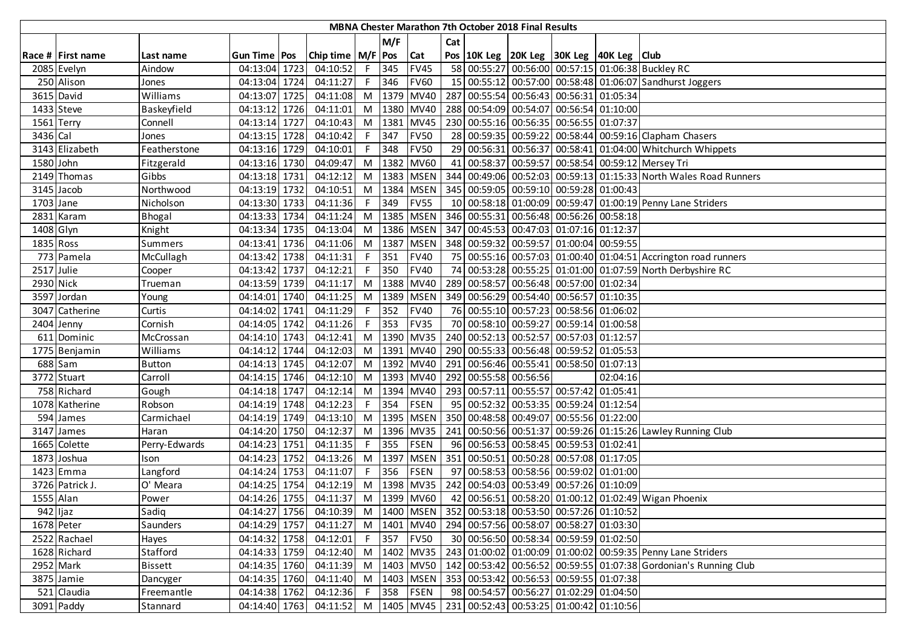# MBNA Chester Marathon 7th October 2018 Final Results

| Race # | First name | Last name | Gun Time | Pos | Chip time | M/F | M/F Pos | Cat | Cat Pos | 10K Leg | 20K Leg | 30K Leg | 40K Leg | Club |
|---|---|---|---|---|---|---|---|---|---|---|---|---|---|---|
| 2085 | Evelyn | Aindow | 04:13:04 | 1723 | 04:10:52 | F | 345 | FV45 | 58 | 00:55:27 | 00:56:00 | 00:57:15 | 01:06:38 | Buckley RC |
| 250 | Alison | Jones | 04:13:04 | 1724 | 04:11:27 | F | 346 | FV60 | 15 | 00:55:12 | 00:57:00 | 00:58:48 | 01:06:07 | Sandhurst Joggers |
| 3615 | David | Williams | 04:13:07 | 1725 | 04:11:08 | M | 1379 | MV40 | 287 | 00:55:54 | 00:56:43 | 00:56:31 | 01:05:34 | |
| 1433 | Steve | Baskeyfield | 04:13:12 | 1726 | 04:11:01 | M | 1380 | MV40 | 288 | 00:54:09 | 00:54:07 | 00:56:54 | 01:10:00 | |
| 1561 | Terry | Connell | 04:13:14 | 1727 | 04:10:43 | M | 1381 | MV45 | 230 | 00:55:16 | 00:56:35 | 00:56:55 | 01:07:37 | |
| 3436 | Cal | Jones | 04:13:15 | 1728 | 04:10:42 | F | 347 | FV50 | 28 | 00:59:35 | 00:59:22 | 00:58:44 | 00:59:16 | Clapham Chasers |
| 3143 | Elizabeth | Featherstone | 04:13:16 | 1729 | 04:10:01 | F | 348 | FV50 | 29 | 00:56:31 | 00:56:37 | 00:58:41 | 01:04:00 | Whitchurch Whippets |
| 1580 | John | Fitzgerald | 04:13:16 | 1730 | 04:09:47 | M | 1382 | MV60 | 41 | 00:58:37 | 00:59:57 | 00:58:54 | 00:59:12 | Mersey Tri |
| 2149 | Thomas | Gibbs | 04:13:18 | 1731 | 04:12:12 | M | 1383 | MSEN | 344 | 00:49:06 | 00:52:03 | 00:59:13 | 01:15:33 | North Wales Road Runners |
| 3145 | Jacob | Northwood | 04:13:19 | 1732 | 04:10:51 | M | 1384 | MSEN | 345 | 00:59:05 | 00:59:10 | 00:59:28 | 01:00:43 | |
| 1703 | Jane | Nicholson | 04:13:30 | 1733 | 04:11:36 | F | 349 | FV55 | 10 | 00:58:18 | 01:00:09 | 00:59:47 | 01:00:19 | Penny Lane Striders |
| 2831 | Karam | Bhogal | 04:13:33 | 1734 | 04:11:24 | M | 1385 | MSEN | 346 | 00:55:31 | 00:56:48 | 00:56:26 | 00:58:18 | |
| 1408 | Glyn | Knight | 04:13:34 | 1735 | 04:13:04 | M | 1386 | MSEN | 347 | 00:45:53 | 00:47:03 | 01:07:16 | 01:12:37 | |
| 1835 | Ross | Summers | 04:13:41 | 1736 | 04:11:06 | M | 1387 | MSEN | 348 | 00:59:32 | 00:59:57 | 01:00:04 | 00:59:55 | |
| 773 | Pamela | McCullagh | 04:13:42 | 1738 | 04:11:31 | F | 351 | FV40 | 75 | 00:55:16 | 00:57:03 | 01:00:40 | 01:04:51 | Accrington road runners |
| 2517 | Julie | Cooper | 04:13:42 | 1737 | 04:12:21 | F | 350 | FV40 | 74 | 00:53:28 | 00:55:25 | 01:01:00 | 01:07:59 | North Derbyshire RC |
| 2930 | Nick | Trueman | 04:13:59 | 1739 | 04:11:17 | M | 1388 | MV40 | 289 | 00:58:57 | 00:56:48 | 00:57:00 | 01:02:34 | |
| 3597 | Jordan | Young | 04:14:01 | 1740 | 04:11:25 | M | 1389 | MSEN | 349 | 00:56:29 | 00:54:40 | 00:56:57 | 01:10:35 | |
| 3047 | Catherine | Curtis | 04:14:02 | 1741 | 04:11:29 | F | 352 | FV40 | 76 | 00:55:10 | 00:57:23 | 00:58:56 | 01:06:02 | |
| 2404 | Jenny | Cornish | 04:14:05 | 1742 | 04:11:26 | F | 353 | FV35 | 70 | 00:58:10 | 00:59:27 | 00:59:14 | 01:00:58 | |
| 611 | Dominic | McCrossan | 04:14:10 | 1743 | 04:12:41 | M | 1390 | MV35 | 240 | 00:52:13 | 00:52:57 | 00:57:03 | 01:12:57 | |
| 1775 | Benjamin | Williams | 04:14:12 | 1744 | 04:12:03 | M | 1391 | MV40 | 290 | 00:55:33 | 00:56:48 | 00:59:52 | 01:05:53 | |
| 688 | Sam | Button | 04:14:13 | 1745 | 04:12:07 | M | 1392 | MV40 | 291 | 00:56:46 | 00:55:41 | 00:58:50 | 01:07:13 | |
| 3772 | Stuart | Carroll | 04:14:15 | 1746 | 04:12:10 | M | 1393 | MV40 | 292 | 00:55:58 | 00:56:56 | | 02:04:16 | |
| 758 | Richard | Gough | 04:14:18 | 1747 | 04:12:14 | M | 1394 | MV40 | 293 | 00:57:11 | 00:55:57 | 00:57:42 | 01:05:41 | |
| 1078 | Katherine | Robson | 04:14:19 | 1748 | 04:12:23 | F | 354 | FSEN | 95 | 00:52:32 | 00:53:35 | 00:59:24 | 01:12:54 | |
| 594 | James | Carmichael | 04:14:19 | 1749 | 04:13:10 | M | 1395 | MSEN | 350 | 00:48:58 | 00:49:07 | 00:55:56 | 01:22:00 | |
| 3147 | James | Haran | 04:14:20 | 1750 | 04:12:37 | M | 1396 | MV35 | 241 | 00:50:56 | 00:51:37 | 00:59:26 | 01:15:26 | Lawley Running Club |
| 1665 | Colette | Perry-Edwards | 04:14:23 | 1751 | 04:11:35 | F | 355 | FSEN | 96 | 00:56:53 | 00:58:45 | 00:59:53 | 01:02:41 | |
| 1873 | Joshua | Ison | 04:14:23 | 1752 | 04:13:26 | M | 1397 | MSEN | 351 | 00:50:51 | 00:50:28 | 00:57:08 | 01:17:05 | |
| 1423 | Emma | Langford | 04:14:24 | 1753 | 04:11:07 | F | 356 | FSEN | 97 | 00:58:53 | 00:58:56 | 00:59:02 | 01:01:00 | |
| 3726 | Patrick J. | O' Meara | 04:14:25 | 1754 | 04:12:19 | M | 1398 | MV35 | 242 | 00:54:03 | 00:53:49 | 00:57:26 | 01:10:09 | |
| 1555 | Alan | Power | 04:14:26 | 1755 | 04:11:37 | M | 1399 | MV60 | 42 | 00:56:51 | 00:58:20 | 01:00:12 | 01:02:49 | Wigan Phoenix |
| 942 | Ijaz | Sadiq | 04:14:27 | 1756 | 04:10:39 | M | 1400 | MSEN | 352 | 00:53:18 | 00:53:50 | 00:57:26 | 01:10:52 | |
| 1678 | Peter | Saunders | 04:14:29 | 1757 | 04:11:27 | M | 1401 | MV40 | 294 | 00:57:56 | 00:58:07 | 00:58:27 | 01:03:30 | |
| 2522 | Rachael | Hayes | 04:14:32 | 1758 | 04:12:01 | F | 357 | FV50 | 30 | 00:56:50 | 00:58:34 | 00:59:59 | 01:02:50 | |
| 1628 | Richard | Stafford | 04:14:33 | 1759 | 04:12:40 | M | 1402 | MV35 | 243 | 01:00:02 | 01:00:09 | 01:00:02 | 00:59:35 | Penny Lane Striders |
| 2952 | Mark | Bissett | 04:14:35 | 1760 | 04:11:39 | M | 1403 | MV50 | 142 | 00:53:42 | 00:56:52 | 00:59:55 | 01:07:38 | Gordonian's Running Club |
| 3875 | Jamie | Dancyger | 04:14:35 | 1760 | 04:11:40 | M | 1403 | MSEN | 353 | 00:53:42 | 00:56:53 | 00:59:55 | 01:07:38 | |
| 521 | Claudia | Freemantle | 04:14:38 | 1762 | 04:12:36 | F | 358 | FSEN | 98 | 00:54:57 | 00:56:27 | 01:02:29 | 01:04:50 | |
| 3091 | Paddy | Stannard | 04:14:40 | 1763 | 04:11:52 | M | 1405 | MV45 | 231 | 00:52:43 | 00:53:25 | 01:00:42 | 01:10:56 | |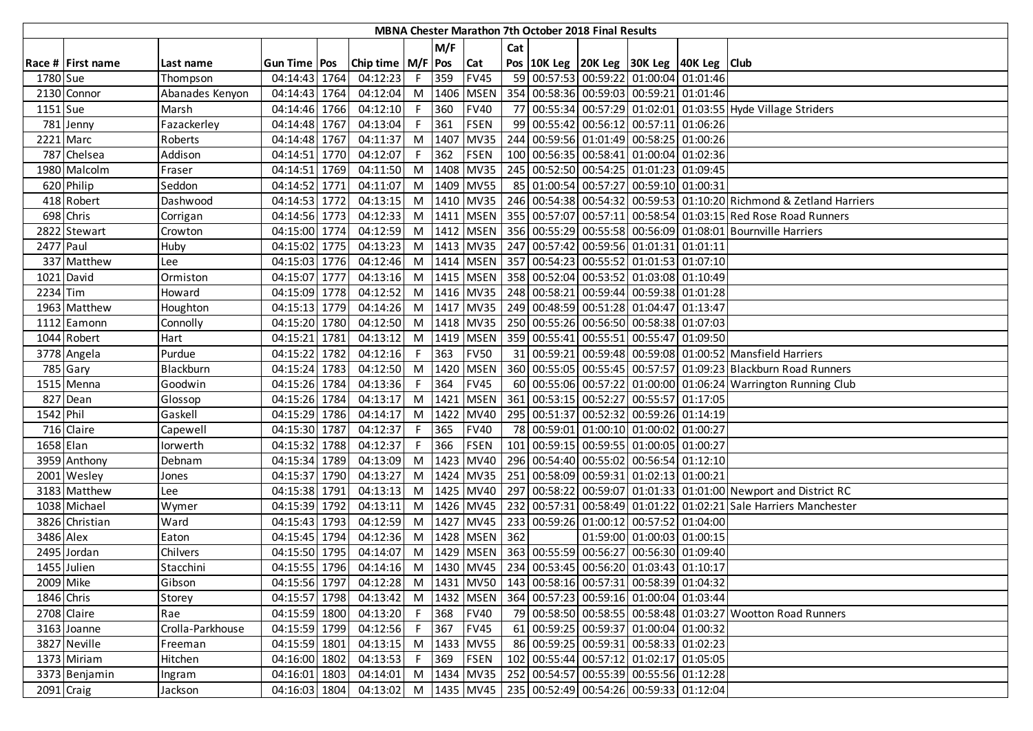# MBNA Chester Marathon 7th October 2018 Final Results

| Race # | First name | Last name | Gun Time | Pos | Chip time | M/F | M/F Pos | Cat | Cat Pos | 10K Leg | 20K Leg | 30K Leg | 40K Leg | Club |
|---|---|---|---|---|---|---|---|---|---|---|---|---|---|---|
| 1780 | Sue | Thompson | 04:14:43 | 1764 | 04:12:23 | F | 359 | FV45 | 59 | 00:57:53 | 00:59:22 | 01:00:04 | 01:01:46 | |
| 2130 | Connor | Abanades Kenyon | 04:14:43 | 1764 | 04:12:04 | M | 1406 | MSEN | 354 | 00:58:36 | 00:59:03 | 00:59:21 | 01:01:46 | |
| 1151 | Sue | Marsh | 04:14:46 | 1766 | 04:12:10 | F | 360 | FV40 | 77 | 00:55:34 | 00:57:29 | 01:02:01 | 01:03:55 | Hyde Village Striders |
| 781 | Jenny | Fazackerley | 04:14:48 | 1767 | 04:13:04 | F | 361 | FSEN | 99 | 00:55:42 | 00:56:12 | 00:57:11 | 01:06:26 | |
| 2221 | Marc | Roberts | 04:14:48 | 1767 | 04:11:37 | M | 1407 | MV35 | 244 | 00:59:56 | 01:01:49 | 00:58:25 | 01:00:26 | |
| 787 | Chelsea | Addison | 04:14:51 | 1770 | 04:12:07 | F | 362 | FSEN | 100 | 00:56:35 | 00:58:41 | 01:00:04 | 01:02:36 | |
| 1980 | Malcolm | Fraser | 04:14:51 | 1769 | 04:11:50 | M | 1408 | MV35 | 245 | 00:52:50 | 00:54:25 | 01:01:23 | 01:09:45 | |
| 620 | Philip | Seddon | 04:14:52 | 1771 | 04:11:07 | M | 1409 | MV55 | 85 | 01:00:54 | 00:57:27 | 00:59:10 | 01:00:31 | |
| 418 | Robert | Dashwood | 04:14:53 | 1772 | 04:13:15 | M | 1410 | MV35 | 246 | 00:54:38 | 00:54:32 | 00:59:53 | 01:10:20 | Richmond & Zetland Harriers |
| 698 | Chris | Corrigan | 04:14:56 | 1773 | 04:12:33 | M | 1411 | MSEN | 355 | 00:57:07 | 00:57:11 | 00:58:54 | 01:03:15 | Red Rose Road Runners |
| 2822 | Stewart | Crowton | 04:15:00 | 1774 | 04:12:59 | M | 1412 | MSEN | 356 | 00:55:29 | 00:55:58 | 00:56:09 | 01:08:01 | Bournville Harriers |
| 2477 | Paul | Huby | 04:15:02 | 1775 | 04:13:23 | M | 1413 | MV35 | 247 | 00:57:42 | 00:59:56 | 01:01:31 | 01:01:11 | |
| 337 | Matthew | Lee | 04:15:03 | 1776 | 04:12:46 | M | 1414 | MSEN | 357 | 00:54:23 | 00:55:52 | 01:01:53 | 01:07:10 | |
| 1021 | David | Ormiston | 04:15:07 | 1777 | 04:13:16 | M | 1415 | MSEN | 358 | 00:52:04 | 00:53:52 | 01:03:08 | 01:10:49 | |
| 2234 | Tim | Howard | 04:15:09 | 1778 | 04:12:52 | M | 1416 | MV35 | 248 | 00:58:21 | 00:59:44 | 00:59:38 | 01:01:28 | |
| 1963 | Matthew | Houghton | 04:15:13 | 1779 | 04:14:26 | M | 1417 | MV35 | 249 | 00:48:59 | 00:51:28 | 01:04:47 | 01:13:47 | |
| 1112 | Eamonn | Connolly | 04:15:20 | 1780 | 04:12:50 | M | 1418 | MV35 | 250 | 00:55:26 | 00:56:50 | 00:58:38 | 01:07:03 | |
| 1044 | Robert | Hart | 04:15:21 | 1781 | 04:13:12 | M | 1419 | MSEN | 359 | 00:55:41 | 00:55:51 | 00:55:47 | 01:09:50 | |
| 3778 | Angela | Purdue | 04:15:22 | 1782 | 04:12:16 | F | 363 | FV50 | 31 | 00:59:21 | 00:59:48 | 00:59:08 | 01:00:52 | Mansfield Harriers |
| 785 | Gary | Blackburn | 04:15:24 | 1783 | 04:12:50 | M | 1420 | MSEN | 360 | 00:55:05 | 00:55:45 | 00:57:57 | 01:09:23 | Blackburn Road Runners |
| 1515 | Menna | Goodwin | 04:15:26 | 1784 | 04:13:36 | F | 364 | FV45 | 60 | 00:55:06 | 00:57:22 | 01:00:00 | 01:06:24 | Warrington Running Club |
| 827 | Dean | Glossop | 04:15:26 | 1784 | 04:13:17 | M | 1421 | MSEN | 361 | 00:53:15 | 00:52:27 | 00:55:57 | 01:17:05 | |
| 1542 | Phil | Gaskell | 04:15:29 | 1786 | 04:14:17 | M | 1422 | MV40 | 295 | 00:51:37 | 00:52:32 | 00:59:26 | 01:14:19 | |
| 716 | Claire | Capewell | 04:15:30 | 1787 | 04:12:37 | F | 365 | FV40 | 78 | 00:59:01 | 01:00:10 | 01:00:02 | 01:00:27 | |
| 1658 | Elan | Iorwerth | 04:15:32 | 1788 | 04:12:37 | F | 366 | FSEN | 101 | 00:59:15 | 00:59:55 | 01:00:05 | 01:00:27 | |
| 3959 | Anthony | Debnam | 04:15:34 | 1789 | 04:13:09 | M | 1423 | MV40 | 296 | 00:54:40 | 00:55:02 | 00:56:54 | 01:12:10 | |
| 2001 | Wesley | Jones | 04:15:37 | 1790 | 04:13:27 | M | 1424 | MV35 | 251 | 00:58:09 | 00:59:31 | 01:02:13 | 01:00:21 | |
| 3183 | Matthew | Lee | 04:15:38 | 1791 | 04:13:13 | M | 1425 | MV40 | 297 | 00:58:22 | 00:59:07 | 01:01:33 | 01:01:00 | Newport and District RC |
| 1038 | Michael | Wymer | 04:15:39 | 1792 | 04:13:11 | M | 1426 | MV45 | 232 | 00:57:31 | 00:58:49 | 01:01:22 | 01:02:21 | Sale Harriers Manchester |
| 3826 | Christian | Ward | 04:15:43 | 1793 | 04:12:59 | M | 1427 | MV45 | 233 | 00:59:26 | 01:00:12 | 00:57:52 | 01:04:00 | |
| 3486 | Alex | Eaton | 04:15:45 | 1794 | 04:12:36 | M | 1428 | MSEN | 362 | | 01:59:00 | 01:00:03 | 01:00:15 | |
| 2495 | Jordan | Chilvers | 04:15:50 | 1795 | 04:14:07 | M | 1429 | MSEN | 363 | 00:55:59 | 00:56:27 | 00:56:30 | 01:09:40 | |
| 1455 | Julien | Stacchini | 04:15:55 | 1796 | 04:14:16 | M | 1430 | MV45 | 234 | 00:53:45 | 00:56:20 | 01:03:43 | 01:10:17 | |
| 2009 | Mike | Gibson | 04:15:56 | 1797 | 04:12:28 | M | 1431 | MV50 | 143 | 00:58:16 | 00:57:31 | 00:58:39 | 01:04:32 | |
| 1846 | Chris | Storey | 04:15:57 | 1798 | 04:13:42 | M | 1432 | MSEN | 364 | 00:57:23 | 00:59:16 | 01:00:04 | 01:03:44 | |
| 2708 | Claire | Rae | 04:15:59 | 1800 | 04:13:20 | F | 368 | FV40 | 79 | 00:58:50 | 00:58:55 | 00:58:48 | 01:03:27 | Wootton Road Runners |
| 3163 | Joanne | Crolla-Parkhouse | 04:15:59 | 1799 | 04:12:56 | F | 367 | FV45 | 61 | 00:59:25 | 00:59:37 | 01:00:04 | 01:00:32 | |
| 3827 | Neville | Freeman | 04:15:59 | 1801 | 04:13:15 | M | 1433 | MV55 | 86 | 00:59:25 | 00:59:31 | 00:58:33 | 01:02:23 | |
| 1373 | Miriam | Hitchen | 04:16:00 | 1802 | 04:13:53 | F | 369 | FSEN | 102 | 00:55:44 | 00:57:12 | 01:02:17 | 01:05:05 | |
| 3373 | Benjamin | Ingram | 04:16:01 | 1803 | 04:14:01 | M | 1434 | MV35 | 252 | 00:54:57 | 00:55:39 | 00:55:56 | 01:12:28 | |
| 2091 | Craig | Jackson | 04:16:03 | 1804 | 04:13:02 | M | 1435 | MV45 | 235 | 00:52:49 | 00:54:26 | 00:59:33 | 01:12:04 | |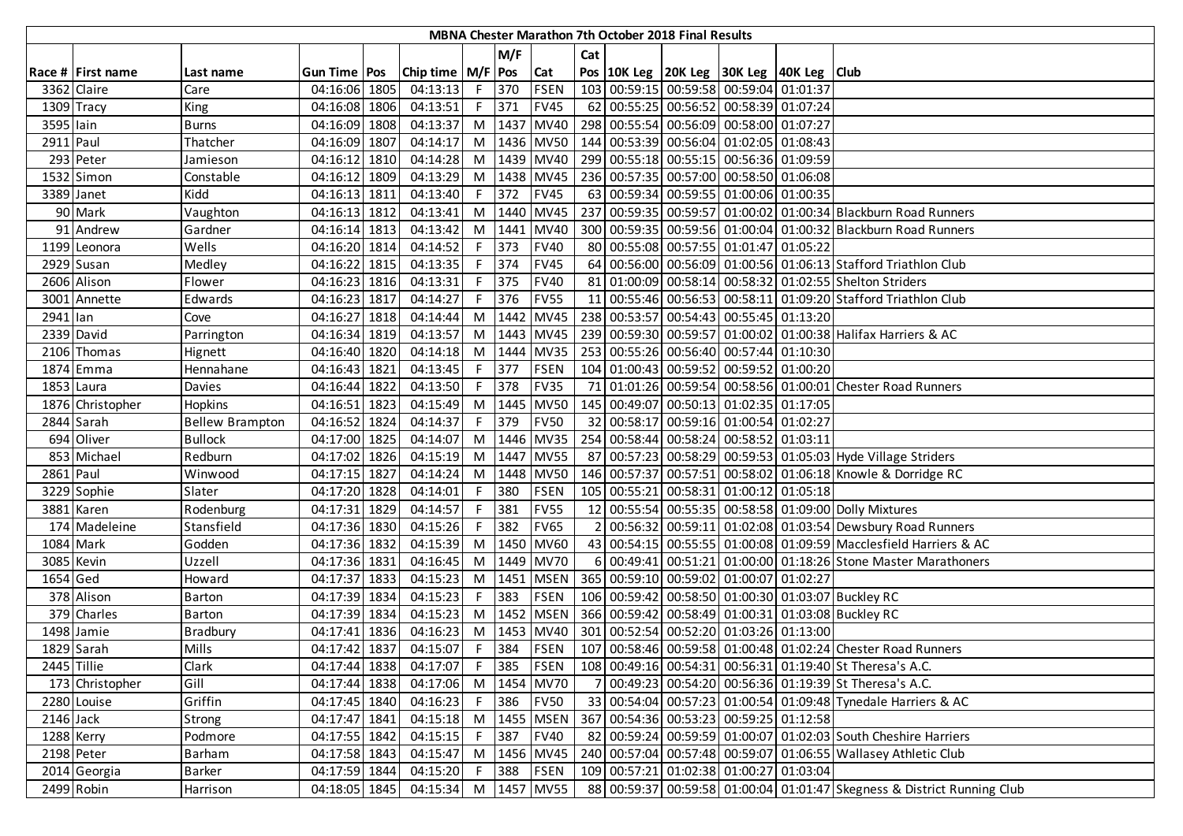| MBNA Chester Marathon 7th October 2018 Final Results | | | | | | | | | | | | | | | | |
|---|---|---|---|---|---|---|---|---|---|---|---|---|---|---|---|---|
| | | | | | | | M/F | | Cat | | | | | | | |
| Race # | First name | Last name | Gun Time | Pos | Chip time | M/F | Pos | Cat | Pos | 10K Leg | 20K Leg | 30K Leg | 40K Leg | Club |
| 3362 | Claire | Care | 04:16:06 | 1805 | 04:13:13 | F | 370 | FSEN | 103 | 00:59:15 | 00:59:58 | 00:59:04 | 01:01:37 | |
| 1309 | Tracy | King | 04:16:08 | 1806 | 04:13:51 | F | 371 | FV45 | 62 | 00:55:25 | 00:56:52 | 00:58:39 | 01:07:24 | |
| 3595 | Iain | Burns | 04:16:09 | 1808 | 04:13:37 | M | 1437 | MV40 | 298 | 00:55:54 | 00:56:09 | 00:58:00 | 01:07:27 | |
| 2911 | Paul | Thatcher | 04:16:09 | 1807 | 04:14:17 | M | 1436 | MV50 | 144 | 00:53:39 | 00:56:04 | 01:02:05 | 01:08:43 | |
| 293 | Peter | Jamieson | 04:16:12 | 1810 | 04:14:28 | M | 1439 | MV40 | 299 | 00:55:18 | 00:55:15 | 00:56:36 | 01:09:59 | |
| 1532 | Simon | Constable | 04:16:12 | 1809 | 04:13:29 | M | 1438 | MV45 | 236 | 00:57:35 | 00:57:00 | 00:58:50 | 01:06:08 | |
| 3389 | Janet | Kidd | 04:16:13 | 1811 | 04:13:40 | F | 372 | FV45 | 63 | 00:59:34 | 00:59:55 | 01:00:06 | 01:00:35 | |
| 90 | Mark | Vaughton | 04:16:13 | 1812 | 04:13:41 | M | 1440 | MV45 | 237 | 00:59:35 | 00:59:57 | 01:00:02 | 01:00:34 | Blackburn Road Runners |
| 91 | Andrew | Gardner | 04:16:14 | 1813 | 04:13:42 | M | 1441 | MV40 | 300 | 00:59:35 | 00:59:56 | 01:00:04 | 01:00:32 | Blackburn Road Runners |
| 1199 | Leonora | Wells | 04:16:20 | 1814 | 04:14:52 | F | 373 | FV40 | 80 | 00:55:08 | 00:57:55 | 01:01:47 | 01:05:22 | |
| 2929 | Susan | Medley | 04:16:22 | 1815 | 04:13:35 | F | 374 | FV45 | 64 | 00:56:00 | 00:56:09 | 01:00:56 | 01:06:13 | Stafford Triathlon Club |
| 2606 | Alison | Flower | 04:16:23 | 1816 | 04:13:31 | F | 375 | FV40 | 81 | 01:00:09 | 00:58:14 | 00:58:32 | 01:02:55 | Shelton Striders |
| 3001 | Annette | Edwards | 04:16:23 | 1817 | 04:14:27 | F | 376 | FV55 | 11 | 00:55:46 | 00:56:53 | 00:58:11 | 01:09:20 | Stafford Triathlon Club |
| 2941 | Ian | Cove | 04:16:27 | 1818 | 04:14:44 | M | 1442 | MV45 | 238 | 00:53:57 | 00:54:43 | 00:55:45 | 01:13:20 | |
| 2339 | David | Parrington | 04:16:34 | 1819 | 04:13:57 | M | 1443 | MV45 | 239 | 00:59:30 | 00:59:57 | 01:00:02 | 01:00:38 | Halifax Harriers & AC |
| 2106 | Thomas | Hignett | 04:16:40 | 1820 | 04:14:18 | M | 1444 | MV35 | 253 | 00:55:26 | 00:56:40 | 00:57:44 | 01:10:30 | |
| 1874 | Emma | Hennahane | 04:16:43 | 1821 | 04:13:45 | F | 377 | FSEN | 104 | 01:00:43 | 00:59:52 | 00:59:52 | 01:00:20 | |
| 1853 | Laura | Davies | 04:16:44 | 1822 | 04:13:50 | F | 378 | FV35 | 71 | 01:01:26 | 00:59:54 | 00:58:56 | 01:00:01 | Chester Road Runners |
| 1876 | Christopher | Hopkins | 04:16:51 | 1823 | 04:15:49 | M | 1445 | MV50 | 145 | 00:49:07 | 00:50:13 | 01:02:35 | 01:17:05 | |
| 2844 | Sarah | Bellew Brampton | 04:16:52 | 1824 | 04:14:37 | F | 379 | FV50 | 32 | 00:58:17 | 00:59:16 | 01:00:54 | 01:02:27 | |
| 694 | Oliver | Bullock | 04:17:00 | 1825 | 04:14:07 | M | 1446 | MV35 | 254 | 00:58:44 | 00:58:24 | 00:58:52 | 01:03:11 | |
| 853 | Michael | Redburn | 04:17:02 | 1826 | 04:15:19 | M | 1447 | MV55 | 87 | 00:57:23 | 00:58:29 | 00:59:53 | 01:05:03 | Hyde Village Striders |
| 2861 | Paul | Winwood | 04:17:15 | 1827 | 04:14:24 | M | 1448 | MV50 | 146 | 00:57:37 | 00:57:51 | 00:58:02 | 01:06:18 | Knowle & Dorridge RC |
| 3229 | Sophie | Slater | 04:17:20 | 1828 | 04:14:01 | F | 380 | FSEN | 105 | 00:55:21 | 00:58:31 | 01:00:12 | 01:05:18 | |
| 3881 | Karen | Rodenburg | 04:17:31 | 1829 | 04:14:57 | F | 381 | FV55 | 12 | 00:55:54 | 00:55:35 | 00:58:58 | 01:09:00 | Dolly Mixtures |
| 174 | Madeleine | Stansfield | 04:17:36 | 1830 | 04:15:26 | F | 382 | FV65 | 2 | 00:56:32 | 00:59:11 | 01:02:08 | 01:03:54 | Dewsbury Road Runners |
| 1084 | Mark | Godden | 04:17:36 | 1832 | 04:15:39 | M | 1450 | MV60 | 43 | 00:54:15 | 00:55:55 | 01:00:08 | 01:09:59 | Macclesfield Harriers & AC |
| 3085 | Kevin | Uzzell | 04:17:36 | 1831 | 04:16:45 | M | 1449 | MV70 | 6 | 00:49:41 | 00:51:21 | 01:00:00 | 01:18:26 | Stone Master Marathoners |
| 1654 | Ged | Howard | 04:17:37 | 1833 | 04:15:23 | M | 1451 | MSEN | 365 | 00:59:10 | 00:59:02 | 01:00:07 | 01:02:27 | |
| 378 | Alison | Barton | 04:17:39 | 1834 | 04:15:23 | F | 383 | FSEN | 106 | 00:59:42 | 00:58:50 | 01:00:30 | 01:03:07 | Buckley RC |
| 379 | Charles | Barton | 04:17:39 | 1834 | 04:15:23 | M | 1452 | MSEN | 366 | 00:59:42 | 00:58:49 | 01:00:31 | 01:03:08 | Buckley RC |
| 1498 | Jamie | Bradbury | 04:17:41 | 1836 | 04:16:23 | M | 1453 | MV40 | 301 | 00:52:54 | 00:52:20 | 01:03:26 | 01:13:00 | |
| 1829 | Sarah | Mills | 04:17:42 | 1837 | 04:15:07 | F | 384 | FSEN | 107 | 00:58:46 | 00:59:58 | 01:00:48 | 01:02:24 | Chester Road Runners |
| 2445 | Tillie | Clark | 04:17:44 | 1838 | 04:17:07 | F | 385 | FSEN | 108 | 00:49:16 | 00:54:31 | 00:56:31 | 01:19:40 | St Theresa's A.C. |
| 173 | Christopher | Gill | 04:17:44 | 1838 | 04:17:06 | M | 1454 | MV70 | 7 | 00:49:23 | 00:54:20 | 00:56:36 | 01:19:39 | St Theresa's A.C. |
| 2280 | Louise | Griffin | 04:17:45 | 1840 | 04:16:23 | F | 386 | FV50 | 33 | 00:54:04 | 00:57:23 | 01:00:54 | 01:09:48 | Tynedale Harriers & AC |
| 2146 | Jack | Strong | 04:17:47 | 1841 | 04:15:18 | M | 1455 | MSEN | 367 | 00:54:36 | 00:53:23 | 00:59:25 | 01:12:58 | |
| 1288 | Kerry | Podmore | 04:17:55 | 1842 | 04:15:15 | F | 387 | FV40 | 82 | 00:59:24 | 00:59:59 | 01:00:07 | 01:02:03 | South Cheshire Harriers |
| 2198 | Peter | Barham | 04:17:58 | 1843 | 04:15:47 | M | 1456 | MV45 | 240 | 00:57:04 | 00:57:48 | 00:59:07 | 01:06:55 | Wallasey Athletic Club |
| 2014 | Georgia | Barker | 04:17:59 | 1844 | 04:15:20 | F | 388 | FSEN | 109 | 00:57:21 | 01:02:38 | 01:00:27 | 01:03:04 | |
| 2499 | Robin | Harrison | 04:18:05 | 1845 | 04:15:34 | M | 1457 | MV55 | 88 | 00:59:37 | 00:59:58 | 01:00:04 | 01:01:47 | Skegness & District Running Club |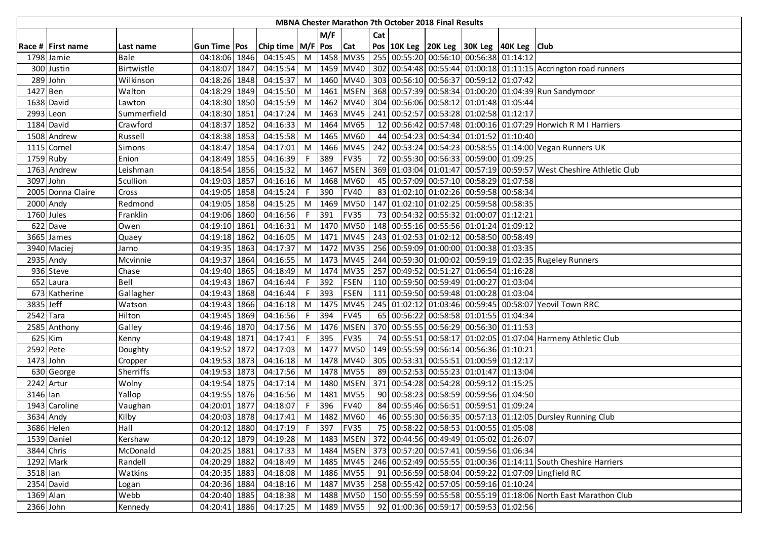# MBNA Chester Marathon 7th October 2018 Final Results

| Race # | First name | Last name | Gun Time | Pos | Chip time | M/F | M/F Pos | Cat | Cat Pos | 10K Leg | 20K Leg | 30K Leg | 40K Leg | Club |
|---|---|---|---|---|---|---|---|---|---|---|---|---|---|---|
| 1798 | Jamie | Bale | 04:18:06 | 1846 | 04:15:45 | M | 1458 | MV35 | 255 | 00:55:20 | 00:56:10 | 00:56:38 | 01:14:12 | |
| 300 | Justin | Birtwistle | 04:18:07 | 1847 | 04:15:54 | M | 1459 | MV40 | 302 | 00:54:48 | 00:55:44 | 01:00:18 | 01:11:15 | Accrington road runners |
| 289 | John | Wilkinson | 04:18:26 | 1848 | 04:15:37 | M | 1460 | MV40 | 303 | 00:56:10 | 00:56:37 | 00:59:12 | 01:07:42 | |
| 1427 | Ben | Walton | 04:18:29 | 1849 | 04:15:50 | M | 1461 | MSEN | 368 | 00:57:39 | 00:58:34 | 01:00:20 | 01:04:39 | Run Sandymoor |
| 1638 | David | Lawton | 04:18:30 | 1850 | 04:15:59 | M | 1462 | MV40 | 304 | 00:56:06 | 00:58:12 | 01:01:48 | 01:05:44 | |
| 2993 | Leon | Summerfield | 04:18:30 | 1851 | 04:17:24 | M | 1463 | MV45 | 241 | 00:52:57 | 00:53:28 | 01:02:58 | 01:12:17 | |
| 1184 | David | Crawford | 04:18:37 | 1852 | 04:16:33 | M | 1464 | MV65 | 12 | 00:56:42 | 00:57:48 | 01:00:16 | 01:07:29 | Horwich R M I Harriers |
| 1508 | Andrew | Russell | 04:18:38 | 1853 | 04:15:58 | M | 1465 | MV60 | 44 | 00:54:23 | 00:54:34 | 01:01:52 | 01:10:40 | |
| 1115 | Cornel | Simons | 04:18:47 | 1854 | 04:17:01 | M | 1466 | MV45 | 242 | 00:53:24 | 00:54:23 | 00:58:55 | 01:14:00 | Vegan Runners UK |
| 1759 | Ruby | Enion | 04:18:49 | 1855 | 04:16:39 | F | 389 | FV35 | 72 | 00:55:30 | 00:56:33 | 00:59:00 | 01:09:25 | |
| 1763 | Andrew | Leishman | 04:18:54 | 1856 | 04:15:32 | M | 1467 | MSEN | 369 | 01:03:04 | 01:01:47 | 00:57:19 | 00:59:57 | West Cheshire Athletic Club |
| 3097 | John | Scullion | 04:19:03 | 1857 | 04:16:16 | M | 1468 | MV60 | 45 | 00:57:09 | 00:57:10 | 00:58:29 | 01:07:58 | |
| 2005 | Donna Claire | Cross | 04:19:05 | 1858 | 04:15:24 | F | 390 | FV40 | 83 | 01:02:10 | 01:02:26 | 00:59:58 | 00:58:34 | |
| 2000 | Andy | Redmond | 04:19:05 | 1858 | 04:15:25 | M | 1469 | MV50 | 147 | 01:02:10 | 01:02:25 | 00:59:58 | 00:58:35 | |
| 1760 | Jules | Franklin | 04:19:06 | 1860 | 04:16:56 | F | 391 | FV35 | 73 | 00:54:32 | 00:55:32 | 01:00:07 | 01:12:21 | |
| 622 | Dave | Owen | 04:19:10 | 1861 | 04:16:31 | M | 1470 | MV50 | 148 | 00:55:16 | 00:55:56 | 01:01:24 | 01:09:12 | |
| 3665 | James | Quaey | 04:19:18 | 1862 | 04:16:05 | M | 1471 | MV45 | 243 | 01:02:53 | 01:02:12 | 00:58:50 | 00:58:49 | |
| 3940 | Maciej | Jarno | 04:19:35 | 1863 | 04:17:37 | M | 1472 | MV35 | 256 | 00:59:09 | 01:00:00 | 01:00:38 | 01:03:35 | |
| 2935 | Andy | Mcvinnie | 04:19:37 | 1864 | 04:16:55 | M | 1473 | MV45 | 244 | 00:59:30 | 01:00:02 | 00:59:19 | 01:02:35 | Rugeley Runners |
| 936 | Steve | Chase | 04:19:40 | 1865 | 04:18:49 | M | 1474 | MV35 | 257 | 00:49:52 | 00:51:27 | 01:06:54 | 01:16:28 | |
| 652 | Laura | Bell | 04:19:43 | 1867 | 04:16:44 | F | 392 | FSEN | 110 | 00:59:50 | 00:59:49 | 01:00:27 | 01:03:04 | |
| 673 | Katherine | Gallagher | 04:19:43 | 1868 | 04:16:44 | F | 393 | FSEN | 111 | 00:59:50 | 00:59:48 | 01:00:28 | 01:03:04 | |
| 3835 | Jeff | Watson | 04:19:43 | 1866 | 04:16:18 | M | 1475 | MV45 | 245 | 01:02:12 | 01:03:46 | 00:59:45 | 00:58:07 | Yeovil Town RRC |
| 2542 | Tara | Hilton | 04:19:45 | 1869 | 04:16:56 | F | 394 | FV45 | 65 | 00:56:22 | 00:58:58 | 01:01:55 | 01:04:34 | |
| 2585 | Anthony | Galley | 04:19:46 | 1870 | 04:17:56 | M | 1476 | MSEN | 370 | 00:55:55 | 00:56:29 | 00:56:30 | 01:11:53 | |
| 625 | Kim | Kenny | 04:19:48 | 1871 | 04:17:41 | F | 395 | FV35 | 74 | 00:55:51 | 00:58:17 | 01:02:05 | 01:07:04 | Harmeny Athletic Club |
| 2592 | Pete | Doughty | 04:19:52 | 1872 | 04:17:03 | M | 1477 | MV50 | 149 | 00:55:59 | 00:56:14 | 00:56:36 | 01:10:21 | |
| 1473 | John | Cropper | 04:19:53 | 1873 | 04:16:18 | M | 1478 | MV40 | 305 | 00:53:31 | 00:55:51 | 01:00:59 | 01:12:17 | |
| 630 | George | Sherriffs | 04:19:53 | 1873 | 04:17:56 | M | 1478 | MV55 | 89 | 00:52:53 | 00:55:23 | 01:01:47 | 01:13:04 | |
| 2242 | Artur | Wolny | 04:19:54 | 1875 | 04:17:14 | M | 1480 | MSEN | 371 | 00:54:28 | 00:54:28 | 00:59:12 | 01:15:25 | |
| 3146 | Ian | Yallop | 04:19:55 | 1876 | 04:16:56 | M | 1481 | MV55 | 90 | 00:58:23 | 00:58:59 | 00:59:56 | 01:04:50 | |
| 1943 | Caroline | Vaughan | 04:20:01 | 1877 | 04:18:07 | F | 396 | FV40 | 84 | 00:55:46 | 00:56:51 | 00:59:51 | 01:09:24 | |
| 3634 | Andy | Kilby | 04:20:03 | 1878 | 04:17:41 | M | 1482 | MV60 | 46 | 00:55:30 | 00:56:35 | 00:57:13 | 01:12:05 | Dursley Running Club |
| 3686 | Helen | Hall | 04:20:12 | 1880 | 04:17:19 | F | 397 | FV35 | 75 | 00:58:22 | 00:58:53 | 01:00:55 | 01:05:08 | |
| 1539 | Daniel | Kershaw | 04:20:12 | 1879 | 04:19:28 | M | 1483 | MSEN | 372 | 00:44:56 | 00:49:49 | 01:05:02 | 01:26:07 | |
| 3844 | Chris | McDonald | 04:20:25 | 1881 | 04:17:33 | M | 1484 | MSEN | 373 | 00:57:20 | 00:57:41 | 00:59:56 | 01:06:34 | |
| 1292 | Mark | Randell | 04:20:29 | 1882 | 04:18:49 | M | 1485 | MV45 | 246 | 00:52:49 | 00:55:55 | 01:00:36 | 01:14:11 | South Cheshire Harriers |
| 3518 | Ian | Watkins | 04:20:35 | 1883 | 04:18:08 | M | 1486 | MV55 | 91 | 00:56:59 | 00:58:04 | 00:59:22 | 01:07:09 | Lingfield RC |
| 2354 | David | Logan | 04:20:36 | 1884 | 04:18:16 | M | 1487 | MV35 | 258 | 00:55:42 | 00:57:05 | 00:59:16 | 01:10:24 | |
| 1369 | Alan | Webb | 04:20:40 | 1885 | 04:18:38 | M | 1488 | MV50 | 150 | 00:55:59 | 00:55:58 | 00:55:19 | 01:18:06 | North East Marathon Club |
| 2366 | John | Kennedy | 04:20:41 | 1886 | 04:17:25 | M | 1489 | MV55 | 92 | 01:00:36 | 00:59:17 | 00:59:53 | 01:02:56 | |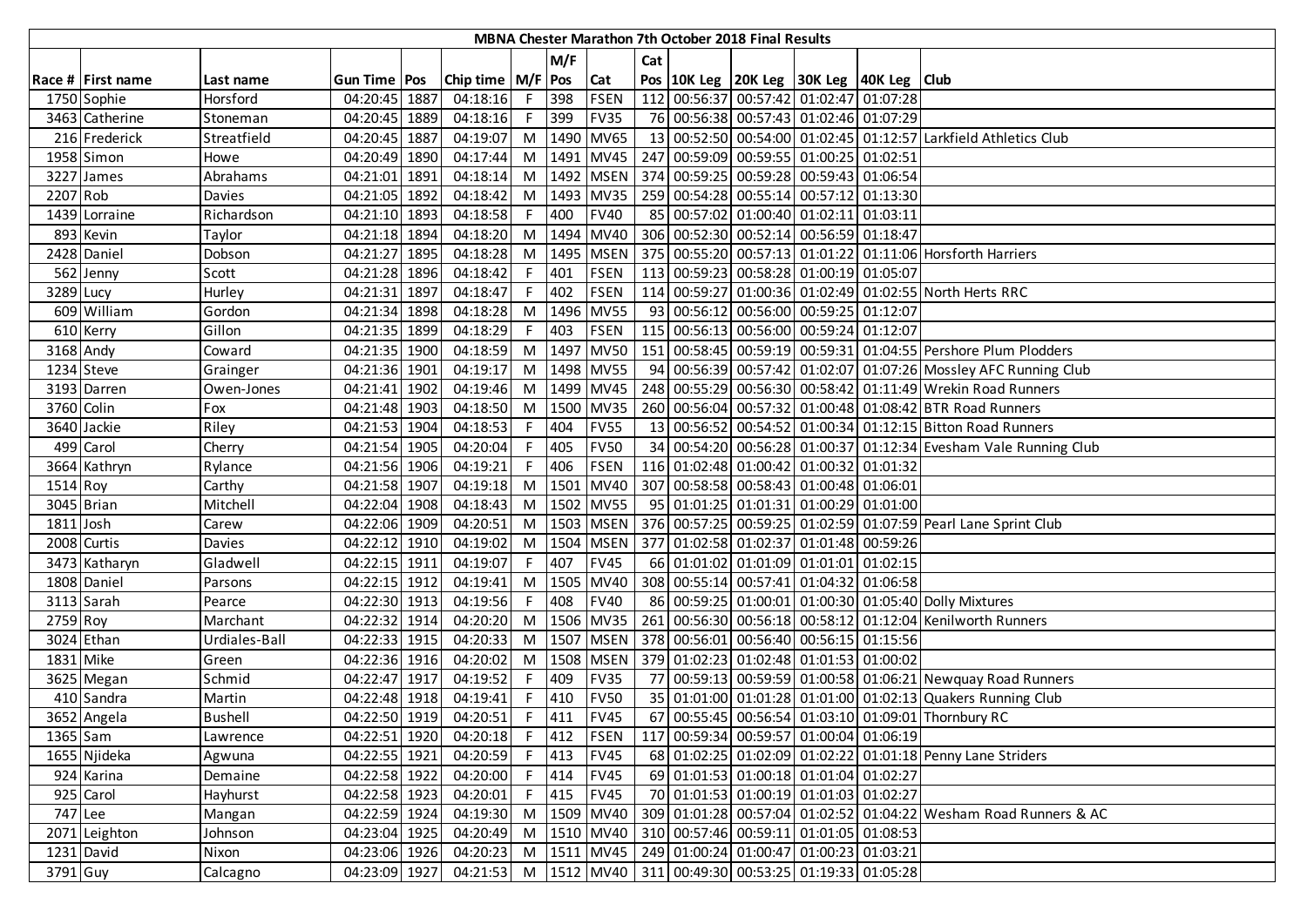# MBNA Chester Marathon 7th October 2018 Final Results

| Race # | First name | Last name | Gun Time | Pos | Chip time | M/F | M/F Pos | Cat | Cat Pos | 10K Leg | 20K Leg | 30K Leg | 40K Leg | Club |
|---|---|---|---|---|---|---|---|---|---|---|---|---|---|---|
| 1750 | Sophie | Horsford | 04:20:45 | 1887 | 04:18:16 | F | 398 | FSEN | 112 | 00:56:37 | 00:57:42 | 01:02:47 | 01:07:28 | |
| 3463 | Catherine | Stoneman | 04:20:45 | 1889 | 04:18:16 | F | 399 | FV35 | 76 | 00:56:38 | 00:57:43 | 01:02:46 | 01:07:29 | |
| 216 | Frederick | Streatfield | 04:20:45 | 1887 | 04:19:07 | M | 1490 | MV65 | 13 | 00:52:50 | 00:54:00 | 01:02:45 | 01:12:57 | Larkfield Athletics Club |
| 1958 | Simon | Howe | 04:20:49 | 1890 | 04:17:44 | M | 1491 | MV45 | 247 | 00:59:09 | 00:59:55 | 01:00:25 | 01:02:51 | |
| 3227 | James | Abrahams | 04:21:01 | 1891 | 04:18:14 | M | 1492 | MSEN | 374 | 00:59:25 | 00:59:28 | 00:59:43 | 01:06:54 | |
| 2207 | Rob | Davies | 04:21:05 | 1892 | 04:18:42 | M | 1493 | MV35 | 259 | 00:54:28 | 00:55:14 | 00:57:12 | 01:13:30 | |
| 1439 | Lorraine | Richardson | 04:21:10 | 1893 | 04:18:58 | F | 400 | FV40 | 85 | 00:57:02 | 01:00:40 | 01:02:11 | 01:03:11 | |
| 893 | Kevin | Taylor | 04:21:18 | 1894 | 04:18:20 | M | 1494 | MV40 | 306 | 00:52:30 | 00:52:14 | 00:56:59 | 01:18:47 | |
| 2428 | Daniel | Dobson | 04:21:27 | 1895 | 04:18:28 | M | 1495 | MSEN | 375 | 00:55:20 | 00:57:13 | 01:01:22 | 01:11:06 | Horsforth Harriers |
| 562 | Jenny | Scott | 04:21:28 | 1896 | 04:18:42 | F | 401 | FSEN | 113 | 00:59:23 | 00:58:28 | 01:00:19 | 01:05:07 | |
| 3289 | Lucy | Hurley | 04:21:31 | 1897 | 04:18:47 | F | 402 | FSEN | 114 | 00:59:27 | 01:00:36 | 01:02:49 | 01:02:55 | North Herts RRC |
| 609 | William | Gordon | 04:21:34 | 1898 | 04:18:28 | M | 1496 | MV55 | 93 | 00:56:12 | 00:56:00 | 00:59:25 | 01:12:07 | |
| 610 | Kerry | Gillon | 04:21:35 | 1899 | 04:18:29 | F | 403 | FSEN | 115 | 00:56:13 | 00:56:00 | 00:59:24 | 01:12:07 | |
| 3168 | Andy | Coward | 04:21:35 | 1900 | 04:18:59 | M | 1497 | MV50 | 151 | 00:58:45 | 00:59:19 | 00:59:31 | 01:04:55 | Pershore Plum Plodders |
| 1234 | Steve | Grainger | 04:21:36 | 1901 | 04:19:17 | M | 1498 | MV55 | 94 | 00:56:39 | 00:57:42 | 01:02:07 | 01:07:26 | Mossley AFC Running Club |
| 3193 | Darren | Owen-Jones | 04:21:41 | 1902 | 04:19:46 | M | 1499 | MV45 | 248 | 00:55:29 | 00:56:30 | 00:58:42 | 01:11:49 | Wrekin Road Runners |
| 3760 | Colin | Fox | 04:21:48 | 1903 | 04:18:50 | M | 1500 | MV35 | 260 | 00:56:04 | 00:57:32 | 01:00:48 | 01:08:42 | BTR Road Runners |
| 3640 | Jackie | Riley | 04:21:53 | 1904 | 04:18:53 | F | 404 | FV55 | 13 | 00:56:52 | 00:54:52 | 01:00:34 | 01:12:15 | Bitton Road Runners |
| 499 | Carol | Cherry | 04:21:54 | 1905 | 04:20:04 | F | 405 | FV50 | 34 | 00:54:20 | 00:56:28 | 01:00:37 | 01:12:34 | Evesham Vale Running Club |
| 3664 | Kathryn | Rylance | 04:21:56 | 1906 | 04:19:21 | F | 406 | FSEN | 116 | 01:02:48 | 01:00:42 | 01:00:32 | 01:01:32 | |
| 1514 | Roy | Carthy | 04:21:58 | 1907 | 04:19:18 | M | 1501 | MV40 | 307 | 00:58:58 | 00:58:43 | 01:00:48 | 01:06:01 | |
| 3045 | Brian | Mitchell | 04:22:04 | 1908 | 04:18:43 | M | 1502 | MV55 | 95 | 01:01:25 | 01:01:31 | 01:00:29 | 01:01:00 | |
| 1811 | Josh | Carew | 04:22:06 | 1909 | 04:20:51 | M | 1503 | MSEN | 376 | 00:57:25 | 00:59:25 | 01:02:59 | 01:07:59 | Pearl Lane Sprint Club |
| 2008 | Curtis | Davies | 04:22:12 | 1910 | 04:19:02 | M | 1504 | MSEN | 377 | 01:02:58 | 01:02:37 | 01:01:48 | 00:59:26 | |
| 3473 | Katharyn | Gladwell | 04:22:15 | 1911 | 04:19:07 | F | 407 | FV45 | 66 | 01:01:02 | 01:01:09 | 01:01:01 | 01:02:15 | |
| 1808 | Daniel | Parsons | 04:22:15 | 1912 | 04:19:41 | M | 1505 | MV40 | 308 | 00:55:14 | 00:57:41 | 01:04:32 | 01:06:58 | |
| 3113 | Sarah | Pearce | 04:22:30 | 1913 | 04:19:56 | F | 408 | FV40 | 86 | 00:59:25 | 01:00:01 | 01:00:30 | 01:05:40 | Dolly Mixtures |
| 2759 | Roy | Marchant | 04:22:32 | 1914 | 04:20:20 | M | 1506 | MV35 | 261 | 00:56:30 | 00:56:18 | 00:58:12 | 01:12:04 | Kenilworth Runners |
| 3024 | Ethan | Urdiales-Ball | 04:22:33 | 1915 | 04:20:33 | M | 1507 | MSEN | 378 | 00:56:01 | 00:56:40 | 00:56:15 | 01:15:56 | |
| 1831 | Mike | Green | 04:22:36 | 1916 | 04:20:02 | M | 1508 | MSEN | 379 | 01:02:23 | 01:02:48 | 01:01:53 | 01:00:02 | |
| 3625 | Megan | Schmid | 04:22:47 | 1917 | 04:19:52 | F | 409 | FV35 | 77 | 00:59:13 | 00:59:59 | 01:00:58 | 01:06:21 | Newquay Road Runners |
| 410 | Sandra | Martin | 04:22:48 | 1918 | 04:19:41 | F | 410 | FV50 | 35 | 01:01:00 | 01:01:28 | 01:01:00 | 01:02:13 | Quakers Running Club |
| 3652 | Angela | Bushell | 04:22:50 | 1919 | 04:20:51 | F | 411 | FV45 | 67 | 00:55:45 | 00:56:54 | 01:03:10 | 01:09:01 | Thornbury RC |
| 1365 | Sam | Lawrence | 04:22:51 | 1920 | 04:20:18 | F | 412 | FSEN | 117 | 00:59:34 | 00:59:57 | 01:00:04 | 01:06:19 | |
| 1655 | Njideka | Agwuna | 04:22:55 | 1921 | 04:20:59 | F | 413 | FV45 | 68 | 01:02:25 | 01:02:09 | 01:02:22 | 01:01:18 | Penny Lane Striders |
| 924 | Karina | Demaine | 04:22:58 | 1922 | 04:20:00 | F | 414 | FV45 | 69 | 01:01:53 | 01:00:18 | 01:01:04 | 01:02:27 | |
| 925 | Carol | Hayhurst | 04:22:58 | 1923 | 04:20:01 | F | 415 | FV45 | 70 | 01:01:53 | 01:00:19 | 01:01:03 | 01:02:27 | |
| 747 | Lee | Mangan | 04:22:59 | 1924 | 04:19:30 | M | 1509 | MV40 | 309 | 01:01:28 | 00:57:04 | 01:02:52 | 01:04:22 | Wesham Road Runners & AC |
| 2071 | Leighton | Johnson | 04:23:04 | 1925 | 04:20:49 | M | 1510 | MV40 | 310 | 00:57:46 | 00:59:11 | 01:01:05 | 01:08:53 | |
| 1231 | David | Nixon | 04:23:06 | 1926 | 04:20:23 | M | 1511 | MV45 | 249 | 01:00:24 | 01:00:47 | 01:00:23 | 01:03:21 | |
| 3791 | Guy | Calcagno | 04:23:09 | 1927 | 04:21:53 | M | 1512 | MV40 | 311 | 00:49:30 | 00:53:25 | 01:19:33 | 01:05:28 | |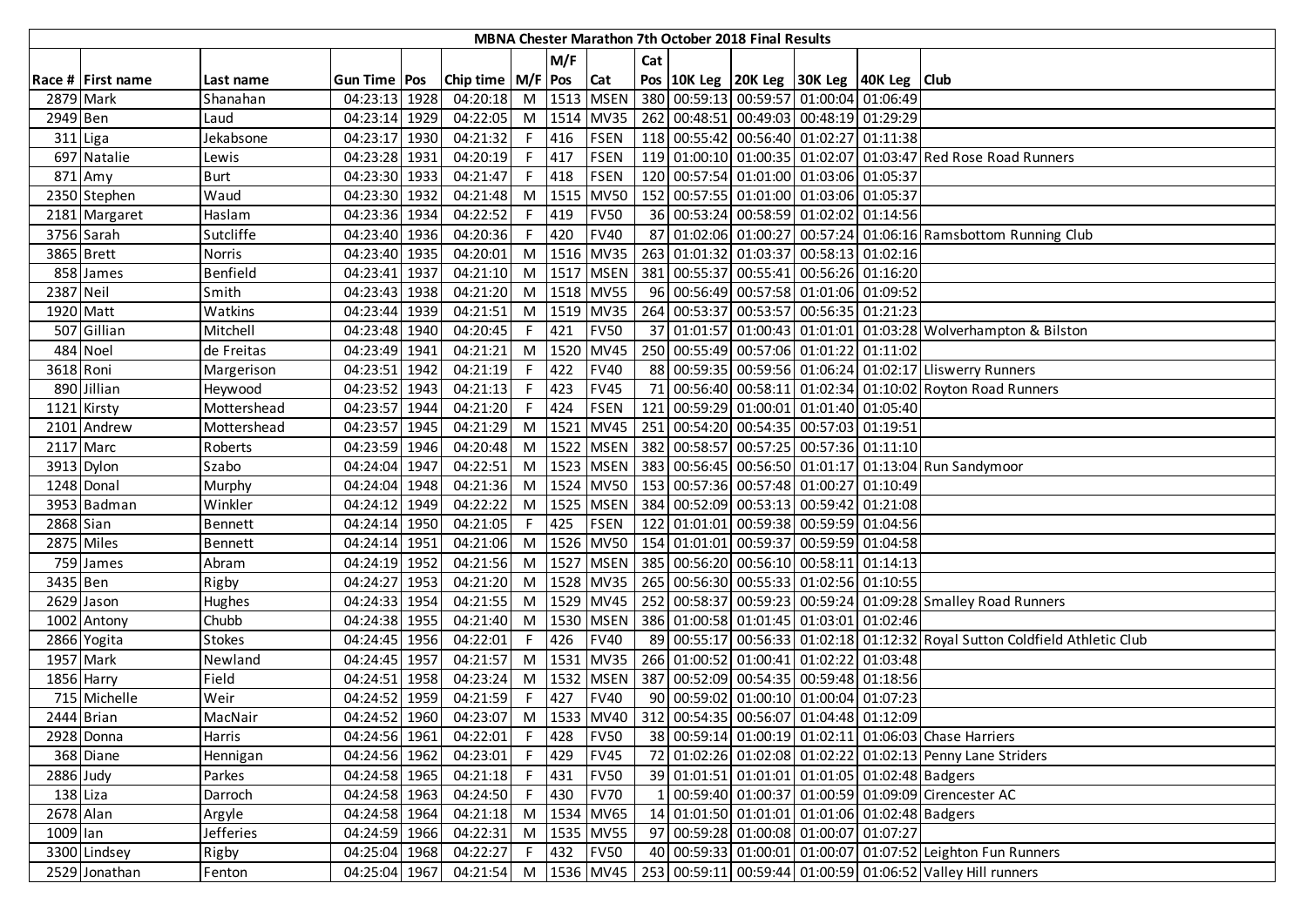| MBNA Chester Marathon 7th October 2018 Final Results | | | | | | | | | | | | | | | | |
|---|---|---|---|---|---|---|---|---|---|---|---|---|---|---|---|---|
| Race # | First name | Last name | Gun Time | Pos | Chip time | M/F | M/F Pos | Cat | Cat Pos | 10K Leg | 20K Leg | 30K Leg | 40K Leg | Club |
| 2879 | Mark | Shanahan | 04:23:13 | 1928 | 04:20:18 | M | 1513 | MSEN | 380 | 00:59:13 | 00:59:57 | 01:00:04 | 01:06:49 | |
| 2949 | Ben | Laud | 04:23:14 | 1929 | 04:22:05 | M | 1514 | MV35 | 262 | 00:48:51 | 00:49:03 | 00:48:19 | 01:29:29 | |
| 311 | Liga | Jekabsone | 04:23:17 | 1930 | 04:21:32 | F | 416 | FSEN | 118 | 00:55:42 | 00:56:40 | 01:02:27 | 01:11:38 | |
| 697 | Natalie | Lewis | 04:23:28 | 1931 | 04:20:19 | F | 417 | FSEN | 119 | 01:00:10 | 01:00:35 | 01:02:07 | 01:03:47 | Red Rose Road Runners |
| 871 | Amy | Burt | 04:23:30 | 1933 | 04:21:47 | F | 418 | FSEN | 120 | 00:57:54 | 01:01:00 | 01:03:06 | 01:05:37 | |
| 2350 | Stephen | Waud | 04:23:30 | 1932 | 04:21:48 | M | 1515 | MV50 | 152 | 00:57:55 | 01:01:00 | 01:03:06 | 01:05:37 | |
| 2181 | Margaret | Haslam | 04:23:36 | 1934 | 04:22:52 | F | 419 | FV50 | 36 | 00:53:24 | 00:58:59 | 01:02:02 | 01:14:56 | |
| 3756 | Sarah | Sutcliffe | 04:23:40 | 1936 | 04:20:36 | F | 420 | FV40 | 87 | 01:02:06 | 01:00:27 | 00:57:24 | 01:06:16 | Ramsbottom Running Club |
| 3865 | Brett | Norris | 04:23:40 | 1935 | 04:20:01 | M | 1516 | MV35 | 263 | 01:01:32 | 01:03:37 | 00:58:13 | 01:02:16 | |
| 858 | James | Benfield | 04:23:41 | 1937 | 04:21:10 | M | 1517 | MSEN | 381 | 00:55:37 | 00:55:41 | 00:56:26 | 01:16:20 | |
| 2387 | Neil | Smith | 04:23:43 | 1938 | 04:21:20 | M | 1518 | MV55 | 96 | 00:56:49 | 00:57:58 | 01:01:06 | 01:09:52 | |
| 1920 | Matt | Watkins | 04:23:44 | 1939 | 04:21:51 | M | 1519 | MV35 | 264 | 00:53:37 | 00:53:57 | 00:56:35 | 01:21:23 | |
| 507 | Gillian | Mitchell | 04:23:48 | 1940 | 04:20:45 | F | 421 | FV50 | 37 | 01:01:57 | 01:00:43 | 01:01:01 | 01:03:28 | Wolverhampton & Bilston |
| 484 | Noel | de Freitas | 04:23:49 | 1941 | 04:21:21 | M | 1520 | MV45 | 250 | 00:55:49 | 00:57:06 | 01:01:22 | 01:11:02 | |
| 3618 | Roni | Margerison | 04:23:51 | 1942 | 04:21:19 | F | 422 | FV40 | 88 | 00:59:35 | 00:59:56 | 01:06:24 | 01:02:17 | Lliswerry Runners |
| 890 | Jillian | Heywood | 04:23:52 | 1943 | 04:21:13 | F | 423 | FV45 | 71 | 00:56:40 | 00:58:11 | 01:02:34 | 01:10:02 | Royton Road Runners |
| 1121 | Kirsty | Mottershead | 04:23:57 | 1944 | 04:21:20 | F | 424 | FSEN | 121 | 00:59:29 | 01:00:01 | 01:01:40 | 01:05:40 | |
| 2101 | Andrew | Mottershead | 04:23:57 | 1945 | 04:21:29 | M | 1521 | MV45 | 251 | 00:54:20 | 00:54:35 | 00:57:03 | 01:19:51 | |
| 2117 | Marc | Roberts | 04:23:59 | 1946 | 04:20:48 | M | 1522 | MSEN | 382 | 00:58:57 | 00:57:25 | 00:57:36 | 01:11:10 | |
| 3913 | Dylon | Szabo | 04:24:04 | 1947 | 04:22:51 | M | 1523 | MSEN | 383 | 00:56:45 | 00:56:50 | 01:01:17 | 01:13:04 | Run Sandymoor |
| 1248 | Donal | Murphy | 04:24:04 | 1948 | 04:21:36 | M | 1524 | MV50 | 153 | 00:57:36 | 00:57:48 | 01:00:27 | 01:10:49 | |
| 3953 | Badman | Winkler | 04:24:12 | 1949 | 04:22:22 | M | 1525 | MSEN | 384 | 00:52:09 | 00:53:13 | 00:59:42 | 01:21:08 | |
| 2868 | Sian | Bennett | 04:24:14 | 1950 | 04:21:05 | F | 425 | FSEN | 122 | 01:01:01 | 00:59:38 | 00:59:59 | 01:04:56 | |
| 2875 | Miles | Bennett | 04:24:14 | 1951 | 04:21:06 | M | 1526 | MV50 | 154 | 01:01:01 | 00:59:37 | 00:59:59 | 01:04:58 | |
| 759 | James | Abram | 04:24:19 | 1952 | 04:21:56 | M | 1527 | MSEN | 385 | 00:56:20 | 00:56:10 | 00:58:11 | 01:14:13 | |
| 3435 | Ben | Rigby | 04:24:27 | 1953 | 04:21:20 | M | 1528 | MV35 | 265 | 00:56:30 | 00:55:33 | 01:02:56 | 01:10:55 | |
| 2629 | Jason | Hughes | 04:24:33 | 1954 | 04:21:55 | M | 1529 | MV45 | 252 | 00:58:37 | 00:59:23 | 00:59:24 | 01:09:28 | Smalley Road Runners |
| 1002 | Antony | Chubb | 04:24:38 | 1955 | 04:21:40 | M | 1530 | MSEN | 386 | 01:00:58 | 01:01:45 | 01:03:01 | 01:02:46 | |
| 2866 | Yogita | Stokes | 04:24:45 | 1956 | 04:22:01 | F | 426 | FV40 | 89 | 00:55:17 | 00:56:33 | 01:02:18 | 01:12:32 | Royal Sutton Coldfield Athletic Club |
| 1957 | Mark | Newland | 04:24:45 | 1957 | 04:21:57 | M | 1531 | MV35 | 266 | 01:00:52 | 01:00:41 | 01:02:22 | 01:03:48 | |
| 1856 | Harry | Field | 04:24:51 | 1958 | 04:23:24 | M | 1532 | MSEN | 387 | 00:52:09 | 00:54:35 | 00:59:48 | 01:18:56 | |
| 715 | Michelle | Weir | 04:24:52 | 1959 | 04:21:59 | F | 427 | FV40 | 90 | 00:59:02 | 01:00:10 | 01:00:04 | 01:07:23 | |
| 2444 | Brian | MacNair | 04:24:52 | 1960 | 04:23:07 | M | 1533 | MV40 | 312 | 00:54:35 | 00:56:07 | 01:04:48 | 01:12:09 | |
| 2928 | Donna | Harris | 04:24:56 | 1961 | 04:22:01 | F | 428 | FV50 | 38 | 00:59:14 | 01:00:19 | 01:02:11 | 01:06:03 | Chase Harriers |
| 368 | Diane | Hennigan | 04:24:56 | 1962 | 04:23:01 | F | 429 | FV45 | 72 | 01:02:26 | 01:02:08 | 01:02:22 | 01:02:13 | Penny Lane Striders |
| 2886 | Judy | Parkes | 04:24:58 | 1965 | 04:21:18 | F | 431 | FV50 | 39 | 01:01:51 | 01:01:01 | 01:01:05 | 01:02:48 | Badgers |
| 138 | Liza | Darroch | 04:24:58 | 1963 | 04:24:50 | F | 430 | FV70 | 1 | 00:59:40 | 01:00:37 | 01:00:59 | 01:09:09 | Cirencester AC |
| 2678 | Alan | Argyle | 04:24:58 | 1964 | 04:21:18 | M | 1534 | MV65 | 14 | 01:01:50 | 01:01:01 | 01:01:06 | 01:02:48 | Badgers |
| 1009 | Ian | Jefferies | 04:24:59 | 1966 | 04:22:31 | M | 1535 | MV55 | 97 | 00:59:28 | 01:00:08 | 01:00:07 | 01:07:27 | |
| 3300 | Lindsey | Rigby | 04:25:04 | 1968 | 04:22:27 | F | 432 | FV50 | 40 | 00:59:33 | 01:00:01 | 01:00:07 | 01:07:52 | Leighton Fun Runners |
| 2529 | Jonathan | Fenton | 04:25:04 | 1967 | 04:21:54 | M | 1536 | MV45 | 253 | 00:59:11 | 00:59:44 | 01:00:59 | 01:06:52 | Valley Hill runners |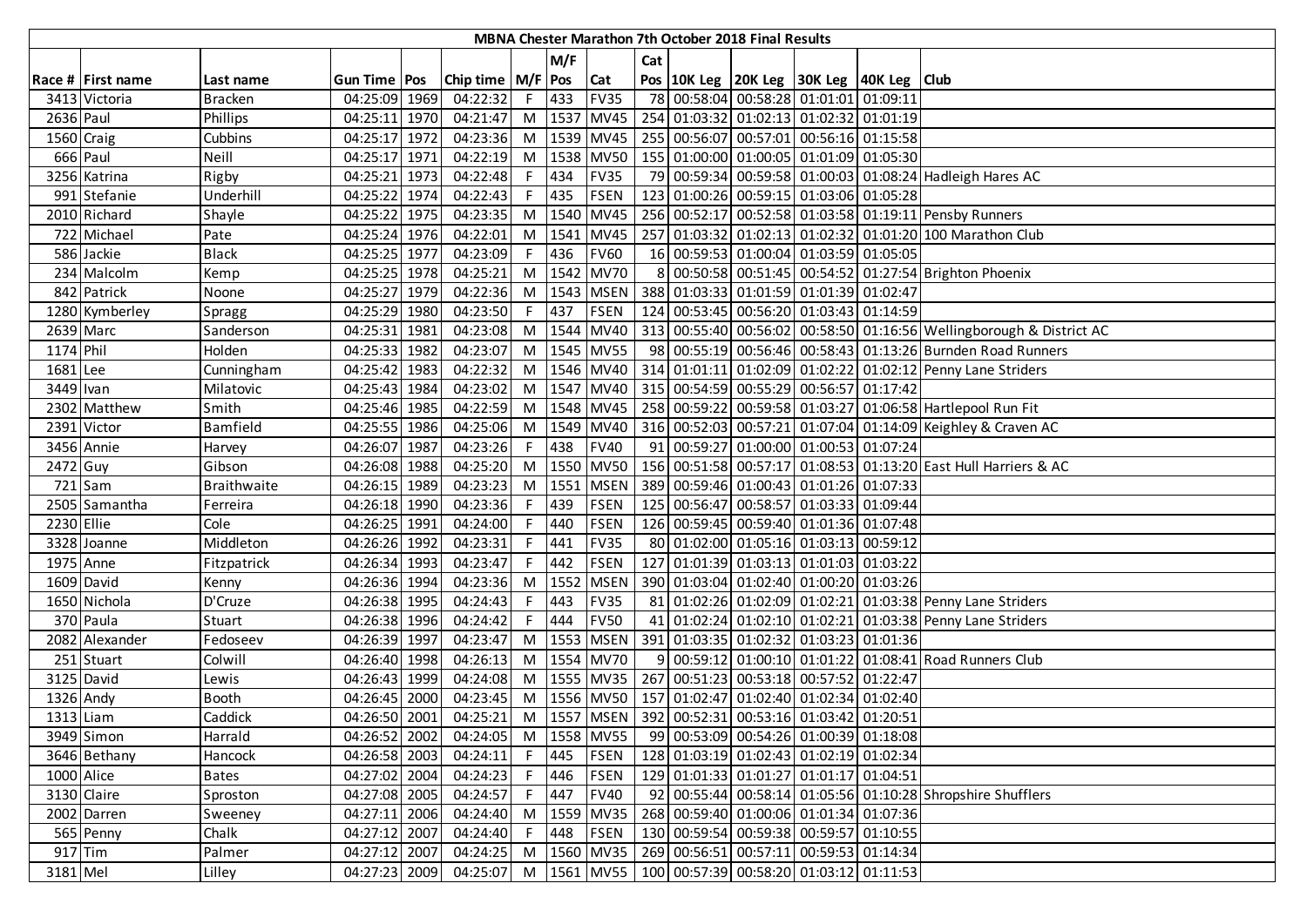| MBNA Chester Marathon 7th October 2018 Final Results | | | | | | | | | | | | | | | |
|---|---|---|---|---|---|---|---|---|---|---|---|---|---|---|---|
| | | | | | | | M/F | | Cat | | | | | | |
| Race # | First name | Last name | Gun Time | Pos | Chip time | M/F | Pos | Cat | Pos | 10K Leg | 20K Leg | 30K Leg | 40K Leg | Club |
| 3413 | Victoria | Bracken | 04:25:09 | 1969 | 04:22:32 | F | 433 | FV35 | 78 | 00:58:04 | 00:58:28 | 01:01:01 | 01:09:11 | |
| 2636 | Paul | Phillips | 04:25:11 | 1970 | 04:21:47 | M | 1537 | MV45 | 254 | 01:03:32 | 01:02:13 | 01:02:32 | 01:01:19 | |
| 1560 | Craig | Cubbins | 04:25:17 | 1972 | 04:23:36 | M | 1539 | MV45 | 255 | 00:56:07 | 00:57:01 | 00:56:16 | 01:15:58 | |
| 666 | Paul | Neill | 04:25:17 | 1971 | 04:22:19 | M | 1538 | MV50 | 155 | 01:00:00 | 01:00:05 | 01:01:09 | 01:05:30 | |
| 3256 | Katrina | Rigby | 04:25:21 | 1973 | 04:22:48 | F | 434 | FV35 | 79 | 00:59:34 | 00:59:58 | 01:00:03 | 01:08:24 | Hadleigh Hares AC |
| 991 | Stefanie | Underhill | 04:25:22 | 1974 | 04:22:43 | F | 435 | FSEN | 123 | 01:00:26 | 00:59:15 | 01:03:06 | 01:05:28 | |
| 2010 | Richard | Shayle | 04:25:22 | 1975 | 04:23:35 | M | 1540 | MV45 | 256 | 00:52:17 | 00:52:58 | 01:03:58 | 01:19:11 | Pensby Runners |
| 722 | Michael | Pate | 04:25:24 | 1976 | 04:22:01 | M | 1541 | MV45 | 257 | 01:03:32 | 01:02:13 | 01:02:32 | 01:01:20 | 100 Marathon Club |
| 586 | Jackie | Black | 04:25:25 | 1977 | 04:23:09 | F | 436 | FV60 | 16 | 00:59:53 | 01:00:04 | 01:03:59 | 01:05:05 | |
| 234 | Malcolm | Kemp | 04:25:25 | 1978 | 04:25:21 | M | 1542 | MV70 | 8 | 00:50:58 | 00:51:45 | 00:54:52 | 01:27:54 | Brighton Phoenix |
| 842 | Patrick | Noone | 04:25:27 | 1979 | 04:22:36 | M | 1543 | MSEN | 388 | 01:03:33 | 01:01:59 | 01:01:39 | 01:02:47 | |
| 1280 | Kymberley | Spragg | 04:25:29 | 1980 | 04:23:50 | F | 437 | FSEN | 124 | 00:53:45 | 00:56:20 | 01:03:43 | 01:14:59 | |
| 2639 | Marc | Sanderson | 04:25:31 | 1981 | 04:23:08 | M | 1544 | MV40 | 313 | 00:55:40 | 00:56:02 | 00:58:50 | 01:16:56 | Wellingborough & District AC |
| 1174 | Phil | Holden | 04:25:33 | 1982 | 04:23:07 | M | 1545 | MV55 | 98 | 00:55:19 | 00:56:46 | 00:58:43 | 01:13:26 | Burnden Road Runners |
| 1681 | Lee | Cunningham | 04:25:42 | 1983 | 04:22:32 | M | 1546 | MV40 | 314 | 01:01:11 | 01:02:09 | 01:02:22 | 01:02:12 | Penny Lane Striders |
| 3449 | Ivan | Milatovic | 04:25:43 | 1984 | 04:23:02 | M | 1547 | MV40 | 315 | 00:54:59 | 00:55:29 | 00:56:57 | 01:17:42 | |
| 2302 | Matthew | Smith | 04:25:46 | 1985 | 04:22:59 | M | 1548 | MV45 | 258 | 00:59:22 | 00:59:58 | 01:03:27 | 01:06:58 | Hartlepool Run Fit |
| 2391 | Victor | Bamfield | 04:25:55 | 1986 | 04:25:06 | M | 1549 | MV40 | 316 | 00:52:03 | 00:57:21 | 01:07:04 | 01:14:09 | Keighley & Craven AC |
| 3456 | Annie | Harvey | 04:26:07 | 1987 | 04:23:26 | F | 438 | FV40 | 91 | 00:59:27 | 01:00:00 | 01:00:53 | 01:07:24 | |
| 2472 | Guy | Gibson | 04:26:08 | 1988 | 04:25:20 | M | 1550 | MV50 | 156 | 00:51:58 | 00:57:17 | 01:08:53 | 01:13:20 | East Hull Harriers & AC |
| 721 | Sam | Braithwaite | 04:26:15 | 1989 | 04:23:23 | M | 1551 | MSEN | 389 | 00:59:46 | 01:00:43 | 01:01:26 | 01:07:33 | |
| 2505 | Samantha | Ferreira | 04:26:18 | 1990 | 04:23:36 | F | 439 | FSEN | 125 | 00:56:47 | 00:58:57 | 01:03:33 | 01:09:44 | |
| 2230 | Ellie | Cole | 04:26:25 | 1991 | 04:24:00 | F | 440 | FSEN | 126 | 00:59:45 | 00:59:40 | 01:01:36 | 01:07:48 | |
| 3328 | Joanne | Middleton | 04:26:26 | 1992 | 04:23:31 | F | 441 | FV35 | 80 | 01:02:00 | 01:05:16 | 01:03:13 | 00:59:12 | |
| 1975 | Anne | Fitzpatrick | 04:26:34 | 1993 | 04:23:47 | F | 442 | FSEN | 127 | 01:01:39 | 01:03:13 | 01:01:03 | 01:03:22 | |
| 1609 | David | Kenny | 04:26:36 | 1994 | 04:23:36 | M | 1552 | MSEN | 390 | 01:03:04 | 01:02:40 | 01:00:20 | 01:03:26 | |
| 1650 | Nichola | D'Cruze | 04:26:38 | 1995 | 04:24:43 | F | 443 | FV35 | 81 | 01:02:26 | 01:02:09 | 01:02:21 | 01:03:38 | Penny Lane Striders |
| 370 | Paula | Stuart | 04:26:38 | 1996 | 04:24:42 | F | 444 | FV50 | 41 | 01:02:24 | 01:02:10 | 01:02:21 | 01:03:38 | Penny Lane Striders |
| 2082 | Alexander | Fedoseev | 04:26:39 | 1997 | 04:23:47 | M | 1553 | MSEN | 391 | 01:03:35 | 01:02:32 | 01:03:23 | 01:01:36 | |
| 251 | Stuart | Colwill | 04:26:40 | 1998 | 04:26:13 | M | 1554 | MV70 | 9 | 00:59:12 | 01:00:10 | 01:01:22 | 01:08:41 | Road Runners Club |
| 3125 | David | Lewis | 04:26:43 | 1999 | 04:24:08 | M | 1555 | MV35 | 267 | 00:51:23 | 00:53:18 | 00:57:52 | 01:22:47 | |
| 1326 | Andy | Booth | 04:26:45 | 2000 | 04:23:45 | M | 1556 | MV50 | 157 | 01:02:47 | 01:02:40 | 01:02:34 | 01:02:40 | |
| 1313 | Liam | Caddick | 04:26:50 | 2001 | 04:25:21 | M | 1557 | MSEN | 392 | 00:52:31 | 00:53:16 | 01:03:42 | 01:20:51 | |
| 3949 | Simon | Harrald | 04:26:52 | 2002 | 04:24:05 | M | 1558 | MV55 | 99 | 00:53:09 | 00:54:26 | 01:00:39 | 01:18:08 | |
| 3646 | Bethany | Hancock | 04:26:58 | 2003 | 04:24:11 | F | 445 | FSEN | 128 | 01:03:19 | 01:02:43 | 01:02:19 | 01:02:34 | |
| 1000 | Alice | Bates | 04:27:02 | 2004 | 04:24:23 | F | 446 | FSEN | 129 | 01:01:33 | 01:01:27 | 01:01:17 | 01:04:51 | |
| 3130 | Claire | Sproston | 04:27:08 | 2005 | 04:24:57 | F | 447 | FV40 | 92 | 00:55:44 | 00:58:14 | 01:05:56 | 01:10:28 | Shropshire Shufflers |
| 2002 | Darren | Sweeney | 04:27:11 | 2006 | 04:24:40 | M | 1559 | MV35 | 268 | 00:59:40 | 01:00:06 | 01:01:34 | 01:07:36 | |
| 565 | Penny | Chalk | 04:27:12 | 2007 | 04:24:40 | F | 448 | FSEN | 130 | 00:59:54 | 00:59:38 | 00:59:57 | 01:10:55 | |
| 917 | Tim | Palmer | 04:27:12 | 2007 | 04:24:25 | M | 1560 | MV35 | 269 | 00:56:51 | 00:57:11 | 00:59:53 | 01:14:34 | |
| 3181 | Mel | Lilley | 04:27:23 | 2009 | 04:25:07 | M | 1561 | MV55 | 100 | 00:57:39 | 00:58:20 | 01:03:12 | 01:11:53 | |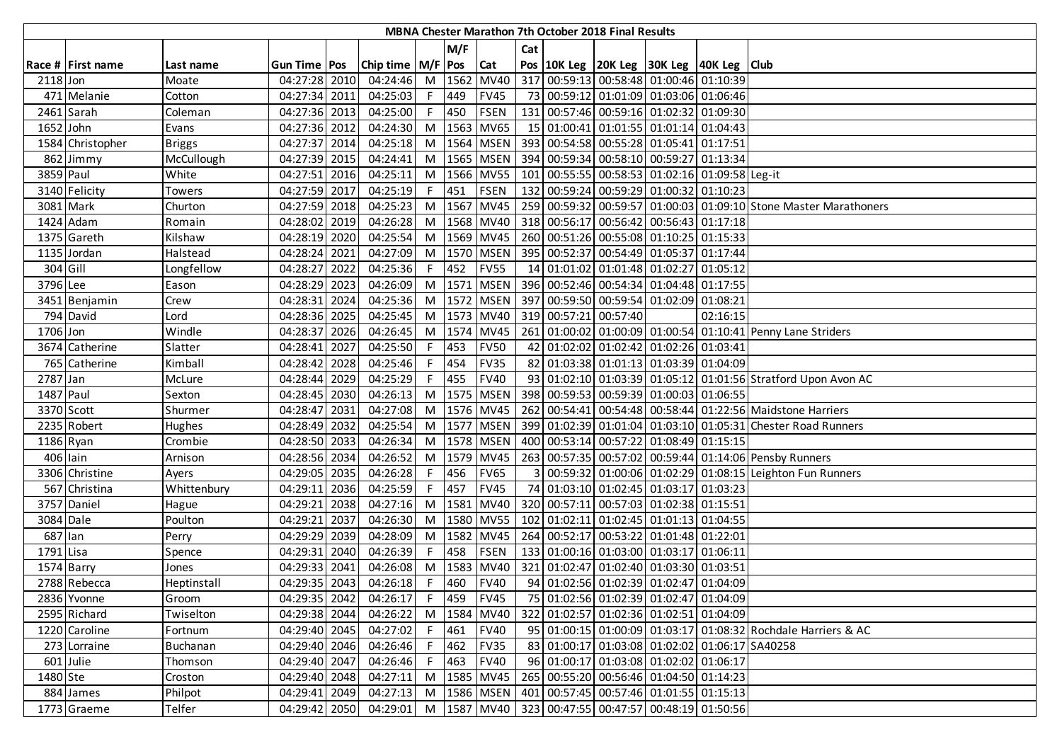# MBNA Chester Marathon 7th October 2018 Final Results

| Race # | First name | Last name | Gun Time | Pos | Chip time | M/F | M/F Pos | Cat | Cat Pos | 10K Leg | 20K Leg | 30K Leg | 40K Leg | Club |
|---|---|---|---|---|---|---|---|---|---|---|---|---|---|---|
| 2118 | Jon | Moate | 04:27:28 | 2010 | 04:24:46 | M | 1562 | MV40 | 317 | 00:59:13 | 00:58:48 | 01:00:46 | 01:10:39 | |
| 471 | Melanie | Cotton | 04:27:34 | 2011 | 04:25:03 | F | 449 | FV45 | 73 | 00:59:12 | 01:01:09 | 01:03:06 | 01:06:46 | |
| 2461 | Sarah | Coleman | 04:27:36 | 2013 | 04:25:00 | F | 450 | FSEN | 131 | 00:57:46 | 00:59:16 | 01:02:32 | 01:09:30 | |
| 1652 | John | Evans | 04:27:36 | 2012 | 04:24:30 | M | 1563 | MV65 | 15 | 01:00:41 | 01:01:55 | 01:01:14 | 01:04:43 | |
| 1584 | Christopher | Briggs | 04:27:37 | 2014 | 04:25:18 | M | 1564 | MSEN | 393 | 00:54:58 | 00:55:28 | 01:05:41 | 01:17:51 | |
| 862 | Jimmy | McCullough | 04:27:39 | 2015 | 04:24:41 | M | 1565 | MSEN | 394 | 00:59:34 | 00:58:10 | 00:59:27 | 01:13:34 | |
| 3859 | Paul | White | 04:27:51 | 2016 | 04:25:11 | M | 1566 | MV55 | 101 | 00:55:55 | 00:58:53 | 01:02:16 | 01:09:58 | Leg-it |
| 3140 | Felicity | Towers | 04:27:59 | 2017 | 04:25:19 | F | 451 | FSEN | 132 | 00:59:24 | 00:59:29 | 01:00:32 | 01:10:23 | |
| 3081 | Mark | Churton | 04:27:59 | 2018 | 04:25:23 | M | 1567 | MV45 | 259 | 00:59:32 | 00:59:57 | 01:00:03 | 01:09:10 | Stone Master Marathoners |
| 1424 | Adam | Romain | 04:28:02 | 2019 | 04:26:28 | M | 1568 | MV40 | 318 | 00:56:17 | 00:56:42 | 00:56:43 | 01:17:18 | |
| 1375 | Gareth | Kilshaw | 04:28:19 | 2020 | 04:25:54 | M | 1569 | MV45 | 260 | 00:51:26 | 00:55:08 | 01:10:25 | 01:15:33 | |
| 1135 | Jordan | Halstead | 04:28:24 | 2021 | 04:27:09 | M | 1570 | MSEN | 395 | 00:52:37 | 00:54:49 | 01:05:37 | 01:17:44 | |
| 304 | Gill | Longfellow | 04:28:27 | 2022 | 04:25:36 | F | 452 | FV55 | 14 | 01:01:02 | 01:01:48 | 01:02:27 | 01:05:12 | |
| 3796 | Lee | Eason | 04:28:29 | 2023 | 04:26:09 | M | 1571 | MSEN | 396 | 00:52:46 | 00:54:34 | 01:04:48 | 01:17:55 | |
| 3451 | Benjamin | Crew | 04:28:31 | 2024 | 04:25:36 | M | 1572 | MSEN | 397 | 00:59:50 | 00:59:54 | 01:02:09 | 01:08:21 | |
| 794 | David | Lord | 04:28:36 | 2025 | 04:25:45 | M | 1573 | MV40 | 319 | 00:57:21 | 00:57:40 | | 02:16:15 | |
| 1706 | Jon | Windle | 04:28:37 | 2026 | 04:26:45 | M | 1574 | MV45 | 261 | 01:00:02 | 01:00:09 | 01:00:54 | 01:10:41 | Penny Lane Striders |
| 3674 | Catherine | Slatter | 04:28:41 | 2027 | 04:25:50 | F | 453 | FV50 | 42 | 01:02:02 | 01:02:42 | 01:02:26 | 01:03:41 | |
| 765 | Catherine | Kimball | 04:28:42 | 2028 | 04:25:46 | F | 454 | FV35 | 82 | 01:03:38 | 01:01:13 | 01:03:39 | 01:04:09 | |
| 2787 | Jan | McLure | 04:28:44 | 2029 | 04:25:29 | F | 455 | FV40 | 93 | 01:02:10 | 01:03:39 | 01:05:12 | 01:01:56 | Stratford Upon Avon AC |
| 1487 | Paul | Sexton | 04:28:45 | 2030 | 04:26:13 | M | 1575 | MSEN | 398 | 00:59:53 | 00:59:39 | 01:00:03 | 01:06:55 | |
| 3370 | Scott | Shurmer | 04:28:47 | 2031 | 04:27:08 | M | 1576 | MV45 | 262 | 00:54:41 | 00:54:48 | 00:58:44 | 01:22:56 | Maidstone Harriers |
| 2235 | Robert | Hughes | 04:28:49 | 2032 | 04:25:54 | M | 1577 | MSEN | 399 | 01:02:39 | 01:01:04 | 01:03:10 | 01:05:31 | Chester Road Runners |
| 1186 | Ryan | Crombie | 04:28:50 | 2033 | 04:26:34 | M | 1578 | MSEN | 400 | 00:53:14 | 00:57:22 | 01:08:49 | 01:15:15 | |
| 406 | Iain | Arnison | 04:28:56 | 2034 | 04:26:52 | M | 1579 | MV45 | 263 | 00:57:35 | 00:57:02 | 00:59:44 | 01:14:06 | Pensby Runners |
| 3306 | Christine | Ayers | 04:29:05 | 2035 | 04:26:28 | F | 456 | FV65 | 3 | 00:59:32 | 01:00:06 | 01:02:29 | 01:08:15 | Leighton Fun Runners |
| 567 | Christina | Whittenbury | 04:29:11 | 2036 | 04:25:59 | F | 457 | FV45 | 74 | 01:03:10 | 01:02:45 | 01:03:17 | 01:03:23 | |
| 3757 | Daniel | Hague | 04:29:21 | 2038 | 04:27:16 | M | 1581 | MV40 | 320 | 00:57:11 | 00:57:03 | 01:02:38 | 01:15:51 | |
| 3084 | Dale | Poulton | 04:29:21 | 2037 | 04:26:30 | M | 1580 | MV55 | 102 | 01:02:11 | 01:02:45 | 01:01:13 | 01:04:55 | |
| 687 | Ian | Perry | 04:29:29 | 2039 | 04:28:09 | M | 1582 | MV45 | 264 | 00:52:17 | 00:53:22 | 01:01:48 | 01:22:01 | |
| 1791 | Lisa | Spence | 04:29:31 | 2040 | 04:26:39 | F | 458 | FSEN | 133 | 01:00:16 | 01:03:00 | 01:03:17 | 01:06:11 | |
| 1574 | Barry | Jones | 04:29:33 | 2041 | 04:26:08 | M | 1583 | MV40 | 321 | 01:02:47 | 01:02:40 | 01:03:30 | 01:03:51 | |
| 2788 | Rebecca | Heptinstall | 04:29:35 | 2043 | 04:26:18 | F | 460 | FV40 | 94 | 01:02:56 | 01:02:39 | 01:02:47 | 01:04:09 | |
| 2836 | Yvonne | Groom | 04:29:35 | 2042 | 04:26:17 | F | 459 | FV45 | 75 | 01:02:56 | 01:02:39 | 01:02:47 | 01:04:09 | |
| 2595 | Richard | Twiselton | 04:29:38 | 2044 | 04:26:22 | M | 1584 | MV40 | 322 | 01:02:57 | 01:02:36 | 01:02:51 | 01:04:09 | |
| 1220 | Caroline | Fortnum | 04:29:40 | 2045 | 04:27:02 | F | 461 | FV40 | 95 | 01:00:15 | 01:00:09 | 01:03:17 | 01:08:32 | Rochdale Harriers & AC |
| 273 | Lorraine | Buchanan | 04:29:40 | 2046 | 04:26:46 | F | 462 | FV35 | 83 | 01:00:17 | 01:03:08 | 01:02:02 | 01:06:17 | SA40258 |
| 601 | Julie | Thomson | 04:29:40 | 2047 | 04:26:46 | F | 463 | FV40 | 96 | 01:00:17 | 01:03:08 | 01:02:02 | 01:06:17 | |
| 1480 | Ste | Croston | 04:29:40 | 2048 | 04:27:11 | M | 1585 | MV45 | 265 | 00:55:20 | 00:56:46 | 01:04:50 | 01:14:23 | |
| 884 | James | Philpot | 04:29:41 | 2049 | 04:27:13 | M | 1586 | MSEN | 401 | 00:57:45 | 00:57:46 | 01:01:55 | 01:15:13 | |
| 1773 | Graeme | Telfer | 04:29:42 | 2050 | 04:29:01 | M | 1587 | MV40 | 323 | 00:47:55 | 00:47:57 | 00:48:19 | 01:50:56 | |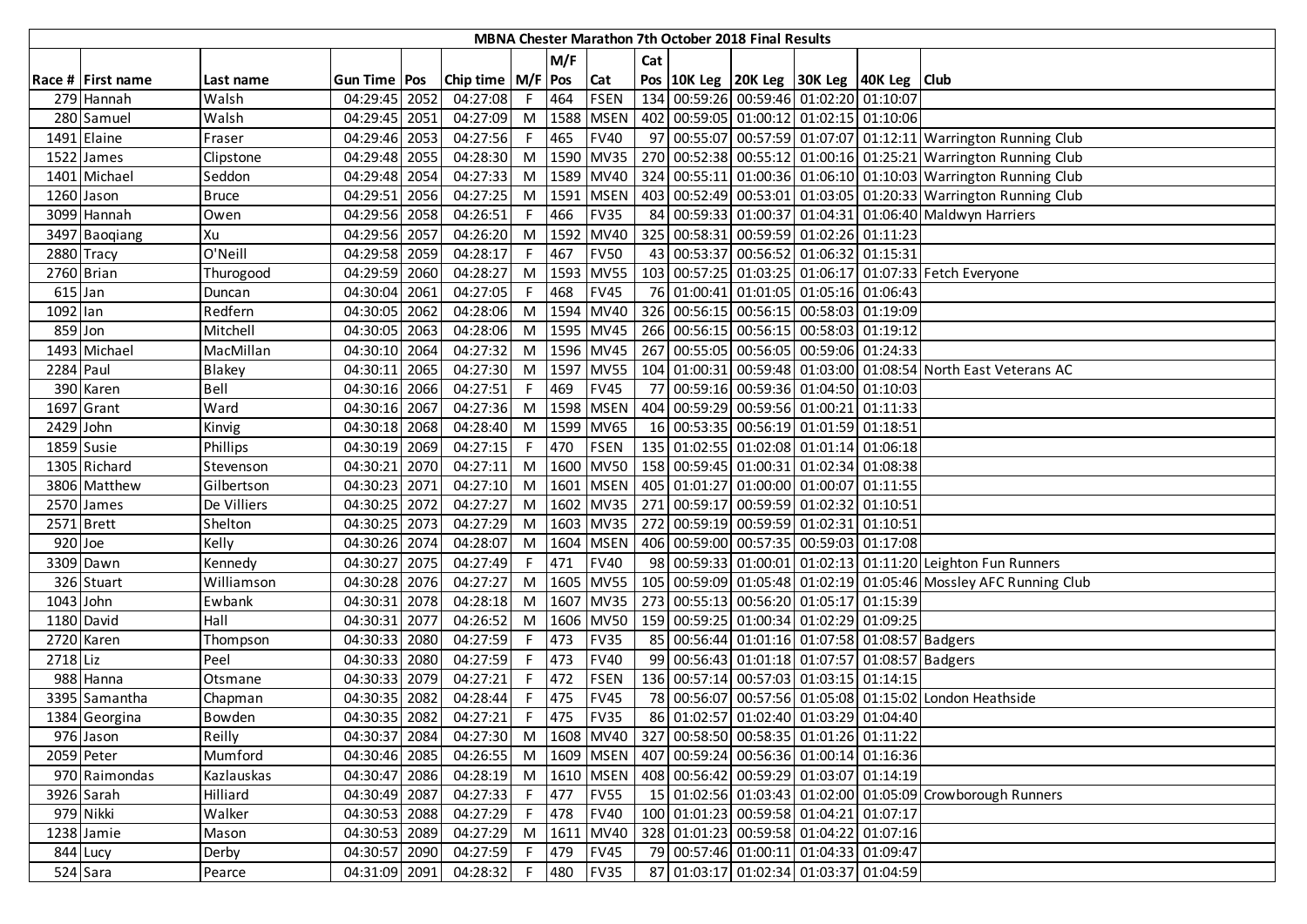| MBNA Chester Marathon 7th October 2018 Final Results | | | | | | | | | | | | | | | |
|---|---|---|---|---|---|---|---|---|---|---|---|---|---|---|---|
| | | | | | | | M/F | | Cat | | | | | | |
| Race # | First name | Last name | Gun Time | Pos | Chip time | M/F | Pos | Cat | Pos | 10K Leg | 20K Leg | 30K Leg | 40K Leg | Club |
| 279 | Hannah | Walsh | 04:29:45 | 2052 | 04:27:08 | F | 464 | FSEN | 134 | 00:59:26 | 00:59:46 | 01:02:20 | 01:10:07 | |
| 280 | Samuel | Walsh | 04:29:45 | 2051 | 04:27:09 | M | 1588 | MSEN | 402 | 00:59:05 | 01:00:12 | 01:02:15 | 01:10:06 | |
| 1491 | Elaine | Fraser | 04:29:46 | 2053 | 04:27:56 | F | 465 | FV40 | 97 | 00:55:07 | 00:57:59 | 01:07:07 | 01:12:11 | Warrington Running Club |
| 1522 | James | Clipstone | 04:29:48 | 2055 | 04:28:30 | M | 1590 | MV35 | 270 | 00:52:38 | 00:55:12 | 01:00:16 | 01:25:21 | Warrington Running Club |
| 1401 | Michael | Seddon | 04:29:48 | 2054 | 04:27:33 | M | 1589 | MV40 | 324 | 00:55:11 | 01:00:36 | 01:06:10 | 01:10:03 | Warrington Running Club |
| 1260 | Jason | Bruce | 04:29:51 | 2056 | 04:27:25 | M | 1591 | MSEN | 403 | 00:52:49 | 00:53:01 | 01:03:05 | 01:20:33 | Warrington Running Club |
| 3099 | Hannah | Owen | 04:29:56 | 2058 | 04:26:51 | F | 466 | FV35 | 84 | 00:59:33 | 01:00:37 | 01:04:31 | 01:06:40 | Maldwyn Harriers |
| 3497 | Baoqiang | Xu | 04:29:56 | 2057 | 04:26:20 | M | 1592 | MV40 | 325 | 00:58:31 | 00:59:59 | 01:02:26 | 01:11:23 | |
| 2880 | Tracy | O'Neill | 04:29:58 | 2059 | 04:28:17 | F | 467 | FV50 | 43 | 00:53:37 | 00:56:52 | 01:06:32 | 01:15:31 | |
| 2760 | Brian | Thurogood | 04:29:59 | 2060 | 04:28:27 | M | 1593 | MV55 | 103 | 00:57:25 | 01:03:25 | 01:06:17 | 01:07:33 | Fetch Everyone |
| 615 | Jan | Duncan | 04:30:04 | 2061 | 04:27:05 | F | 468 | FV45 | 76 | 01:00:41 | 01:01:05 | 01:05:16 | 01:06:43 | |
| 1092 | Ian | Redfern | 04:30:05 | 2062 | 04:28:06 | M | 1594 | MV40 | 326 | 00:56:15 | 00:56:15 | 00:58:03 | 01:19:09 | |
| 859 | Jon | Mitchell | 04:30:05 | 2063 | 04:28:06 | M | 1595 | MV45 | 266 | 00:56:15 | 00:56:15 | 00:58:03 | 01:19:12 | |
| 1493 | Michael | MacMillan | 04:30:10 | 2064 | 04:27:32 | M | 1596 | MV45 | 267 | 00:55:05 | 00:56:05 | 00:59:06 | 01:24:33 | |
| 2284 | Paul | Blakey | 04:30:11 | 2065 | 04:27:30 | M | 1597 | MV55 | 104 | 01:00:31 | 00:59:48 | 01:03:00 | 01:08:54 | North East Veterans AC |
| 390 | Karen | Bell | 04:30:16 | 2066 | 04:27:51 | F | 469 | FV45 | 77 | 00:59:16 | 00:59:36 | 01:04:50 | 01:10:03 | |
| 1697 | Grant | Ward | 04:30:16 | 2067 | 04:27:36 | M | 1598 | MSEN | 404 | 00:59:29 | 00:59:56 | 01:00:21 | 01:11:33 | |
| 2429 | John | Kinvig | 04:30:18 | 2068 | 04:28:40 | M | 1599 | MV65 | 16 | 00:53:35 | 00:56:19 | 01:01:59 | 01:18:51 | |
| 1859 | Susie | Phillips | 04:30:19 | 2069 | 04:27:15 | F | 470 | FSEN | 135 | 01:02:55 | 01:02:08 | 01:01:14 | 01:06:18 | |
| 1305 | Richard | Stevenson | 04:30:21 | 2070 | 04:27:11 | M | 1600 | MV50 | 158 | 00:59:45 | 01:00:31 | 01:02:34 | 01:08:38 | |
| 3806 | Matthew | Gilbertson | 04:30:23 | 2071 | 04:27:10 | M | 1601 | MSEN | 405 | 01:01:27 | 01:00:00 | 01:00:07 | 01:11:55 | |
| 2570 | James | De Villiers | 04:30:25 | 2072 | 04:27:27 | M | 1602 | MV35 | 271 | 00:59:17 | 00:59:59 | 01:02:32 | 01:10:51 | |
| 2571 | Brett | Shelton | 04:30:25 | 2073 | 04:27:29 | M | 1603 | MV35 | 272 | 00:59:19 | 00:59:59 | 01:02:31 | 01:10:51 | |
| 920 | Joe | Kelly | 04:30:26 | 2074 | 04:28:07 | M | 1604 | MSEN | 406 | 00:59:00 | 00:57:35 | 00:59:03 | 01:17:08 | |
| 3309 | Dawn | Kennedy | 04:30:27 | 2075 | 04:27:49 | F | 471 | FV40 | 98 | 00:59:33 | 01:00:01 | 01:02:13 | 01:11:20 | Leighton Fun Runners |
| 326 | Stuart | Williamson | 04:30:28 | 2076 | 04:27:27 | M | 1605 | MV55 | 105 | 00:59:09 | 01:05:48 | 01:02:19 | 01:05:46 | Mossley AFC Running Club |
| 1043 | John | Ewbank | 04:30:31 | 2078 | 04:28:18 | M | 1607 | MV35 | 273 | 00:55:13 | 00:56:20 | 01:05:17 | 01:15:39 | |
| 1180 | David | Hall | 04:30:31 | 2077 | 04:26:52 | M | 1606 | MV50 | 159 | 00:59:25 | 01:00:34 | 01:02:29 | 01:09:25 | |
| 2720 | Karen | Thompson | 04:30:33 | 2080 | 04:27:59 | F | 473 | FV35 | 85 | 00:56:44 | 01:01:16 | 01:07:58 | 01:08:57 | Badgers |
| 2718 | Liz | Peel | 04:30:33 | 2080 | 04:27:59 | F | 473 | FV40 | 99 | 00:56:43 | 01:01:18 | 01:07:57 | 01:08:57 | Badgers |
| 988 | Hanna | Otsmane | 04:30:33 | 2079 | 04:27:21 | F | 472 | FSEN | 136 | 00:57:14 | 00:57:03 | 01:03:15 | 01:14:15 | |
| 3395 | Samantha | Chapman | 04:30:35 | 2082 | 04:28:44 | F | 475 | FV45 | 78 | 00:56:07 | 00:57:56 | 01:05:08 | 01:15:02 | London Heathside |
| 1384 | Georgina | Bowden | 04:30:35 | 2082 | 04:27:21 | F | 475 | FV35 | 86 | 01:02:57 | 01:02:40 | 01:03:29 | 01:04:40 | |
| 976 | Jason | Reilly | 04:30:37 | 2084 | 04:27:30 | M | 1608 | MV40 | 327 | 00:58:50 | 00:58:35 | 01:01:26 | 01:11:22 | |
| 2059 | Peter | Mumford | 04:30:46 | 2085 | 04:26:55 | M | 1609 | MSEN | 407 | 00:59:24 | 00:56:36 | 01:00:14 | 01:16:36 | |
| 970 | Raimondas | Kazlauskas | 04:30:47 | 2086 | 04:28:19 | M | 1610 | MSEN | 408 | 00:56:42 | 00:59:29 | 01:03:07 | 01:14:19 | |
| 3926 | Sarah | Hilliard | 04:30:49 | 2087 | 04:27:33 | F | 477 | FV55 | 15 | 01:02:56 | 01:03:43 | 01:02:00 | 01:05:09 | Crowborough Runners |
| 979 | Nikki | Walker | 04:30:53 | 2088 | 04:27:29 | F | 478 | FV40 | 100 | 01:01:23 | 00:59:58 | 01:04:21 | 01:07:17 | |
| 1238 | Jamie | Mason | 04:30:53 | 2089 | 04:27:29 | M | 1611 | MV40 | 328 | 01:01:23 | 00:59:58 | 01:04:22 | 01:07:16 | |
| 844 | Lucy | Derby | 04:30:57 | 2090 | 04:27:59 | F | 479 | FV45 | 79 | 00:57:46 | 01:00:11 | 01:04:33 | 01:09:47 | |
| 524 | Sara | Pearce | 04:31:09 | 2091 | 04:28:32 | F | 480 | FV35 | 87 | 01:03:17 | 01:02:34 | 01:03:37 | 01:04:59 | |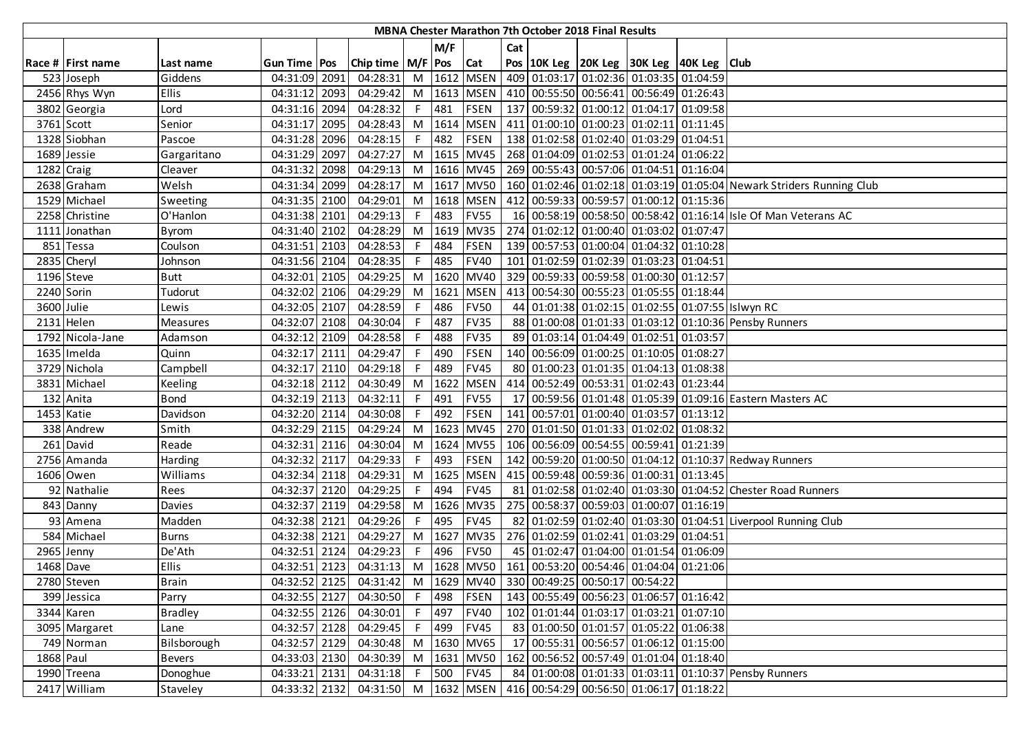MBNA Chester Marathon 7th October 2018 Final Results

| Race # | First name | Last name | Gun Time | Pos | Chip time | M/F | M/F Pos | Cat | Cat Pos | 10K Leg | 20K Leg | 30K Leg | 40K Leg | Club |
|---|---|---|---|---|---|---|---|---|---|---|---|---|---|---|
| 523 | Joseph | Giddens | 04:31:09 | 2091 | 04:28:31 | M | 1612 | MSEN | 409 | 01:03:17 | 01:02:36 | 01:03:35 | 01:04:59 | |
| 2456 | Rhys Wyn | Ellis | 04:31:12 | 2093 | 04:29:42 | M | 1613 | MSEN | 410 | 00:55:50 | 00:56:41 | 00:56:49 | 01:26:43 | |
| 3802 | Georgia | Lord | 04:31:16 | 2094 | 04:28:32 | F | 481 | FSEN | 137 | 00:59:32 | 01:00:12 | 01:04:17 | 01:09:58 | |
| 3761 | Scott | Senior | 04:31:17 | 2095 | 04:28:43 | M | 1614 | MSEN | 411 | 01:00:10 | 01:00:23 | 01:02:11 | 01:11:45 | |
| 1328 | Siobhan | Pascoe | 04:31:28 | 2096 | 04:28:15 | F | 482 | FSEN | 138 | 01:02:58 | 01:02:40 | 01:03:29 | 01:04:51 | |
| 1689 | Jessie | Gargaritano | 04:31:29 | 2097 | 04:27:27 | M | 1615 | MV45 | 268 | 01:04:09 | 01:02:53 | 01:01:24 | 01:06:22 | |
| 1282 | Craig | Cleaver | 04:31:32 | 2098 | 04:29:13 | M | 1616 | MV45 | 269 | 00:55:43 | 00:57:06 | 01:04:51 | 01:16:04 | |
| 2638 | Graham | Welsh | 04:31:34 | 2099 | 04:28:17 | M | 1617 | MV50 | 160 | 01:02:46 | 01:02:18 | 01:03:19 | 01:05:04 | Newark Striders Running Club |
| 1529 | Michael | Sweeting | 04:31:35 | 2100 | 04:29:01 | M | 1618 | MSEN | 412 | 00:59:33 | 00:59:57 | 01:00:12 | 01:15:36 | |
| 2258 | Christine | O'Hanlon | 04:31:38 | 2101 | 04:29:13 | F | 483 | FV55 | 16 | 00:58:19 | 00:58:50 | 00:58:42 | 01:16:14 | Isle Of Man Veterans AC |
| 1111 | Jonathan | Byrom | 04:31:40 | 2102 | 04:28:29 | M | 1619 | MV35 | 274 | 01:02:12 | 01:00:40 | 01:03:02 | 01:07:47 | |
| 851 | Tessa | Coulson | 04:31:51 | 2103 | 04:28:53 | F | 484 | FSEN | 139 | 00:57:53 | 01:00:04 | 01:04:32 | 01:10:28 | |
| 2835 | Cheryl | Johnson | 04:31:56 | 2104 | 04:28:35 | F | 485 | FV40 | 101 | 01:02:59 | 01:02:39 | 01:03:23 | 01:04:51 | |
| 1196 | Steve | Butt | 04:32:01 | 2105 | 04:29:25 | M | 1620 | MV40 | 329 | 00:59:33 | 00:59:58 | 01:00:30 | 01:12:57 | |
| 2240 | Sorin | Tudorut | 04:32:02 | 2106 | 04:29:29 | M | 1621 | MSEN | 413 | 00:54:30 | 00:55:23 | 01:05:55 | 01:18:44 | |
| 3600 | Julie | Lewis | 04:32:05 | 2107 | 04:28:59 | F | 486 | FV50 | 44 | 01:01:38 | 01:02:15 | 01:02:55 | 01:07:55 | Islwyn RC |
| 2131 | Helen | Measures | 04:32:07 | 2108 | 04:30:04 | F | 487 | FV35 | 88 | 01:00:08 | 01:01:33 | 01:03:12 | 01:10:36 | Pensby Runners |
| 1792 | Nicola-Jane | Adamson | 04:32:12 | 2109 | 04:28:58 | F | 488 | FV35 | 89 | 01:03:14 | 01:04:49 | 01:02:51 | 01:03:57 | |
| 1635 | Imelda | Quinn | 04:32:17 | 2111 | 04:29:47 | F | 490 | FSEN | 140 | 00:56:09 | 01:00:25 | 01:10:05 | 01:08:27 | |
| 3729 | Nichola | Campbell | 04:32:17 | 2110 | 04:29:18 | F | 489 | FV45 | 80 | 01:00:23 | 01:01:35 | 01:04:13 | 01:08:38 | |
| 3831 | Michael | Keeling | 04:32:18 | 2112 | 04:30:49 | M | 1622 | MSEN | 414 | 00:52:49 | 00:53:31 | 01:02:43 | 01:23:44 | |
| 132 | Anita | Bond | 04:32:19 | 2113 | 04:32:11 | F | 491 | FV55 | 17 | 00:59:56 | 01:01:48 | 01:05:39 | 01:09:16 | Eastern Masters AC |
| 1453 | Katie | Davidson | 04:32:20 | 2114 | 04:30:08 | F | 492 | FSEN | 141 | 00:57:01 | 01:00:40 | 01:03:57 | 01:13:12 | |
| 338 | Andrew | Smith | 04:32:29 | 2115 | 04:29:24 | M | 1623 | MV45 | 270 | 01:01:50 | 01:01:33 | 01:02:02 | 01:08:32 | |
| 261 | David | Reade | 04:32:31 | 2116 | 04:30:04 | M | 1624 | MV55 | 106 | 00:56:09 | 00:54:55 | 00:59:41 | 01:21:39 | |
| 2756 | Amanda | Harding | 04:32:32 | 2117 | 04:29:33 | F | 493 | FSEN | 142 | 00:59:20 | 01:00:50 | 01:04:12 | 01:10:37 | Redway Runners |
| 1606 | Owen | Williams | 04:32:34 | 2118 | 04:29:31 | M | 1625 | MSEN | 415 | 00:59:48 | 00:59:36 | 01:00:31 | 01:13:45 | |
| 92 | Nathalie | Rees | 04:32:37 | 2120 | 04:29:25 | F | 494 | FV45 | 81 | 01:02:58 | 01:02:40 | 01:03:30 | 01:04:52 | Chester Road Runners |
| 843 | Danny | Davies | 04:32:37 | 2119 | 04:29:58 | M | 1626 | MV35 | 275 | 00:58:37 | 00:59:03 | 01:00:07 | 01:16:19 | |
| 93 | Amena | Madden | 04:32:38 | 2121 | 04:29:26 | F | 495 | FV45 | 82 | 01:02:59 | 01:02:40 | 01:03:30 | 01:04:51 | Liverpool Running Club |
| 584 | Michael | Burns | 04:32:38 | 2121 | 04:29:27 | M | 1627 | MV35 | 276 | 01:02:59 | 01:02:41 | 01:03:29 | 01:04:51 | |
| 2965 | Jenny | De'Ath | 04:32:51 | 2124 | 04:29:23 | F | 496 | FV50 | 45 | 01:02:47 | 01:04:00 | 01:01:54 | 01:06:09 | |
| 1468 | Dave | Ellis | 04:32:51 | 2123 | 04:31:13 | M | 1628 | MV50 | 161 | 00:53:20 | 00:54:46 | 01:04:04 | 01:21:06 | |
| 2780 | Steven | Brain | 04:32:52 | 2125 | 04:31:42 | M | 1629 | MV40 | 330 | 00:49:25 | 00:50:17 | 00:54:22 | | |
| 399 | Jessica | Parry | 04:32:55 | 2127 | 04:30:50 | F | 498 | FSEN | 143 | 00:55:49 | 00:56:23 | 01:06:57 | 01:16:42 | |
| 3344 | Karen | Bradley | 04:32:55 | 2126 | 04:30:01 | F | 497 | FV40 | 102 | 01:01:44 | 01:03:17 | 01:03:21 | 01:07:10 | |
| 3095 | Margaret | Lane | 04:32:57 | 2128 | 04:29:45 | F | 499 | FV45 | 83 | 01:00:50 | 01:01:57 | 01:05:22 | 01:06:38 | |
| 749 | Norman | Bilsborough | 04:32:57 | 2129 | 04:30:48 | M | 1630 | MV65 | 17 | 00:55:31 | 00:56:57 | 01:06:12 | 01:15:00 | |
| 1868 | Paul | Bevers | 04:33:03 | 2130 | 04:30:39 | M | 1631 | MV50 | 162 | 00:56:52 | 00:57:49 | 01:01:04 | 01:18:40 | |
| 1990 | Treena | Donoghue | 04:33:21 | 2131 | 04:31:18 | F | 500 | FV45 | 84 | 01:00:08 | 01:01:33 | 01:03:11 | 01:10:37 | Pensby Runners |
| 2417 | William | Staveley | 04:33:32 | 2132 | 04:31:50 | M | 1632 | MSEN | 416 | 00:54:29 | 00:56:50 | 01:06:17 | 01:18:22 | |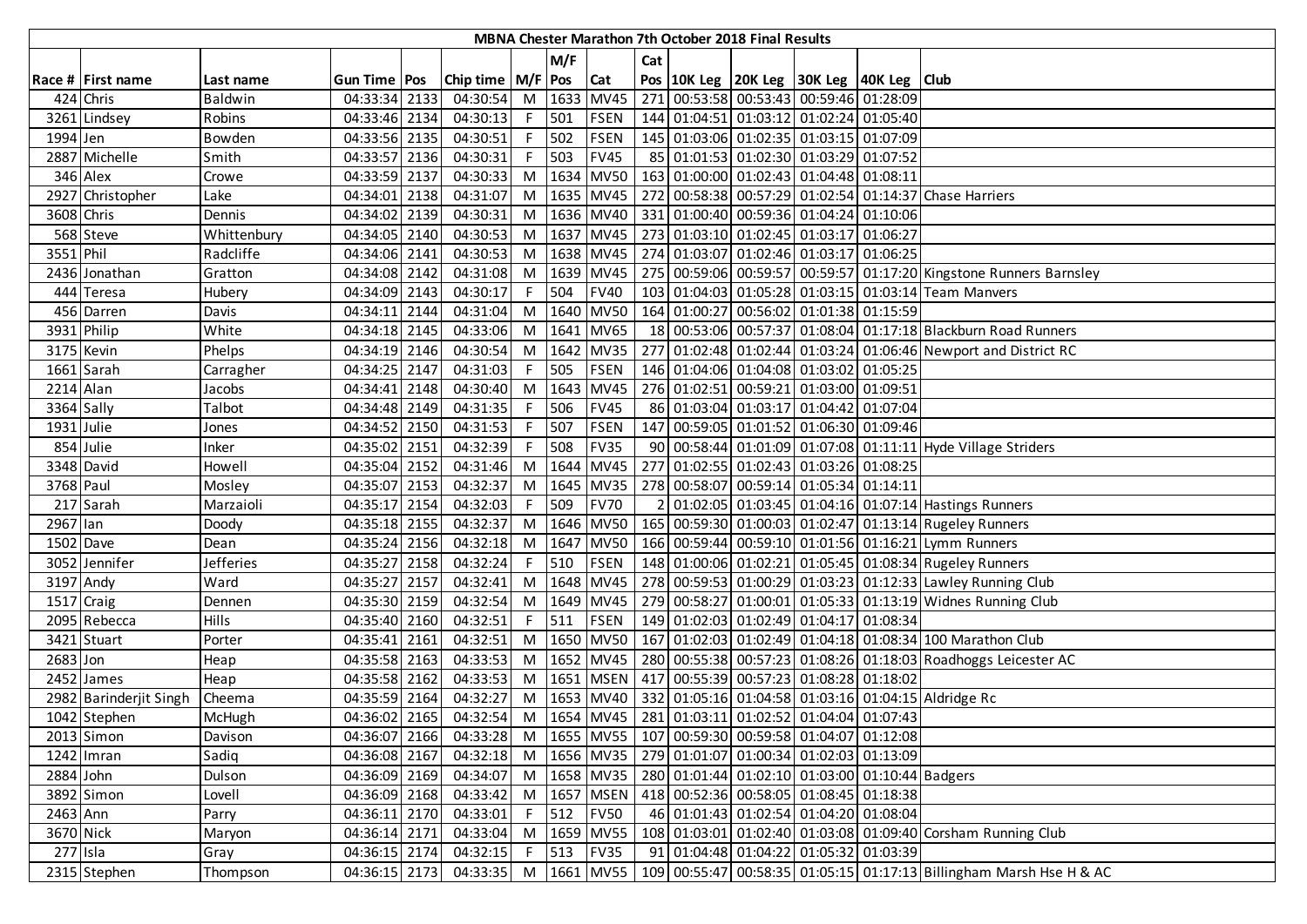| MBNA Chester Marathon 7th October 2018 Final Results | | | | | | | | | | | | | | | |
|---|---|---|---|---|---|---|---|---|---|---|---|---|---|---|---|
| | | | | | | | M/F | | Cat | | | | | | |
| Race # | First name | Last name | Gun Time | Pos | Chip time | M/F | Pos | Cat | Pos | 10K Leg | 20K Leg | 30K Leg | 40K Leg | Club |
| 424 | Chris | Baldwin | 04:33:34 | 2133 | 04:30:54 | M | 1633 | MV45 | 271 | 00:53:58 | 00:53:43 | 00:59:46 | 01:28:09 | |
| 3261 | Lindsey | Robins | 04:33:46 | 2134 | 04:30:13 | F | 501 | FSEN | 144 | 01:04:51 | 01:03:12 | 01:02:24 | 01:05:40 | |
| 1994 | Jen | Bowden | 04:33:56 | 2135 | 04:30:51 | F | 502 | FSEN | 145 | 01:03:06 | 01:02:35 | 01:03:15 | 01:07:09 | |
| 2887 | Michelle | Smith | 04:33:57 | 2136 | 04:30:31 | F | 503 | FV45 | 85 | 01:01:53 | 01:02:30 | 01:03:29 | 01:07:52 | |
| 346 | Alex | Crowe | 04:33:59 | 2137 | 04:30:33 | M | 1634 | MV50 | 163 | 01:00:00 | 01:02:43 | 01:04:48 | 01:08:11 | |
| 2927 | Christopher | Lake | 04:34:01 | 2138 | 04:31:07 | M | 1635 | MV45 | 272 | 00:58:38 | 00:57:29 | 01:02:54 | 01:14:37 | Chase Harriers |
| 3608 | Chris | Dennis | 04:34:02 | 2139 | 04:30:31 | M | 1636 | MV40 | 331 | 01:00:40 | 00:59:36 | 01:04:24 | 01:10:06 | |
| 568 | Steve | Whittenbury | 04:34:05 | 2140 | 04:30:53 | M | 1637 | MV45 | 273 | 01:03:10 | 01:02:45 | 01:03:17 | 01:06:27 | |
| 3551 | Phil | Radcliffe | 04:34:06 | 2141 | 04:30:53 | M | 1638 | MV45 | 274 | 01:03:07 | 01:02:46 | 01:03:17 | 01:06:25 | |
| 2436 | Jonathan | Gratton | 04:34:08 | 2142 | 04:31:08 | M | 1639 | MV45 | 275 | 00:59:06 | 00:59:57 | 00:59:57 | 01:17:20 | Kingstone Runners Barnsley |
| 444 | Teresa | Hubery | 04:34:09 | 2143 | 04:30:17 | F | 504 | FV40 | 103 | 01:04:03 | 01:05:28 | 01:03:15 | 01:03:14 | Team Manvers |
| 456 | Darren | Davis | 04:34:11 | 2144 | 04:31:04 | M | 1640 | MV50 | 164 | 01:00:27 | 00:56:02 | 01:01:38 | 01:15:59 | |
| 3931 | Philip | White | 04:34:18 | 2145 | 04:33:06 | M | 1641 | MV65 | 18 | 00:53:06 | 00:57:37 | 01:08:04 | 01:17:18 | Blackburn Road Runners |
| 3175 | Kevin | Phelps | 04:34:19 | 2146 | 04:30:54 | M | 1642 | MV35 | 277 | 01:02:48 | 01:02:44 | 01:03:24 | 01:06:46 | Newport and District RC |
| 1661 | Sarah | Carragher | 04:34:25 | 2147 | 04:31:03 | F | 505 | FSEN | 146 | 01:04:06 | 01:04:08 | 01:03:02 | 01:05:25 | |
| 2214 | Alan | Jacobs | 04:34:41 | 2148 | 04:30:40 | M | 1643 | MV45 | 276 | 01:02:51 | 00:59:21 | 01:03:00 | 01:09:51 | |
| 3364 | Sally | Talbot | 04:34:48 | 2149 | 04:31:35 | F | 506 | FV45 | 86 | 01:03:04 | 01:03:17 | 01:04:42 | 01:07:04 | |
| 1931 | Julie | Jones | 04:34:52 | 2150 | 04:31:53 | F | 507 | FSEN | 147 | 00:59:05 | 01:01:52 | 01:06:30 | 01:09:46 | |
| 854 | Julie | Inker | 04:35:02 | 2151 | 04:32:39 | F | 508 | FV35 | 90 | 00:58:44 | 01:01:09 | 01:07:08 | 01:11:11 | Hyde Village Striders |
| 3348 | David | Howell | 04:35:04 | 2152 | 04:31:46 | M | 1644 | MV45 | 277 | 01:02:55 | 01:02:43 | 01:03:26 | 01:08:25 | |
| 3768 | Paul | Mosley | 04:35:07 | 2153 | 04:32:37 | M | 1645 | MV35 | 278 | 00:58:07 | 00:59:14 | 01:05:34 | 01:14:11 | |
| 217 | Sarah | Marzaioli | 04:35:17 | 2154 | 04:32:03 | F | 509 | FV70 | 2 | 01:02:05 | 01:03:45 | 01:04:16 | 01:07:14 | Hastings Runners |
| 2967 | Ian | Doody | 04:35:18 | 2155 | 04:32:37 | M | 1646 | MV50 | 165 | 00:59:30 | 01:00:03 | 01:02:47 | 01:13:14 | Rugeley Runners |
| 1502 | Dave | Dean | 04:35:24 | 2156 | 04:32:18 | M | 1647 | MV50 | 166 | 00:59:44 | 00:59:10 | 01:01:56 | 01:16:21 | Lymm Runners |
| 3052 | Jennifer | Jefferies | 04:35:27 | 2158 | 04:32:24 | F | 510 | FSEN | 148 | 01:00:06 | 01:02:21 | 01:05:45 | 01:08:34 | Rugeley Runners |
| 3197 | Andy | Ward | 04:35:27 | 2157 | 04:32:41 | M | 1648 | MV45 | 278 | 00:59:53 | 01:00:29 | 01:03:23 | 01:12:33 | Lawley Running Club |
| 1517 | Craig | Dennen | 04:35:30 | 2159 | 04:32:54 | M | 1649 | MV45 | 279 | 00:58:27 | 01:00:01 | 01:05:33 | 01:13:19 | Widnes Running Club |
| 2095 | Rebecca | Hills | 04:35:40 | 2160 | 04:32:51 | F | 511 | FSEN | 149 | 01:02:03 | 01:02:49 | 01:04:17 | 01:08:34 | |
| 3421 | Stuart | Porter | 04:35:41 | 2161 | 04:32:51 | M | 1650 | MV50 | 167 | 01:02:03 | 01:02:49 | 01:04:18 | 01:08:34 | 100 Marathon Club |
| 2683 | Jon | Heap | 04:35:58 | 2163 | 04:33:53 | M | 1652 | MV45 | 280 | 00:55:38 | 00:57:23 | 01:08:26 | 01:18:03 | Roadhoggs Leicester AC |
| 2452 | James | Heap | 04:35:58 | 2162 | 04:33:53 | M | 1651 | MSEN | 417 | 00:55:39 | 00:57:23 | 01:08:28 | 01:18:02 | |
| 2982 | Barinderjit Singh | Cheema | 04:35:59 | 2164 | 04:32:27 | M | 1653 | MV40 | 332 | 01:05:16 | 01:04:58 | 01:03:16 | 01:04:15 | Aldridge Rc |
| 1042 | Stephen | McHugh | 04:36:02 | 2165 | 04:32:54 | M | 1654 | MV45 | 281 | 01:03:11 | 01:02:52 | 01:04:04 | 01:07:43 | |
| 2013 | Simon | Davison | 04:36:07 | 2166 | 04:33:28 | M | 1655 | MV55 | 107 | 00:59:30 | 00:59:58 | 01:04:07 | 01:12:08 | |
| 1242 | Imran | Sadiq | 04:36:08 | 2167 | 04:32:18 | M | 1656 | MV35 | 279 | 01:01:07 | 01:00:34 | 01:02:03 | 01:13:09 | |
| 2884 | John | Dulson | 04:36:09 | 2169 | 04:34:07 | M | 1658 | MV35 | 280 | 01:01:44 | 01:02:10 | 01:03:00 | 01:10:44 | Badgers |
| 3892 | Simon | Lovell | 04:36:09 | 2168 | 04:33:42 | M | 1657 | MSEN | 418 | 00:52:36 | 00:58:05 | 01:08:45 | 01:18:38 | |
| 2463 | Ann | Parry | 04:36:11 | 2170 | 04:33:01 | F | 512 | FV50 | 46 | 01:01:43 | 01:02:54 | 01:04:20 | 01:08:04 | |
| 3670 | Nick | Maryon | 04:36:14 | 2171 | 04:33:04 | M | 1659 | MV55 | 108 | 01:03:01 | 01:02:40 | 01:03:08 | 01:09:40 | Corsham Running Club |
| 277 | Isla | Gray | 04:36:15 | 2174 | 04:32:15 | F | 513 | FV35 | 91 | 01:04:48 | 01:04:22 | 01:05:32 | 01:03:39 | |
| 2315 | Stephen | Thompson | 04:36:15 | 2173 | 04:33:35 | M | 1661 | MV55 | 109 | 00:55:47 | 00:58:35 | 01:05:15 | 01:17:13 | Billingham Marsh Hse H & AC |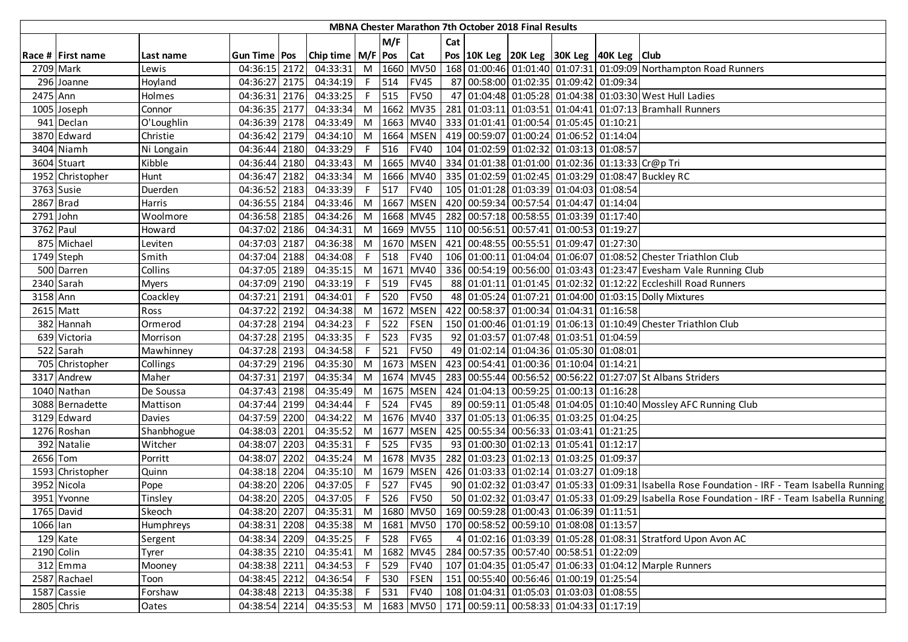# MBNA Chester Marathon 7th October 2018 Final Results

| Race # | First name | Last name | Gun Time | Pos | Chip time | M/F | M/F Pos | Cat | Cat Pos | 10K Leg | 20K Leg | 30K Leg | 40K Leg | Club |
|---|---|---|---|---|---|---|---|---|---|---|---|---|---|---|
| 2709 | Mark | Lewis | 04:36:15 | 2172 | 04:33:31 | M | 1660 | MV50 | 168 | 01:00:46 | 01:01:40 | 01:07:31 | 01:09:09 | Northampton Road Runners |
| 296 | Joanne | Hoyland | 04:36:27 | 2175 | 04:34:19 | F | 514 | FV45 | 87 | 00:58:00 | 01:02:35 | 01:09:42 | 01:09:34 | |
| 2475 | Ann | Holmes | 04:36:31 | 2176 | 04:33:25 | F | 515 | FV50 | 47 | 01:04:48 | 01:05:28 | 01:04:38 | 01:03:30 | West Hull Ladies |
| 1005 | Joseph | Connor | 04:36:35 | 2177 | 04:33:34 | M | 1662 | MV35 | 281 | 01:03:11 | 01:03:51 | 01:04:41 | 01:07:13 | Bramhall Runners |
| 941 | Declan | O'Loughlin | 04:36:39 | 2178 | 04:33:49 | M | 1663 | MV40 | 333 | 01:01:41 | 01:00:54 | 01:05:45 | 01:10:21 | |
| 3870 | Edward | Christie | 04:36:42 | 2179 | 04:34:10 | M | 1664 | MSEN | 419 | 00:59:07 | 01:00:24 | 01:06:52 | 01:14:04 | |
| 3404 | Niamh | Ni Longain | 04:36:44 | 2180 | 04:33:29 | F | 516 | FV40 | 104 | 01:02:59 | 01:02:32 | 01:03:13 | 01:08:57 | |
| 3604 | Stuart | Kibble | 04:36:44 | 2180 | 04:33:43 | M | 1665 | MV40 | 334 | 01:01:38 | 01:01:00 | 01:02:36 | 01:13:33 | Cr@p Tri |
| 1952 | Christopher | Hunt | 04:36:47 | 2182 | 04:33:34 | M | 1666 | MV40 | 335 | 01:02:59 | 01:02:45 | 01:03:29 | 01:08:47 | Buckley RC |
| 3763 | Susie | Duerden | 04:36:52 | 2183 | 04:33:39 | F | 517 | FV40 | 105 | 01:01:28 | 01:03:39 | 01:04:03 | 01:08:54 | |
| 2867 | Brad | Harris | 04:36:55 | 2184 | 04:33:46 | M | 1667 | MSEN | 420 | 00:59:34 | 00:57:54 | 01:04:47 | 01:14:04 | |
| 2791 | John | Woolmore | 04:36:58 | 2185 | 04:34:26 | M | 1668 | MV45 | 282 | 00:57:18 | 00:58:55 | 01:03:39 | 01:17:40 | |
| 3762 | Paul | Howard | 04:37:02 | 2186 | 04:34:31 | M | 1669 | MV55 | 110 | 00:56:51 | 00:57:41 | 01:00:53 | 01:19:27 | |
| 875 | Michael | Leviten | 04:37:03 | 2187 | 04:36:38 | M | 1670 | MSEN | 421 | 00:48:55 | 00:55:51 | 01:09:47 | 01:27:30 | |
| 1749 | Steph | Smith | 04:37:04 | 2188 | 04:34:08 | F | 518 | FV40 | 106 | 01:00:11 | 01:04:04 | 01:06:07 | 01:08:52 | Chester Triathlon Club |
| 500 | Darren | Collins | 04:37:05 | 2189 | 04:35:15 | M | 1671 | MV40 | 336 | 00:54:19 | 00:56:00 | 01:03:43 | 01:23:47 | Evesham Vale Running Club |
| 2340 | Sarah | Myers | 04:37:09 | 2190 | 04:33:19 | F | 519 | FV45 | 88 | 01:01:11 | 01:01:45 | 01:02:32 | 01:12:22 | Eccleshill Road Runners |
| 3158 | Ann | Coackley | 04:37:21 | 2191 | 04:34:01 | F | 520 | FV50 | 48 | 01:05:24 | 01:07:21 | 01:04:00 | 01:03:15 | Dolly Mixtures |
| 2615 | Matt | Ross | 04:37:22 | 2192 | 04:34:38 | M | 1672 | MSEN | 422 | 00:58:37 | 01:00:34 | 01:04:31 | 01:16:58 | |
| 382 | Hannah | Ormerod | 04:37:28 | 2194 | 04:34:23 | F | 522 | FSEN | 150 | 01:00:46 | 01:01:19 | 01:06:13 | 01:10:49 | Chester Triathlon Club |
| 639 | Victoria | Morrison | 04:37:28 | 2195 | 04:33:35 | F | 523 | FV35 | 92 | 01:03:57 | 01:07:48 | 01:03:51 | 01:04:59 | |
| 522 | Sarah | Mawhinney | 04:37:28 | 2193 | 04:34:58 | F | 521 | FV50 | 49 | 01:02:14 | 01:04:36 | 01:05:30 | 01:08:01 | |
| 705 | Christopher | Collings | 04:37:29 | 2196 | 04:35:30 | M | 1673 | MSEN | 423 | 00:54:41 | 01:00:36 | 01:10:04 | 01:14:21 | |
| 3317 | Andrew | Maher | 04:37:31 | 2197 | 04:35:34 | M | 1674 | MV45 | 283 | 00:55:44 | 00:56:52 | 00:56:22 | 01:27:07 | St Albans Striders |
| 1040 | Nathan | De Soussa | 04:37:43 | 2198 | 04:35:49 | M | 1675 | MSEN | 424 | 01:04:13 | 00:59:25 | 01:00:13 | 01:16:28 | |
| 3088 | Bernadette | Mattison | 04:37:44 | 2199 | 04:34:44 | F | 524 | FV45 | 89 | 00:59:11 | 01:05:48 | 01:04:05 | 01:10:40 | Mossley AFC Running Club |
| 3129 | Edward | Davies | 04:37:59 | 2200 | 04:34:22 | M | 1676 | MV40 | 337 | 01:05:13 | 01:06:35 | 01:03:25 | 01:04:25 | |
| 1276 | Roshan | Shanbhogue | 04:38:03 | 2201 | 04:35:52 | M | 1677 | MSEN | 425 | 00:55:34 | 00:56:33 | 01:03:41 | 01:21:25 | |
| 392 | Natalie | Witcher | 04:38:07 | 2203 | 04:35:31 | F | 525 | FV35 | 93 | 01:00:30 | 01:02:13 | 01:05:41 | 01:12:17 | |
| 2656 | Tom | Porritt | 04:38:07 | 2202 | 04:35:24 | M | 1678 | MV35 | 282 | 01:03:23 | 01:02:13 | 01:03:25 | 01:09:37 | |
| 1593 | Christopher | Quinn | 04:38:18 | 2204 | 04:35:10 | M | 1679 | MSEN | 426 | 01:03:33 | 01:02:14 | 01:03:27 | 01:09:18 | |
| 3952 | Nicola | Pope | 04:38:20 | 2206 | 04:37:05 | F | 527 | FV45 | 90 | 01:02:32 | 01:03:47 | 01:05:33 | 01:09:31 | Isabella Rose Foundation - IRF - Team Isabella Running |
| 3951 | Yvonne | Tinsley | 04:38:20 | 2205 | 04:37:05 | F | 526 | FV50 | 50 | 01:02:32 | 01:03:47 | 01:05:33 | 01:09:29 | Isabella Rose Foundation - IRF - Team Isabella Running |
| 1765 | David | Skeoch | 04:38:20 | 2207 | 04:35:31 | M | 1680 | MV50 | 169 | 00:59:28 | 01:00:43 | 01:06:39 | 01:11:51 | |
| 1066 | Ian | Humphreys | 04:38:31 | 2208 | 04:35:38 | M | 1681 | MV50 | 170 | 00:58:52 | 00:59:10 | 01:08:08 | 01:13:57 | |
| 129 | Kate | Sergent | 04:38:34 | 2209 | 04:35:25 | F | 528 | FV65 | 4 | 01:02:16 | 01:03:39 | 01:05:28 | 01:08:31 | Stratford Upon Avon AC |
| 2190 | Colin | Tyrer | 04:38:35 | 2210 | 04:35:41 | M | 1682 | MV45 | 284 | 00:57:35 | 00:57:40 | 00:58:51 | 01:22:09 | |
| 312 | Emma | Mooney | 04:38:38 | 2211 | 04:34:53 | F | 529 | FV40 | 107 | 01:04:35 | 01:05:47 | 01:06:33 | 01:04:12 | Marple Runners |
| 2587 | Rachael | Toon | 04:38:45 | 2212 | 04:36:54 | F | 530 | FSEN | 151 | 00:55:40 | 00:56:46 | 01:00:19 | 01:25:54 | |
| 1587 | Cassie | Forshaw | 04:38:48 | 2213 | 04:35:38 | F | 531 | FV40 | 108 | 01:04:31 | 01:05:03 | 01:03:03 | 01:08:55 | |
| 2805 | Chris | Oates | 04:38:54 | 2214 | 04:35:53 | M | 1683 | MV50 | 171 | 00:59:11 | 00:58:33 | 01:04:33 | 01:17:19 | |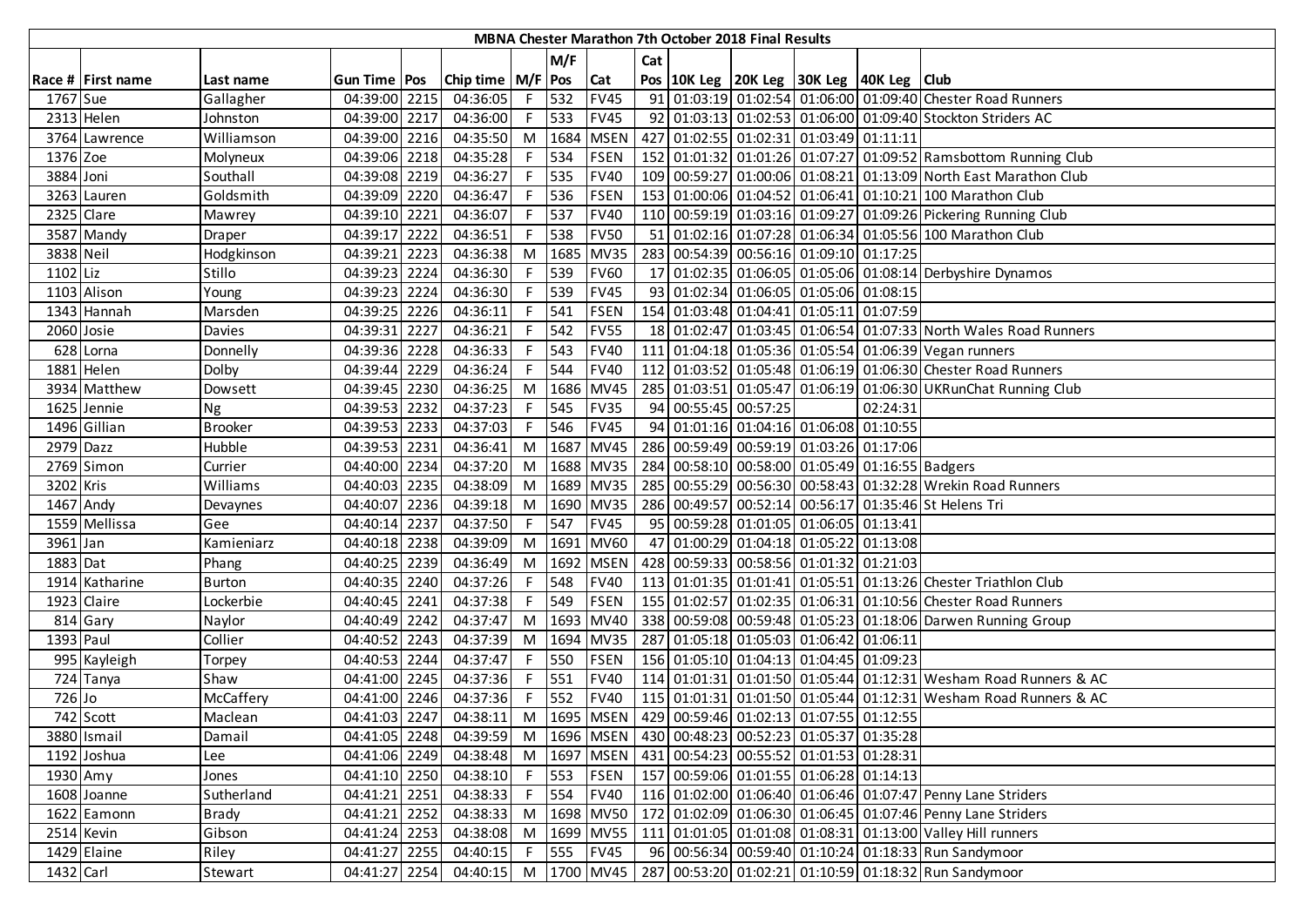| MBNA Chester Marathon 7th October 2018 Final Results | | | | | | | | | | | | | | | |
|---|---|---|---|---|---|---|---|---|---|---|---|---|---|---|---|
| | | | | | | | M/F | | Cat | | | | | | |
| Race # | First name | Last name | Gun Time | Pos | Chip time | M/F | Pos | Cat | Pos | 10K Leg | 20K Leg | 30K Leg | 40K Leg | Club |
| 1767 | Sue | Gallagher | 04:39:00 | 2215 | 04:36:05 | F | 532 | FV45 | 91 | 01:03:19 | 01:02:54 | 01:06:00 | 01:09:40 | Chester Road Runners |
| 2313 | Helen | Johnston | 04:39:00 | 2217 | 04:36:00 | F | 533 | FV45 | 92 | 01:03:13 | 01:02:53 | 01:06:00 | 01:09:40 | Stockton Striders AC |
| 3764 | Lawrence | Williamson | 04:39:00 | 2216 | 04:35:50 | M | 1684 | MSEN | 427 | 01:02:55 | 01:02:31 | 01:03:49 | 01:11:11 | |
| 1376 | Zoe | Molyneux | 04:39:06 | 2218 | 04:35:28 | F | 534 | FSEN | 152 | 01:01:32 | 01:01:26 | 01:07:27 | 01:09:52 | Ramsbottom Running Club |
| 3884 | Joni | Southall | 04:39:08 | 2219 | 04:36:27 | F | 535 | FV40 | 109 | 00:59:27 | 01:00:06 | 01:08:21 | 01:13:09 | North East Marathon Club |
| 3263 | Lauren | Goldsmith | 04:39:09 | 2220 | 04:36:47 | F | 536 | FSEN | 153 | 01:00:06 | 01:04:52 | 01:06:41 | 01:10:21 | 100 Marathon Club |
| 2325 | Clare | Mawrey | 04:39:10 | 2221 | 04:36:07 | F | 537 | FV40 | 110 | 00:59:19 | 01:03:16 | 01:09:27 | 01:09:26 | Pickering Running Club |
| 3587 | Mandy | Draper | 04:39:17 | 2222 | 04:36:51 | F | 538 | FV50 | 51 | 01:02:16 | 01:07:28 | 01:06:34 | 01:05:56 | 100 Marathon Club |
| 3838 | Neil | Hodgkinson | 04:39:21 | 2223 | 04:36:38 | M | 1685 | MV35 | 283 | 00:54:39 | 00:56:16 | 01:09:10 | 01:17:25 | |
| 1102 | Liz | Stillo | 04:39:23 | 2224 | 04:36:30 | F | 539 | FV60 | 17 | 01:02:35 | 01:06:05 | 01:05:06 | 01:08:14 | Derbyshire Dynamos |
| 1103 | Alison | Young | 04:39:23 | 2224 | 04:36:30 | F | 539 | FV45 | 93 | 01:02:34 | 01:06:05 | 01:05:06 | 01:08:15 | |
| 1343 | Hannah | Marsden | 04:39:25 | 2226 | 04:36:11 | F | 541 | FSEN | 154 | 01:03:48 | 01:04:41 | 01:05:11 | 01:07:59 | |
| 2060 | Josie | Davies | 04:39:31 | 2227 | 04:36:21 | F | 542 | FV55 | 18 | 01:02:47 | 01:03:45 | 01:06:54 | 01:07:33 | North Wales Road Runners |
| 628 | Lorna | Donnelly | 04:39:36 | 2228 | 04:36:33 | F | 543 | FV40 | 111 | 01:04:18 | 01:05:36 | 01:05:54 | 01:06:39 | Vegan runners |
| 1881 | Helen | Dolby | 04:39:44 | 2229 | 04:36:24 | F | 544 | FV40 | 112 | 01:03:52 | 01:05:48 | 01:06:19 | 01:06:30 | Chester Road Runners |
| 3934 | Matthew | Dowsett | 04:39:45 | 2230 | 04:36:25 | M | 1686 | MV45 | 285 | 01:03:51 | 01:05:47 | 01:06:19 | 01:06:30 | UKRunChat Running Club |
| 1625 | Jennie | Ng | 04:39:53 | 2232 | 04:37:23 | F | 545 | FV35 | 94 | 00:55:45 | 00:57:25 | | 02:24:31 | |
| 1496 | Gillian | Brooker | 04:39:53 | 2233 | 04:37:03 | F | 546 | FV45 | 94 | 01:01:16 | 01:04:16 | 01:06:08 | 01:10:55 | |
| 2979 | Dazz | Hubble | 04:39:53 | 2231 | 04:36:41 | M | 1687 | MV45 | 286 | 00:59:49 | 00:59:19 | 01:03:26 | 01:17:06 | |
| 2769 | Simon | Currier | 04:40:00 | 2234 | 04:37:20 | M | 1688 | MV35 | 284 | 00:58:10 | 00:58:00 | 01:05:49 | 01:16:55 | Badgers |
| 3202 | Kris | Williams | 04:40:03 | 2235 | 04:38:09 | M | 1689 | MV35 | 285 | 00:55:29 | 00:56:30 | 00:58:43 | 01:32:28 | Wrekin Road Runners |
| 1467 | Andy | Devaynes | 04:40:07 | 2236 | 04:39:18 | M | 1690 | MV35 | 286 | 00:49:57 | 00:52:14 | 00:56:17 | 01:35:46 | St Helens Tri |
| 1559 | Mellissa | Gee | 04:40:14 | 2237 | 04:37:50 | F | 547 | FV45 | 95 | 00:59:28 | 01:01:05 | 01:06:05 | 01:13:41 | |
| 3961 | Jan | Kamieniarz | 04:40:18 | 2238 | 04:39:09 | M | 1691 | MV60 | 47 | 01:00:29 | 01:04:18 | 01:05:22 | 01:13:08 | |
| 1883 | Dat | Phang | 04:40:25 | 2239 | 04:36:49 | M | 1692 | MSEN | 428 | 00:59:33 | 00:58:56 | 01:01:32 | 01:21:03 | |
| 1914 | Katharine | Burton | 04:40:35 | 2240 | 04:37:26 | F | 548 | FV40 | 113 | 01:01:35 | 01:01:41 | 01:05:51 | 01:13:26 | Chester Triathlon Club |
| 1923 | Claire | Lockerbie | 04:40:45 | 2241 | 04:37:38 | F | 549 | FSEN | 155 | 01:02:57 | 01:02:35 | 01:06:31 | 01:10:56 | Chester Road Runners |
| 814 | Gary | Naylor | 04:40:49 | 2242 | 04:37:47 | M | 1693 | MV40 | 338 | 00:59:08 | 00:59:48 | 01:05:23 | 01:18:06 | Darwen Running Group |
| 1393 | Paul | Collier | 04:40:52 | 2243 | 04:37:39 | M | 1694 | MV35 | 287 | 01:05:18 | 01:05:03 | 01:06:42 | 01:06:11 | |
| 995 | Kayleigh | Torpey | 04:40:53 | 2244 | 04:37:47 | F | 550 | FSEN | 156 | 01:05:10 | 01:04:13 | 01:04:45 | 01:09:23 | |
| 724 | Tanya | Shaw | 04:41:00 | 2245 | 04:37:36 | F | 551 | FV40 | 114 | 01:01:31 | 01:01:50 | 01:05:44 | 01:12:31 | Wesham Road Runners & AC |
| 726 | Jo | McCaffery | 04:41:00 | 2246 | 04:37:36 | F | 552 | FV40 | 115 | 01:01:31 | 01:01:50 | 01:05:44 | 01:12:31 | Wesham Road Runners & AC |
| 742 | Scott | Maclean | 04:41:03 | 2247 | 04:38:11 | M | 1695 | MSEN | 429 | 00:59:46 | 01:02:13 | 01:07:55 | 01:12:55 | |
| 3880 | Ismail | Damail | 04:41:05 | 2248 | 04:39:59 | M | 1696 | MSEN | 430 | 00:48:23 | 00:52:23 | 01:05:37 | 01:35:28 | |
| 1192 | Joshua | Lee | 04:41:06 | 2249 | 04:38:48 | M | 1697 | MSEN | 431 | 00:54:23 | 00:55:52 | 01:01:53 | 01:28:31 | |
| 1930 | Amy | Jones | 04:41:10 | 2250 | 04:38:10 | F | 553 | FSEN | 157 | 00:59:06 | 01:01:55 | 01:06:28 | 01:14:13 | |
| 1608 | Joanne | Sutherland | 04:41:21 | 2251 | 04:38:33 | F | 554 | FV40 | 116 | 01:02:00 | 01:06:40 | 01:06:46 | 01:07:47 | Penny Lane Striders |
| 1622 | Eamonn | Brady | 04:41:21 | 2252 | 04:38:33 | M | 1698 | MV50 | 172 | 01:02:09 | 01:06:30 | 01:06:45 | 01:07:46 | Penny Lane Striders |
| 2514 | Kevin | Gibson | 04:41:24 | 2253 | 04:38:08 | M | 1699 | MV55 | 111 | 01:01:05 | 01:01:08 | 01:08:31 | 01:13:00 | Valley Hill runners |
| 1429 | Elaine | Riley | 04:41:27 | 2255 | 04:40:15 | F | 555 | FV45 | 96 | 00:56:34 | 00:59:40 | 01:10:24 | 01:18:33 | Run Sandymoor |
| 1432 | Carl | Stewart | 04:41:27 | 2254 | 04:40:15 | M | 1700 | MV45 | 287 | 00:53:20 | 01:02:21 | 01:10:59 | 01:18:32 | Run Sandymoor |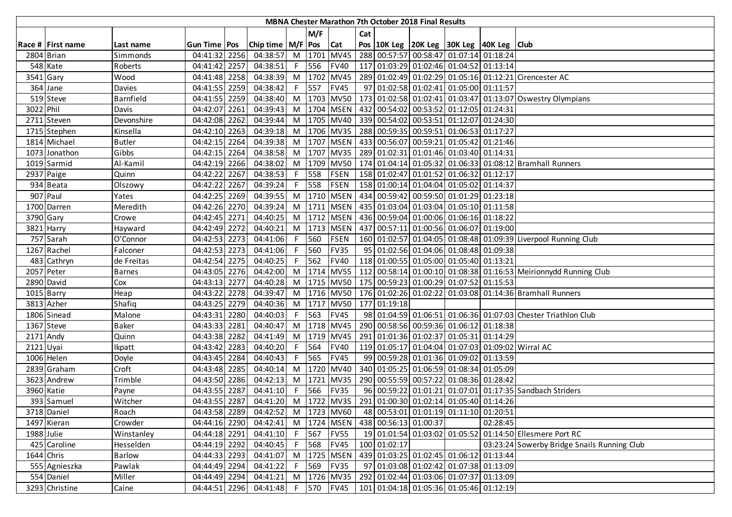# MBNA Chester Marathon 7th October 2018 Final Results

| Race # | First name | Last name | Gun Time | Pos | Chip time | M/F | M/F Pos | Cat | Cat Pos | 10K Leg | 20K Leg | 30K Leg | 40K Leg | Club |
|---|---|---|---|---|---|---|---|---|---|---|---|---|---|---|
| 2804 | Brian | Simmonds | 04:41:32 | 2256 | 04:38:57 | M | 1701 | MV45 | 288 | 00:57:57 | 00:58:47 | 01:07:14 | 01:18:24 | |
| 548 | Kate | Roberts | 04:41:42 | 2257 | 04:38:51 | F | 556 | FV40 | 117 | 01:03:29 | 01:02:46 | 01:04:52 | 01:13:14 | |
| 3541 | Gary | Wood | 04:41:48 | 2258 | 04:38:39 | M | 1702 | MV45 | 289 | 01:02:49 | 01:02:29 | 01:05:16 | 01:12:21 | Cirencester AC |
| 364 | Jane | Davies | 04:41:55 | 2259 | 04:38:42 | F | 557 | FV45 | 97 | 01:02:58 | 01:02:41 | 01:05:00 | 01:11:57 | |
| 519 | Steve | Barnfield | 04:41:55 | 2259 | 04:38:40 | M | 1703 | MV50 | 173 | 01:02:58 | 01:02:41 | 01:03:47 | 01:13:07 | Oswestry Olympians |
| 3022 | Phil | Davis | 04:42:07 | 2261 | 04:39:43 | M | 1704 | MSEN | 432 | 00:54:02 | 00:53:52 | 01:12:05 | 01:24:31 | |
| 2711 | Steven | Devonshire | 04:42:08 | 2262 | 04:39:44 | M | 1705 | MV40 | 339 | 00:54:02 | 00:53:51 | 01:12:07 | 01:24:30 | |
| 1715 | Stephen | Kinsella | 04:42:10 | 2263 | 04:39:18 | M | 1706 | MV35 | 288 | 00:59:35 | 00:59:51 | 01:06:53 | 01:17:27 | |
| 1814 | Michael | Butler | 04:42:15 | 2264 | 04:39:38 | M | 1707 | MSEN | 433 | 00:56:07 | 00:59:21 | 01:05:42 | 01:21:46 | |
| 1073 | Jonathon | Gibbs | 04:42:15 | 2264 | 04:38:58 | M | 1707 | MV35 | 289 | 01:02:31 | 01:01:46 | 01:03:40 | 01:14:31 | |
| 1019 | Sarmid | Al-Kamil | 04:42:19 | 2266 | 04:38:02 | M | 1709 | MV50 | 174 | 01:04:14 | 01:05:32 | 01:06:33 | 01:08:12 | Bramhall Runners |
| 2937 | Paige | Quinn | 04:42:22 | 2267 | 04:38:53 | F | 558 | FSEN | 158 | 01:02:47 | 01:01:52 | 01:06:32 | 01:12:17 | |
| 934 | Beata | Olszowy | 04:42:22 | 2267 | 04:39:24 | F | 558 | FSEN | 158 | 01:00:14 | 01:04:04 | 01:05:02 | 01:14:37 | |
| 907 | Paul | Yates | 04:42:25 | 2269 | 04:39:55 | M | 1710 | MSEN | 434 | 00:59:42 | 00:59:50 | 01:01:29 | 01:23:18 | |
| 1700 | Darren | Meredith | 04:42:26 | 2270 | 04:39:24 | M | 1711 | MSEN | 435 | 01:03:04 | 01:03:04 | 01:05:10 | 01:11:58 | |
| 3790 | Gary | Crowe | 04:42:45 | 2271 | 04:40:25 | M | 1712 | MSEN | 436 | 00:59:04 | 01:00:06 | 01:06:16 | 01:18:22 | |
| 3821 | Harry | Hayward | 04:42:49 | 2272 | 04:40:21 | M | 1713 | MSEN | 437 | 00:57:11 | 01:00:56 | 01:06:07 | 01:19:00 | |
| 757 | Sarah | O'Connor | 04:42:53 | 2273 | 04:41:06 | F | 560 | FSEN | 160 | 01:02:57 | 01:04:05 | 01:08:48 | 01:09:39 | Liverpool Running Club |
| 1267 | Rachel | Falconer | 04:42:53 | 2273 | 04:41:06 | F | 560 | FV35 | 95 | 01:02:56 | 01:04:06 | 01:08:48 | 01:09:38 | |
| 483 | Cathryn | de Freitas | 04:42:54 | 2275 | 04:40:25 | F | 562 | FV40 | 118 | 01:00:55 | 01:05:00 | 01:05:40 | 01:13:21 | |
| 2057 | Peter | Barnes | 04:43:05 | 2276 | 04:42:00 | M | 1714 | MV55 | 112 | 00:58:14 | 01:00:10 | 01:08:38 | 01:16:53 | Meirionnydd Running Club |
| 2890 | David | Cox | 04:43:13 | 2277 | 04:40:28 | M | 1715 | MV50 | 175 | 00:59:23 | 01:00:29 | 01:07:52 | 01:15:53 | |
| 1015 | Barry | Heap | 04:43:22 | 2278 | 04:39:47 | M | 1716 | MV50 | 176 | 01:02:26 | 01:02:22 | 01:03:08 | 01:14:36 | Bramhall Runners |
| 3813 | Azher | Shafiq | 04:43:25 | 2279 | 04:40:36 | M | 1717 | MV50 | 177 | 01:19:18 | | | | |
| 1806 | Sinead | Malone | 04:43:31 | 2280 | 04:40:03 | F | 563 | FV45 | 98 | 01:04:59 | 01:06:51 | 01:06:36 | 01:07:03 | Chester Triathlon Club |
| 1367 | Steve | Baker | 04:43:33 | 2281 | 04:40:47 | M | 1718 | MV45 | 290 | 00:58:56 | 00:59:36 | 01:06:12 | 01:18:38 | |
| 2171 | Andy | Quinn | 04:43:38 | 2282 | 04:41:49 | M | 1719 | MV45 | 291 | 01:01:36 | 01:02:37 | 01:05:31 | 01:14:29 | |
| 2121 | Uyai | Ikpatt | 04:43:42 | 2283 | 04:40:20 | F | 564 | FV40 | 119 | 01:05:17 | 01:04:04 | 01:07:03 | 01:09:02 | Wirral AC |
| 1006 | Helen | Doyle | 04:43:45 | 2284 | 04:40:43 | F | 565 | FV45 | 99 | 00:59:28 | 01:01:36 | 01:09:02 | 01:13:59 | |
| 2839 | Graham | Croft | 04:43:48 | 2285 | 04:40:14 | M | 1720 | MV40 | 340 | 01:05:25 | 01:06:59 | 01:08:34 | 01:05:09 | |
| 3623 | Andrew | Trimble | 04:43:50 | 2286 | 04:42:13 | M | 1721 | MV35 | 290 | 00:55:59 | 00:57:22 | 01:08:36 | 01:28:42 | |
| 3960 | Katie | Payne | 04:43:55 | 2287 | 04:41:10 | F | 566 | FV35 | 96 | 00:59:22 | 01:01:21 | 01:07:01 | 01:17:35 | Sandbach Striders |
| 393 | Samuel | Witcher | 04:43:55 | 2287 | 04:41:20 | M | 1722 | MV35 | 291 | 01:00:30 | 01:02:14 | 01:05:40 | 01:14:26 | |
| 3718 | Daniel | Roach | 04:43:58 | 2289 | 04:42:52 | M | 1723 | MV60 | 48 | 00:53:01 | 01:01:19 | 01:11:10 | 01:20:51 | |
| 1497 | Kieran | Crowder | 04:44:16 | 2290 | 04:42:41 | M | 1724 | MSEN | 438 | 00:56:13 | 01:00:37 | | 02:28:45 | |
| 1988 | Julie | Winstanley | 04:44:18 | 2291 | 04:41:10 | F | 567 | FV55 | 19 | 01:01:54 | 01:03:02 | 01:05:52 | 01:14:50 | Ellesmere Port RC |
| 425 | Caroline | Hesselden | 04:44:19 | 2292 | 04:40:45 | F | 568 | FV45 | 100 | 01:02:17 | | | 03:23:24 | Sowerby Bridge Snails Running Club |
| 1644 | Chris | Barlow | 04:44:33 | 2293 | 04:41:07 | M | 1725 | MSEN | 439 | 01:03:25 | 01:02:45 | 01:06:12 | 01:13:44 | |
| 555 | Agnieszka | Pawlak | 04:44:49 | 2294 | 04:41:22 | F | 569 | FV35 | 97 | 01:03:08 | 01:02:42 | 01:07:38 | 01:13:09 | |
| 554 | Daniel | Miller | 04:44:49 | 2294 | 04:41:21 | M | 1726 | MV35 | 292 | 01:02:44 | 01:03:06 | 01:07:37 | 01:13:09 | |
| 3293 | Christine | Caine | 04:44:51 | 2296 | 04:41:48 | F | 570 | FV45 | 101 | 01:04:18 | 01:05:36 | 01:05:46 | 01:12:19 | |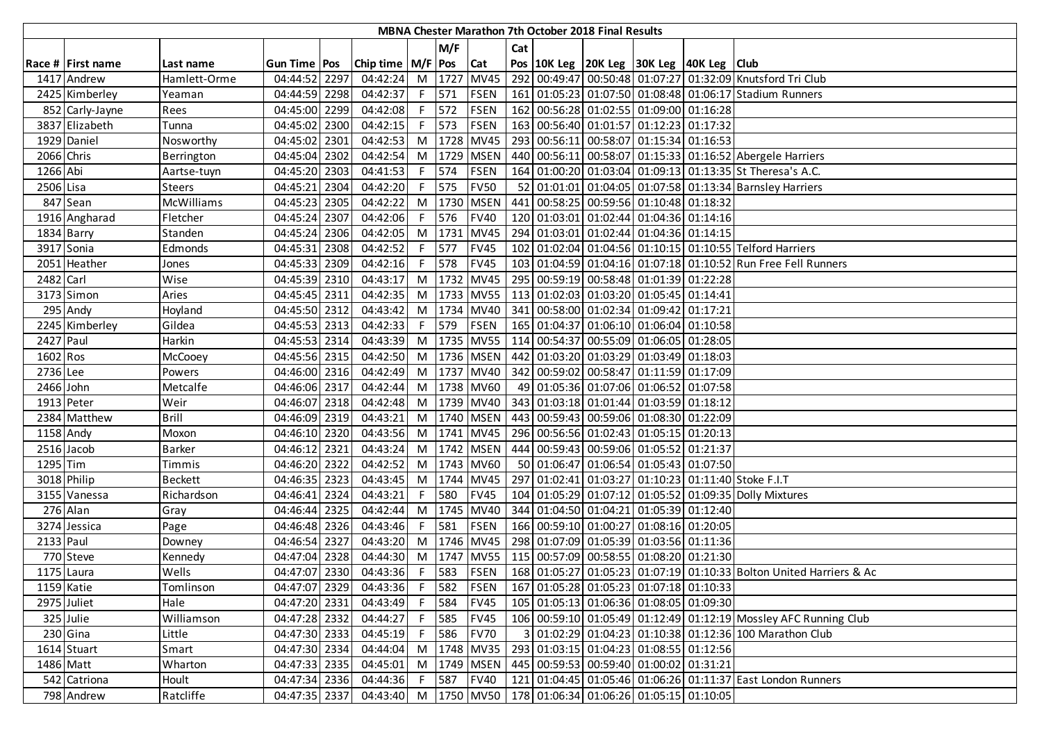| MBNA Chester Marathon 7th October 2018 Final Results | | | | | | | | | | | | | | | |
|---|---|---|---|---|---|---|---|---|---|---|---|---|---|---|---|
| | | | | | | | M/F | | Cat | | | | | | |
| Race # | First name | Last name | Gun Time | Pos | Chip time | M/F | Pos | Cat | Pos | 10K Leg | 20K Leg | 30K Leg | 40K Leg | Club |
| 1417 | Andrew | Hamlett-Orme | 04:44:52 | 2297 | 04:42:24 | M | 1727 | MV45 | 292 | 00:49:47 | 00:50:48 | 01:07:27 | 01:32:09 | Knutsford Tri Club |
| 2425 | Kimberley | Yeaman | 04:44:59 | 2298 | 04:42:37 | F | 571 | FSEN | 161 | 01:05:23 | 01:07:50 | 01:08:48 | 01:06:17 | Stadium Runners |
| 852 | Carly-Jayne | Rees | 04:45:00 | 2299 | 04:42:08 | F | 572 | FSEN | 162 | 00:56:28 | 01:02:55 | 01:09:00 | 01:16:28 | |
| 3837 | Elizabeth | Tunna | 04:45:02 | 2300 | 04:42:15 | F | 573 | FSEN | 163 | 00:56:40 | 01:01:57 | 01:12:23 | 01:17:32 | |
| 1929 | Daniel | Nosworthy | 04:45:02 | 2301 | 04:42:53 | M | 1728 | MV45 | 293 | 00:56:11 | 00:58:07 | 01:15:34 | 01:16:53 | |
| 2066 | Chris | Berrington | 04:45:04 | 2302 | 04:42:54 | M | 1729 | MSEN | 440 | 00:56:11 | 00:58:07 | 01:15:33 | 01:16:52 | Abergele Harriers |
| 1266 | Abi | Aartse-tuyn | 04:45:20 | 2303 | 04:41:53 | F | 574 | FSEN | 164 | 01:00:20 | 01:03:04 | 01:09:13 | 01:13:35 | St Theresa's A.C. |
| 2506 | Lisa | Steers | 04:45:21 | 2304 | 04:42:20 | F | 575 | FV50 | 52 | 01:01:01 | 01:04:05 | 01:07:58 | 01:13:34 | Barnsley Harriers |
| 847 | Sean | McWilliams | 04:45:23 | 2305 | 04:42:22 | M | 1730 | MSEN | 441 | 00:58:25 | 00:59:56 | 01:10:48 | 01:18:32 | |
| 1916 | Angharad | Fletcher | 04:45:24 | 2307 | 04:42:06 | F | 576 | FV40 | 120 | 01:03:01 | 01:02:44 | 01:04:36 | 01:14:16 | |
| 1834 | Barry | Standen | 04:45:24 | 2306 | 04:42:05 | M | 1731 | MV45 | 294 | 01:03:01 | 01:02:44 | 01:04:36 | 01:14:15 | |
| 3917 | Sonia | Edmonds | 04:45:31 | 2308 | 04:42:52 | F | 577 | FV45 | 102 | 01:02:04 | 01:04:56 | 01:10:15 | 01:10:55 | Telford Harriers |
| 2051 | Heather | Jones | 04:45:33 | 2309 | 04:42:16 | F | 578 | FV45 | 103 | 01:04:59 | 01:04:16 | 01:07:18 | 01:10:52 | Run Free Fell Runners |
| 2482 | Carl | Wise | 04:45:39 | 2310 | 04:43:17 | M | 1732 | MV45 | 295 | 00:59:19 | 00:58:48 | 01:01:39 | 01:22:28 | |
| 3173 | Simon | Aries | 04:45:45 | 2311 | 04:42:35 | M | 1733 | MV55 | 113 | 01:02:03 | 01:03:20 | 01:05:45 | 01:14:41 | |
| 295 | Andy | Hoyland | 04:45:50 | 2312 | 04:43:42 | M | 1734 | MV40 | 341 | 00:58:00 | 01:02:34 | 01:09:42 | 01:17:21 | |
| 2245 | Kimberley | Gildea | 04:45:53 | 2313 | 04:42:33 | F | 579 | FSEN | 165 | 01:04:37 | 01:06:10 | 01:06:04 | 01:10:58 | |
| 2427 | Paul | Harkin | 04:45:53 | 2314 | 04:43:39 | M | 1735 | MV55 | 114 | 00:54:37 | 00:55:09 | 01:06:05 | 01:28:05 | |
| 1602 | Ros | McCooey | 04:45:56 | 2315 | 04:42:50 | M | 1736 | MSEN | 442 | 01:03:20 | 01:03:29 | 01:03:49 | 01:18:03 | |
| 2736 | Lee | Powers | 04:46:00 | 2316 | 04:42:49 | M | 1737 | MV40 | 342 | 00:59:02 | 00:58:47 | 01:11:59 | 01:17:09 | |
| 2466 | John | Metcalfe | 04:46:06 | 2317 | 04:42:44 | M | 1738 | MV60 | 49 | 01:05:36 | 01:07:06 | 01:06:52 | 01:07:58 | |
| 1913 | Peter | Weir | 04:46:07 | 2318 | 04:42:48 | M | 1739 | MV40 | 343 | 01:03:18 | 01:01:44 | 01:03:59 | 01:18:12 | |
| 2384 | Matthew | Brill | 04:46:09 | 2319 | 04:43:21 | M | 1740 | MSEN | 443 | 00:59:43 | 00:59:06 | 01:08:30 | 01:22:09 | |
| 1158 | Andy | Moxon | 04:46:10 | 2320 | 04:43:56 | M | 1741 | MV45 | 296 | 00:56:56 | 01:02:43 | 01:05:15 | 01:20:13 | |
| 2516 | Jacob | Barker | 04:46:12 | 2321 | 04:43:24 | M | 1742 | MSEN | 444 | 00:59:43 | 00:59:06 | 01:05:52 | 01:21:37 | |
| 1295 | Tim | Timmis | 04:46:20 | 2322 | 04:42:52 | M | 1743 | MV60 | 50 | 01:06:47 | 01:06:54 | 01:05:43 | 01:07:50 | |
| 3018 | Philip | Beckett | 04:46:35 | 2323 | 04:43:45 | M | 1744 | MV45 | 297 | 01:02:41 | 01:03:27 | 01:10:23 | 01:11:40 | Stoke F.I.T |
| 3155 | Vanessa | Richardson | 04:46:41 | 2324 | 04:43:21 | F | 580 | FV45 | 104 | 01:05:29 | 01:07:12 | 01:05:52 | 01:09:35 | Dolly Mixtures |
| 276 | Alan | Gray | 04:46:44 | 2325 | 04:42:44 | M | 1745 | MV40 | 344 | 01:04:50 | 01:04:21 | 01:05:39 | 01:12:40 | |
| 3274 | Jessica | Page | 04:46:48 | 2326 | 04:43:46 | F | 581 | FSEN | 166 | 00:59:10 | 01:00:27 | 01:08:16 | 01:20:05 | |
| 2133 | Paul | Downey | 04:46:54 | 2327 | 04:43:20 | M | 1746 | MV45 | 298 | 01:07:09 | 01:05:39 | 01:03:56 | 01:11:36 | |
| 770 | Steve | Kennedy | 04:47:04 | 2328 | 04:44:30 | M | 1747 | MV55 | 115 | 00:57:09 | 00:58:55 | 01:08:20 | 01:21:30 | |
| 1175 | Laura | Wells | 04:47:07 | 2330 | 04:43:36 | F | 583 | FSEN | 168 | 01:05:27 | 01:05:23 | 01:07:19 | 01:10:33 | Bolton United Harriers & Ac |
| 1159 | Katie | Tomlinson | 04:47:07 | 2329 | 04:43:36 | F | 582 | FSEN | 167 | 01:05:28 | 01:05:23 | 01:07:18 | 01:10:33 | |
| 2975 | Juliet | Hale | 04:47:20 | 2331 | 04:43:49 | F | 584 | FV45 | 105 | 01:05:13 | 01:06:36 | 01:08:05 | 01:09:30 | |
| 325 | Julie | Williamson | 04:47:28 | 2332 | 04:44:27 | F | 585 | FV45 | 106 | 00:59:10 | 01:05:49 | 01:12:49 | 01:12:19 | Mossley AFC Running Club |
| 230 | Gina | Little | 04:47:30 | 2333 | 04:45:19 | F | 586 | FV70 | 3 | 01:02:29 | 01:04:23 | 01:10:38 | 01:12:36 | 100 Marathon Club |
| 1614 | Stuart | Smart | 04:47:30 | 2334 | 04:44:04 | M | 1748 | MV35 | 293 | 01:03:15 | 01:04:23 | 01:08:55 | 01:12:56 | |
| 1486 | Matt | Wharton | 04:47:33 | 2335 | 04:45:01 | M | 1749 | MSEN | 445 | 00:59:53 | 00:59:40 | 01:00:02 | 01:31:21 | |
| 542 | Catriona | Hoult | 04:47:34 | 2336 | 04:44:36 | F | 587 | FV40 | 121 | 01:04:45 | 01:05:46 | 01:06:26 | 01:11:37 | East London Runners |
| 798 | Andrew | Ratcliffe | 04:47:35 | 2337 | 04:43:40 | M | 1750 | MV50 | 178 | 01:06:34 | 01:06:26 | 01:05:15 | 01:10:05 | |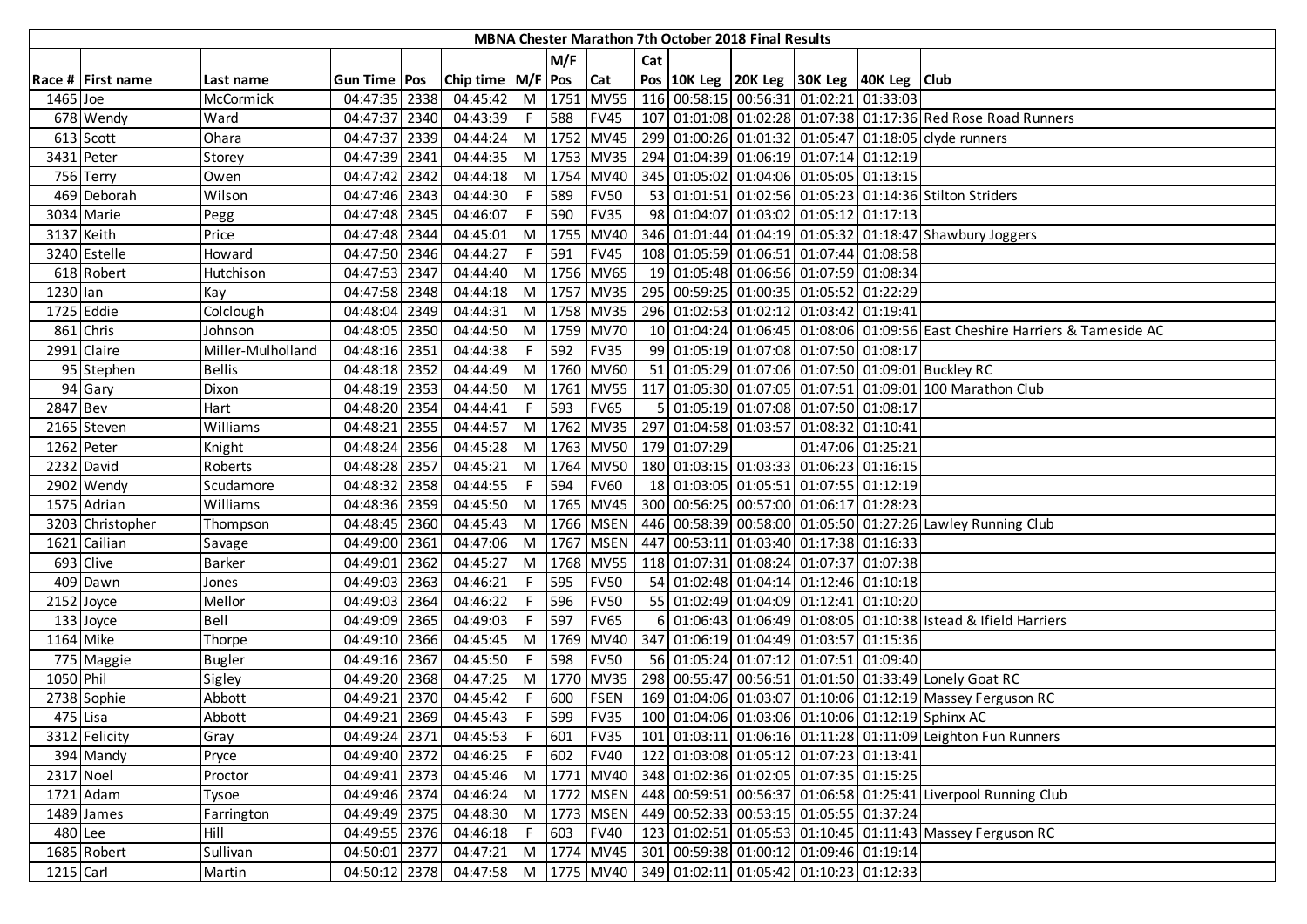| MBNA Chester Marathon 7th October 2018 Final Results | | | | | | | | | | | | | | | |
|---|---|---|---|---|---|---|---|---|---|---|---|---|---|---|---|
| | | | | | | | M/F | | Cat | | | | | | |
| Race # | First name | Last name | Gun Time | Pos | Chip time | M/F | Pos | Cat | Pos | 10K Leg | 20K Leg | 30K Leg | 40K Leg | Club |
| 1465 | Joe | McCormick | 04:47:35 | 2338 | 04:45:42 | M | 1751 | MV55 | 116 | 00:58:15 | 00:56:31 | 01:02:21 | 01:33:03 | |
| 678 | Wendy | Ward | 04:47:37 | 2340 | 04:43:39 | F | 588 | FV45 | 107 | 01:01:08 | 01:02:28 | 01:07:38 | 01:17:36 | Red Rose Road Runners |
| 613 | Scott | Ohara | 04:47:37 | 2339 | 04:44:24 | M | 1752 | MV45 | 299 | 01:00:26 | 01:01:32 | 01:05:47 | 01:18:05 | clyde runners |
| 3431 | Peter | Storey | 04:47:39 | 2341 | 04:44:35 | M | 1753 | MV35 | 294 | 01:04:39 | 01:06:19 | 01:07:14 | 01:12:19 | |
| 756 | Terry | Owen | 04:47:42 | 2342 | 04:44:18 | M | 1754 | MV40 | 345 | 01:05:02 | 01:04:06 | 01:05:05 | 01:13:15 | |
| 469 | Deborah | Wilson | 04:47:46 | 2343 | 04:44:30 | F | 589 | FV50 | 53 | 01:01:51 | 01:02:56 | 01:05:23 | 01:14:36 | Stilton Striders |
| 3034 | Marie | Pegg | 04:47:48 | 2345 | 04:46:07 | F | 590 | FV35 | 98 | 01:04:07 | 01:03:02 | 01:05:12 | 01:17:13 | |
| 3137 | Keith | Price | 04:47:48 | 2344 | 04:45:01 | M | 1755 | MV40 | 346 | 01:01:44 | 01:04:19 | 01:05:32 | 01:18:47 | Shawbury Joggers |
| 3240 | Estelle | Howard | 04:47:50 | 2346 | 04:44:27 | F | 591 | FV45 | 108 | 01:05:59 | 01:06:51 | 01:07:44 | 01:08:58 | |
| 618 | Robert | Hutchison | 04:47:53 | 2347 | 04:44:40 | M | 1756 | MV65 | 19 | 01:05:48 | 01:06:56 | 01:07:59 | 01:08:34 | |
| 1230 | Ian | Kay | 04:47:58 | 2348 | 04:44:18 | M | 1757 | MV35 | 295 | 00:59:25 | 01:00:35 | 01:05:52 | 01:22:29 | |
| 1725 | Eddie | Colclough | 04:48:04 | 2349 | 04:44:31 | M | 1758 | MV35 | 296 | 01:02:53 | 01:02:12 | 01:03:42 | 01:19:41 | |
| 861 | Chris | Johnson | 04:48:05 | 2350 | 04:44:50 | M | 1759 | MV70 | 10 | 01:04:24 | 01:06:45 | 01:08:06 | 01:09:56 | East Cheshire Harriers & Tameside AC |
| 2991 | Claire | Miller-Mulholland | 04:48:16 | 2351 | 04:44:38 | F | 592 | FV35 | 99 | 01:05:19 | 01:07:08 | 01:07:50 | 01:08:17 | |
| 95 | Stephen | Bellis | 04:48:18 | 2352 | 04:44:49 | M | 1760 | MV60 | 51 | 01:05:29 | 01:07:06 | 01:07:50 | 01:09:01 | Buckley RC |
| 94 | Gary | Dixon | 04:48:19 | 2353 | 04:44:50 | M | 1761 | MV55 | 117 | 01:05:30 | 01:07:05 | 01:07:51 | 01:09:01 | 100 Marathon Club |
| 2847 | Bev | Hart | 04:48:20 | 2354 | 04:44:41 | F | 593 | FV65 | 5 | 01:05:19 | 01:07:08 | 01:07:50 | 01:08:17 | |
| 2165 | Steven | Williams | 04:48:21 | 2355 | 04:44:57 | M | 1762 | MV35 | 297 | 01:04:58 | 01:03:57 | 01:08:32 | 01:10:41 | |
| 1262 | Peter | Knight | 04:48:24 | 2356 | 04:45:28 | M | 1763 | MV50 | 179 | 01:07:29 | | 01:47:06 | 01:25:21 | |
| 2232 | David | Roberts | 04:48:28 | 2357 | 04:45:21 | M | 1764 | MV50 | 180 | 01:03:15 | 01:03:33 | 01:06:23 | 01:16:15 | |
| 2902 | Wendy | Scudamore | 04:48:32 | 2358 | 04:44:55 | F | 594 | FV60 | 18 | 01:03:05 | 01:05:51 | 01:07:55 | 01:12:19 | |
| 1575 | Adrian | Williams | 04:48:36 | 2359 | 04:45:50 | M | 1765 | MV45 | 300 | 00:56:25 | 00:57:00 | 01:06:17 | 01:28:23 | |
| 3203 | Christopher | Thompson | 04:48:45 | 2360 | 04:45:43 | M | 1766 | MSEN | 446 | 00:58:39 | 00:58:00 | 01:05:50 | 01:27:26 | Lawley Running Club |
| 1621 | Cailian | Savage | 04:49:00 | 2361 | 04:47:06 | M | 1767 | MSEN | 447 | 00:53:11 | 01:03:40 | 01:17:38 | 01:16:33 | |
| 693 | Clive | Barker | 04:49:01 | 2362 | 04:45:27 | M | 1768 | MV55 | 118 | 01:07:31 | 01:08:24 | 01:07:37 | 01:07:38 | |
| 409 | Dawn | Jones | 04:49:03 | 2363 | 04:46:21 | F | 595 | FV50 | 54 | 01:02:48 | 01:04:14 | 01:12:46 | 01:10:18 | |
| 2152 | Joyce | Mellor | 04:49:03 | 2364 | 04:46:22 | F | 596 | FV50 | 55 | 01:02:49 | 01:04:09 | 01:12:41 | 01:10:20 | |
| 133 | Joyce | Bell | 04:49:09 | 2365 | 04:49:03 | F | 597 | FV65 | 6 | 01:06:43 | 01:06:49 | 01:08:05 | 01:10:38 | Istead & Ifield Harriers |
| 1164 | Mike | Thorpe | 04:49:10 | 2366 | 04:45:45 | M | 1769 | MV40 | 347 | 01:06:19 | 01:04:49 | 01:03:57 | 01:15:36 | |
| 775 | Maggie | Bugler | 04:49:16 | 2367 | 04:45:50 | F | 598 | FV50 | 56 | 01:05:24 | 01:07:12 | 01:07:51 | 01:09:40 | |
| 1050 | Phil | Sigley | 04:49:20 | 2368 | 04:47:25 | M | 1770 | MV35 | 298 | 00:55:47 | 00:56:51 | 01:01:50 | 01:33:49 | Lonely Goat RC |
| 2738 | Sophie | Abbott | 04:49:21 | 2370 | 04:45:42 | F | 600 | FSEN | 169 | 01:04:06 | 01:03:07 | 01:10:06 | 01:12:19 | Massey Ferguson RC |
| 475 | Lisa | Abbott | 04:49:21 | 2369 | 04:45:43 | F | 599 | FV35 | 100 | 01:04:06 | 01:03:06 | 01:10:06 | 01:12:19 | Sphinx AC |
| 3312 | Felicity | Gray | 04:49:24 | 2371 | 04:45:53 | F | 601 | FV35 | 101 | 01:03:11 | 01:06:16 | 01:11:28 | 01:11:09 | Leighton Fun Runners |
| 394 | Mandy | Pryce | 04:49:40 | 2372 | 04:46:25 | F | 602 | FV40 | 122 | 01:03:08 | 01:05:12 | 01:07:23 | 01:13:41 | |
| 2317 | Noel | Proctor | 04:49:41 | 2373 | 04:45:46 | M | 1771 | MV40 | 348 | 01:02:36 | 01:02:05 | 01:07:35 | 01:15:25 | |
| 1721 | Adam | Tysoe | 04:49:46 | 2374 | 04:46:24 | M | 1772 | MSEN | 448 | 00:59:51 | 00:56:37 | 01:06:58 | 01:25:41 | Liverpool Running Club |
| 1489 | James | Farrington | 04:49:49 | 2375 | 04:48:30 | M | 1773 | MSEN | 449 | 00:52:33 | 00:53:15 | 01:05:55 | 01:37:24 | |
| 480 | Lee | Hill | 04:49:55 | 2376 | 04:46:18 | F | 603 | FV40 | 123 | 01:02:51 | 01:05:53 | 01:10:45 | 01:11:43 | Massey Ferguson RC |
| 1685 | Robert | Sullivan | 04:50:01 | 2377 | 04:47:21 | M | 1774 | MV45 | 301 | 00:59:38 | 01:00:12 | 01:09:46 | 01:19:14 | |
| 1215 | Carl | Martin | 04:50:12 | 2378 | 04:47:58 | M | 1775 | MV40 | 349 | 01:02:11 | 01:05:42 | 01:10:23 | 01:12:33 | |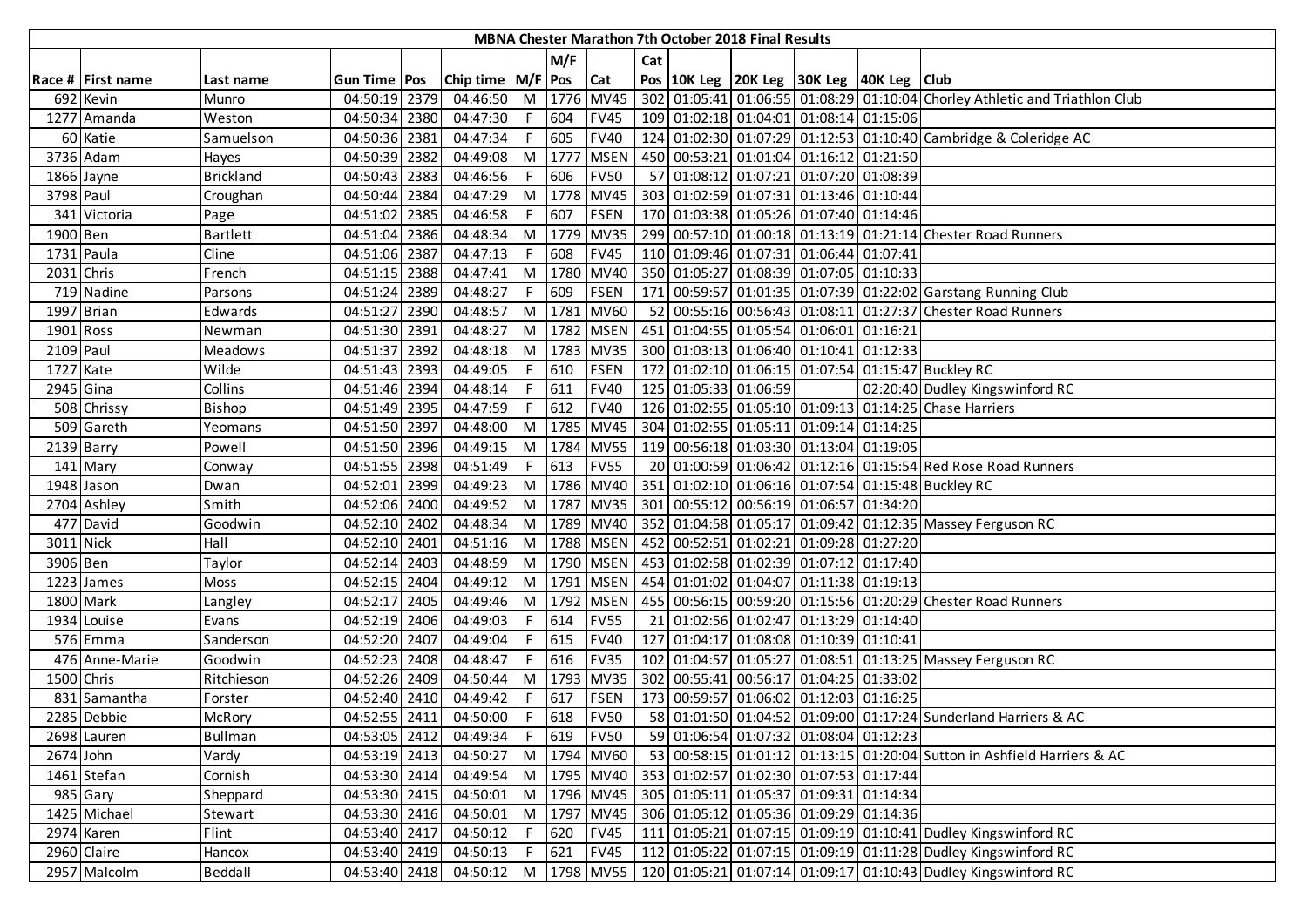| MBNA Chester Marathon 7th October 2018 Final Results | | | | | | | | | | | | | | | |
|---|---|---|---|---|---|---|---|---|---|---|---|---|---|---|---|
| | | | | | | | M/F | | Cat | | | | | | |
| Race # | First name | Last name | Gun Time | Pos | Chip time | M/F | Pos | Cat | Pos | 10K Leg | 20K Leg | 30K Leg | 40K Leg | Club |
| 692 | Kevin | Munro | 04:50:19 | 2379 | 04:46:50 | M | 1776 | MV45 | 302 | 01:05:41 | 01:06:55 | 01:08:29 | 01:10:04 | Chorley Athletic and Triathlon Club |
| 1277 | Amanda | Weston | 04:50:34 | 2380 | 04:47:30 | F | 604 | FV45 | 109 | 01:02:18 | 01:04:01 | 01:08:14 | 01:15:06 | |
| 60 | Katie | Samuelson | 04:50:36 | 2381 | 04:47:34 | F | 605 | FV40 | 124 | 01:02:30 | 01:07:29 | 01:12:53 | 01:10:40 | Cambridge & Coleridge AC |
| 3736 | Adam | Hayes | 04:50:39 | 2382 | 04:49:08 | M | 1777 | MSEN | 450 | 00:53:21 | 01:01:04 | 01:16:12 | 01:21:50 | |
| 1866 | Jayne | Brickland | 04:50:43 | 2383 | 04:46:56 | F | 606 | FV50 | 57 | 01:08:12 | 01:07:21 | 01:07:20 | 01:08:39 | |
| 3798 | Paul | Croughan | 04:50:44 | 2384 | 04:47:29 | M | 1778 | MV45 | 303 | 01:02:59 | 01:07:31 | 01:13:46 | 01:10:44 | |
| 341 | Victoria | Page | 04:51:02 | 2385 | 04:46:58 | F | 607 | FSEN | 170 | 01:03:38 | 01:05:26 | 01:07:40 | 01:14:46 | |
| 1900 | Ben | Bartlett | 04:51:04 | 2386 | 04:48:34 | M | 1779 | MV35 | 299 | 00:57:10 | 01:00:18 | 01:13:19 | 01:21:14 | Chester Road Runners |
| 1731 | Paula | Cline | 04:51:06 | 2387 | 04:47:13 | F | 608 | FV45 | 110 | 01:09:46 | 01:07:31 | 01:06:44 | 01:07:41 | |
| 2031 | Chris | French | 04:51:15 | 2388 | 04:47:41 | M | 1780 | MV40 | 350 | 01:05:27 | 01:08:39 | 01:07:05 | 01:10:33 | |
| 719 | Nadine | Parsons | 04:51:24 | 2389 | 04:48:27 | F | 609 | FSEN | 171 | 00:59:57 | 01:01:35 | 01:07:39 | 01:22:02 | Garstang Running Club |
| 1997 | Brian | Edwards | 04:51:27 | 2390 | 04:48:57 | M | 1781 | MV60 | 52 | 00:55:16 | 00:56:43 | 01:08:11 | 01:27:37 | Chester Road Runners |
| 1901 | Ross | Newman | 04:51:30 | 2391 | 04:48:27 | M | 1782 | MSEN | 451 | 01:04:55 | 01:05:54 | 01:06:01 | 01:16:21 | |
| 2109 | Paul | Meadows | 04:51:37 | 2392 | 04:48:18 | M | 1783 | MV35 | 300 | 01:03:13 | 01:06:40 | 01:10:41 | 01:12:33 | |
| 1727 | Kate | Wilde | 04:51:43 | 2393 | 04:49:05 | F | 610 | FSEN | 172 | 01:02:10 | 01:06:15 | 01:07:54 | 01:15:47 | Buckley RC |
| 2945 | Gina | Collins | 04:51:46 | 2394 | 04:48:14 | F | 611 | FV40 | 125 | 01:05:33 | 01:06:59 | | 02:20:40 | Dudley Kingswinford RC |
| 508 | Chrissy | Bishop | 04:51:49 | 2395 | 04:47:59 | F | 612 | FV40 | 126 | 01:02:55 | 01:05:10 | 01:09:13 | 01:14:25 | Chase Harriers |
| 509 | Gareth | Yeomans | 04:51:50 | 2397 | 04:48:00 | M | 1785 | MV45 | 304 | 01:02:55 | 01:05:11 | 01:09:14 | 01:14:25 | |
| 2139 | Barry | Powell | 04:51:50 | 2396 | 04:49:15 | M | 1784 | MV55 | 119 | 00:56:18 | 01:03:30 | 01:13:04 | 01:19:05 | |
| 141 | Mary | Conway | 04:51:55 | 2398 | 04:51:49 | F | 613 | FV55 | 20 | 01:00:59 | 01:06:42 | 01:12:16 | 01:15:54 | Red Rose Road Runners |
| 1948 | Jason | Dwan | 04:52:01 | 2399 | 04:49:23 | M | 1786 | MV40 | 351 | 01:02:10 | 01:06:16 | 01:07:54 | 01:15:48 | Buckley RC |
| 2704 | Ashley | Smith | 04:52:06 | 2400 | 04:49:52 | M | 1787 | MV35 | 301 | 00:55:12 | 00:56:19 | 01:06:57 | 01:34:20 | |
| 477 | David | Goodwin | 04:52:10 | 2402 | 04:48:34 | M | 1789 | MV40 | 352 | 01:04:58 | 01:05:17 | 01:09:42 | 01:12:35 | Massey Ferguson RC |
| 3011 | Nick | Hall | 04:52:10 | 2401 | 04:51:16 | M | 1788 | MSEN | 452 | 00:52:51 | 01:02:21 | 01:09:28 | 01:27:20 | |
| 3906 | Ben | Taylor | 04:52:14 | 2403 | 04:48:59 | M | 1790 | MSEN | 453 | 01:02:58 | 01:02:39 | 01:07:12 | 01:17:40 | |
| 1223 | James | Moss | 04:52:15 | 2404 | 04:49:12 | M | 1791 | MSEN | 454 | 01:01:02 | 01:04:07 | 01:11:38 | 01:19:13 | |
| 1800 | Mark | Langley | 04:52:17 | 2405 | 04:49:46 | M | 1792 | MSEN | 455 | 00:56:15 | 00:59:20 | 01:15:56 | 01:20:29 | Chester Road Runners |
| 1934 | Louise | Evans | 04:52:19 | 2406 | 04:49:03 | F | 614 | FV55 | 21 | 01:02:56 | 01:02:47 | 01:13:29 | 01:14:40 | |
| 576 | Emma | Sanderson | 04:52:20 | 2407 | 04:49:04 | F | 615 | FV40 | 127 | 01:04:17 | 01:08:08 | 01:10:39 | 01:10:41 | |
| 476 | Anne-Marie | Goodwin | 04:52:23 | 2408 | 04:48:47 | F | 616 | FV35 | 102 | 01:04:57 | 01:05:27 | 01:08:51 | 01:13:25 | Massey Ferguson RC |
| 1500 | Chris | Ritchieson | 04:52:26 | 2409 | 04:50:44 | M | 1793 | MV35 | 302 | 00:55:41 | 00:56:17 | 01:04:25 | 01:33:02 | |
| 831 | Samantha | Forster | 04:52:40 | 2410 | 04:49:42 | F | 617 | FSEN | 173 | 00:59:57 | 01:06:02 | 01:12:03 | 01:16:25 | |
| 2285 | Debbie | McRory | 04:52:55 | 2411 | 04:50:00 | F | 618 | FV50 | 58 | 01:01:50 | 01:04:52 | 01:09:00 | 01:17:24 | Sunderland Harriers & AC |
| 2698 | Lauren | Bullman | 04:53:05 | 2412 | 04:49:34 | F | 619 | FV50 | 59 | 01:06:54 | 01:07:32 | 01:08:04 | 01:12:23 | |
| 2674 | John | Vardy | 04:53:19 | 2413 | 04:50:27 | M | 1794 | MV60 | 53 | 00:58:15 | 01:01:12 | 01:13:15 | 01:20:04 | Sutton in Ashfield Harriers & AC |
| 1461 | Stefan | Cornish | 04:53:30 | 2414 | 04:49:54 | M | 1795 | MV40 | 353 | 01:02:57 | 01:02:30 | 01:07:53 | 01:17:44 | |
| 985 | Gary | Sheppard | 04:53:30 | 2415 | 04:50:01 | M | 1796 | MV45 | 305 | 01:05:11 | 01:05:37 | 01:09:31 | 01:14:34 | |
| 1425 | Michael | Stewart | 04:53:30 | 2416 | 04:50:01 | M | 1797 | MV45 | 306 | 01:05:12 | 01:05:36 | 01:09:29 | 01:14:36 | |
| 2974 | Karen | Flint | 04:53:40 | 2417 | 04:50:12 | F | 620 | FV45 | 111 | 01:05:21 | 01:07:15 | 01:09:19 | 01:10:41 | Dudley Kingswinford RC |
| 2960 | Claire | Hancox | 04:53:40 | 2419 | 04:50:13 | F | 621 | FV45 | 112 | 01:05:22 | 01:07:15 | 01:09:19 | 01:11:28 | Dudley Kingswinford RC |
| 2957 | Malcolm | Beddall | 04:53:40 | 2418 | 04:50:12 | M | 1798 | MV55 | 120 | 01:05:21 | 01:07:14 | 01:09:17 | 01:10:43 | Dudley Kingswinford RC |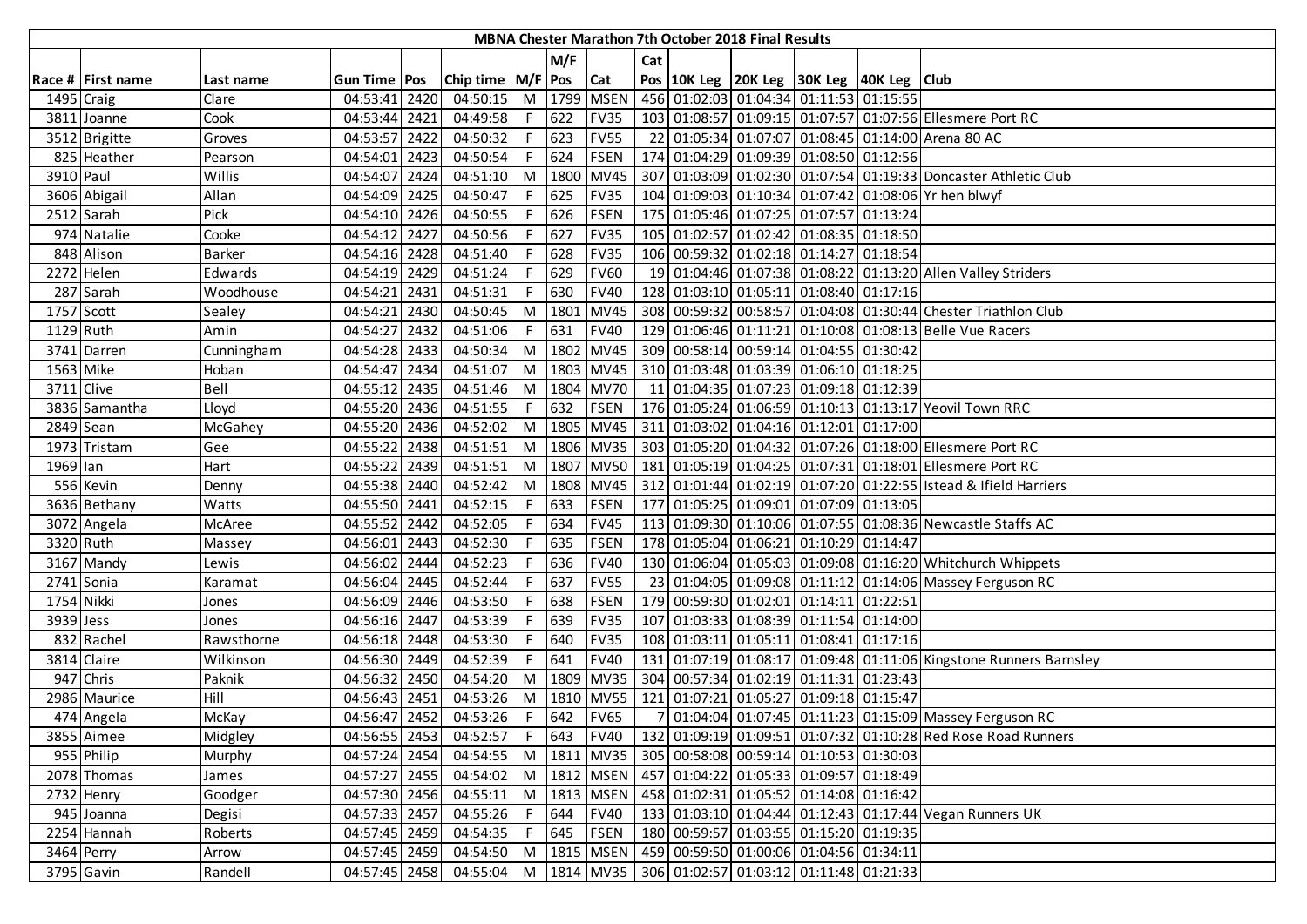**MBNA Chester Marathon 7th October 2018 Final Results**

| Race # | First name | Last name | Gun Time | Pos | Chip time | M/F | M/F Pos | Cat | Cat Pos | 10K Leg | 20K Leg | 30K Leg | 40K Leg | Club |
|---|---|---|---|---|---|---|---|---|---|---|---|---|---|---|
| 1495 | Craig | Clare | 04:53:41 | 2420 | 04:50:15 | M | 1799 | MSEN | 456 | 01:02:03 | 01:04:34 | 01:11:53 | 01:15:55 | |
| 3811 | Joanne | Cook | 04:53:44 | 2421 | 04:49:58 | F | 622 | FV35 | 103 | 01:08:57 | 01:09:15 | 01:07:57 | 01:07:56 | Ellesmere Port RC |
| 3512 | Brigitte | Groves | 04:53:57 | 2422 | 04:50:32 | F | 623 | FV55 | 22 | 01:05:34 | 01:07:07 | 01:08:45 | 01:14:00 | Arena 80 AC |
| 825 | Heather | Pearson | 04:54:01 | 2423 | 04:50:54 | F | 624 | FSEN | 174 | 01:04:29 | 01:09:39 | 01:08:50 | 01:12:56 | |
| 3910 | Paul | Willis | 04:54:07 | 2424 | 04:51:10 | M | 1800 | MV45 | 307 | 01:03:09 | 01:02:30 | 01:07:54 | 01:19:33 | Doncaster Athletic Club |
| 3606 | Abigail | Allan | 04:54:09 | 2425 | 04:50:47 | F | 625 | FV35 | 104 | 01:09:03 | 01:10:34 | 01:07:42 | 01:08:06 | Yr hen blwyf |
| 2512 | Sarah | Pick | 04:54:10 | 2426 | 04:50:55 | F | 626 | FSEN | 175 | 01:05:46 | 01:07:25 | 01:07:57 | 01:13:24 | |
| 974 | Natalie | Cooke | 04:54:12 | 2427 | 04:50:56 | F | 627 | FV35 | 105 | 01:02:57 | 01:02:42 | 01:08:35 | 01:18:50 | |
| 848 | Alison | Barker | 04:54:16 | 2428 | 04:51:40 | F | 628 | FV35 | 106 | 00:59:32 | 01:02:18 | 01:14:27 | 01:18:54 | |
| 2272 | Helen | Edwards | 04:54:19 | 2429 | 04:51:24 | F | 629 | FV60 | 19 | 01:04:46 | 01:07:38 | 01:08:22 | 01:13:20 | Allen Valley Striders |
| 287 | Sarah | Woodhouse | 04:54:21 | 2431 | 04:51:31 | F | 630 | FV40 | 128 | 01:03:10 | 01:05:11 | 01:08:40 | 01:17:16 | |
| 1757 | Scott | Sealey | 04:54:21 | 2430 | 04:50:45 | M | 1801 | MV45 | 308 | 00:59:32 | 00:58:57 | 01:04:08 | 01:30:44 | Chester Triathlon Club |
| 1129 | Ruth | Amin | 04:54:27 | 2432 | 04:51:06 | F | 631 | FV40 | 129 | 01:06:46 | 01:11:21 | 01:10:08 | 01:08:13 | Belle Vue Racers |
| 3741 | Darren | Cunningham | 04:54:28 | 2433 | 04:50:34 | M | 1802 | MV45 | 309 | 00:58:14 | 00:59:14 | 01:04:55 | 01:30:42 | |
| 1563 | Mike | Hoban | 04:54:47 | 2434 | 04:51:07 | M | 1803 | MV45 | 310 | 01:03:48 | 01:03:39 | 01:06:10 | 01:18:25 | |
| 3711 | Clive | Bell | 04:55:12 | 2435 | 04:51:46 | M | 1804 | MV70 | 11 | 01:04:35 | 01:07:23 | 01:09:18 | 01:12:39 | |
| 3836 | Samantha | Lloyd | 04:55:20 | 2436 | 04:51:55 | F | 632 | FSEN | 176 | 01:05:24 | 01:06:59 | 01:10:13 | 01:13:17 | Yeovil Town RRC |
| 2849 | Sean | McGahey | 04:55:20 | 2436 | 04:52:02 | M | 1805 | MV45 | 311 | 01:03:02 | 01:04:16 | 01:12:01 | 01:17:00 | |
| 1973 | Tristam | Gee | 04:55:22 | 2438 | 04:51:51 | M | 1806 | MV35 | 303 | 01:05:20 | 01:04:32 | 01:07:26 | 01:18:00 | Ellesmere Port RC |
| 1969 | Ian | Hart | 04:55:22 | 2439 | 04:51:51 | M | 1807 | MV50 | 181 | 01:05:19 | 01:04:25 | 01:07:31 | 01:18:01 | Ellesmere Port RC |
| 556 | Kevin | Denny | 04:55:38 | 2440 | 04:52:42 | M | 1808 | MV45 | 312 | 01:01:44 | 01:02:19 | 01:07:20 | 01:22:55 | Istead & Ifield Harriers |
| 3636 | Bethany | Watts | 04:55:50 | 2441 | 04:52:15 | F | 633 | FSEN | 177 | 01:05:25 | 01:09:01 | 01:07:09 | 01:13:05 | |
| 3072 | Angela | McAree | 04:55:52 | 2442 | 04:52:05 | F | 634 | FV45 | 113 | 01:09:30 | 01:10:06 | 01:07:55 | 01:08:36 | Newcastle Staffs AC |
| 3320 | Ruth | Massey | 04:56:01 | 2443 | 04:52:30 | F | 635 | FSEN | 178 | 01:05:04 | 01:06:21 | 01:10:29 | 01:14:47 | |
| 3167 | Mandy | Lewis | 04:56:02 | 2444 | 04:52:23 | F | 636 | FV40 | 130 | 01:06:04 | 01:05:03 | 01:09:08 | 01:16:20 | Whitchurch Whippets |
| 2741 | Sonia | Karamat | 04:56:04 | 2445 | 04:52:44 | F | 637 | FV55 | 23 | 01:04:05 | 01:09:08 | 01:11:12 | 01:14:06 | Massey Ferguson RC |
| 1754 | Nikki | Jones | 04:56:09 | 2446 | 04:53:50 | F | 638 | FSEN | 179 | 00:59:30 | 01:02:01 | 01:14:11 | 01:22:51 | |
| 3939 | Jess | Jones | 04:56:16 | 2447 | 04:53:39 | F | 639 | FV35 | 107 | 01:03:33 | 01:08:39 | 01:11:54 | 01:14:00 | |
| 832 | Rachel | Rawsthorne | 04:56:18 | 2448 | 04:53:30 | F | 640 | FV35 | 108 | 01:03:11 | 01:05:11 | 01:08:41 | 01:17:16 | |
| 3814 | Claire | Wilkinson | 04:56:30 | 2449 | 04:52:39 | F | 641 | FV40 | 131 | 01:07:19 | 01:08:17 | 01:09:48 | 01:11:06 | Kingstone Runners Barnsley |
| 947 | Chris | Paknik | 04:56:32 | 2450 | 04:54:20 | M | 1809 | MV35 | 304 | 00:57:34 | 01:02:19 | 01:11:31 | 01:23:43 | |
| 2986 | Maurice | Hill | 04:56:43 | 2451 | 04:53:26 | M | 1810 | MV55 | 121 | 01:07:21 | 01:05:27 | 01:09:18 | 01:15:47 | |
| 474 | Angela | McKay | 04:56:47 | 2452 | 04:53:26 | F | 642 | FV65 | 7 | 01:04:04 | 01:07:45 | 01:11:23 | 01:15:09 | Massey Ferguson RC |
| 3855 | Aimee | Midgley | 04:56:55 | 2453 | 04:52:57 | F | 643 | FV40 | 132 | 01:09:19 | 01:09:51 | 01:07:32 | 01:10:28 | Red Rose Road Runners |
| 955 | Philip | Murphy | 04:57:24 | 2454 | 04:54:55 | M | 1811 | MV35 | 305 | 00:58:08 | 00:59:14 | 01:10:53 | 01:30:03 | |
| 2078 | Thomas | James | 04:57:27 | 2455 | 04:54:02 | M | 1812 | MSEN | 457 | 01:04:22 | 01:05:33 | 01:09:57 | 01:18:49 | |
| 2732 | Henry | Goodger | 04:57:30 | 2456 | 04:55:11 | M | 1813 | MSEN | 458 | 01:02:31 | 01:05:52 | 01:14:08 | 01:16:42 | |
| 945 | Joanna | Degisi | 04:57:33 | 2457 | 04:55:26 | F | 644 | FV40 | 133 | 01:03:10 | 01:04:44 | 01:12:43 | 01:17:44 | Vegan Runners UK |
| 2254 | Hannah | Roberts | 04:57:45 | 2459 | 04:54:35 | F | 645 | FSEN | 180 | 00:59:57 | 01:03:55 | 01:15:20 | 01:19:35 | |
| 3464 | Perry | Arrow | 04:57:45 | 2459 | 04:54:50 | M | 1815 | MSEN | 459 | 00:59:50 | 01:00:06 | 01:04:56 | 01:34:11 | |
| 3795 | Gavin | Randell | 04:57:45 | 2458 | 04:55:04 | M | 1814 | MV35 | 306 | 01:02:57 | 01:03:12 | 01:11:48 | 01:21:33 | |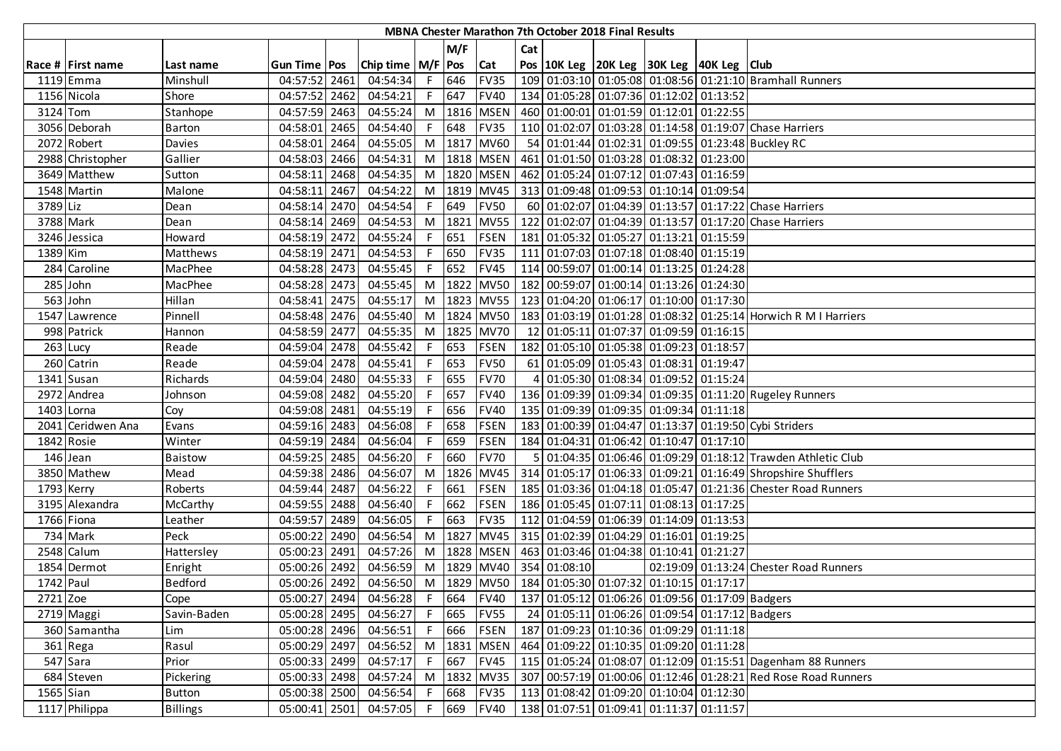# MBNA Chester Marathon 7th October 2018 Final Results

| Race # | First name | Last name | Gun Time | Pos | Chip time | M/F | M/F Pos | Cat | Cat Pos | 10K Leg | 20K Leg | 30K Leg | 40K Leg | Club |
|---|---|---|---|---|---|---|---|---|---|---|---|---|---|---|
| 1119 | Emma | Minshull | 04:57:52 | 2461 | 04:54:34 | F | 646 | FV35 | 109 | 01:03:10 | 01:05:08 | 01:08:56 | 01:21:10 | Bramhall Runners |
| 1156 | Nicola | Shore | 04:57:52 | 2462 | 04:54:21 | F | 647 | FV40 | 134 | 01:05:28 | 01:07:36 | 01:12:02 | 01:13:52 | |
| 3124 | Tom | Stanhope | 04:57:59 | 2463 | 04:55:24 | M | 1816 | MSEN | 460 | 01:00:01 | 01:01:59 | 01:12:01 | 01:22:55 | |
| 3056 | Deborah | Barton | 04:58:01 | 2465 | 04:54:40 | F | 648 | FV35 | 110 | 01:02:07 | 01:03:28 | 01:14:58 | 01:19:07 | Chase Harriers |
| 2072 | Robert | Davies | 04:58:01 | 2464 | 04:55:05 | M | 1817 | MV60 | 54 | 01:01:44 | 01:02:31 | 01:09:55 | 01:23:48 | Buckley RC |
| 2988 | Christopher | Gallier | 04:58:03 | 2466 | 04:54:31 | M | 1818 | MSEN | 461 | 01:01:50 | 01:03:28 | 01:08:32 | 01:23:00 | |
| 3649 | Matthew | Sutton | 04:58:11 | 2468 | 04:54:35 | M | 1820 | MSEN | 462 | 01:05:24 | 01:07:12 | 01:07:43 | 01:16:59 | |
| 1548 | Martin | Malone | 04:58:11 | 2467 | 04:54:22 | M | 1819 | MV45 | 313 | 01:09:48 | 01:09:53 | 01:10:14 | 01:09:54 | |
| 3789 | Liz | Dean | 04:58:14 | 2470 | 04:54:54 | F | 649 | FV50 | 60 | 01:02:07 | 01:04:39 | 01:13:57 | 01:17:22 | Chase Harriers |
| 3788 | Mark | Dean | 04:58:14 | 2469 | 04:54:53 | M | 1821 | MV55 | 122 | 01:02:07 | 01:04:39 | 01:13:57 | 01:17:20 | Chase Harriers |
| 3246 | Jessica | Howard | 04:58:19 | 2472 | 04:55:24 | F | 651 | FSEN | 181 | 01:05:32 | 01:05:27 | 01:13:21 | 01:15:59 | |
| 1389 | Kim | Matthews | 04:58:19 | 2471 | 04:54:53 | F | 650 | FV35 | 111 | 01:07:03 | 01:07:18 | 01:08:40 | 01:15:19 | |
| 284 | Caroline | MacPhee | 04:58:28 | 2473 | 04:55:45 | F | 652 | FV45 | 114 | 00:59:07 | 01:00:14 | 01:13:25 | 01:24:28 | |
| 285 | John | MacPhee | 04:58:28 | 2473 | 04:55:45 | M | 1822 | MV50 | 182 | 00:59:07 | 01:00:14 | 01:13:26 | 01:24:30 | |
| 563 | John | Hillan | 04:58:41 | 2475 | 04:55:17 | M | 1823 | MV55 | 123 | 01:04:20 | 01:06:17 | 01:10:00 | 01:17:30 | |
| 1547 | Lawrence | Pinnell | 04:58:48 | 2476 | 04:55:40 | M | 1824 | MV50 | 183 | 01:03:19 | 01:01:28 | 01:08:32 | 01:25:14 | Horwich R M I Harriers |
| 998 | Patrick | Hannon | 04:58:59 | 2477 | 04:55:35 | M | 1825 | MV70 | 12 | 01:05:11 | 01:07:37 | 01:09:59 | 01:16:15 | |
| 263 | Lucy | Reade | 04:59:04 | 2478 | 04:55:42 | F | 653 | FSEN | 182 | 01:05:10 | 01:05:38 | 01:09:23 | 01:18:57 | |
| 260 | Catrin | Reade | 04:59:04 | 2478 | 04:55:41 | F | 653 | FV50 | 61 | 01:05:09 | 01:05:43 | 01:08:31 | 01:19:47 | |
| 1341 | Susan | Richards | 04:59:04 | 2480 | 04:55:33 | F | 655 | FV70 | 4 | 01:05:30 | 01:08:34 | 01:09:52 | 01:15:24 | |
| 2972 | Andrea | Johnson | 04:59:08 | 2482 | 04:55:20 | F | 657 | FV40 | 136 | 01:09:39 | 01:09:34 | 01:09:35 | 01:11:20 | Rugeley Runners |
| 1403 | Lorna | Coy | 04:59:08 | 2481 | 04:55:19 | F | 656 | FV40 | 135 | 01:09:39 | 01:09:35 | 01:09:34 | 01:11:18 | |
| 2041 | Ceridwen Ana | Evans | 04:59:16 | 2483 | 04:56:08 | F | 658 | FSEN | 183 | 01:00:39 | 01:04:47 | 01:13:37 | 01:19:50 | Cybi Striders |
| 1842 | Rosie | Winter | 04:59:19 | 2484 | 04:56:04 | F | 659 | FSEN | 184 | 01:04:31 | 01:06:42 | 01:10:47 | 01:17:10 | |
| 146 | Jean | Baistow | 04:59:25 | 2485 | 04:56:20 | F | 660 | FV70 | 5 | 01:04:35 | 01:06:46 | 01:09:29 | 01:18:12 | Trawden Athletic Club |
| 3850 | Mathew | Mead | 04:59:38 | 2486 | 04:56:07 | M | 1826 | MV45 | 314 | 01:05:17 | 01:06:33 | 01:09:21 | 01:16:49 | Shropshire Shufflers |
| 1793 | Kerry | Roberts | 04:59:44 | 2487 | 04:56:22 | F | 661 | FSEN | 185 | 01:03:36 | 01:04:18 | 01:05:47 | 01:21:36 | Chester Road Runners |
| 3195 | Alexandra | McCarthy | 04:59:55 | 2488 | 04:56:40 | F | 662 | FSEN | 186 | 01:05:45 | 01:07:11 | 01:08:13 | 01:17:25 | |
| 1766 | Fiona | Leather | 04:59:57 | 2489 | 04:56:05 | F | 663 | FV35 | 112 | 01:04:59 | 01:06:39 | 01:14:09 | 01:13:53 | |
| 734 | Mark | Peck | 05:00:22 | 2490 | 04:56:54 | M | 1827 | MV45 | 315 | 01:02:39 | 01:04:29 | 01:16:01 | 01:19:25 | |
| 2548 | Calum | Hattersley | 05:00:23 | 2491 | 04:57:26 | M | 1828 | MSEN | 463 | 01:03:46 | 01:04:38 | 01:10:41 | 01:21:27 | |
| 1854 | Dermot | Enright | 05:00:26 | 2492 | 04:56:59 | M | 1829 | MV40 | 354 | 01:08:10 | | 02:19:09 | 01:13:24 | Chester Road Runners |
| 1742 | Paul | Bedford | 05:00:26 | 2492 | 04:56:50 | M | 1829 | MV50 | 184 | 01:05:30 | 01:07:32 | 01:10:15 | 01:17:17 | |
| 2721 | Zoe | Cope | 05:00:27 | 2494 | 04:56:28 | F | 664 | FV40 | 137 | 01:05:12 | 01:06:26 | 01:09:56 | 01:17:09 | Badgers |
| 2719 | Maggi | Savin-Baden | 05:00:28 | 2495 | 04:56:27 | F | 665 | FV55 | 24 | 01:05:11 | 01:06:26 | 01:09:54 | 01:17:12 | Badgers |
| 360 | Samantha | Lim | 05:00:28 | 2496 | 04:56:51 | F | 666 | FSEN | 187 | 01:09:23 | 01:10:36 | 01:09:29 | 01:11:18 | |
| 361 | Rega | Rasul | 05:00:29 | 2497 | 04:56:52 | M | 1831 | MSEN | 464 | 01:09:22 | 01:10:35 | 01:09:20 | 01:11:28 | |
| 547 | Sara | Prior | 05:00:33 | 2499 | 04:57:17 | F | 667 | FV45 | 115 | 01:05:24 | 01:08:07 | 01:12:09 | 01:15:51 | Dagenham 88 Runners |
| 684 | Steven | Pickering | 05:00:33 | 2498 | 04:57:24 | M | 1832 | MV35 | 307 | 00:57:19 | 01:00:06 | 01:12:46 | 01:28:21 | Red Rose Road Runners |
| 1565 | Sian | Button | 05:00:38 | 2500 | 04:56:54 | F | 668 | FV35 | 113 | 01:08:42 | 01:09:20 | 01:10:04 | 01:12:30 | |
| 1117 | Philippa | Billings | 05:00:41 | 2501 | 04:57:05 | F | 669 | FV40 | 138 | 01:07:51 | 01:09:41 | 01:11:37 | 01:11:57 | |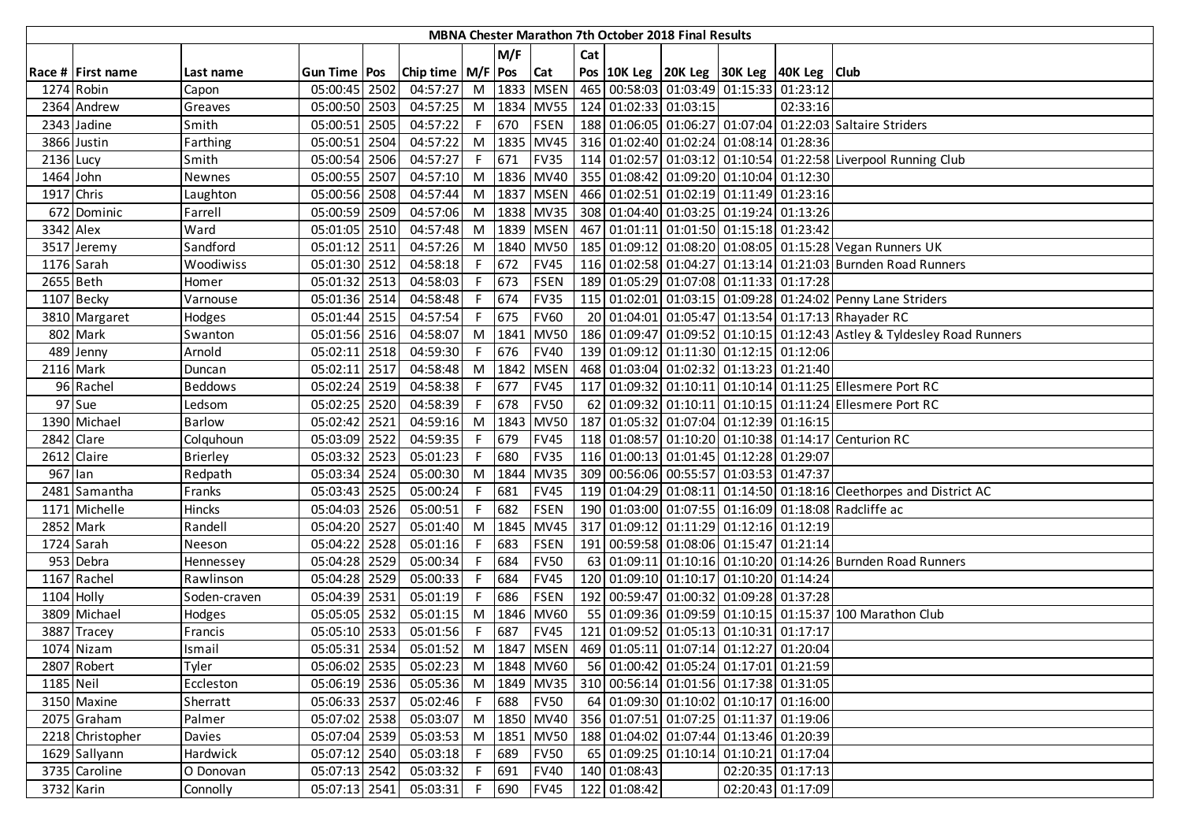# MBNA Chester Marathon 7th October 2018 Final Results

| Race # | First name | Last name | Gun Time | Pos | Chip time | M/F | M/F Pos | Cat | Cat Pos | 10K Leg | 20K Leg | 30K Leg | 40K Leg | Club |
|---|---|---|---|---|---|---|---|---|---|---|---|---|---|---|
| 1274 | Robin | Capon | 05:00:45 | 2502 | 04:57:27 | M | 1833 | MSEN | 465 | 00:58:03 | 01:03:49 | 01:15:33 | 01:23:12 | |
| 2364 | Andrew | Greaves | 05:00:50 | 2503 | 04:57:25 | M | 1834 | MV55 | 124 | 01:02:33 | 01:03:15 | | 02:33:16 | |
| 2343 | Jadine | Smith | 05:00:51 | 2505 | 04:57:22 | F | 670 | FSEN | 188 | 01:06:05 | 01:06:27 | 01:07:04 | 01:22:03 | Saltaire Striders |
| 3866 | Justin | Farthing | 05:00:51 | 2504 | 04:57:22 | M | 1835 | MV45 | 316 | 01:02:40 | 01:02:24 | 01:08:14 | 01:28:36 | |
| 2136 | Lucy | Smith | 05:00:54 | 2506 | 04:57:27 | F | 671 | FV35 | 114 | 01:02:57 | 01:03:12 | 01:10:54 | 01:22:58 | Liverpool Running Club |
| 1464 | John | Newnes | 05:00:55 | 2507 | 04:57:10 | M | 1836 | MV40 | 355 | 01:08:42 | 01:09:20 | 01:10:04 | 01:12:30 | |
| 1917 | Chris | Laughton | 05:00:56 | 2508 | 04:57:44 | M | 1837 | MSEN | 466 | 01:02:51 | 01:02:19 | 01:11:49 | 01:23:16 | |
| 672 | Dominic | Farrell | 05:00:59 | 2509 | 04:57:06 | M | 1838 | MV35 | 308 | 01:04:40 | 01:03:25 | 01:19:24 | 01:13:26 | |
| 3342 | Alex | Ward | 05:01:05 | 2510 | 04:57:48 | M | 1839 | MSEN | 467 | 01:01:11 | 01:01:50 | 01:15:18 | 01:23:42 | |
| 3517 | Jeremy | Sandford | 05:01:12 | 2511 | 04:57:26 | M | 1840 | MV50 | 185 | 01:09:12 | 01:08:20 | 01:08:05 | 01:15:28 | Vegan Runners UK |
| 1176 | Sarah | Woodiwiss | 05:01:30 | 2512 | 04:58:18 | F | 672 | FV45 | 116 | 01:02:58 | 01:04:27 | 01:13:14 | 01:21:03 | Burnden Road Runners |
| 2655 | Beth | Homer | 05:01:32 | 2513 | 04:58:03 | F | 673 | FSEN | 189 | 01:05:29 | 01:07:08 | 01:11:33 | 01:17:28 | |
| 1107 | Becky | Varnouse | 05:01:36 | 2514 | 04:58:48 | F | 674 | FV35 | 115 | 01:02:01 | 01:03:15 | 01:09:28 | 01:24:02 | Penny Lane Striders |
| 3810 | Margaret | Hodges | 05:01:44 | 2515 | 04:57:54 | F | 675 | FV60 | 20 | 01:04:01 | 01:05:47 | 01:13:54 | 01:17:13 | Rhayader RC |
| 802 | Mark | Swanton | 05:01:56 | 2516 | 04:58:07 | M | 1841 | MV50 | 186 | 01:09:47 | 01:09:52 | 01:10:15 | 01:12:43 | Astley & Tyldesley Road Runners |
| 489 | Jenny | Arnold | 05:02:11 | 2518 | 04:59:30 | F | 676 | FV40 | 139 | 01:09:12 | 01:11:30 | 01:12:15 | 01:12:06 | |
| 2116 | Mark | Duncan | 05:02:11 | 2517 | 04:58:48 | M | 1842 | MSEN | 468 | 01:03:04 | 01:02:32 | 01:13:23 | 01:21:40 | |
| 96 | Rachel | Beddows | 05:02:24 | 2519 | 04:58:38 | F | 677 | FV45 | 117 | 01:09:32 | 01:10:11 | 01:10:14 | 01:11:25 | Ellesmere Port RC |
| 97 | Sue | Ledsom | 05:02:25 | 2520 | 04:58:39 | F | 678 | FV50 | 62 | 01:09:32 | 01:10:11 | 01:10:15 | 01:11:24 | Ellesmere Port RC |
| 1390 | Michael | Barlow | 05:02:42 | 2521 | 04:59:16 | M | 1843 | MV50 | 187 | 01:05:32 | 01:07:04 | 01:12:39 | 01:16:15 | |
| 2842 | Clare | Colquhoun | 05:03:09 | 2522 | 04:59:35 | F | 679 | FV45 | 118 | 01:08:57 | 01:10:20 | 01:10:38 | 01:14:17 | Centurion RC |
| 2612 | Claire | Brierley | 05:03:32 | 2523 | 05:01:23 | F | 680 | FV35 | 116 | 01:00:13 | 01:01:45 | 01:12:28 | 01:29:07 | |
| 967 | Ian | Redpath | 05:03:34 | 2524 | 05:00:30 | M | 1844 | MV35 | 309 | 00:56:06 | 00:55:57 | 01:03:53 | 01:47:37 | |
| 2481 | Samantha | Franks | 05:03:43 | 2525 | 05:00:24 | F | 681 | FV45 | 119 | 01:04:29 | 01:08:11 | 01:14:50 | 01:18:16 | Cleethorpes and District AC |
| 1171 | Michelle | Hincks | 05:04:03 | 2526 | 05:00:51 | F | 682 | FSEN | 190 | 01:03:00 | 01:07:55 | 01:16:09 | 01:18:08 | Radcliffe ac |
| 2852 | Mark | Randell | 05:04:20 | 2527 | 05:01:40 | M | 1845 | MV45 | 317 | 01:09:12 | 01:11:29 | 01:12:16 | 01:12:19 | |
| 1724 | Sarah | Neeson | 05:04:22 | 2528 | 05:01:16 | F | 683 | FSEN | 191 | 00:59:58 | 01:08:06 | 01:15:47 | 01:21:14 | |
| 953 | Debra | Hennessey | 05:04:28 | 2529 | 05:00:34 | F | 684 | FV50 | 63 | 01:09:11 | 01:10:16 | 01:10:20 | 01:14:26 | Burnden Road Runners |
| 1167 | Rachel | Rawlinson | 05:04:28 | 2529 | 05:00:33 | F | 684 | FV45 | 120 | 01:09:10 | 01:10:17 | 01:10:20 | 01:14:24 | |
| 1104 | Holly | Soden-craven | 05:04:39 | 2531 | 05:01:19 | F | 686 | FSEN | 192 | 00:59:47 | 01:00:32 | 01:09:28 | 01:37:28 | |
| 3809 | Michael | Hodges | 05:05:05 | 2532 | 05:01:15 | M | 1846 | MV60 | 55 | 01:09:36 | 01:09:59 | 01:10:15 | 01:15:37 | 100 Marathon Club |
| 3887 | Tracey | Francis | 05:05:10 | 2533 | 05:01:56 | F | 687 | FV45 | 121 | 01:09:52 | 01:05:13 | 01:10:31 | 01:17:17 | |
| 1074 | Nizam | Ismail | 05:05:31 | 2534 | 05:01:52 | M | 1847 | MSEN | 469 | 01:05:11 | 01:07:14 | 01:12:27 | 01:20:04 | |
| 2807 | Robert | Tyler | 05:06:02 | 2535 | 05:02:23 | M | 1848 | MV60 | 56 | 01:00:42 | 01:05:24 | 01:17:01 | 01:21:59 | |
| 1185 | Neil | Eccleston | 05:06:19 | 2536 | 05:05:36 | M | 1849 | MV35 | 310 | 00:56:14 | 01:01:56 | 01:17:38 | 01:31:05 | |
| 3150 | Maxine | Sherratt | 05:06:33 | 2537 | 05:02:46 | F | 688 | FV50 | 64 | 01:09:30 | 01:10:02 | 01:10:17 | 01:16:00 | |
| 2075 | Graham | Palmer | 05:07:02 | 2538 | 05:03:07 | M | 1850 | MV40 | 356 | 01:07:51 | 01:07:25 | 01:11:37 | 01:19:06 | |
| 2218 | Christopher | Davies | 05:07:04 | 2539 | 05:03:53 | M | 1851 | MV50 | 188 | 01:04:02 | 01:07:44 | 01:13:46 | 01:20:39 | |
| 1629 | Sallyann | Hardwick | 05:07:12 | 2540 | 05:03:18 | F | 689 | FV50 | 65 | 01:09:25 | 01:10:14 | 01:10:21 | 01:17:04 | |
| 3735 | Caroline | O Donovan | 05:07:13 | 2542 | 05:03:32 | F | 691 | FV40 | 140 | 01:08:43 | | 02:20:35 | 01:17:13 | |
| 3732 | Karin | Connolly | 05:07:13 | 2541 | 05:03:31 | F | 690 | FV45 | 122 | 01:08:42 | | 02:20:43 | 01:17:09 | |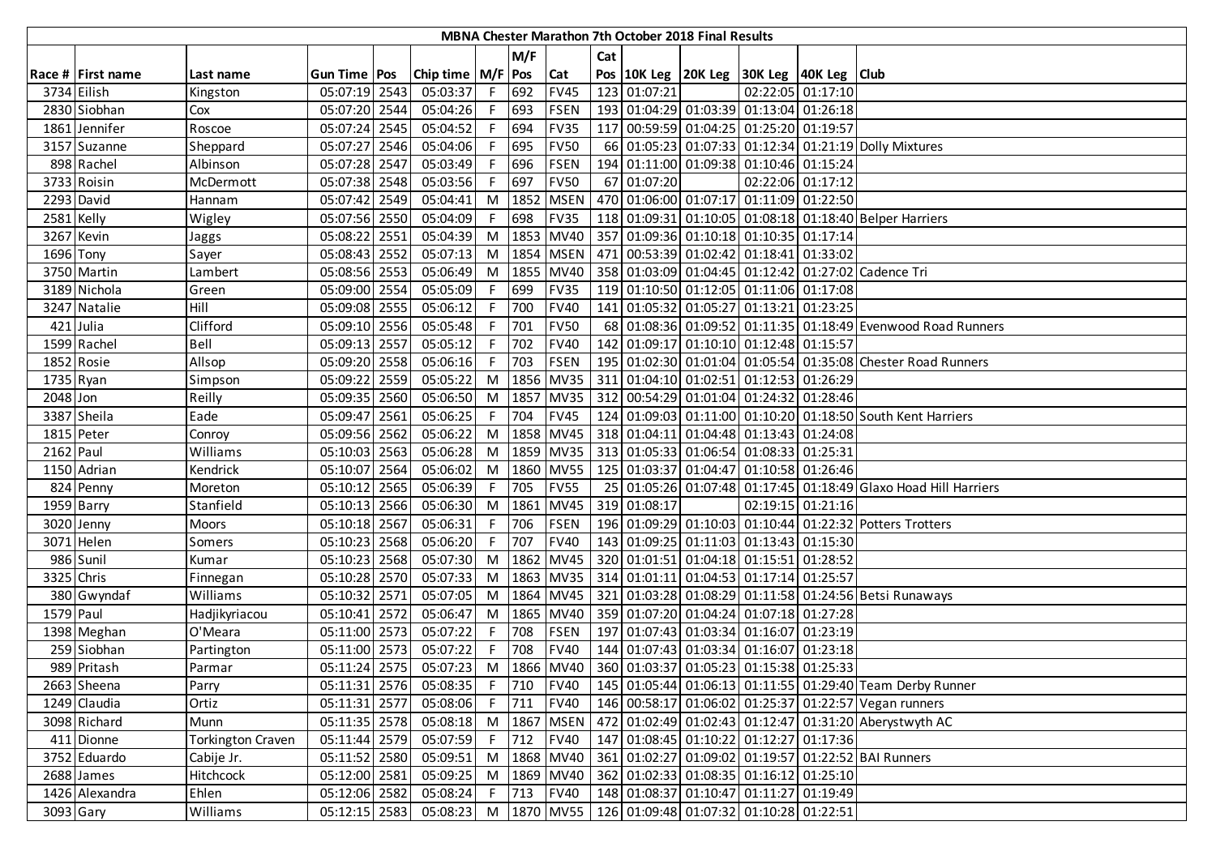# MBNA Chester Marathon 7th October 2018 Final Results

| Race # | First name | Last name | Gun Time | Pos | Chip time | M/F | M/F Pos | Cat | Cat Pos | 10K Leg | 20K Leg | 30K Leg | 40K Leg | Club |
|---|---|---|---|---|---|---|---|---|---|---|---|---|---|---|
| 3734 | Eilish | Kingston | 05:07:19 | 2543 | 05:03:37 | F | 692 | FV45 | 123 | 01:07:21 | | 02:22:05 | 01:17:10 | |
| 2830 | Siobhan | Cox | 05:07:20 | 2544 | 05:04:26 | F | 693 | FSEN | 193 | 01:04:29 | 01:03:39 | 01:13:04 | 01:26:18 | |
| 1861 | Jennifer | Roscoe | 05:07:24 | 2545 | 05:04:52 | F | 694 | FV35 | 117 | 00:59:59 | 01:04:25 | 01:25:20 | 01:19:57 | |
| 3157 | Suzanne | Sheppard | 05:07:27 | 2546 | 05:04:06 | F | 695 | FV50 | 66 | 01:05:23 | 01:07:33 | 01:12:34 | 01:21:19 | Dolly Mixtures |
| 898 | Rachel | Albinson | 05:07:28 | 2547 | 05:03:49 | F | 696 | FSEN | 194 | 01:11:00 | 01:09:38 | 01:10:46 | 01:15:24 | |
| 3733 | Roisin | McDermott | 05:07:38 | 2548 | 05:03:56 | F | 697 | FV50 | 67 | 01:07:20 | | 02:22:06 | 01:17:12 | |
| 2293 | David | Hannam | 05:07:42 | 2549 | 05:04:41 | M | 1852 | MSEN | 470 | 01:06:00 | 01:07:17 | 01:11:09 | 01:22:50 | |
| 2581 | Kelly | Wigley | 05:07:56 | 2550 | 05:04:09 | F | 698 | FV35 | 118 | 01:09:31 | 01:10:05 | 01:08:18 | 01:18:40 | Belper Harriers |
| 3267 | Kevin | Jaggs | 05:08:22 | 2551 | 05:04:39 | M | 1853 | MV40 | 357 | 01:09:36 | 01:10:18 | 01:10:35 | 01:17:14 | |
| 1696 | Tony | Sayer | 05:08:43 | 2552 | 05:07:13 | M | 1854 | MSEN | 471 | 00:53:39 | 01:02:42 | 01:18:41 | 01:33:02 | |
| 3750 | Martin | Lambert | 05:08:56 | 2553 | 05:06:49 | M | 1855 | MV40 | 358 | 01:03:09 | 01:04:45 | 01:12:42 | 01:27:02 | Cadence Tri |
| 3189 | Nichola | Green | 05:09:00 | 2554 | 05:05:09 | F | 699 | FV35 | 119 | 01:10:50 | 01:12:05 | 01:11:06 | 01:17:08 | |
| 3247 | Natalie | Hill | 05:09:08 | 2555 | 05:06:12 | F | 700 | FV40 | 141 | 01:05:32 | 01:05:27 | 01:13:21 | 01:23:25 | |
| 421 | Julia | Clifford | 05:09:10 | 2556 | 05:05:48 | F | 701 | FV50 | 68 | 01:08:36 | 01:09:52 | 01:11:35 | 01:18:49 | Evenwood Road Runners |
| 1599 | Rachel | Bell | 05:09:13 | 2557 | 05:05:12 | F | 702 | FV40 | 142 | 01:09:17 | 01:10:10 | 01:12:48 | 01:15:57 | |
| 1852 | Rosie | Allsop | 05:09:20 | 2558 | 05:06:16 | F | 703 | FSEN | 195 | 01:02:30 | 01:01:04 | 01:05:54 | 01:35:08 | Chester Road Runners |
| 1735 | Ryan | Simpson | 05:09:22 | 2559 | 05:05:22 | M | 1856 | MV35 | 311 | 01:04:10 | 01:02:51 | 01:12:53 | 01:26:29 | |
| 2048 | Jon | Reilly | 05:09:35 | 2560 | 05:06:50 | M | 1857 | MV35 | 312 | 00:54:29 | 01:01:04 | 01:24:32 | 01:28:46 | |
| 3387 | Sheila | Eade | 05:09:47 | 2561 | 05:06:25 | F | 704 | FV45 | 124 | 01:09:03 | 01:11:00 | 01:10:20 | 01:18:50 | South Kent Harriers |
| 1815 | Peter | Conroy | 05:09:56 | 2562 | 05:06:22 | M | 1858 | MV45 | 318 | 01:04:11 | 01:04:48 | 01:13:43 | 01:24:08 | |
| 2162 | Paul | Williams | 05:10:03 | 2563 | 05:06:28 | M | 1859 | MV35 | 313 | 01:05:33 | 01:06:54 | 01:08:33 | 01:25:31 | |
| 1150 | Adrian | Kendrick | 05:10:07 | 2564 | 05:06:02 | M | 1860 | MV55 | 125 | 01:03:37 | 01:04:47 | 01:10:58 | 01:26:46 | |
| 824 | Penny | Moreton | 05:10:12 | 2565 | 05:06:39 | F | 705 | FV55 | 25 | 01:05:26 | 01:07:48 | 01:17:45 | 01:18:49 | Glaxo Hoad Hill Harriers |
| 1959 | Barry | Stanfield | 05:10:13 | 2566 | 05:06:30 | M | 1861 | MV45 | 319 | 01:08:17 | | 02:19:15 | 01:21:16 | |
| 3020 | Jenny | Moors | 05:10:18 | 2567 | 05:06:31 | F | 706 | FSEN | 196 | 01:09:29 | 01:10:03 | 01:10:44 | 01:22:32 | Potters Trotters |
| 3071 | Helen | Somers | 05:10:23 | 2568 | 05:06:20 | F | 707 | FV40 | 143 | 01:09:25 | 01:11:03 | 01:13:43 | 01:15:30 | |
| 986 | Sunil | Kumar | 05:10:23 | 2568 | 05:07:30 | M | 1862 | MV45 | 320 | 01:01:51 | 01:04:18 | 01:15:51 | 01:28:52 | |
| 3325 | Chris | Finnegan | 05:10:28 | 2570 | 05:07:33 | M | 1863 | MV35 | 314 | 01:01:11 | 01:04:53 | 01:17:14 | 01:25:57 | |
| 380 | Gwyndaf | Williams | 05:10:32 | 2571 | 05:07:05 | M | 1864 | MV45 | 321 | 01:03:28 | 01:08:29 | 01:11:58 | 01:24:56 | Betsi Runaways |
| 1579 | Paul | Hadjikyriacou | 05:10:41 | 2572 | 05:06:47 | M | 1865 | MV40 | 359 | 01:07:20 | 01:04:24 | 01:07:18 | 01:27:28 | |
| 1398 | Meghan | O'Meara | 05:11:00 | 2573 | 05:07:22 | F | 708 | FSEN | 197 | 01:07:43 | 01:03:34 | 01:16:07 | 01:23:19 | |
| 259 | Siobhan | Partington | 05:11:00 | 2573 | 05:07:22 | F | 708 | FV40 | 144 | 01:07:43 | 01:03:34 | 01:16:07 | 01:23:18 | |
| 989 | Pritash | Parmar | 05:11:24 | 2575 | 05:07:23 | M | 1866 | MV40 | 360 | 01:03:37 | 01:05:23 | 01:15:38 | 01:25:33 | |
| 2663 | Sheena | Parry | 05:11:31 | 2576 | 05:08:35 | F | 710 | FV40 | 145 | 01:05:44 | 01:06:13 | 01:11:55 | 01:29:40 | Team Derby Runner |
| 1249 | Claudia | Ortiz | 05:11:31 | 2577 | 05:08:06 | F | 711 | FV40 | 146 | 00:58:17 | 01:06:02 | 01:25:37 | 01:22:57 | Vegan runners |
| 3098 | Richard | Munn | 05:11:35 | 2578 | 05:08:18 | M | 1867 | MSEN | 472 | 01:02:49 | 01:02:43 | 01:12:47 | 01:31:20 | Aberystwyth AC |
| 411 | Dionne | Torkington Craven | 05:11:44 | 2579 | 05:07:59 | F | 712 | FV40 | 147 | 01:08:45 | 01:10:22 | 01:12:27 | 01:17:36 | |
| 3752 | Eduardo | Cabije Jr. | 05:11:52 | 2580 | 05:09:51 | M | 1868 | MV40 | 361 | 01:02:27 | 01:09:02 | 01:19:57 | 01:22:52 | BAI Runners |
| 2688 | James | Hitchcock | 05:12:00 | 2581 | 05:09:25 | M | 1869 | MV40 | 362 | 01:02:33 | 01:08:35 | 01:16:12 | 01:25:10 | |
| 1426 | Alexandra | Ehlen | 05:12:06 | 2582 | 05:08:24 | F | 713 | FV40 | 148 | 01:08:37 | 01:10:47 | 01:11:27 | 01:19:49 | |
| 3093 | Gary | Williams | 05:12:15 | 2583 | 05:08:23 | M | 1870 | MV55 | 126 | 01:09:48 | 01:07:32 | 01:10:28 | 01:22:51 | |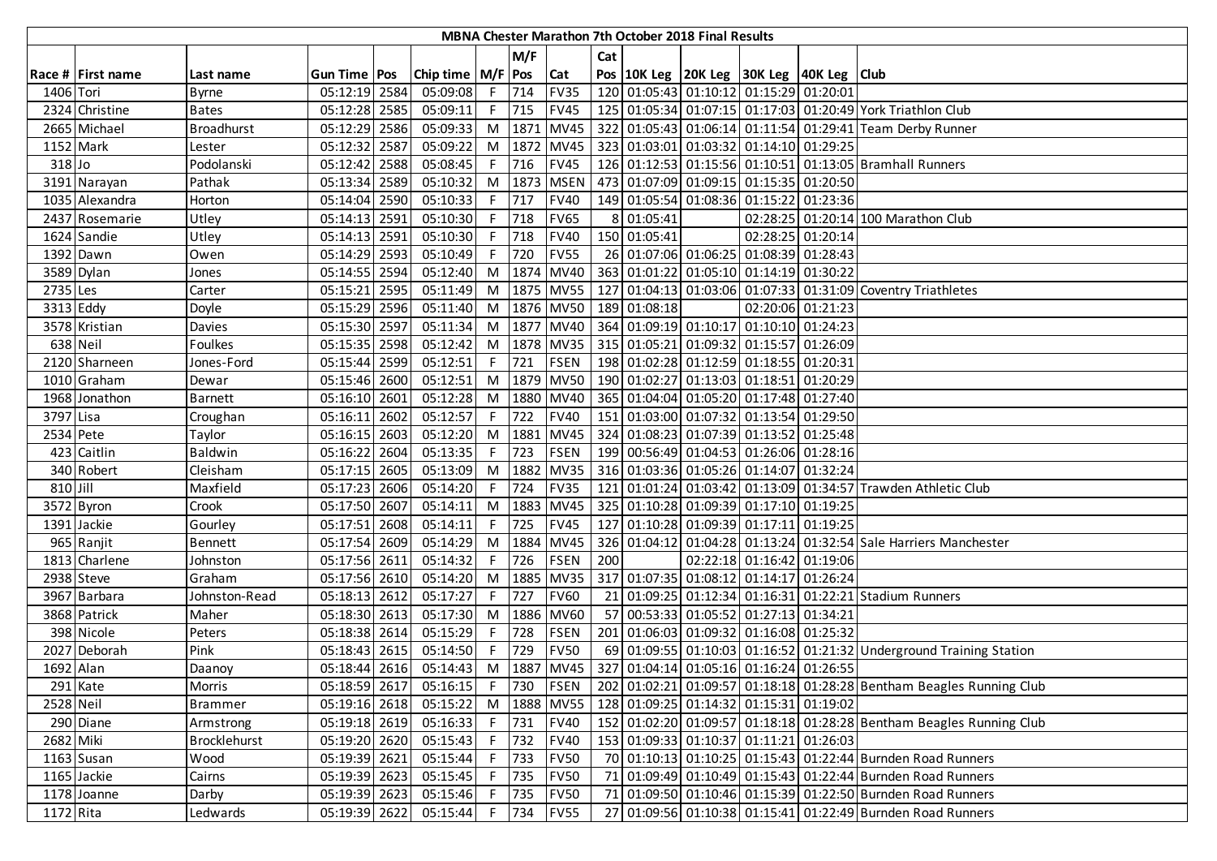| MBNA Chester Marathon 7th October 2018 Final Results | | | | | | | | | | | | | | |
|---|---|---|---|---|---|---|---|---|---|---|---|---|---|---|
| Race # | First name | Last name | Gun Time | Pos | Chip time | M/F | M/F Pos | Cat | Cat Pos | 10K Leg | 20K Leg | 30K Leg | 40K Leg | Club |
| 1406 | Tori | Byrne | 05:12:19 | 2584 | 05:09:08 | F | 714 | FV35 | 120 | 01:05:43 | 01:10:12 | 01:15:29 | 01:20:01 | |
| 2324 | Christine | Bates | 05:12:28 | 2585 | 05:09:11 | F | 715 | FV45 | 125 | 01:05:34 | 01:07:15 | 01:17:03 | 01:20:49 | York Triathlon Club |
| 2665 | Michael | Broadhurst | 05:12:29 | 2586 | 05:09:33 | M | 1871 | MV45 | 322 | 01:05:43 | 01:06:14 | 01:11:54 | 01:29:41 | Team Derby Runner |
| 1152 | Mark | Lester | 05:12:32 | 2587 | 05:09:22 | M | 1872 | MV45 | 323 | 01:03:01 | 01:03:32 | 01:14:10 | 01:29:25 | |
| 318 | Jo | Podolanski | 05:12:42 | 2588 | 05:08:45 | F | 716 | FV45 | 126 | 01:12:53 | 01:15:56 | 01:10:51 | 01:13:05 | Bramhall Runners |
| 3191 | Narayan | Pathak | 05:13:34 | 2589 | 05:10:32 | M | 1873 | MSEN | 473 | 01:07:09 | 01:09:15 | 01:15:35 | 01:20:50 | |
| 1035 | Alexandra | Horton | 05:14:04 | 2590 | 05:10:33 | F | 717 | FV40 | 149 | 01:05:54 | 01:08:36 | 01:15:22 | 01:23:36 | |
| 2437 | Rosemarie | Utley | 05:14:13 | 2591 | 05:10:30 | F | 718 | FV65 | 8 | 01:05:41 | | 02:28:25 | 01:20:14 | 100 Marathon Club |
| 1624 | Sandie | Utley | 05:14:13 | 2591 | 05:10:30 | F | 718 | FV40 | 150 | 01:05:41 | | 02:28:25 | 01:20:14 | |
| 1392 | Dawn | Owen | 05:14:29 | 2593 | 05:10:49 | F | 720 | FV55 | 26 | 01:07:06 | 01:06:25 | 01:08:39 | 01:28:43 | |
| 3589 | Dylan | Jones | 05:14:55 | 2594 | 05:12:40 | M | 1874 | MV40 | 363 | 01:01:22 | 01:05:10 | 01:14:19 | 01:30:22 | |
| 2735 | Les | Carter | 05:15:21 | 2595 | 05:11:49 | M | 1875 | MV55 | 127 | 01:04:13 | 01:03:06 | 01:07:33 | 01:31:09 | Coventry Triathletes |
| 3313 | Eddy | Doyle | 05:15:29 | 2596 | 05:11:40 | M | 1876 | MV50 | 189 | 01:08:18 | | 02:20:06 | 01:21:23 | |
| 3578 | Kristian | Davies | 05:15:30 | 2597 | 05:11:34 | M | 1877 | MV40 | 364 | 01:09:19 | 01:10:17 | 01:10:10 | 01:24:23 | |
| 638 | Neil | Foulkes | 05:15:35 | 2598 | 05:12:42 | M | 1878 | MV35 | 315 | 01:05:21 | 01:09:32 | 01:15:57 | 01:26:09 | |
| 2120 | Sharneen | Jones-Ford | 05:15:44 | 2599 | 05:12:51 | F | 721 | FSEN | 198 | 01:02:28 | 01:12:59 | 01:18:55 | 01:20:31 | |
| 1010 | Graham | Dewar | 05:15:46 | 2600 | 05:12:51 | M | 1879 | MV50 | 190 | 01:02:27 | 01:13:03 | 01:18:51 | 01:20:29 | |
| 1968 | Jonathon | Barnett | 05:16:10 | 2601 | 05:12:28 | M | 1880 | MV40 | 365 | 01:04:04 | 01:05:20 | 01:17:48 | 01:27:40 | |
| 3797 | Lisa | Croughan | 05:16:11 | 2602 | 05:12:57 | F | 722 | FV40 | 151 | 01:03:00 | 01:07:32 | 01:13:54 | 01:29:50 | |
| 2534 | Pete | Taylor | 05:16:15 | 2603 | 05:12:20 | M | 1881 | MV45 | 324 | 01:08:23 | 01:07:39 | 01:13:52 | 01:25:48 | |
| 423 | Caitlin | Baldwin | 05:16:22 | 2604 | 05:13:35 | F | 723 | FSEN | 199 | 00:56:49 | 01:04:53 | 01:26:06 | 01:28:16 | |
| 340 | Robert | Cleisham | 05:17:15 | 2605 | 05:13:09 | M | 1882 | MV35 | 316 | 01:03:36 | 01:05:26 | 01:14:07 | 01:32:24 | |
| 810 | Jill | Maxfield | 05:17:23 | 2606 | 05:14:20 | F | 724 | FV35 | 121 | 01:01:24 | 01:03:42 | 01:13:09 | 01:34:57 | Trawden Athletic Club |
| 3572 | Byron | Crook | 05:17:50 | 2607 | 05:14:11 | M | 1883 | MV45 | 325 | 01:10:28 | 01:09:39 | 01:17:10 | 01:19:25 | |
| 1391 | Jackie | Gourley | 05:17:51 | 2608 | 05:14:11 | F | 725 | FV45 | 127 | 01:10:28 | 01:09:39 | 01:17:11 | 01:19:25 | |
| 965 | Ranjit | Bennett | 05:17:54 | 2609 | 05:14:29 | M | 1884 | MV45 | 326 | 01:04:12 | 01:04:28 | 01:13:24 | 01:32:54 | Sale Harriers Manchester |
| 1813 | Charlene | Johnston | 05:17:56 | 2611 | 05:14:32 | F | 726 | FSEN | 200 | | 02:22:18 | 01:16:42 | 01:19:06 | |
| 2938 | Steve | Graham | 05:17:56 | 2610 | 05:14:20 | M | 1885 | MV35 | 317 | 01:07:35 | 01:08:12 | 01:14:17 | 01:26:24 | |
| 3967 | Barbara | Johnston-Read | 05:18:13 | 2612 | 05:17:27 | F | 727 | FV60 | 21 | 01:09:25 | 01:12:34 | 01:16:31 | 01:22:21 | Stadium Runners |
| 3868 | Patrick | Maher | 05:18:30 | 2613 | 05:17:30 | M | 1886 | MV60 | 57 | 00:53:33 | 01:05:52 | 01:27:13 | 01:34:21 | |
| 398 | Nicole | Peters | 05:18:38 | 2614 | 05:15:29 | F | 728 | FSEN | 201 | 01:06:03 | 01:09:32 | 01:16:08 | 01:25:32 | |
| 2027 | Deborah | Pink | 05:18:43 | 2615 | 05:14:50 | F | 729 | FV50 | 69 | 01:09:55 | 01:10:03 | 01:16:52 | 01:21:32 | Underground Training Station |
| 1692 | Alan | Daanoy | 05:18:44 | 2616 | 05:14:43 | M | 1887 | MV45 | 327 | 01:04:14 | 01:05:16 | 01:16:24 | 01:26:55 | |
| 291 | Kate | Morris | 05:18:59 | 2617 | 05:16:15 | F | 730 | FSEN | 202 | 01:02:21 | 01:09:57 | 01:18:18 | 01:28:28 | Bentham Beagles Running Club |
| 2528 | Neil | Brammer | 05:19:16 | 2618 | 05:15:22 | M | 1888 | MV55 | 128 | 01:09:25 | 01:14:32 | 01:15:31 | 01:19:02 | |
| 290 | Diane | Armstrong | 05:19:18 | 2619 | 05:16:33 | F | 731 | FV40 | 152 | 01:02:20 | 01:09:57 | 01:18:18 | 01:28:28 | Bentham Beagles Running Club |
| 2682 | Miki | Brocklehurst | 05:19:20 | 2620 | 05:15:43 | F | 732 | FV40 | 153 | 01:09:33 | 01:10:37 | 01:11:21 | 01:26:03 | |
| 1163 | Susan | Wood | 05:19:39 | 2621 | 05:15:44 | F | 733 | FV50 | 70 | 01:10:13 | 01:10:25 | 01:15:43 | 01:22:44 | Burnden Road Runners |
| 1165 | Jackie | Cairns | 05:19:39 | 2623 | 05:15:45 | F | 735 | FV50 | 71 | 01:09:49 | 01:10:49 | 01:15:43 | 01:22:44 | Burnden Road Runners |
| 1178 | Joanne | Darby | 05:19:39 | 2623 | 05:15:46 | F | 735 | FV50 | 71 | 01:09:50 | 01:10:46 | 01:15:39 | 01:22:50 | Burnden Road Runners |
| 1172 | Rita | Ledwards | 05:19:39 | 2622 | 05:15:44 | F | 734 | FV55 | 27 | 01:09:56 | 01:10:38 | 01:15:41 | 01:22:49 | Burnden Road Runners |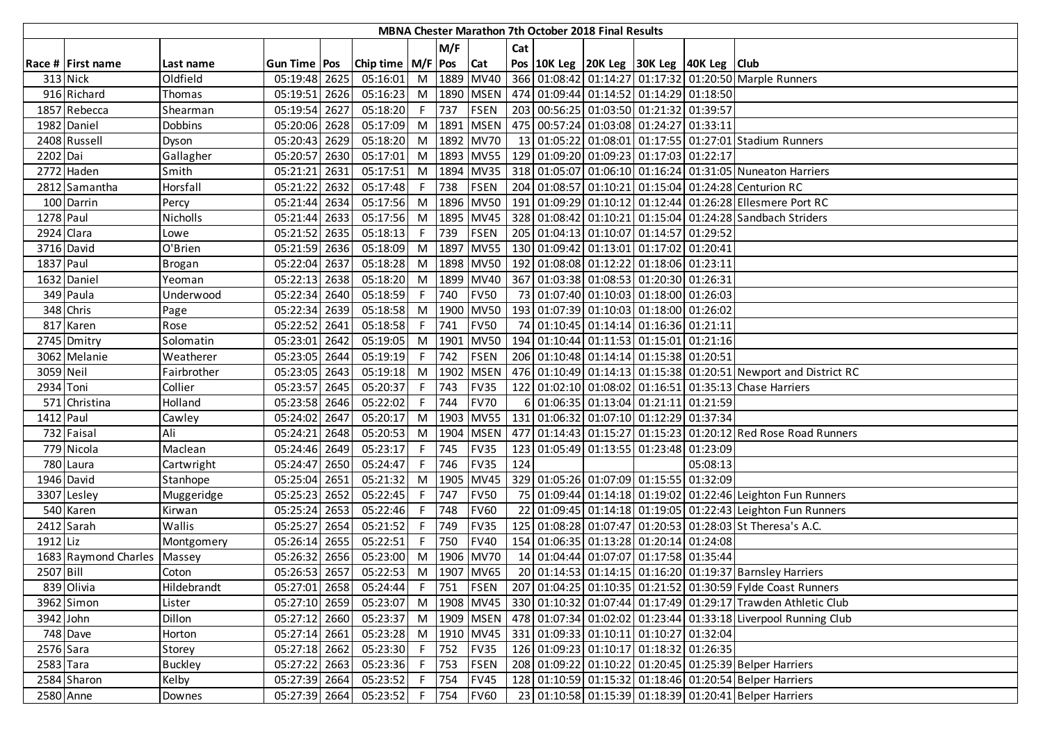| MBNA Chester Marathon 7th October 2018 Final Results | | | | | | | | | | | | | | | | |
|---|---|---|---|---|---|---|---|---|---|---|---|---|---|---|---|---|
| | | | | | | | M/F | | Cat | | | | | | |
| Race # | First name | Last name | Gun Time | Pos | Chip time | M/F | Pos | Cat | Pos | 10K Leg | 20K Leg | 30K Leg | 40K Leg | Club |
| 313 | Nick | Oldfield | 05:19:48 | 2625 | 05:16:01 | M | 1889 | MV40 | 366 | 01:08:42 | 01:14:27 | 01:17:32 | 01:20:50 | Marple Runners |
| 916 | Richard | Thomas | 05:19:51 | 2626 | 05:16:23 | M | 1890 | MSEN | 474 | 01:09:44 | 01:14:52 | 01:14:29 | 01:18:50 | |
| 1857 | Rebecca | Shearman | 05:19:54 | 2627 | 05:18:20 | F | 737 | FSEN | 203 | 00:56:25 | 01:03:50 | 01:21:32 | 01:39:57 | |
| 1982 | Daniel | Dobbins | 05:20:06 | 2628 | 05:17:09 | M | 1891 | MSEN | 475 | 00:57:24 | 01:03:08 | 01:24:27 | 01:33:11 | |
| 2408 | Russell | Dyson | 05:20:43 | 2629 | 05:18:20 | M | 1892 | MV70 | 13 | 01:05:22 | 01:08:01 | 01:17:55 | 01:27:01 | Stadium Runners |
| 2202 | Dai | Gallagher | 05:20:57 | 2630 | 05:17:01 | M | 1893 | MV55 | 129 | 01:09:20 | 01:09:23 | 01:17:03 | 01:22:17 | |
| 2772 | Haden | Smith | 05:21:21 | 2631 | 05:17:51 | M | 1894 | MV35 | 318 | 01:05:07 | 01:06:10 | 01:16:24 | 01:31:05 | Nuneaton Harriers |
| 2812 | Samantha | Horsfall | 05:21:22 | 2632 | 05:17:48 | F | 738 | FSEN | 204 | 01:08:57 | 01:10:21 | 01:15:04 | 01:24:28 | Centurion RC |
| 100 | Darrin | Percy | 05:21:44 | 2634 | 05:17:56 | M | 1896 | MV50 | 191 | 01:09:29 | 01:10:12 | 01:12:44 | 01:26:28 | Ellesmere Port RC |
| 1278 | Paul | Nicholls | 05:21:44 | 2633 | 05:17:56 | M | 1895 | MV45 | 328 | 01:08:42 | 01:10:21 | 01:15:04 | 01:24:28 | Sandbach Striders |
| 2924 | Clara | Lowe | 05:21:52 | 2635 | 05:18:13 | F | 739 | FSEN | 205 | 01:04:13 | 01:10:07 | 01:14:57 | 01:29:52 | |
| 3716 | David | O'Brien | 05:21:59 | 2636 | 05:18:09 | M | 1897 | MV55 | 130 | 01:09:42 | 01:13:01 | 01:17:02 | 01:20:41 | |
| 1837 | Paul | Brogan | 05:22:04 | 2637 | 05:18:28 | M | 1898 | MV50 | 192 | 01:08:08 | 01:12:22 | 01:18:06 | 01:23:11 | |
| 1632 | Daniel | Yeoman | 05:22:13 | 2638 | 05:18:20 | M | 1899 | MV40 | 367 | 01:03:38 | 01:08:53 | 01:20:30 | 01:26:31 | |
| 349 | Paula | Underwood | 05:22:34 | 2640 | 05:18:59 | F | 740 | FV50 | 73 | 01:07:40 | 01:10:03 | 01:18:00 | 01:26:03 | |
| 348 | Chris | Page | 05:22:34 | 2639 | 05:18:58 | M | 1900 | MV50 | 193 | 01:07:39 | 01:10:03 | 01:18:00 | 01:26:02 | |
| 817 | Karen | Rose | 05:22:52 | 2641 | 05:18:58 | F | 741 | FV50 | 74 | 01:10:45 | 01:14:14 | 01:16:36 | 01:21:11 | |
| 2745 | Dmitry | Solomatin | 05:23:01 | 2642 | 05:19:05 | M | 1901 | MV50 | 194 | 01:10:44 | 01:11:53 | 01:15:01 | 01:21:16 | |
| 3062 | Melanie | Weatherer | 05:23:05 | 2644 | 05:19:19 | F | 742 | FSEN | 206 | 01:10:48 | 01:14:14 | 01:15:38 | 01:20:51 | |
| 3059 | Neil | Fairbrother | 05:23:05 | 2643 | 05:19:18 | M | 1902 | MSEN | 476 | 01:10:49 | 01:14:13 | 01:15:38 | 01:20:51 | Newport and District RC |
| 2934 | Toni | Collier | 05:23:57 | 2645 | 05:20:37 | F | 743 | FV35 | 122 | 01:02:10 | 01:08:02 | 01:16:51 | 01:35:13 | Chase Harriers |
| 571 | Christina | Holland | 05:23:58 | 2646 | 05:22:02 | F | 744 | FV70 | 6 | 01:06:35 | 01:13:04 | 01:21:11 | 01:21:59 | |
| 1412 | Paul | Cawley | 05:24:02 | 2647 | 05:20:17 | M | 1903 | MV55 | 131 | 01:06:32 | 01:07:10 | 01:12:29 | 01:37:34 | |
| 732 | Faisal | Ali | 05:24:21 | 2648 | 05:20:53 | M | 1904 | MSEN | 477 | 01:14:43 | 01:15:27 | 01:15:23 | 01:20:12 | Red Rose Road Runners |
| 779 | Nicola | Maclean | 05:24:46 | 2649 | 05:23:17 | F | 745 | FV35 | 123 | 01:05:49 | 01:13:55 | 01:23:48 | 01:23:09 | |
| 780 | Laura | Cartwright | 05:24:47 | 2650 | 05:24:47 | F | 746 | FV35 | 124 | | | | 05:08:13 | |
| 1946 | David | Stanhope | 05:25:04 | 2651 | 05:21:32 | M | 1905 | MV45 | 329 | 01:05:26 | 01:07:09 | 01:15:55 | 01:32:09 | |
| 3307 | Lesley | Muggeridge | 05:25:23 | 2652 | 05:22:45 | F | 747 | FV50 | 75 | 01:09:44 | 01:14:18 | 01:19:02 | 01:22:46 | Leighton Fun Runners |
| 540 | Karen | Kirwan | 05:25:24 | 2653 | 05:22:46 | F | 748 | FV60 | 22 | 01:09:45 | 01:14:18 | 01:19:05 | 01:22:43 | Leighton Fun Runners |
| 2412 | Sarah | Wallis | 05:25:27 | 2654 | 05:21:52 | F | 749 | FV35 | 125 | 01:08:28 | 01:07:47 | 01:20:53 | 01:28:03 | St Theresa's A.C. |
| 1912 | Liz | Montgomery | 05:26:14 | 2655 | 05:22:51 | F | 750 | FV40 | 154 | 01:06:35 | 01:13:28 | 01:20:14 | 01:24:08 | |
| 1683 | Raymond Charles | Massey | 05:26:32 | 2656 | 05:23:00 | M | 1906 | MV70 | 14 | 01:04:44 | 01:07:07 | 01:17:58 | 01:35:44 | |
| 2507 | Bill | Coton | 05:26:53 | 2657 | 05:22:53 | M | 1907 | MV65 | 20 | 01:14:53 | 01:14:15 | 01:16:20 | 01:19:37 | Barnsley Harriers |
| 839 | Olivia | Hildebrandt | 05:27:01 | 2658 | 05:24:44 | F | 751 | FSEN | 207 | 01:04:25 | 01:10:35 | 01:21:52 | 01:30:59 | Fylde Coast Runners |
| 3962 | Simon | Lister | 05:27:10 | 2659 | 05:23:07 | M | 1908 | MV45 | 330 | 01:10:32 | 01:07:44 | 01:17:49 | 01:29:17 | Trawden Athletic Club |
| 3942 | John | Dillon | 05:27:12 | 2660 | 05:23:37 | M | 1909 | MSEN | 478 | 01:07:34 | 01:02:02 | 01:23:44 | 01:33:18 | Liverpool Running Club |
| 748 | Dave | Horton | 05:27:14 | 2661 | 05:23:28 | M | 1910 | MV45 | 331 | 01:09:33 | 01:10:11 | 01:10:27 | 01:32:04 | |
| 2576 | Sara | Storey | 05:27:18 | 2662 | 05:23:30 | F | 752 | FV35 | 126 | 01:09:23 | 01:10:17 | 01:18:32 | 01:26:35 | |
| 2583 | Tara | Buckley | 05:27:22 | 2663 | 05:23:36 | F | 753 | FSEN | 208 | 01:09:22 | 01:10:22 | 01:20:45 | 01:25:39 | Belper Harriers |
| 2584 | Sharon | Kelby | 05:27:39 | 2664 | 05:23:52 | F | 754 | FV45 | 128 | 01:10:59 | 01:15:32 | 01:18:46 | 01:20:54 | Belper Harriers |
| 2580 | Anne | Downes | 05:27:39 | 2664 | 05:23:52 | F | 754 | FV60 | 23 | 01:10:58 | 01:15:39 | 01:18:39 | 01:20:41 | Belper Harriers |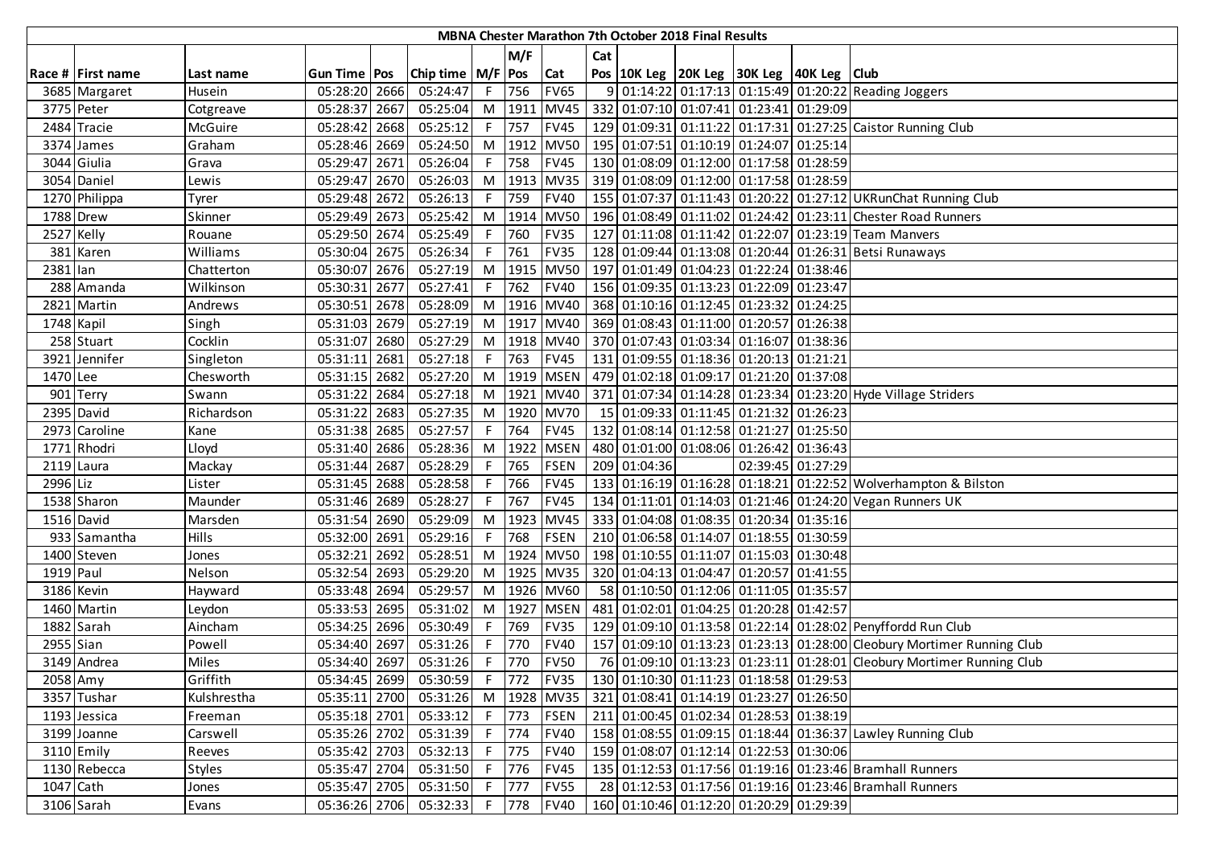# MBNA Chester Marathon 7th October 2018 Final Results

| Race # | First name | Last name | Gun Time | Pos | Chip time | M/F | M/F Pos | Cat | Cat Pos | 10K Leg | 20K Leg | 30K Leg | 40K Leg | Club |
|---|---|---|---|---|---|---|---|---|---|---|---|---|---|---|
| 3685 | Margaret | Husein | 05:28:20 | 2666 | 05:24:47 | F | 756 | FV65 | 9 | 01:14:22 | 01:17:13 | 01:15:49 | 01:20:22 | Reading Joggers |
| 3775 | Peter | Cotgreave | 05:28:37 | 2667 | 05:25:04 | M | 1911 | MV45 | 332 | 01:07:10 | 01:07:41 | 01:23:41 | 01:29:09 | |
| 2484 | Tracie | McGuire | 05:28:42 | 2668 | 05:25:12 | F | 757 | FV45 | 129 | 01:09:31 | 01:11:22 | 01:17:31 | 01:27:25 | Caistor Running Club |
| 3374 | James | Graham | 05:28:46 | 2669 | 05:24:50 | M | 1912 | MV50 | 195 | 01:07:51 | 01:10:19 | 01:24:07 | 01:25:14 | |
| 3044 | Giulia | Grava | 05:29:47 | 2671 | 05:26:04 | F | 758 | FV45 | 130 | 01:08:09 | 01:12:00 | 01:17:58 | 01:28:59 | |
| 3054 | Daniel | Lewis | 05:29:47 | 2670 | 05:26:03 | M | 1913 | MV35 | 319 | 01:08:09 | 01:12:00 | 01:17:58 | 01:28:59 | |
| 1270 | Philippa | Tyrer | 05:29:48 | 2672 | 05:26:13 | F | 759 | FV40 | 155 | 01:07:37 | 01:11:43 | 01:20:22 | 01:27:12 | UKRunChat Running Club |
| 1788 | Drew | Skinner | 05:29:49 | 2673 | 05:25:42 | M | 1914 | MV50 | 196 | 01:08:49 | 01:11:02 | 01:24:42 | 01:23:11 | Chester Road Runners |
| 2527 | Kelly | Rouane | 05:29:50 | 2674 | 05:25:49 | F | 760 | FV35 | 127 | 01:11:08 | 01:11:42 | 01:22:07 | 01:23:19 | Team Manvers |
| 381 | Karen | Williams | 05:30:04 | 2675 | 05:26:34 | F | 761 | FV35 | 128 | 01:09:44 | 01:13:08 | 01:20:44 | 01:26:31 | Betsi Runaways |
| 2381 | Ian | Chatterton | 05:30:07 | 2676 | 05:27:19 | M | 1915 | MV50 | 197 | 01:01:49 | 01:04:23 | 01:22:24 | 01:38:46 | |
| 288 | Amanda | Wilkinson | 05:30:31 | 2677 | 05:27:41 | F | 762 | FV40 | 156 | 01:09:35 | 01:13:23 | 01:22:09 | 01:23:47 | |
| 2821 | Martin | Andrews | 05:30:51 | 2678 | 05:28:09 | M | 1916 | MV40 | 368 | 01:10:16 | 01:12:45 | 01:23:32 | 01:24:25 | |
| 1748 | Kapil | Singh | 05:31:03 | 2679 | 05:27:19 | M | 1917 | MV40 | 369 | 01:08:43 | 01:11:00 | 01:20:57 | 01:26:38 | |
| 258 | Stuart | Cocklin | 05:31:07 | 2680 | 05:27:29 | M | 1918 | MV40 | 370 | 01:07:43 | 01:03:34 | 01:16:07 | 01:38:36 | |
| 3921 | Jennifer | Singleton | 05:31:11 | 2681 | 05:27:18 | F | 763 | FV45 | 131 | 01:09:55 | 01:18:36 | 01:20:13 | 01:21:21 | |
| 1470 | Lee | Chesworth | 05:31:15 | 2682 | 05:27:20 | M | 1919 | MSEN | 479 | 01:02:18 | 01:09:17 | 01:21:20 | 01:37:08 | |
| 901 | Terry | Swann | 05:31:22 | 2684 | 05:27:18 | M | 1921 | MV40 | 371 | 01:07:34 | 01:14:28 | 01:23:34 | 01:23:20 | Hyde Village Striders |
| 2395 | David | Richardson | 05:31:22 | 2683 | 05:27:35 | M | 1920 | MV70 | 15 | 01:09:33 | 01:11:45 | 01:21:32 | 01:26:23 | |
| 2973 | Caroline | Kane | 05:31:38 | 2685 | 05:27:57 | F | 764 | FV45 | 132 | 01:08:14 | 01:12:58 | 01:21:27 | 01:25:50 | |
| 1771 | Rhodri | Lloyd | 05:31:40 | 2686 | 05:28:36 | M | 1922 | MSEN | 480 | 01:01:00 | 01:08:06 | 01:26:42 | 01:36:43 | |
| 2119 | Laura | Mackay | 05:31:44 | 2687 | 05:28:29 | F | 765 | FSEN | 209 | 01:04:36 | | 02:39:45 | 01:27:29 | |
| 2996 | Liz | Lister | 05:31:45 | 2688 | 05:28:58 | F | 766 | FV45 | 133 | 01:16:19 | 01:16:28 | 01:18:21 | 01:22:52 | Wolverhampton & Bilston |
| 1538 | Sharon | Maunder | 05:31:46 | 2689 | 05:28:27 | F | 767 | FV45 | 134 | 01:11:01 | 01:14:03 | 01:21:46 | 01:24:20 | Vegan Runners UK |
| 1516 | David | Marsden | 05:31:54 | 2690 | 05:29:09 | M | 1923 | MV45 | 333 | 01:04:08 | 01:08:35 | 01:20:34 | 01:35:16 | |
| 933 | Samantha | Hills | 05:32:00 | 2691 | 05:29:16 | F | 768 | FSEN | 210 | 01:06:58 | 01:14:07 | 01:18:55 | 01:30:59 | |
| 1400 | Steven | Jones | 05:32:21 | 2692 | 05:28:51 | M | 1924 | MV50 | 198 | 01:10:55 | 01:11:07 | 01:15:03 | 01:30:48 | |
| 1919 | Paul | Nelson | 05:32:54 | 2693 | 05:29:20 | M | 1925 | MV35 | 320 | 01:04:13 | 01:04:47 | 01:20:57 | 01:41:55 | |
| 3186 | Kevin | Hayward | 05:33:48 | 2694 | 05:29:57 | M | 1926 | MV60 | 58 | 01:10:50 | 01:12:06 | 01:11:05 | 01:35:57 | |
| 1460 | Martin | Leydon | 05:33:53 | 2695 | 05:31:02 | M | 1927 | MSEN | 481 | 01:02:01 | 01:04:25 | 01:20:28 | 01:42:57 | |
| 1882 | Sarah | Aincham | 05:34:25 | 2696 | 05:30:49 | F | 769 | FV35 | 129 | 01:09:10 | 01:13:58 | 01:22:14 | 01:28:02 | Penyffordd Run Club |
| 2955 | Sian | Powell | 05:34:40 | 2697 | 05:31:26 | F | 770 | FV40 | 157 | 01:09:10 | 01:13:23 | 01:23:13 | 01:28:00 | Cleobury Mortimer Running Club |
| 3149 | Andrea | Miles | 05:34:40 | 2697 | 05:31:26 | F | 770 | FV50 | 76 | 01:09:10 | 01:13:23 | 01:23:11 | 01:28:01 | Cleobury Mortimer Running Club |
| 2058 | Amy | Griffith | 05:34:45 | 2699 | 05:30:59 | F | 772 | FV35 | 130 | 01:10:30 | 01:11:23 | 01:18:58 | 01:29:53 | |
| 3357 | Tushar | Kulshrestha | 05:35:11 | 2700 | 05:31:26 | M | 1928 | MV35 | 321 | 01:08:41 | 01:14:19 | 01:23:27 | 01:26:50 | |
| 1193 | Jessica | Freeman | 05:35:18 | 2701 | 05:33:12 | F | 773 | FSEN | 211 | 01:00:45 | 01:02:34 | 01:28:53 | 01:38:19 | |
| 3199 | Joanne | Carswell | 05:35:26 | 2702 | 05:31:39 | F | 774 | FV40 | 158 | 01:08:55 | 01:09:15 | 01:18:44 | 01:36:37 | Lawley Running Club |
| 3110 | Emily | Reeves | 05:35:42 | 2703 | 05:32:13 | F | 775 | FV40 | 159 | 01:08:07 | 01:12:14 | 01:22:53 | 01:30:06 | |
| 1130 | Rebecca | Styles | 05:35:47 | 2704 | 05:31:50 | F | 776 | FV45 | 135 | 01:12:53 | 01:17:56 | 01:19:16 | 01:23:46 | Bramhall Runners |
| 1047 | Cath | Jones | 05:35:47 | 2705 | 05:31:50 | F | 777 | FV55 | 28 | 01:12:53 | 01:17:56 | 01:19:16 | 01:23:46 | Bramhall Runners |
| 3106 | Sarah | Evans | 05:36:26 | 2706 | 05:32:33 | F | 778 | FV40 | 160 | 01:10:46 | 01:12:20 | 01:20:29 | 01:29:39 | |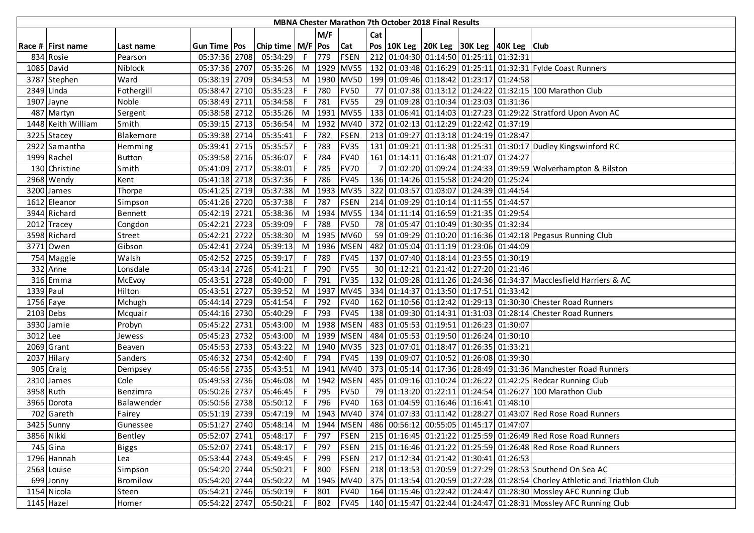| MBNA Chester Marathon 7th October 2018 Final Results | | | | | | | | | | | | | | | |
|---|---|---|---|---|---|---|---|---|---|---|---|---|---|---|---|
| | | | | | | | M/F | | Cat | | | | | | |
| Race # | First name | Last name | Gun Time | Pos | Chip time | M/F | Pos | Cat | Pos | 10K Leg | 20K Leg | 30K Leg | 40K Leg | Club |
| 834 | Rosie | Pearson | 05:37:36 | 2708 | 05:34:29 | F | 779 | FSEN | 212 | 01:04:30 | 01:14:50 | 01:25:11 | 01:32:31 | |
| 1085 | David | Niblock | 05:37:36 | 2707 | 05:35:26 | M | 1929 | MV55 | 132 | 01:03:48 | 01:16:29 | 01:25:11 | 01:32:31 | Fylde Coast Runners |
| 3787 | Stephen | Ward | 05:38:19 | 2709 | 05:34:53 | M | 1930 | MV50 | 199 | 01:09:46 | 01:18:42 | 01:23:17 | 01:24:58 | |
| 2349 | Linda | Fothergill | 05:38:47 | 2710 | 05:35:23 | F | 780 | FV50 | 77 | 01:07:38 | 01:13:12 | 01:24:22 | 01:32:15 | 100 Marathon Club |
| 1907 | Jayne | Noble | 05:38:49 | 2711 | 05:34:58 | F | 781 | FV55 | 29 | 01:09:28 | 01:10:34 | 01:23:03 | 01:31:36 | |
| 487 | Martyn | Sergent | 05:38:58 | 2712 | 05:35:26 | M | 1931 | MV55 | 133 | 01:06:41 | 01:14:03 | 01:27:23 | 01:29:22 | Stratford Upon Avon AC |
| 1448 | Keith William | Smith | 05:39:15 | 2713 | 05:36:54 | M | 1932 | MV40 | 372 | 01:02:13 | 01:12:29 | 01:22:42 | 01:37:19 | |
| 3225 | Stacey | Blakemore | 05:39:38 | 2714 | 05:35:41 | F | 782 | FSEN | 213 | 01:09:27 | 01:13:18 | 01:24:19 | 01:28:47 | |
| 2922 | Samantha | Hemming | 05:39:41 | 2715 | 05:35:57 | F | 783 | FV35 | 131 | 01:09:21 | 01:11:38 | 01:25:31 | 01:30:17 | Dudley Kingswinford RC |
| 1999 | Rachel | Button | 05:39:58 | 2716 | 05:36:07 | F | 784 | FV40 | 161 | 01:14:11 | 01:16:48 | 01:21:07 | 01:24:27 | |
| 130 | Christine | Smith | 05:41:09 | 2717 | 05:38:01 | F | 785 | FV70 | 7 | 01:02:20 | 01:09:24 | 01:24:33 | 01:39:59 | Wolverhampton & Bilston |
| 2968 | Wendy | Kent | 05:41:18 | 2718 | 05:37:36 | F | 786 | FV45 | 136 | 01:14:26 | 01:15:58 | 01:24:20 | 01:25:24 | |
| 3200 | James | Thorpe | 05:41:25 | 2719 | 05:37:38 | M | 1933 | MV35 | 322 | 01:03:57 | 01:03:07 | 01:24:39 | 01:44:54 | |
| 1612 | Eleanor | Simpson | 05:41:26 | 2720 | 05:37:38 | F | 787 | FSEN | 214 | 01:09:29 | 01:10:14 | 01:11:55 | 01:44:57 | |
| 3944 | Richard | Bennett | 05:42:19 | 2721 | 05:38:36 | M | 1934 | MV55 | 134 | 01:11:14 | 01:16:59 | 01:21:35 | 01:29:54 | |
| 2012 | Tracey | Congdon | 05:42:21 | 2723 | 05:39:09 | F | 788 | FV50 | 78 | 01:05:47 | 01:10:49 | 01:30:35 | 01:32:34 | |
| 3598 | Richard | Street | 05:42:21 | 2722 | 05:38:30 | M | 1935 | MV60 | 59 | 01:09:29 | 01:10:20 | 01:16:36 | 01:42:18 | Pegasus Running Club |
| 3771 | Owen | Gibson | 05:42:41 | 2724 | 05:39:13 | M | 1936 | MSEN | 482 | 01:05:04 | 01:11:19 | 01:23:06 | 01:44:09 | |
| 754 | Maggie | Walsh | 05:42:52 | 2725 | 05:39:17 | F | 789 | FV45 | 137 | 01:07:40 | 01:18:14 | 01:23:55 | 01:30:19 | |
| 332 | Anne | Lonsdale | 05:43:14 | 2726 | 05:41:21 | F | 790 | FV55 | 30 | 01:12:21 | 01:21:42 | 01:27:20 | 01:21:46 | |
| 316 | Emma | McEvoy | 05:43:51 | 2728 | 05:40:00 | F | 791 | FV35 | 132 | 01:09:28 | 01:11:26 | 01:24:36 | 01:34:37 | Macclesfield Harriers & AC |
| 1339 | Paul | Hilton | 05:43:51 | 2727 | 05:39:52 | M | 1937 | MV45 | 334 | 01:14:37 | 01:13:50 | 01:17:51 | 01:33:42 | |
| 1756 | Faye | Mchugh | 05:44:14 | 2729 | 05:41:54 | F | 792 | FV40 | 162 | 01:10:56 | 01:12:42 | 01:29:13 | 01:30:30 | Chester Road Runners |
| 2103 | Debs | Mcquair | 05:44:16 | 2730 | 05:40:29 | F | 793 | FV45 | 138 | 01:09:30 | 01:14:31 | 01:31:03 | 01:28:14 | Chester Road Runners |
| 3930 | Jamie | Probyn | 05:45:22 | 2731 | 05:43:00 | M | 1938 | MSEN | 483 | 01:05:53 | 01:19:51 | 01:26:23 | 01:30:07 | |
| 3012 | Lee | Jewess | 05:45:23 | 2732 | 05:43:00 | M | 1939 | MSEN | 484 | 01:05:53 | 01:19:50 | 01:26:24 | 01:30:10 | |
| 2069 | Grant | Beaven | 05:45:53 | 2733 | 05:43:22 | M | 1940 | MV35 | 323 | 01:07:01 | 01:18:47 | 01:26:35 | 01:33:21 | |
| 2037 | Hilary | Sanders | 05:46:32 | 2734 | 05:42:40 | F | 794 | FV45 | 139 | 01:09:07 | 01:10:52 | 01:26:08 | 01:39:30 | |
| 905 | Craig | Dempsey | 05:46:56 | 2735 | 05:43:51 | M | 1941 | MV40 | 373 | 01:05:14 | 01:17:36 | 01:28:49 | 01:31:36 | Manchester Road Runners |
| 2310 | James | Cole | 05:49:53 | 2736 | 05:46:08 | M | 1942 | MSEN | 485 | 01:09:16 | 01:10:24 | 01:26:22 | 01:42:25 | Redcar Running Club |
| 3958 | Ruth | Benzimra | 05:50:26 | 2737 | 05:46:45 | F | 795 | FV50 | 79 | 01:13:20 | 01:22:11 | 01:24:54 | 01:26:27 | 100 Marathon Club |
| 3965 | Dorota | Balawender | 05:50:56 | 2738 | 05:50:12 | F | 796 | FV40 | 163 | 01:04:59 | 01:16:46 | 01:16:41 | 01:48:10 | |
| 702 | Gareth | Fairey | 05:51:19 | 2739 | 05:47:19 | M | 1943 | MV40 | 374 | 01:07:33 | 01:11:42 | 01:28:27 | 01:43:07 | Red Rose Road Runners |
| 3425 | Sunny | Gunessee | 05:51:27 | 2740 | 05:48:14 | M | 1944 | MSEN | 486 | 00:56:12 | 00:55:05 | 01:45:17 | 01:47:07 | |
| 3856 | Nikki | Bentley | 05:52:07 | 2741 | 05:48:17 | F | 797 | FSEN | 215 | 01:16:45 | 01:21:22 | 01:25:59 | 01:26:49 | Red Rose Road Runners |
| 745 | Gina | Biggs | 05:52:07 | 2741 | 05:48:17 | F | 797 | FSEN | 215 | 01:16:46 | 01:21:22 | 01:25:59 | 01:26:48 | Red Rose Road Runners |
| 1796 | Hannah | Lea | 05:53:44 | 2743 | 05:49:45 | F | 799 | FSEN | 217 | 01:12:34 | 01:21:42 | 01:30:41 | 01:26:53 | |
| 2563 | Louise | Simpson | 05:54:20 | 2744 | 05:50:21 | F | 800 | FSEN | 218 | 01:13:53 | 01:20:59 | 01:27:29 | 01:28:53 | Southend On Sea AC |
| 699 | Jonny | Bromilow | 05:54:20 | 2744 | 05:50:22 | M | 1945 | MV40 | 375 | 01:13:54 | 01:20:59 | 01:27:28 | 01:28:54 | Chorley Athletic and Triathlon Club |
| 1154 | Nicola | Steen | 05:54:21 | 2746 | 05:50:19 | F | 801 | FV40 | 164 | 01:15:46 | 01:22:42 | 01:24:47 | 01:28:30 | Mossley AFC Running Club |
| 1145 | Hazel | Homer | 05:54:22 | 2747 | 05:50:21 | F | 802 | FV45 | 140 | 01:15:47 | 01:22:44 | 01:24:47 | 01:28:31 | Mossley AFC Running Club |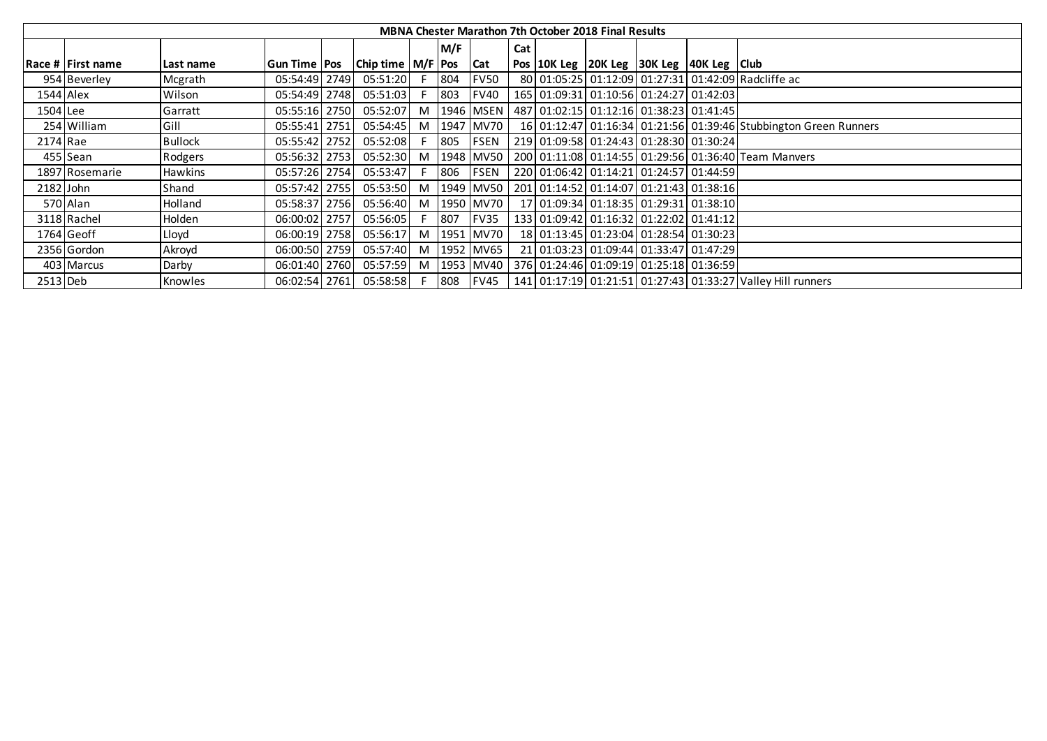# MBNA Chester Marathon 7th October 2018 Final Results

| Race # | First name | Last name | Gun Time | Pos | Chip time | M/F | M/F Pos | Cat | Cat Pos | 10K Leg | 20K Leg | 30K Leg | 40K Leg | Club |
|---|---|---|---|---|---|---|---|---|---|---|---|---|---|---|
| 954 | Beverley | Mcgrath | 05:54:49 | 2749 | 05:51:20 | F | 804 | FV50 | 80 | 01:05:25 | 01:12:09 | 01:27:31 | 01:42:09 | Radcliffe ac |
| 1544 | Alex | Wilson | 05:54:49 | 2748 | 05:51:03 | F | 803 | FV40 | 165 | 01:09:31 | 01:10:56 | 01:24:27 | 01:42:03 | |
| 1504 | Lee | Garratt | 05:55:16 | 2750 | 05:52:07 | M | 1946 | MSEN | 487 | 01:02:15 | 01:12:16 | 01:38:23 | 01:41:45 | |
| 254 | William | Gill | 05:55:41 | 2751 | 05:54:45 | M | 1947 | MV70 | 16 | 01:12:47 | 01:16:34 | 01:21:56 | 01:39:46 | Stubbington Green Runners |
| 2174 | Rae | Bullock | 05:55:42 | 2752 | 05:52:08 | F | 805 | FSEN | 219 | 01:09:58 | 01:24:43 | 01:28:30 | 01:30:24 | |
| 455 | Sean | Rodgers | 05:56:32 | 2753 | 05:52:30 | M | 1948 | MV50 | 200 | 01:11:08 | 01:14:55 | 01:29:56 | 01:36:40 | Team Manvers |
| 1897 | Rosemarie | Hawkins | 05:57:26 | 2754 | 05:53:47 | F | 806 | FSEN | 220 | 01:06:42 | 01:14:21 | 01:24:57 | 01:44:59 | |
| 2182 | John | Shand | 05:57:42 | 2755 | 05:53:50 | M | 1949 | MV50 | 201 | 01:14:52 | 01:14:07 | 01:21:43 | 01:38:16 | |
| 570 | Alan | Holland | 05:58:37 | 2756 | 05:56:40 | M | 1950 | MV70 | 17 | 01:09:34 | 01:18:35 | 01:29:31 | 01:38:10 | |
| 3118 | Rachel | Holden | 06:00:02 | 2757 | 05:56:05 | F | 807 | FV35 | 133 | 01:09:42 | 01:16:32 | 01:22:02 | 01:41:12 | |
| 1764 | Geoff | Lloyd | 06:00:19 | 2758 | 05:56:17 | M | 1951 | MV70 | 18 | 01:13:45 | 01:23:04 | 01:28:54 | 01:30:23 | |
| 2356 | Gordon | Akroyd | 06:00:50 | 2759 | 05:57:40 | M | 1952 | MV65 | 21 | 01:03:23 | 01:09:44 | 01:33:47 | 01:47:29 | |
| 403 | Marcus | Darby | 06:01:40 | 2760 | 05:57:59 | M | 1953 | MV40 | 376 | 01:24:46 | 01:09:19 | 01:25:18 | 01:36:59 | |
| 2513 | Deb | Knowles | 06:02:54 | 2761 | 05:58:58 | F | 808 | FV45 | 141 | 01:17:19 | 01:21:51 | 01:27:43 | 01:33:27 | Valley Hill runners |